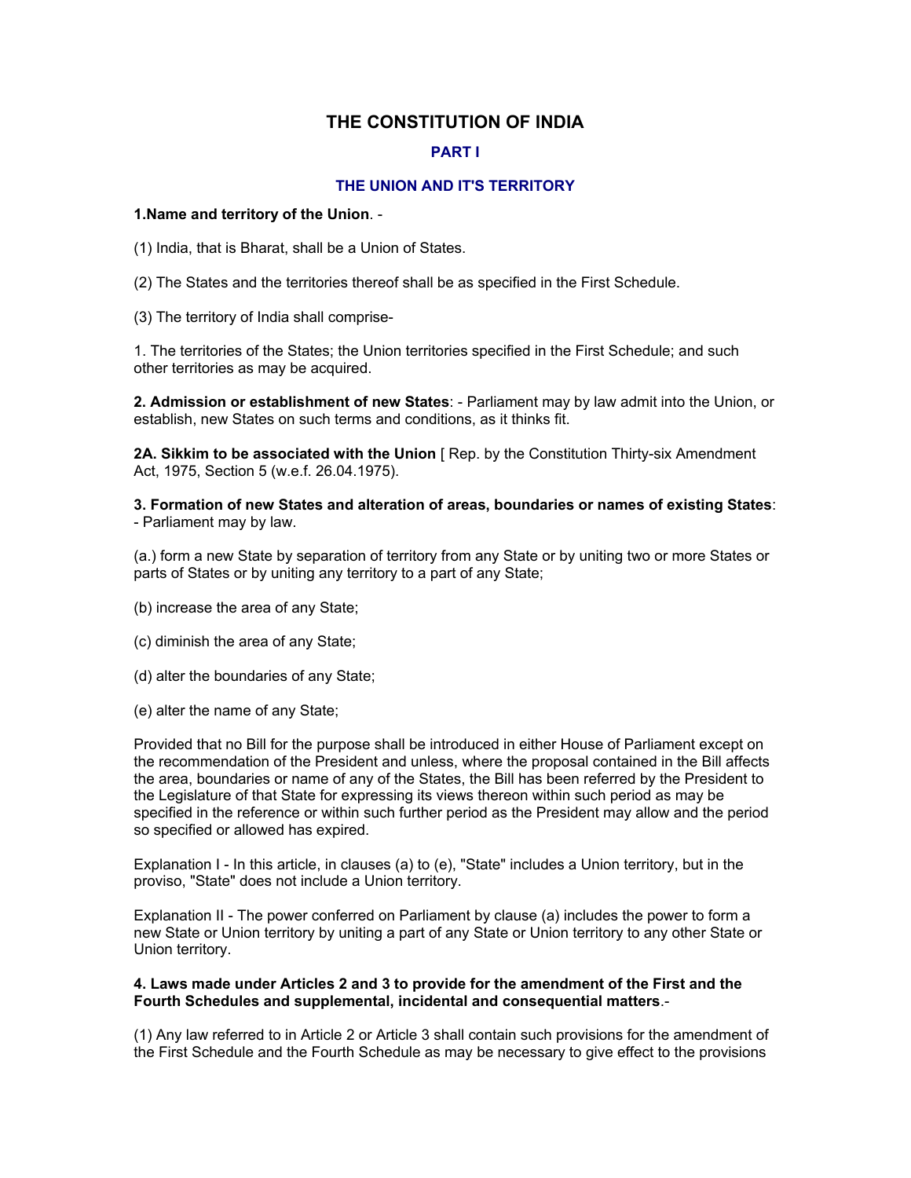# THE CONSTITUTION OF INDIA

## PART I

## THE UNION AND IT'S TERRITORY

**1.Name and territory of the Union**. -

(1) India, that is Bharat, shall be a Union of States.

(2) The States and the territories thereof shall be as specified in the First Schedule.

(3) The territory of India shall comprise-

1. The territories of the States; the Union territories specified in the First Schedule; and such other territories as may be acquired.

**2. Admission or establishment of new States**: - Parliament may by law admit into the Union, or establish, new States on such terms and conditions, as it thinks fit.

**2A. Sikkim to be associated with the Union** [ Rep. by the Constitution Thirty-six Amendment Act, 1975, Section 5 (w.e.f. 26.04.1975).

**3. Formation of new States and alteration of areas, boundaries or names of existing States**: - Parliament may by law.

(a.) form a new State by separation of territory from any State or by uniting two or more States or parts of States or by uniting any territory to a part of any State;

(b) increase the area of any State;

(c) diminish the area of any State;

(d) alter the boundaries of any State;

(e) alter the name of any State;

Provided that no Bill for the purpose shall be introduced in either House of Parliament except on the recommendation of the President and unless, where the proposal contained in the Bill affects the area, boundaries or name of any of the States, the Bill has been referred by the President to the Legislature of that State for expressing its views thereon within such period as may be specified in the reference or within such further period as the President may allow and the period so specified or allowed has expired.

Explanation I - In this article, in clauses (a) to (e), "State" includes a Union territory, but in the proviso, "State" does not include a Union territory.

Explanation II - The power conferred on Parliament by clause (a) includes the power to form a new State or Union territory by uniting a part of any State or Union territory to any other State or Union territory.

**4. Laws made under Articles 2 and 3 to provide for the amendment of the First and the Fourth Schedules and supplemental, incidental and consequential matters**.-

(1) Any law referred to in Article 2 or Article 3 shall contain such provisions for the amendment of the First Schedule and the Fourth Schedule as may be necessary to give effect to the provisions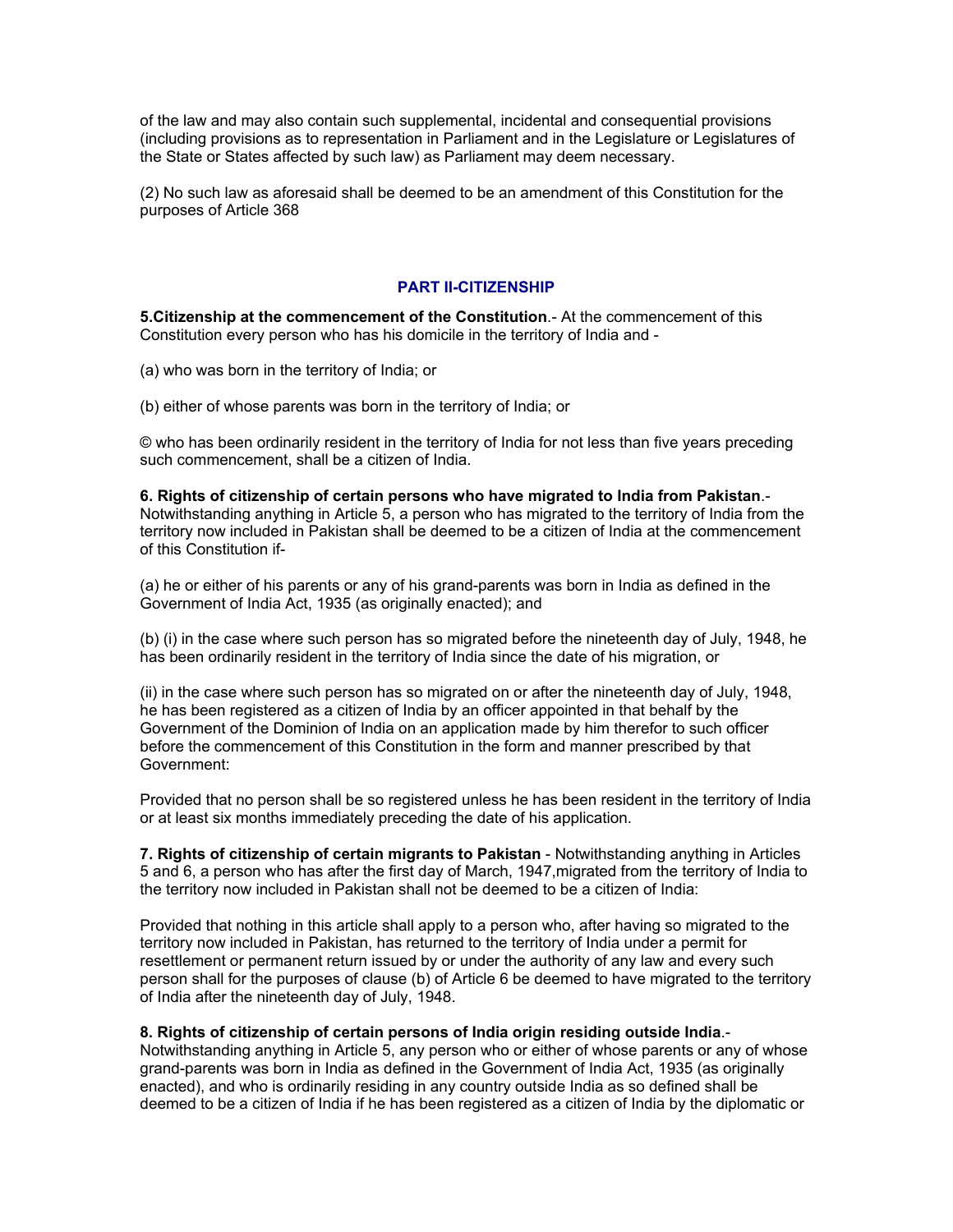of the law and may also contain such supplemental, incidental and consequential provisions (including provisions as to representation in Parliament and in the Legislature or Legislatures of the State or States affected by such law) as Parliament may deem necessary.

(2) No such law as aforesaid shall be deemed to be an amendment of this Constitution for the purposes of Article 368

## PART II-CITIZENSHIP

**5.Citizenship at the commencement of the Constitution**.- At the commencement of this Constitution every person who has his domicile in the territory of India and -

(a) who was born in the territory of India; or

(b) either of whose parents was born in the territory of India; or

© who has been ordinarily resident in the territory of India for not less than five years preceding such commencement, shall be a citizen of India.

**6. Rights of citizenship of certain persons who have migrated to India from Pakistan**.- Notwithstanding anything in Article 5, a person who has migrated to the territory of India from the territory now included in Pakistan shall be deemed to be a citizen of India at the commencement of this Constitution if-

(a) he or either of his parents or any of his grand-parents was born in India as defined in the Government of India Act, 1935 (as originally enacted); and

(b) (i) in the case where such person has so migrated before the nineteenth day of July, 1948, he has been ordinarily resident in the territory of India since the date of his migration, or

(ii) in the case where such person has so migrated on or after the nineteenth day of July, 1948, he has been registered as a citizen of India by an officer appointed in that behalf by the Government of the Dominion of India on an application made by him therefor to such officer before the commencement of this Constitution in the form and manner prescribed by that Government:

Provided that no person shall be so registered unless he has been resident in the territory of India or at least six months immediately preceding the date of his application.

**7. Rights of citizenship of certain migrants to Pakistan** - Notwithstanding anything in Articles 5 and 6, a person who has after the first day of March, 1947,migrated from the territory of India to the territory now included in Pakistan shall not be deemed to be a citizen of India:

Provided that nothing in this article shall apply to a person who, after having so migrated to the territory now included in Pakistan, has returned to the territory of India under a permit for resettlement or permanent return issued by or under the authority of any law and every such person shall for the purposes of clause (b) of Article 6 be deemed to have migrated to the territory of India after the nineteenth day of July, 1948.

**8. Rights of citizenship of certain persons of India origin residing outside India**.- Notwithstanding anything in Article 5, any person who or either of whose parents or any of whose grand-parents was born in India as defined in the Government of India Act, 1935 (as originally enacted), and who is ordinarily residing in any country outside India as so defined shall be deemed to be a citizen of India if he has been registered as a citizen of India by the diplomatic or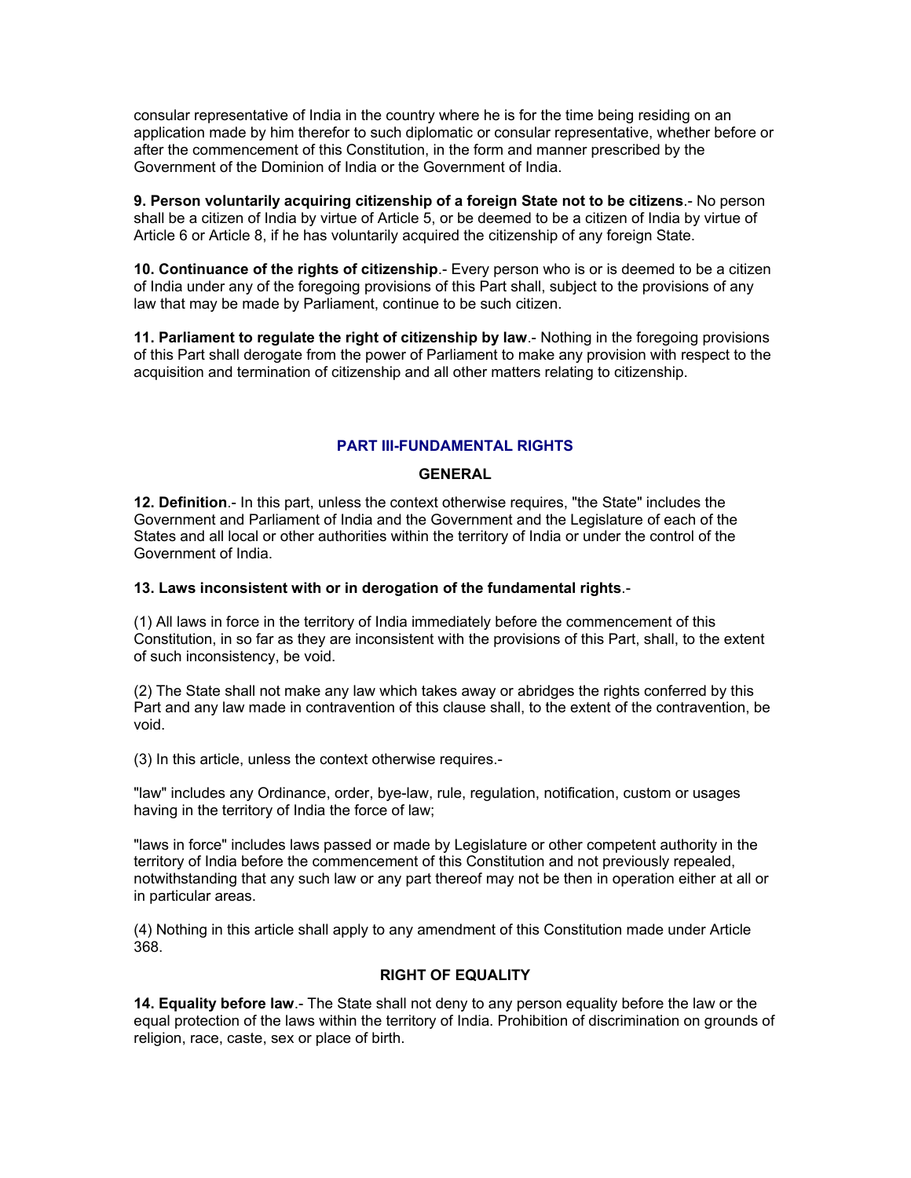consular representative of India in the country where he is for the time being residing on an application made by him therefor to such diplomatic or consular representative, whether before or after the commencement of this Constitution, in the form and manner prescribed by the Government of the Dominion of India or the Government of India.

**9. Person voluntarily acquiring citizenship of a foreign State not to be citizens**.- No person shall be a citizen of India by virtue of Article 5, or be deemed to be a citizen of India by virtue of Article 6 or Article 8, if he has voluntarily acquired the citizenship of any foreign State.

**10. Continuance of the rights of citizenship**.- Every person who is or is deemed to be a citizen of India under any of the foregoing provisions of this Part shall, subject to the provisions of any law that may be made by Parliament, continue to be such citizen.

**11. Parliament to regulate the right of citizenship by law**.- Nothing in the foregoing provisions of this Part shall derogate from the power of Parliament to make any provision with respect to the acquisition and termination of citizenship and all other matters relating to citizenship.

## PART III-FUNDAMENTAL RIGHTS

### GENERAL

**12. Definition**.- In this part, unless the context otherwise requires, "the State" includes the Government and Parliament of India and the Government and the Legislature of each of the States and all local or other authorities within the territory of India or under the control of the Government of India.

**13. Laws inconsistent with or in derogation of the fundamental rights**.-

(1) All laws in force in the territory of India immediately before the commencement of this Constitution, in so far as they are inconsistent with the provisions of this Part, shall, to the extent of such inconsistency, be void.

(2) The State shall not make any law which takes away or abridges the rights conferred by this Part and any law made in contravention of this clause shall, to the extent of the contravention, be void.

(3) In this article, unless the context otherwise requires.-

"law" includes any Ordinance, order, bye-law, rule, regulation, notification, custom or usages having in the territory of India the force of law;

"laws in force" includes laws passed or made by Legislature or other competent authority in the territory of India before the commencement of this Constitution and not previously repealed, notwithstanding that any such law or any part thereof may not be then in operation either at all or in particular areas.

(4) Nothing in this article shall apply to any amendment of this Constitution made under Article 368.

### RIGHT OF EQUALITY

**14. Equality before law**.- The State shall not deny to any person equality before the law or the equal protection of the laws within the territory of India. Prohibition of discrimination on grounds of religion, race, caste, sex or place of birth.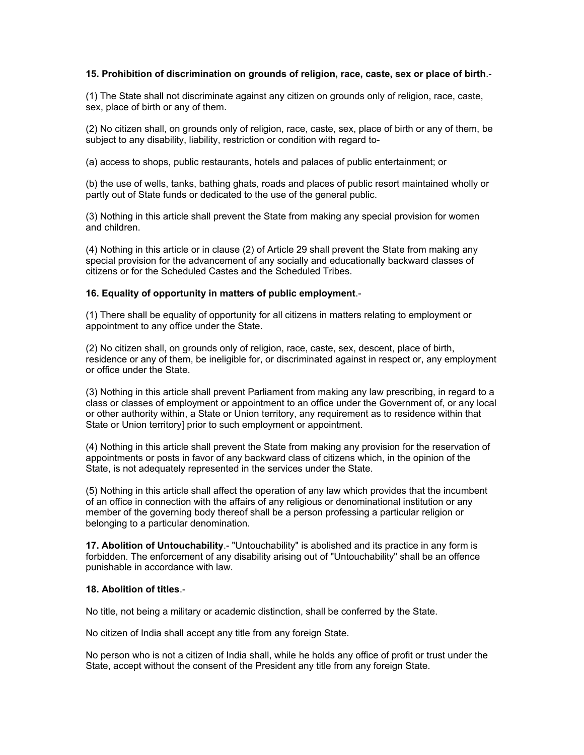**15. Prohibition of discrimination on grounds of religion, race, caste, sex or place of birth**.-

(1) The State shall not discriminate against any citizen on grounds only of religion, race, caste, sex, place of birth or any of them.

(2) No citizen shall, on grounds only of religion, race, caste, sex, place of birth or any of them, be subject to any disability, liability, restriction or condition with regard to-

(a) access to shops, public restaurants, hotels and palaces of public entertainment; or

(b) the use of wells, tanks, bathing ghats, roads and places of public resort maintained wholly or partly out of State funds or dedicated to the use of the general public.

(3) Nothing in this article shall prevent the State from making any special provision for women and children.

(4) Nothing in this article or in clause (2) of Article 29 shall prevent the State from making any special provision for the advancement of any socially and educationally backward classes of citizens or for the Scheduled Castes and the Scheduled Tribes.

**16. Equality of opportunity in matters of public employment**.-

(1) There shall be equality of opportunity for all citizens in matters relating to employment or appointment to any office under the State.

(2) No citizen shall, on grounds only of religion, race, caste, sex, descent, place of birth, residence or any of them, be ineligible for, or discriminated against in respect or, any employment or office under the State.

(3) Nothing in this article shall prevent Parliament from making any law prescribing, in regard to a class or classes of employment or appointment to an office under the Government of, or any local or other authority within, a State or Union territory, any requirement as to residence within that State or Union territory] prior to such employment or appointment.

(4) Nothing in this article shall prevent the State from making any provision for the reservation of appointments or posts in favor of any backward class of citizens which, in the opinion of the State, is not adequately represented in the services under the State.

(5) Nothing in this article shall affect the operation of any law which provides that the incumbent of an office in connection with the affairs of any religious or denominational institution or any member of the governing body thereof shall be a person professing a particular religion or belonging to a particular denomination.

**17. Abolition of Untouchability**.- "Untouchability" is abolished and its practice in any form is forbidden. The enforcement of any disability arising out of "Untouchability" shall be an offence punishable in accordance with law.

**18. Abolition of titles**.-

No title, not being a military or academic distinction, shall be conferred by the State.

No citizen of India shall accept any title from any foreign State.

No person who is not a citizen of India shall, while he holds any office of profit or trust under the State, accept without the consent of the President any title from any foreign State.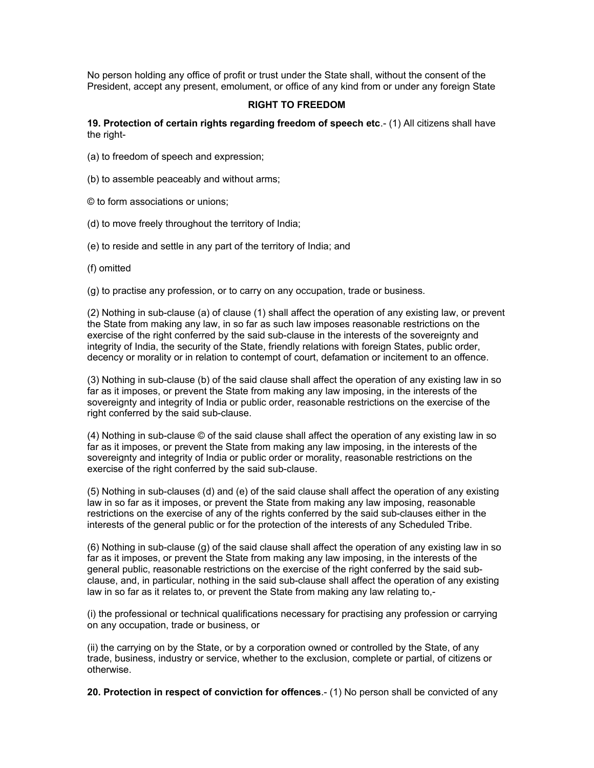No person holding any office of profit or trust under the State shall, without the consent of the President, accept any present, emolument, or office of any kind from or under any foreign State

## RIGHT TO FREEDOM

**19. Protection of certain rights regarding freedom of speech etc**.- (1) All citizens shall have the right-

(a) to freedom of speech and expression;

(b) to assemble peaceably and without arms;

© to form associations or unions;

(d) to move freely throughout the territory of India;

(e) to reside and settle in any part of the territory of India; and

(f) omitted

(g) to practise any profession, or to carry on any occupation, trade or business.

(2) Nothing in sub-clause (a) of clause (1) shall affect the operation of any existing law, or prevent the State from making any law, in so far as such law imposes reasonable restrictions on the exercise of the right conferred by the said sub-clause in the interests of the sovereignty and integrity of India, the security of the State, friendly relations with foreign States, public order, decency or morality or in relation to contempt of court, defamation or incitement to an offence.

(3) Nothing in sub-clause (b) of the said clause shall affect the operation of any existing law in so far as it imposes, or prevent the State from making any law imposing, in the interests of the sovereignty and integrity of India or public order, reasonable restrictions on the exercise of the right conferred by the said sub-clause.

(4) Nothing in sub-clause © of the said clause shall affect the operation of any existing law in so far as it imposes, or prevent the State from making any law imposing, in the interests of the sovereignty and integrity of India or public order or morality, reasonable restrictions on the exercise of the right conferred by the said sub-clause.

(5) Nothing in sub-clauses (d) and (e) of the said clause shall affect the operation of any existing law in so far as it imposes, or prevent the State from making any law imposing, reasonable restrictions on the exercise of any of the rights conferred by the said sub-clauses either in the interests of the general public or for the protection of the interests of any Scheduled Tribe.

(6) Nothing in sub-clause (g) of the said clause shall affect the operation of any existing law in so far as it imposes, or prevent the State from making any law imposing, in the interests of the general public, reasonable restrictions on the exercise of the right conferred by the said sub-clause, and, in particular, nothing in the said sub-clause shall affect the operation of any existing law in so far as it relates to, or prevent the State from making any law relating to,-

(i) the professional or technical qualifications necessary for practising any profession or carrying on any occupation, trade or business, or

(ii) the carrying on by the State, or by a corporation owned or controlled by the State, of any trade, business, industry or service, whether to the exclusion, complete or partial, of citizens or otherwise.

**20. Protection in respect of conviction for offences**.- (1) No person shall be convicted of any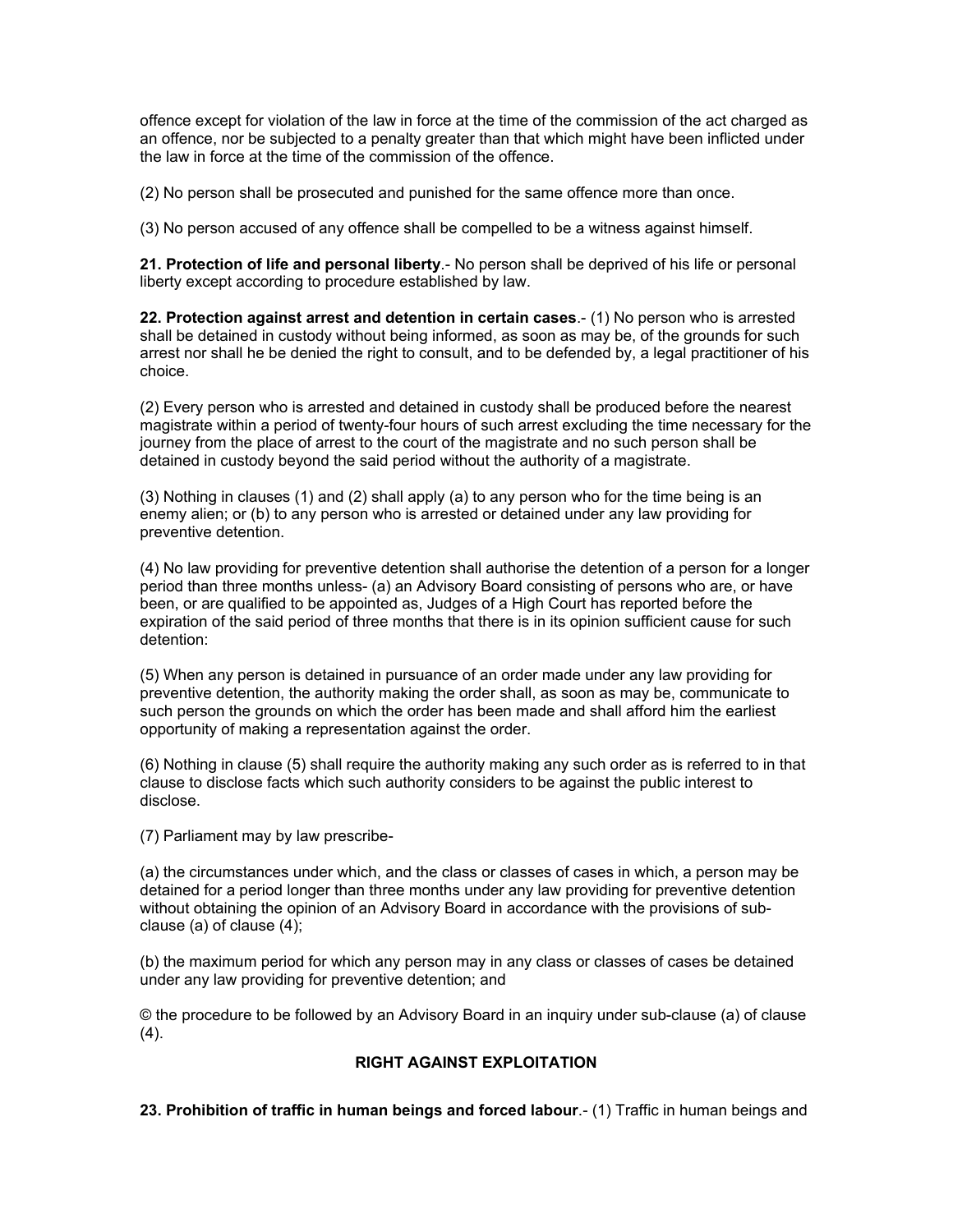offence except for violation of the law in force at the time of the commission of the act charged as an offence, nor be subjected to a penalty greater than that which might have been inflicted under the law in force at the time of the commission of the offence.

(2) No person shall be prosecuted and punished for the same offence more than once.

(3) No person accused of any offence shall be compelled to be a witness against himself.

**21. Protection of life and personal liberty**.- No person shall be deprived of his life or personal liberty except according to procedure established by law.

**22. Protection against arrest and detention in certain cases**.- (1) No person who is arrested shall be detained in custody without being informed, as soon as may be, of the grounds for such arrest nor shall he be denied the right to consult, and to be defended by, a legal practitioner of his choice.

(2) Every person who is arrested and detained in custody shall be produced before the nearest magistrate within a period of twenty-four hours of such arrest excluding the time necessary for the journey from the place of arrest to the court of the magistrate and no such person shall be detained in custody beyond the said period without the authority of a magistrate.

(3) Nothing in clauses (1) and (2) shall apply (a) to any person who for the time being is an enemy alien; or (b) to any person who is arrested or detained under any law providing for preventive detention.

(4) No law providing for preventive detention shall authorise the detention of a person for a longer period than three months unless- (a) an Advisory Board consisting of persons who are, or have been, or are qualified to be appointed as, Judges of a High Court has reported before the expiration of the said period of three months that there is in its opinion sufficient cause for such detention:

(5) When any person is detained in pursuance of an order made under any law providing for preventive detention, the authority making the order shall, as soon as may be, communicate to such person the grounds on which the order has been made and shall afford him the earliest opportunity of making a representation against the order.

(6) Nothing in clause (5) shall require the authority making any such order as is referred to in that clause to disclose facts which such authority considers to be against the public interest to disclose.

(7) Parliament may by law prescribe-

(a) the circumstances under which, and the class or classes of cases in which, a person may be detained for a period longer than three months under any law providing for preventive detention without obtaining the opinion of an Advisory Board in accordance with the provisions of sub-clause (a) of clause (4);

(b) the maximum period for which any person may in any class or classes of cases be detained under any law providing for preventive detention; and

© the procedure to be followed by an Advisory Board in an inquiry under sub-clause (a) of clause (4).

## RIGHT AGAINST EXPLOITATION

**23. Prohibition of traffic in human beings and forced labour**.- (1) Traffic in human beings and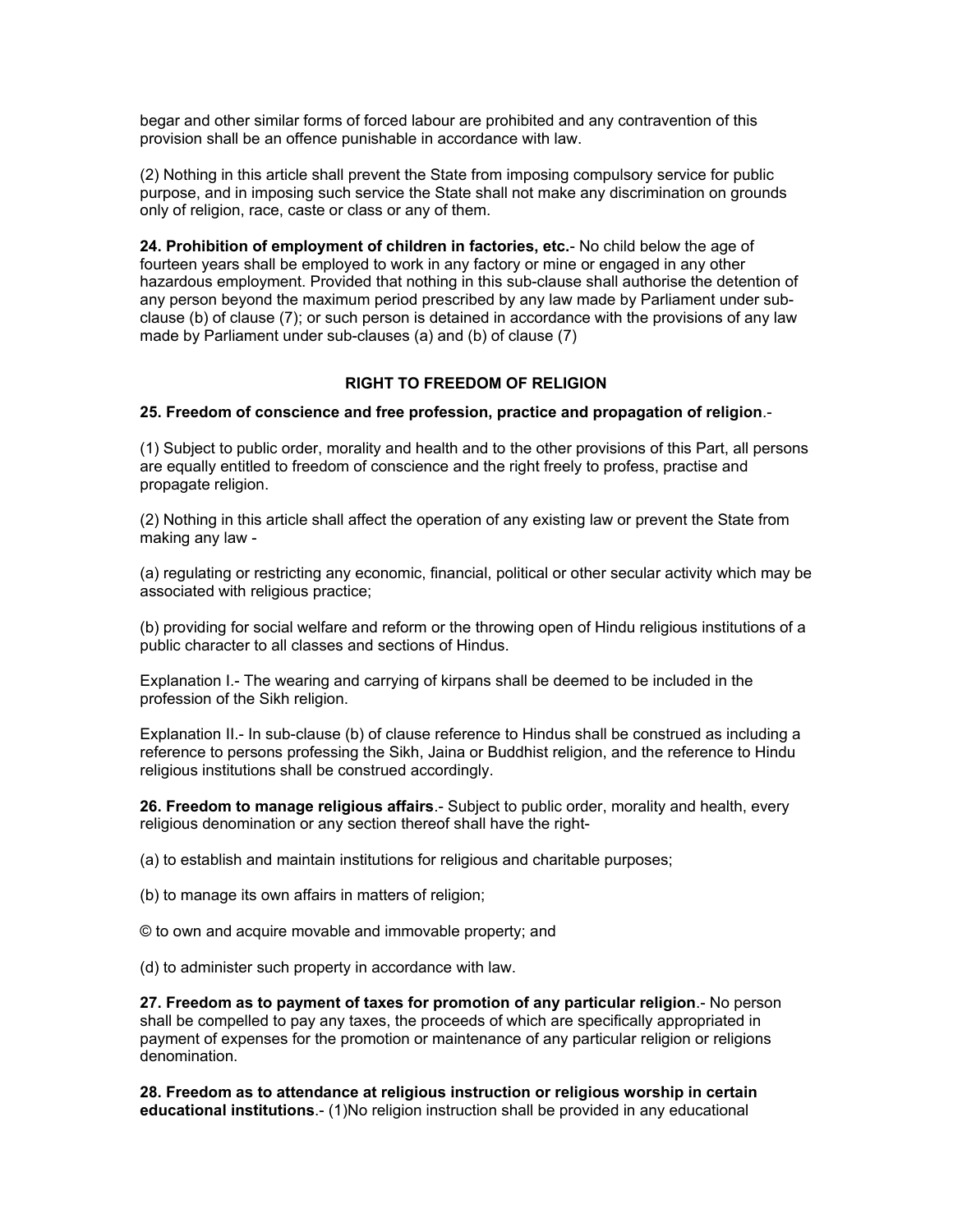begar and other similar forms of forced labour are prohibited and any contravention of this provision shall be an offence punishable in accordance with law.

(2) Nothing in this article shall prevent the State from imposing compulsory service for public purpose, and in imposing such service the State shall not make any discrimination on grounds only of religion, race, caste or class or any of them.

**24. Prohibition of employment of children in factories, etc.**- No child below the age of fourteen years shall be employed to work in any factory or mine or engaged in any other hazardous employment. Provided that nothing in this sub-clause shall authorise the detention of any person beyond the maximum period prescribed by any law made by Parliament under sub-clause (b) of clause (7); or such person is detained in accordance with the provisions of any law made by Parliament under sub-clauses (a) and (b) of clause (7)

## RIGHT TO FREEDOM OF RELIGION

**25. Freedom of conscience and free profession, practice and propagation of religion**.-

(1) Subject to public order, morality and health and to the other provisions of this Part, all persons are equally entitled to freedom of conscience and the right freely to profess, practise and propagate religion.

(2) Nothing in this article shall affect the operation of any existing law or prevent the State from making any law -

(a) regulating or restricting any economic, financial, political or other secular activity which may be associated with religious practice;

(b) providing for social welfare and reform or the throwing open of Hindu religious institutions of a public character to all classes and sections of Hindus.

Explanation I.- The wearing and carrying of kirpans shall be deemed to be included in the profession of the Sikh religion.

Explanation II.- In sub-clause (b) of clause reference to Hindus shall be construed as including a reference to persons professing the Sikh, Jaina or Buddhist religion, and the reference to Hindu religious institutions shall be construed accordingly.

**26. Freedom to manage religious affairs**.- Subject to public order, morality and health, every religious denomination or any section thereof shall have the right-

(a) to establish and maintain institutions for religious and charitable purposes;

(b) to manage its own affairs in matters of religion;

© to own and acquire movable and immovable property; and

(d) to administer such property in accordance with law.

**27. Freedom as to payment of taxes for promotion of any particular religion**.- No person shall be compelled to pay any taxes, the proceeds of which are specifically appropriated in payment of expenses for the promotion or maintenance of any particular religion or religions denomination.

**28. Freedom as to attendance at religious instruction or religious worship in certain educational institutions**.- (1)No religion instruction shall be provided in any educational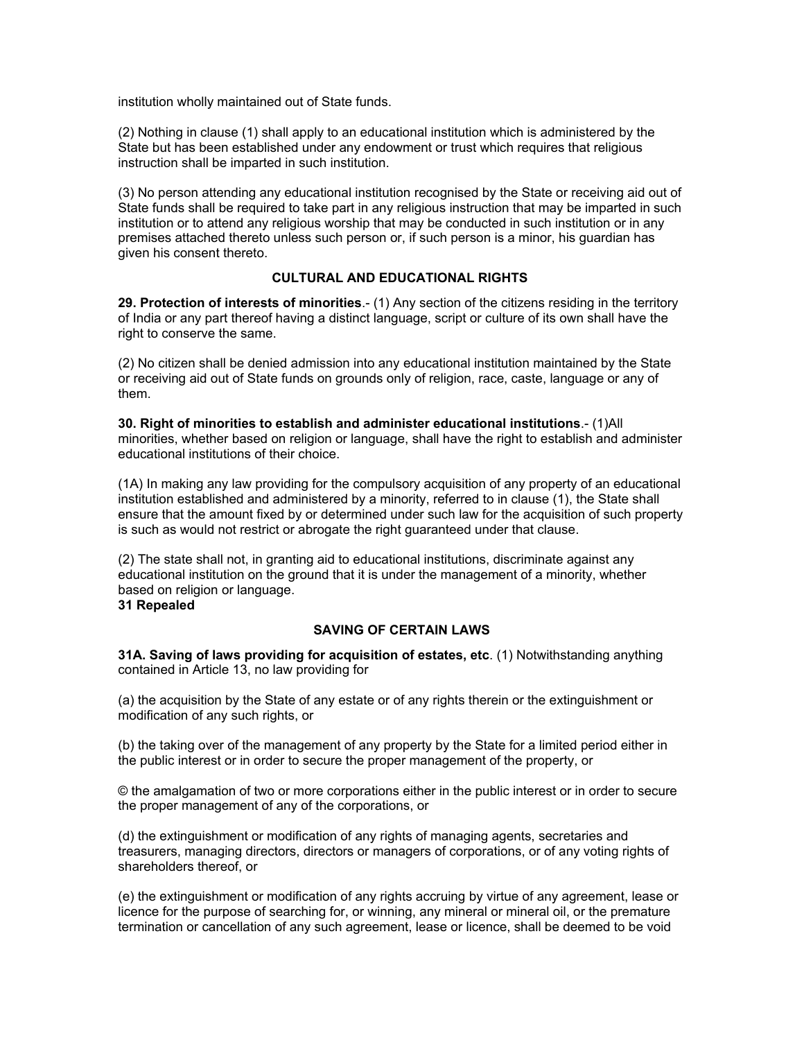institution wholly maintained out of State funds.

(2) Nothing in clause (1) shall apply to an educational institution which is administered by the State but has been established under any endowment or trust which requires that religious instruction shall be imparted in such institution.

(3) No person attending any educational institution recognised by the State or receiving aid out of State funds shall be required to take part in any religious instruction that may be imparted in such institution or to attend any religious worship that may be conducted in such institution or in any premises attached thereto unless such person or, if such person is a minor, his guardian has given his consent thereto.

### CULTURAL AND EDUCATIONAL RIGHTS

**29. Protection of interests of minorities**.- (1) Any section of the citizens residing in the territory of India or any part thereof having a distinct language, script or culture of its own shall have the right to conserve the same.

(2) No citizen shall be denied admission into any educational institution maintained by the State or receiving aid out of State funds on grounds only of religion, race, caste, language or any of them.

**30. Right of minorities to establish and administer educational institutions**.- (1)All minorities, whether based on religion or language, shall have the right to establish and administer educational institutions of their choice.

(1A) In making any law providing for the compulsory acquisition of any property of an educational institution established and administered by a minority, referred to in clause (1), the State shall ensure that the amount fixed by or determined under such law for the acquisition of such property is such as would not restrict or abrogate the right guaranteed under that clause.

(2) The state shall not, in granting aid to educational institutions, discriminate against any educational institution on the ground that it is under the management of a minority, whether based on religion or language.

**31 Repealed**

### SAVING OF CERTAIN LAWS

**31A. Saving of laws providing for acquisition of estates, etc**. (1) Notwithstanding anything contained in Article 13, no law providing for

(a) the acquisition by the State of any estate or of any rights therein or the extinguishment or modification of any such rights, or

(b) the taking over of the management of any property by the State for a limited period either in the public interest or in order to secure the proper management of the property, or

© the amalgamation of two or more corporations either in the public interest or in order to secure the proper management of any of the corporations, or

(d) the extinguishment or modification of any rights of managing agents, secretaries and treasurers, managing directors, directors or managers of corporations, or of any voting rights of shareholders thereof, or

(e) the extinguishment or modification of any rights accruing by virtue of any agreement, lease or licence for the purpose of searching for, or winning, any mineral or mineral oil, or the premature termination or cancellation of any such agreement, lease or licence, shall be deemed to be void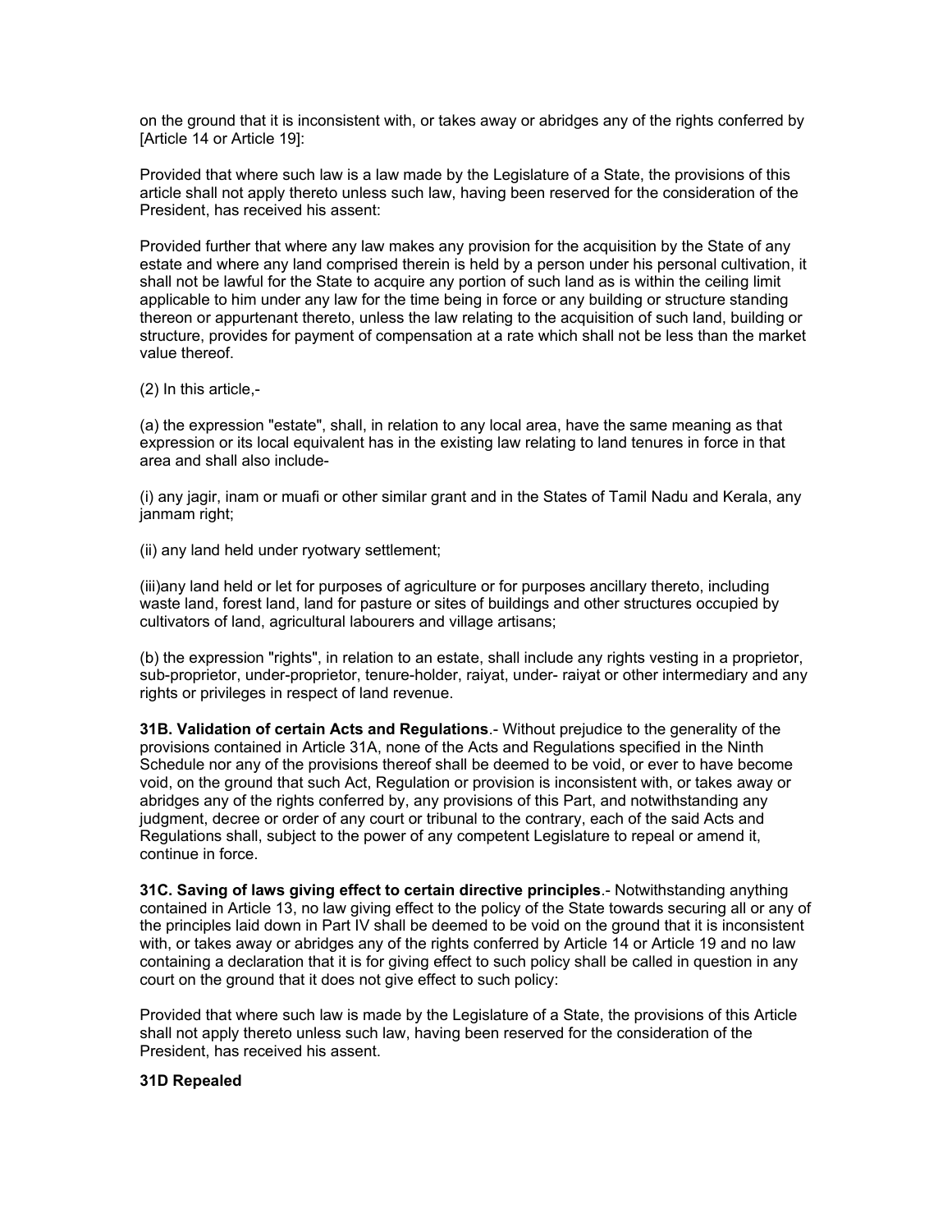on the ground that it is inconsistent with, or takes away or abridges any of the rights conferred by [Article 14 or Article 19]:

Provided that where such law is a law made by the Legislature of a State, the provisions of this article shall not apply thereto unless such law, having been reserved for the consideration of the President, has received his assent:

Provided further that where any law makes any provision for the acquisition by the State of any estate and where any land comprised therein is held by a person under his personal cultivation, it shall not be lawful for the State to acquire any portion of such land as is within the ceiling limit applicable to him under any law for the time being in force or any building or structure standing thereon or appurtenant thereto, unless the law relating to the acquisition of such land, building or structure, provides for payment of compensation at a rate which shall not be less than the market value thereof.

(2) In this article,-

(a) the expression "estate", shall, in relation to any local area, have the same meaning as that expression or its local equivalent has in the existing law relating to land tenures in force in that area and shall also include-

(i) any jagir, inam or muafi or other similar grant and in the States of Tamil Nadu and Kerala, any janmam right;

(ii) any land held under ryotwary settlement;

(iii)any land held or let for purposes of agriculture or for purposes ancillary thereto, including waste land, forest land, land for pasture or sites of buildings and other structures occupied by cultivators of land, agricultural labourers and village artisans;

(b) the expression "rights", in relation to an estate, shall include any rights vesting in a proprietor, sub-proprietor, under-proprietor, tenure-holder, raiyat, under- raiyat or other intermediary and any rights or privileges in respect of land revenue.

**31B. Validation of certain Acts and Regulations**.- Without prejudice to the generality of the provisions contained in Article 31A, none of the Acts and Regulations specified in the Ninth Schedule nor any of the provisions thereof shall be deemed to be void, or ever to have become void, on the ground that such Act, Regulation or provision is inconsistent with, or takes away or abridges any of the rights conferred by, any provisions of this Part, and notwithstanding any judgment, decree or order of any court or tribunal to the contrary, each of the said Acts and Regulations shall, subject to the power of any competent Legislature to repeal or amend it, continue in force.

**31C. Saving of laws giving effect to certain directive principles**.- Notwithstanding anything contained in Article 13, no law giving effect to the policy of the State towards securing all or any of the principles laid down in Part IV shall be deemed to be void on the ground that it is inconsistent with, or takes away or abridges any of the rights conferred by Article 14 or Article 19 and no law containing a declaration that it is for giving effect to such policy shall be called in question in any court on the ground that it does not give effect to such policy:

Provided that where such law is made by the Legislature of a State, the provisions of this Article shall not apply thereto unless such law, having been reserved for the consideration of the President, has received his assent.

**31D Repealed**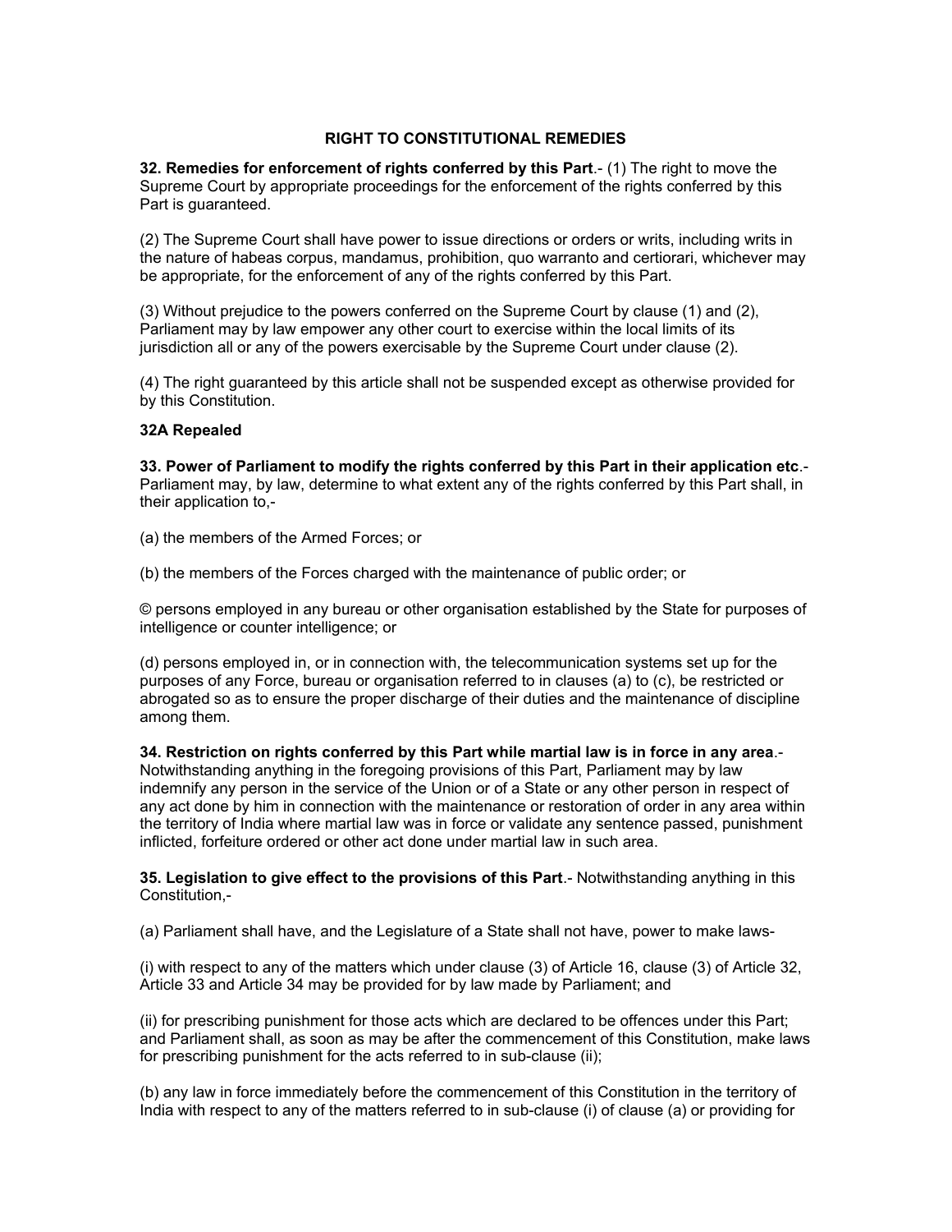### RIGHT TO CONSTITUTIONAL REMEDIES

**32. Remedies for enforcement of rights conferred by this Part**.- (1) The right to move the Supreme Court by appropriate proceedings for the enforcement of the rights conferred by this Part is guaranteed.

(2) The Supreme Court shall have power to issue directions or orders or writs, including writs in the nature of habeas corpus, mandamus, prohibition, quo warranto and certiorari, whichever may be appropriate, for the enforcement of any of the rights conferred by this Part.

(3) Without prejudice to the powers conferred on the Supreme Court by clause (1) and (2), Parliament may by law empower any other court to exercise within the local limits of its jurisdiction all or any of the powers exercisable by the Supreme Court under clause (2).

(4) The right guaranteed by this article shall not be suspended except as otherwise provided for by this Constitution.

**32A Repealed**

**33. Power of Parliament to modify the rights conferred by this Part in their application etc**.- Parliament may, by law, determine to what extent any of the rights conferred by this Part shall, in their application to,-

(a) the members of the Armed Forces; or

(b) the members of the Forces charged with the maintenance of public order; or

© persons employed in any bureau or other organisation established by the State for purposes of intelligence or counter intelligence; or

(d) persons employed in, or in connection with, the telecommunication systems set up for the purposes of any Force, bureau or organisation referred to in clauses (a) to (c), be restricted or abrogated so as to ensure the proper discharge of their duties and the maintenance of discipline among them.

**34. Restriction on rights conferred by this Part while martial law is in force in any area**.- Notwithstanding anything in the foregoing provisions of this Part, Parliament may by law indemnify any person in the service of the Union or of a State or any other person in respect of any act done by him in connection with the maintenance or restoration of order in any area within the territory of India where martial law was in force or validate any sentence passed, punishment inflicted, forfeiture ordered or other act done under martial law in such area.

**35. Legislation to give effect to the provisions of this Part**.- Notwithstanding anything in this Constitution,-

(a) Parliament shall have, and the Legislature of a State shall not have, power to make laws-

(i) with respect to any of the matters which under clause (3) of Article 16, clause (3) of Article 32, Article 33 and Article 34 may be provided for by law made by Parliament; and

(ii) for prescribing punishment for those acts which are declared to be offences under this Part; and Parliament shall, as soon as may be after the commencement of this Constitution, make laws for prescribing punishment for the acts referred to in sub-clause (ii);

(b) any law in force immediately before the commencement of this Constitution in the territory of India with respect to any of the matters referred to in sub-clause (i) of clause (a) or providing for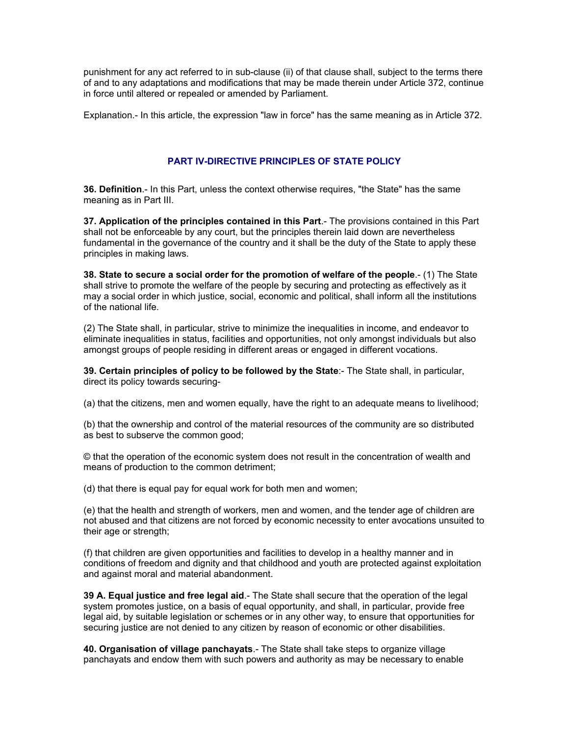punishment for any act referred to in sub-clause (ii) of that clause shall, subject to the terms there of and to any adaptations and modifications that may be made therein under Article 372, continue in force until altered or repealed or amended by Parliament.

Explanation.- In this article, the expression "law in force" has the same meaning as in Article 372.

## PART IV-DIRECTIVE PRINCIPLES OF STATE POLICY

**36. Definition**.- In this Part, unless the context otherwise requires, "the State" has the same meaning as in Part III.

**37. Application of the principles contained in this Part**.- The provisions contained in this Part shall not be enforceable by any court, but the principles therein laid down are nevertheless fundamental in the governance of the country and it shall be the duty of the State to apply these principles in making laws.

**38. State to secure a social order for the promotion of welfare of the people**.- (1) The State shall strive to promote the welfare of the people by securing and protecting as effectively as it may a social order in which justice, social, economic and political, shall inform all the institutions of the national life.

(2) The State shall, in particular, strive to minimize the inequalities in income, and endeavor to eliminate inequalities in status, facilities and opportunities, not only amongst individuals but also amongst groups of people residing in different areas or engaged in different vocations.

**39. Certain principles of policy to be followed by the State**:- The State shall, in particular, direct its policy towards securing-

(a) that the citizens, men and women equally, have the right to an adequate means to livelihood;

(b) that the ownership and control of the material resources of the community are so distributed as best to subserve the common good;

© that the operation of the economic system does not result in the concentration of wealth and means of production to the common detriment;

(d) that there is equal pay for equal work for both men and women;

(e) that the health and strength of workers, men and women, and the tender age of children are not abused and that citizens are not forced by economic necessity to enter avocations unsuited to their age or strength;

(f) that children are given opportunities and facilities to develop in a healthy manner and in conditions of freedom and dignity and that childhood and youth are protected against exploitation and against moral and material abandonment.

**39 A. Equal justice and free legal aid**.- The State shall secure that the operation of the legal system promotes justice, on a basis of equal opportunity, and shall, in particular, provide free legal aid, by suitable legislation or schemes or in any other way, to ensure that opportunities for securing justice are not denied to any citizen by reason of economic or other disabilities.

**40. Organisation of village panchayats**.- The State shall take steps to organize village panchayats and endow them with such powers and authority as may be necessary to enable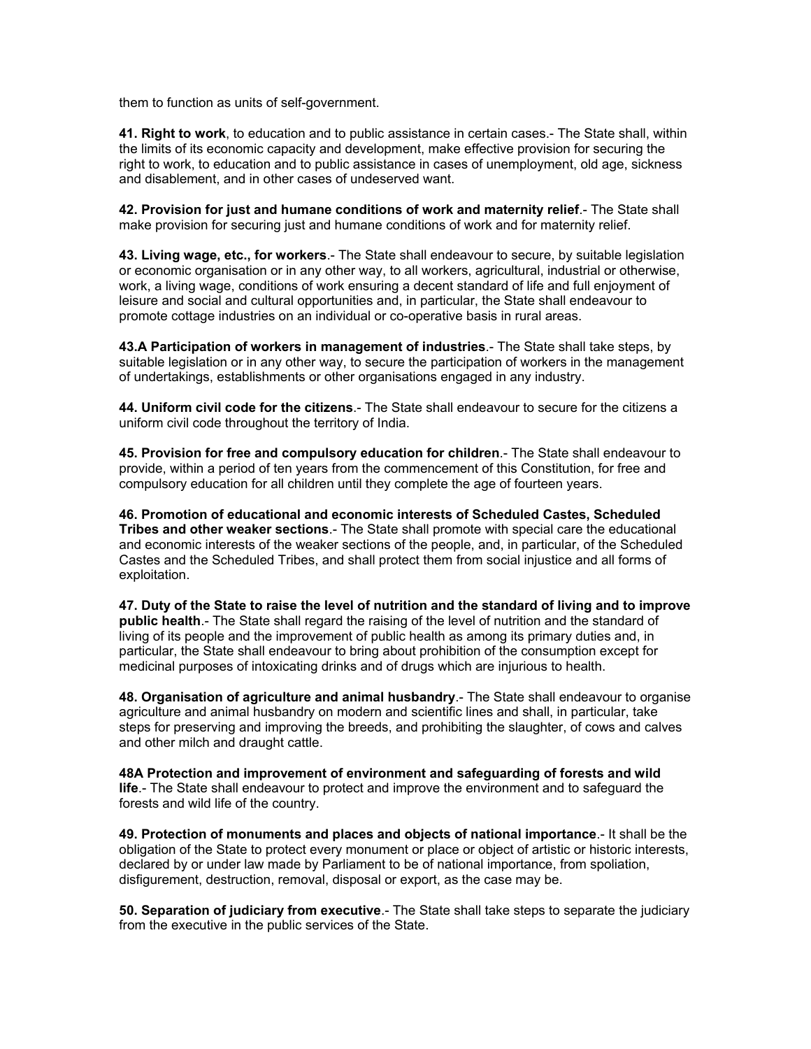them to function as units of self-government.

**41. Right to work**, to education and to public assistance in certain cases.- The State shall, within the limits of its economic capacity and development, make effective provision for securing the right to work, to education and to public assistance in cases of unemployment, old age, sickness and disablement, and in other cases of undeserved want.

**42. Provision for just and humane conditions of work and maternity relief**.- The State shall make provision for securing just and humane conditions of work and for maternity relief.

**43. Living wage, etc., for workers**.- The State shall endeavour to secure, by suitable legislation or economic organisation or in any other way, to all workers, agricultural, industrial or otherwise, work, a living wage, conditions of work ensuring a decent standard of life and full enjoyment of leisure and social and cultural opportunities and, in particular, the State shall endeavour to promote cottage industries on an individual or co-operative basis in rural areas.

**43.A Participation of workers in management of industries**.- The State shall take steps, by suitable legislation or in any other way, to secure the participation of workers in the management of undertakings, establishments or other organisations engaged in any industry.

**44. Uniform civil code for the citizens**.- The State shall endeavour to secure for the citizens a uniform civil code throughout the territory of India.

**45. Provision for free and compulsory education for children**.- The State shall endeavour to provide, within a period of ten years from the commencement of this Constitution, for free and compulsory education for all children until they complete the age of fourteen years.

**46. Promotion of educational and economic interests of Scheduled Castes, Scheduled Tribes and other weaker sections**.- The State shall promote with special care the educational and economic interests of the weaker sections of the people, and, in particular, of the Scheduled Castes and the Scheduled Tribes, and shall protect them from social injustice and all forms of exploitation.

**47. Duty of the State to raise the level of nutrition and the standard of living and to improve public health**.- The State shall regard the raising of the level of nutrition and the standard of living of its people and the improvement of public health as among its primary duties and, in particular, the State shall endeavour to bring about prohibition of the consumption except for medicinal purposes of intoxicating drinks and of drugs which are injurious to health.

**48. Organisation of agriculture and animal husbandry**.- The State shall endeavour to organise agriculture and animal husbandry on modern and scientific lines and shall, in particular, take steps for preserving and improving the breeds, and prohibiting the slaughter, of cows and calves and other milch and draught cattle.

**48A Protection and improvement of environment and safeguarding of forests and wild life**.- The State shall endeavour to protect and improve the environment and to safeguard the forests and wild life of the country.

**49. Protection of monuments and places and objects of national importance**.- It shall be the obligation of the State to protect every monument or place or object of artistic or historic interests, declared by or under law made by Parliament to be of national importance, from spoliation, disfigurement, destruction, removal, disposal or export, as the case may be.

**50. Separation of judiciary from executive**.- The State shall take steps to separate the judiciary from the executive in the public services of the State.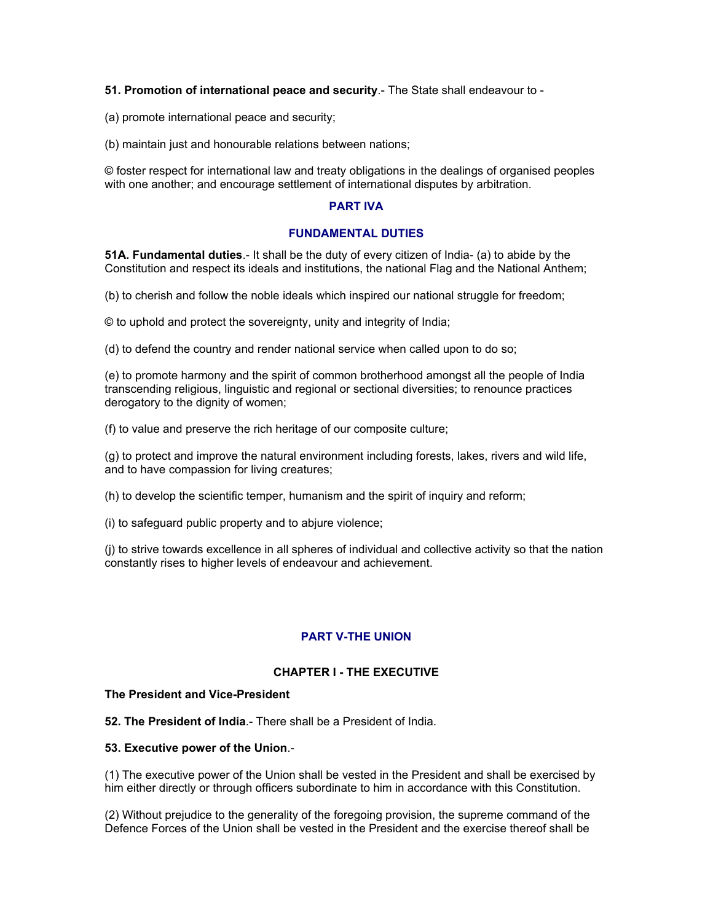**51. Promotion of international peace and security**.- The State shall endeavour to -

(a) promote international peace and security;

(b) maintain just and honourable relations between nations;

© foster respect for international law and treaty obligations in the dealings of organised peoples with one another; and encourage settlement of international disputes by arbitration.

## PART IVA

## FUNDAMENTAL DUTIES

**51A. Fundamental duties**.- It shall be the duty of every citizen of India- (a) to abide by the Constitution and respect its ideals and institutions, the national Flag and the National Anthem;

(b) to cherish and follow the noble ideals which inspired our national struggle for freedom;

© to uphold and protect the sovereignty, unity and integrity of India;

(d) to defend the country and render national service when called upon to do so;

(e) to promote harmony and the spirit of common brotherhood amongst all the people of India transcending religious, linguistic and regional or sectional diversities; to renounce practices derogatory to the dignity of women;

(f) to value and preserve the rich heritage of our composite culture;

(g) to protect and improve the natural environment including forests, lakes, rivers and wild life, and to have compassion for living creatures;

(h) to develop the scientific temper, humanism and the spirit of inquiry and reform;

(i) to safeguard public property and to abjure violence;

(j) to strive towards excellence in all spheres of individual and collective activity so that the nation constantly rises to higher levels of endeavour and achievement.

## PART V-THE UNION

### CHAPTER I - THE EXECUTIVE

**The President and Vice-President**

**52. The President of India**.- There shall be a President of India.

**53. Executive power of the Union**.-

(1) The executive power of the Union shall be vested in the President and shall be exercised by him either directly or through officers subordinate to him in accordance with this Constitution.

(2) Without prejudice to the generality of the foregoing provision, the supreme command of the Defence Forces of the Union shall be vested in the President and the exercise thereof shall be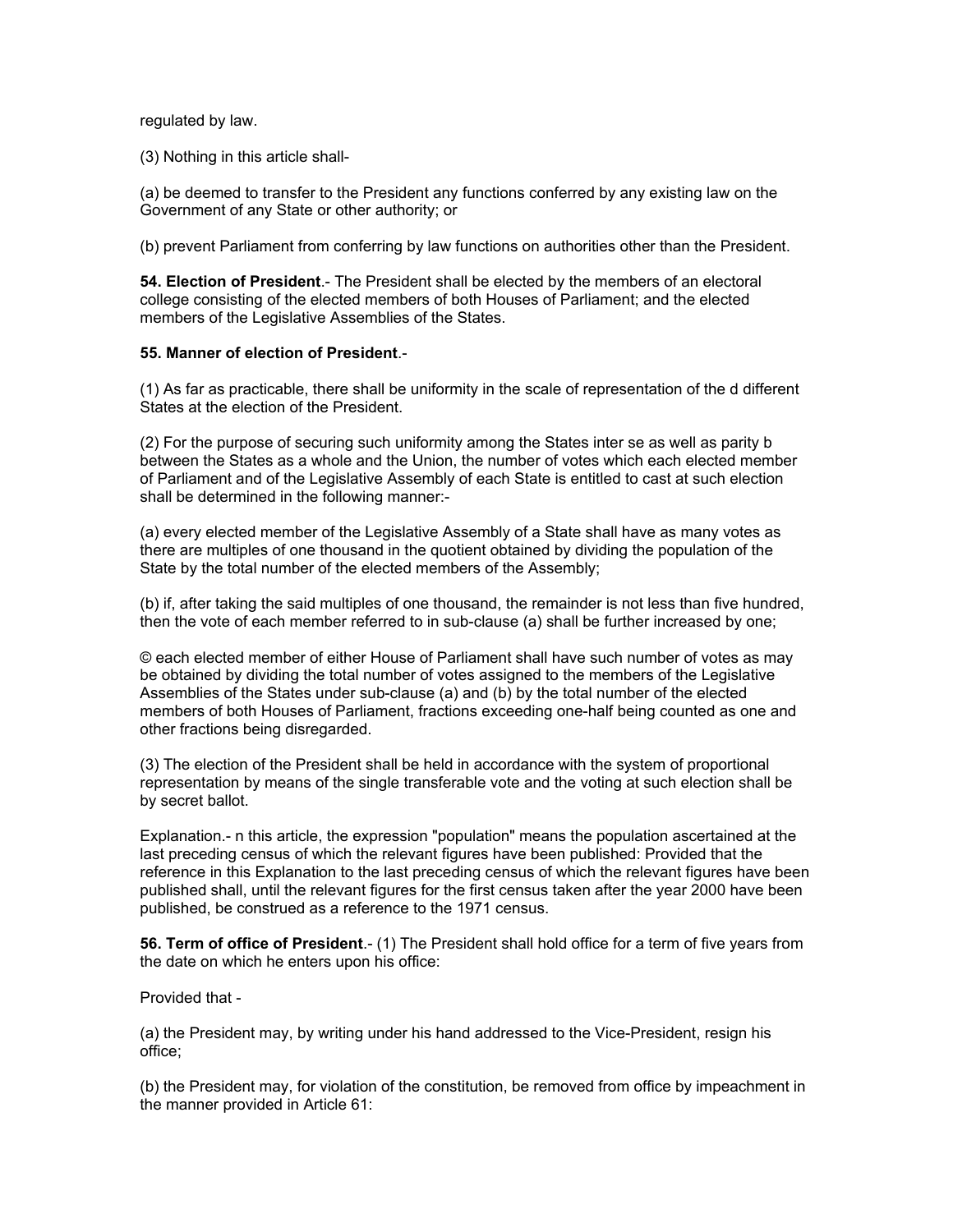regulated by law.

(3) Nothing in this article shall-

(a) be deemed to transfer to the President any functions conferred by any existing law on the Government of any State or other authority; or

(b) prevent Parliament from conferring by law functions on authorities other than the President.

**54. Election of President**.- The President shall be elected by the members of an electoral college consisting of the elected members of both Houses of Parliament; and the elected members of the Legislative Assemblies of the States.

**55. Manner of election of President**.-

(1) As far as practicable, there shall be uniformity in the scale of representation of the d different States at the election of the President.

(2) For the purpose of securing such uniformity among the States inter se as well as parity b between the States as a whole and the Union, the number of votes which each elected member of Parliament and of the Legislative Assembly of each State is entitled to cast at such election shall be determined in the following manner:-

(a) every elected member of the Legislative Assembly of a State shall have as many votes as there are multiples of one thousand in the quotient obtained by dividing the population of the State by the total number of the elected members of the Assembly;

(b) if, after taking the said multiples of one thousand, the remainder is not less than five hundred, then the vote of each member referred to in sub-clause (a) shall be further increased by one;

© each elected member of either House of Parliament shall have such number of votes as may be obtained by dividing the total number of votes assigned to the members of the Legislative Assemblies of the States under sub-clause (a) and (b) by the total number of the elected members of both Houses of Parliament, fractions exceeding one-half being counted as one and other fractions being disregarded.

(3) The election of the President shall be held in accordance with the system of proportional representation by means of the single transferable vote and the voting at such election shall be by secret ballot.

Explanation.- n this article, the expression "population" means the population ascertained at the last preceding census of which the relevant figures have been published: Provided that the reference in this Explanation to the last preceding census of which the relevant figures have been published shall, until the relevant figures for the first census taken after the year 2000 have been published, be construed as a reference to the 1971 census.

**56. Term of office of President**.- (1) The President shall hold office for a term of five years from the date on which he enters upon his office:

Provided that -

(a) the President may, by writing under his hand addressed to the Vice-President, resign his office;

(b) the President may, for violation of the constitution, be removed from office by impeachment in the manner provided in Article 61: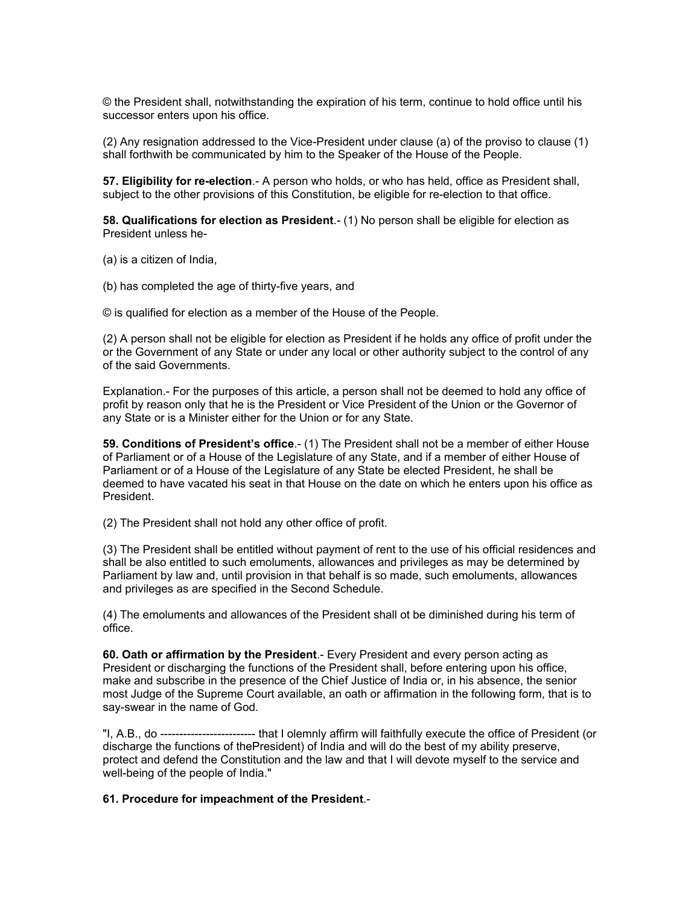© the President shall, notwithstanding the expiration of his term, continue to hold office until his successor enters upon his office.

(2) Any resignation addressed to the Vice-President under clause (a) of the proviso to clause (1) shall forthwith be communicated by him to the Speaker of the House of the People.

**57. Eligibility for re-election**.- A person who holds, or who has held, office as President shall, subject to the other provisions of this Constitution, be eligible for re-election to that office.

**58. Qualifications for election as President**.- (1) No person shall be eligible for election as President unless he-

(a) is a citizen of India,

(b) has completed the age of thirty-five years, and

© is qualified for election as a member of the House of the People.

(2) A person shall not be eligible for election as President if he holds any office of profit under the or the Government of any State or under any local or other authority subject to the control of any of the said Governments.

Explanation.- For the purposes of this article, a person shall not be deemed to hold any office of profit by reason only that he is the President or Vice President of the Union or the Governor of any State or is a Minister either for the Union or for any State.

**59. Conditions of President's office**.- (1) The President shall not be a member of either House of Parliament or of a House of the Legislature of any State, and if a member of either House of Parliament or of a House of the Legislature of any State be elected President, he shall be deemed to have vacated his seat in that House on the date on which he enters upon his office as President.

(2) The President shall not hold any other office of profit.

(3) The President shall be entitled without payment of rent to the use of his official residences and shall be also entitled to such emoluments, allowances and privileges as may be determined by Parliament by law and, until provision in that behalf is so made, such emoluments, allowances and privileges as are specified in the Second Schedule.

(4) The emoluments and allowances of the President shall ot be diminished during his term of office.

**60. Oath or affirmation by the President**.- Every President and every person acting as President or discharging the functions of the President shall, before entering upon his office, make and subscribe in the presence of the Chief Justice of India or, in his absence, the senior most Judge of the Supreme Court available, an oath or affirmation in the following form, that is to say-swear in the name of God.

"I, A.B., do ------------------------- that I olemnly affirm will faithfully execute the office of President (or discharge the functions of thePresident) of India and will do the best of my ability preserve, protect and defend the Constitution and the law and that I will devote myself to the service and well-being of the people of India."

**61. Procedure for impeachment of the President**.-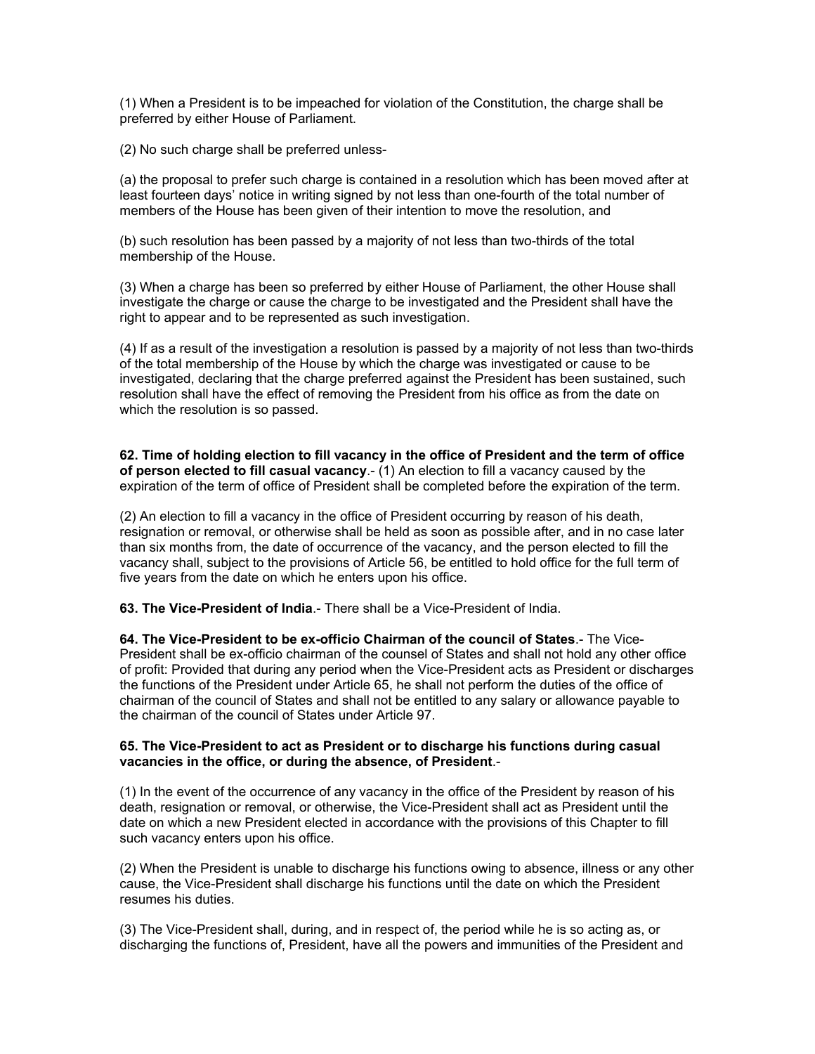(1) When a President is to be impeached for violation of the Constitution, the charge shall be preferred by either House of Parliament.

(2) No such charge shall be preferred unless-

(a) the proposal to prefer such charge is contained in a resolution which has been moved after at least fourteen days' notice in writing signed by not less than one-fourth of the total number of members of the House has been given of their intention to move the resolution, and

(b) such resolution has been passed by a majority of not less than two-thirds of the total membership of the House.

(3) When a charge has been so preferred by either House of Parliament, the other House shall investigate the charge or cause the charge to be investigated and the President shall have the right to appear and to be represented as such investigation.

(4) If as a result of the investigation a resolution is passed by a majority of not less than two-thirds of the total membership of the House by which the charge was investigated or cause to be investigated, declaring that the charge preferred against the President has been sustained, such resolution shall have the effect of removing the President from his office as from the date on which the resolution is so passed.

**62. Time of holding election to fill vacancy in the office of President and the term of office of person elected to fill casual vacancy**.- (1) An election to fill a vacancy caused by the expiration of the term of office of President shall be completed before the expiration of the term.

(2) An election to fill a vacancy in the office of President occurring by reason of his death, resignation or removal, or otherwise shall be held as soon as possible after, and in no case later than six months from, the date of occurrence of the vacancy, and the person elected to fill the vacancy shall, subject to the provisions of Article 56, be entitled to hold office for the full term of five years from the date on which he enters upon his office.

**63. The Vice-President of India**.- There shall be a Vice-President of India.

**64. The Vice-President to be ex-officio Chairman of the council of States**.- The Vice-President shall be ex-officio chairman of the counsel of States and shall not hold any other office of profit: Provided that during any period when the Vice-President acts as President or discharges the functions of the President under Article 65, he shall not perform the duties of the office of chairman of the council of States and shall not be entitled to any salary or allowance payable to the chairman of the council of States under Article 97.

**65. The Vice-President to act as President or to discharge his functions during casual vacancies in the office, or during the absence, of President**.-

(1) In the event of the occurrence of any vacancy in the office of the President by reason of his death, resignation or removal, or otherwise, the Vice-President shall act as President until the date on which a new President elected in accordance with the provisions of this Chapter to fill such vacancy enters upon his office.

(2) When the President is unable to discharge his functions owing to absence, illness or any other cause, the Vice-President shall discharge his functions until the date on which the President resumes his duties.

(3) The Vice-President shall, during, and in respect of, the period while he is so acting as, or discharging the functions of, President, have all the powers and immunities of the President and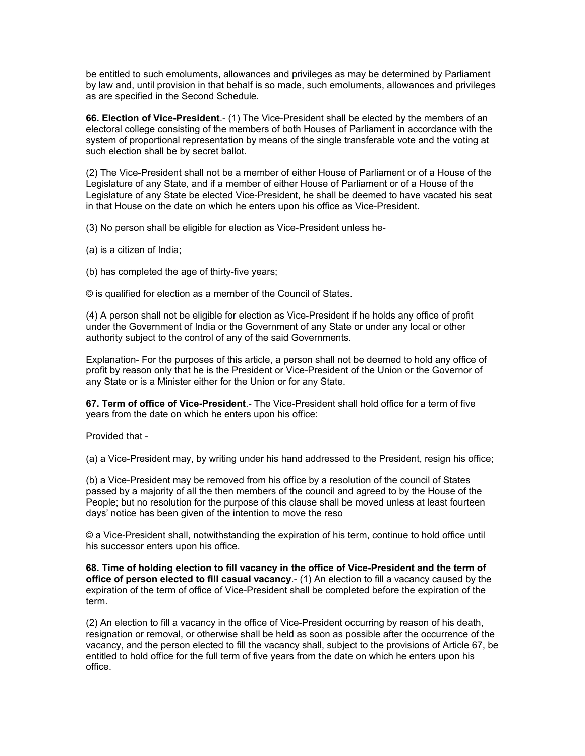be entitled to such emoluments, allowances and privileges as may be determined by Parliament by law and, until provision in that behalf is so made, such emoluments, allowances and privileges as are specified in the Second Schedule.

**66. Election of Vice-President**.- (1) The Vice-President shall be elected by the members of an electoral college consisting of the members of both Houses of Parliament in accordance with the system of proportional representation by means of the single transferable vote and the voting at such election shall be by secret ballot.

(2) The Vice-President shall not be a member of either House of Parliament or of a House of the Legislature of any State, and if a member of either House of Parliament or of a House of the Legislature of any State be elected Vice-President, he shall be deemed to have vacated his seat in that House on the date on which he enters upon his office as Vice-President.

(3) No person shall be eligible for election as Vice-President unless he-

(a) is a citizen of India;

(b) has completed the age of thirty-five years;

© is qualified for election as a member of the Council of States.

(4) A person shall not be eligible for election as Vice-President if he holds any office of profit under the Government of India or the Government of any State or under any local or other authority subject to the control of any of the said Governments.

Explanation- For the purposes of this article, a person shall not be deemed to hold any office of profit by reason only that he is the President or Vice-President of the Union or the Governor of any State or is a Minister either for the Union or for any State.

**67. Term of office of Vice-President**.- The Vice-President shall hold office for a term of five years from the date on which he enters upon his office:

Provided that -

(a) a Vice-President may, by writing under his hand addressed to the President, resign his office;

(b) a Vice-President may be removed from his office by a resolution of the council of States passed by a majority of all the then members of the council and agreed to by the House of the People; but no resolution for the purpose of this clause shall be moved unless at least fourteen days' notice has been given of the intention to move the reso

© a Vice-President shall, notwithstanding the expiration of his term, continue to hold office until his successor enters upon his office.

**68. Time of holding election to fill vacancy in the office of Vice-President and the term of office of person elected to fill casual vacancy**.- (1) An election to fill a vacancy caused by the expiration of the term of office of Vice-President shall be completed before the expiration of the term.

(2) An election to fill a vacancy in the office of Vice-President occurring by reason of his death, resignation or removal, or otherwise shall be held as soon as possible after the occurrence of the vacancy, and the person elected to fill the vacancy shall, subject to the provisions of Article 67, be entitled to hold office for the full term of five years from the date on which he enters upon his office.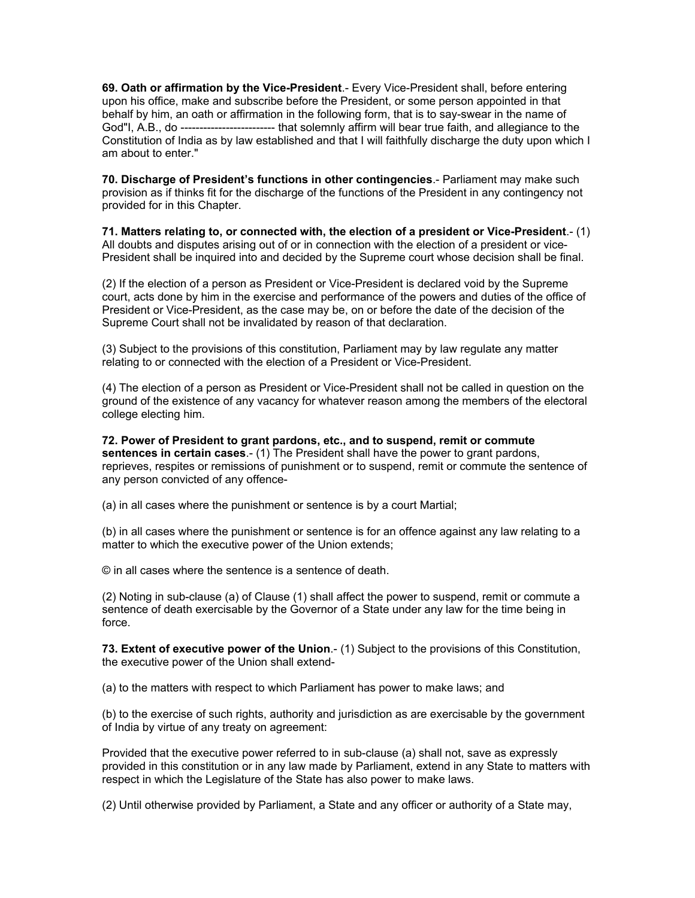**69. Oath or affirmation by the Vice-President**.- Every Vice-President shall, before entering upon his office, make and subscribe before the President, or some person appointed in that behalf by him, an oath or affirmation in the following form, that is to say-swear in the name of God"I, A.B., do ------------------------ that solemnly affirm will bear true faith, and allegiance to the Constitution of India as by law established and that I will faithfully discharge the duty upon which I am about to enter."

**70. Discharge of President's functions in other contingencies**.- Parliament may make such provision as if thinks fit for the discharge of the functions of the President in any contingency not provided for in this Chapter.

**71. Matters relating to, or connected with, the election of a president or Vice-President**.- (1) All doubts and disputes arising out of or in connection with the election of a president or vice-President shall be inquired into and decided by the Supreme court whose decision shall be final.

(2) If the election of a person as President or Vice-President is declared void by the Supreme court, acts done by him in the exercise and performance of the powers and duties of the office of President or Vice-President, as the case may be, on or before the date of the decision of the Supreme Court shall not be invalidated by reason of that declaration.

(3) Subject to the provisions of this constitution, Parliament may by law regulate any matter relating to or connected with the election of a President or Vice-President.

(4) The election of a person as President or Vice-President shall not be called in question on the ground of the existence of any vacancy for whatever reason among the members of the electoral college electing him.

**72. Power of President to grant pardons, etc., and to suspend, remit or commute sentences in certain cases**.- (1) The President shall have the power to grant pardons, reprieves, respites or remissions of punishment or to suspend, remit or commute the sentence of any person convicted of any offence-

(a) in all cases where the punishment or sentence is by a court Martial;

(b) in all cases where the punishment or sentence is for an offence against any law relating to a matter to which the executive power of the Union extends;

© in all cases where the sentence is a sentence of death.

(2) Noting in sub-clause (a) of Clause (1) shall affect the power to suspend, remit or commute a sentence of death exercisable by the Governor of a State under any law for the time being in force.

**73. Extent of executive power of the Union**.- (1) Subject to the provisions of this Constitution, the executive power of the Union shall extend-

(a) to the matters with respect to which Parliament has power to make laws; and

(b) to the exercise of such rights, authority and jurisdiction as are exercisable by the government of India by virtue of any treaty on agreement:

Provided that the executive power referred to in sub-clause (a) shall not, save as expressly provided in this constitution or in any law made by Parliament, extend in any State to matters with respect in which the Legislature of the State has also power to make laws.

(2) Until otherwise provided by Parliament, a State and any officer or authority of a State may,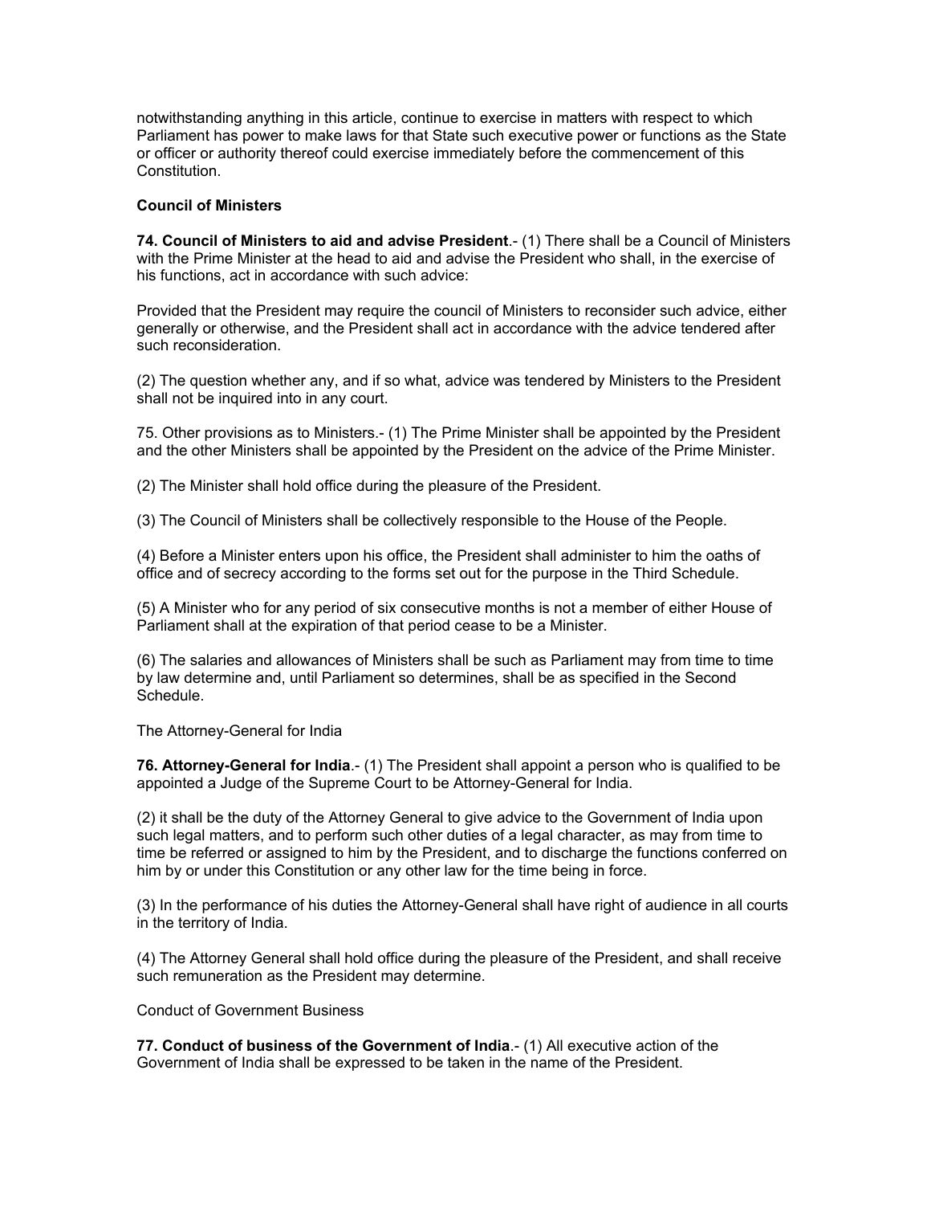notwithstanding anything in this article, continue to exercise in matters with respect to which Parliament has power to make laws for that State such executive power or functions as the State or officer or authority thereof could exercise immediately before the commencement of this Constitution.

**Council of Ministers**

**74. Council of Ministers to aid and advise President**.- (1) There shall be a Council of Ministers with the Prime Minister at the head to aid and advise the President who shall, in the exercise of his functions, act in accordance with such advice:

Provided that the President may require the council of Ministers to reconsider such advice, either generally or otherwise, and the President shall act in accordance with the advice tendered after such reconsideration.

(2) The question whether any, and if so what, advice was tendered by Ministers to the President shall not be inquired into in any court.

75. Other provisions as to Ministers.- (1) The Prime Minister shall be appointed by the President and the other Ministers shall be appointed by the President on the advice of the Prime Minister.

(2) The Minister shall hold office during the pleasure of the President.

(3) The Council of Ministers shall be collectively responsible to the House of the People.

(4) Before a Minister enters upon his office, the President shall administer to him the oaths of office and of secrecy according to the forms set out for the purpose in the Third Schedule.

(5) A Minister who for any period of six consecutive months is not a member of either House of Parliament shall at the expiration of that period cease to be a Minister.

(6) The salaries and allowances of Ministers shall be such as Parliament may from time to time by law determine and, until Parliament so determines, shall be as specified in the Second Schedule.

The Attorney-General for India

**76. Attorney-General for India**.- (1) The President shall appoint a person who is qualified to be appointed a Judge of the Supreme Court to be Attorney-General for India.

(2) it shall be the duty of the Attorney General to give advice to the Government of India upon such legal matters, and to perform such other duties of a legal character, as may from time to time be referred or assigned to him by the President, and to discharge the functions conferred on him by or under this Constitution or any other law for the time being in force.

(3) In the performance of his duties the Attorney-General shall have right of audience in all courts in the territory of India.

(4) The Attorney General shall hold office during the pleasure of the President, and shall receive such remuneration as the President may determine.

Conduct of Government Business

**77. Conduct of business of the Government of India**.- (1) All executive action of the Government of India shall be expressed to be taken in the name of the President.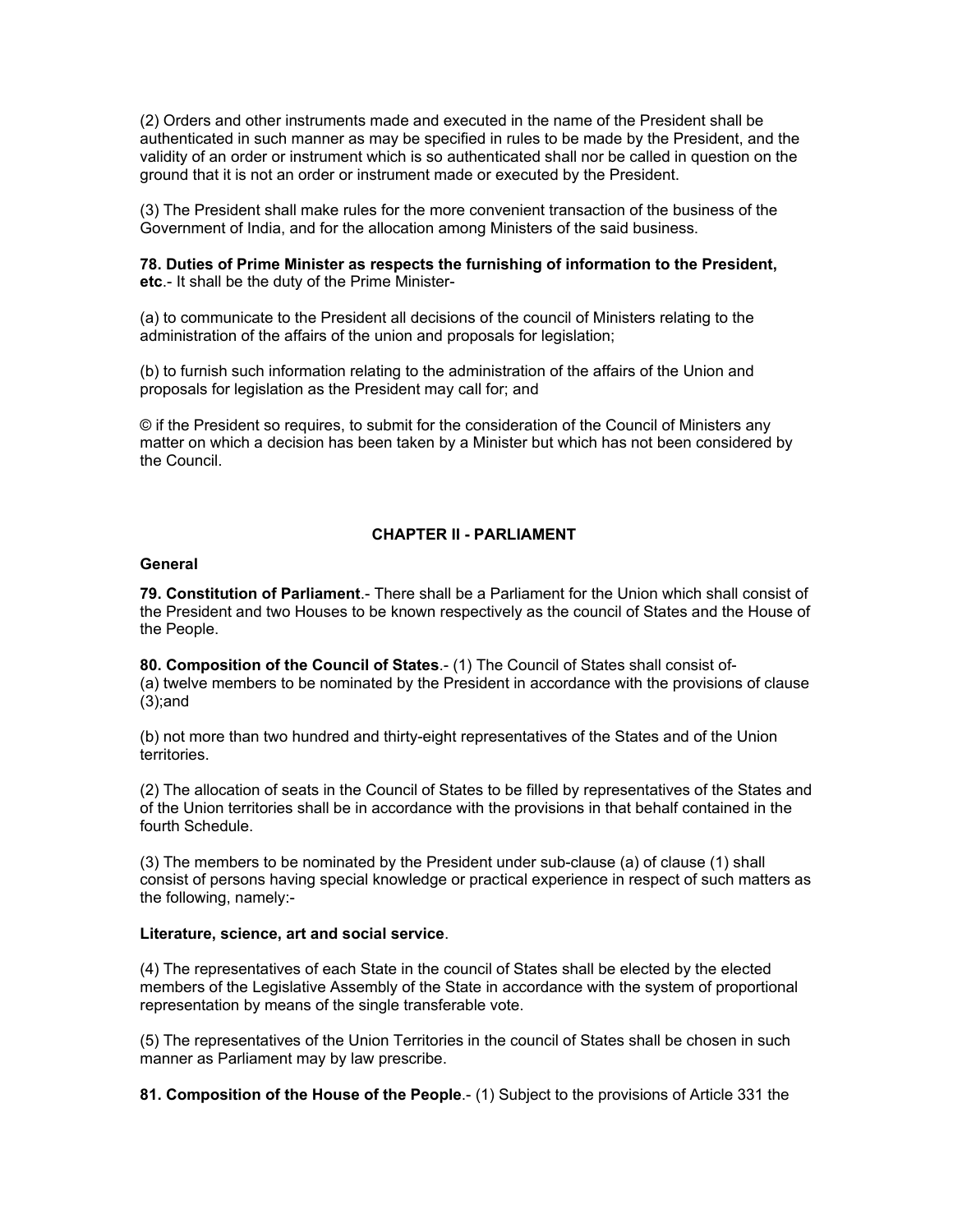(2) Orders and other instruments made and executed in the name of the President shall be authenticated in such manner as may be specified in rules to be made by the President, and the validity of an order or instrument which is so authenticated shall nor be called in question on the ground that it is not an order or instrument made or executed by the President.

(3) The President shall make rules for the more convenient transaction of the business of the Government of India, and for the allocation among Ministers of the said business.

**78. Duties of Prime Minister as respects the furnishing of information to the President, etc**.- It shall be the duty of the Prime Minister-

(a) to communicate to the President all decisions of the council of Ministers relating to the administration of the affairs of the union and proposals for legislation;

(b) to furnish such information relating to the administration of the affairs of the Union and proposals for legislation as the President may call for; and

© if the President so requires, to submit for the consideration of the Council of Ministers any matter on which a decision has been taken by a Minister but which has not been considered by the Council.

## CHAPTER II - PARLIAMENT

**General**

**79. Constitution of Parliament**.- There shall be a Parliament for the Union which shall consist of the President and two Houses to be known respectively as the council of States and the House of the People.

**80. Composition of the Council of States**.- (1) The Council of States shall consist of-
(a) twelve members to be nominated by the President in accordance with the provisions of clause (3);and

(b) not more than two hundred and thirty-eight representatives of the States and of the Union territories.

(2) The allocation of seats in the Council of States to be filled by representatives of the States and of the Union territories shall be in accordance with the provisions in that behalf contained in the fourth Schedule.

(3) The members to be nominated by the President under sub-clause (a) of clause (1) shall consist of persons having special knowledge or practical experience in respect of such matters as the following, namely:-

**Literature, science, art and social service**.

(4) The representatives of each State in the council of States shall be elected by the elected members of the Legislative Assembly of the State in accordance with the system of proportional representation by means of the single transferable vote.

(5) The representatives of the Union Territories in the council of States shall be chosen in such manner as Parliament may by law prescribe.

**81. Composition of the House of the People**.- (1) Subject to the provisions of Article 331 the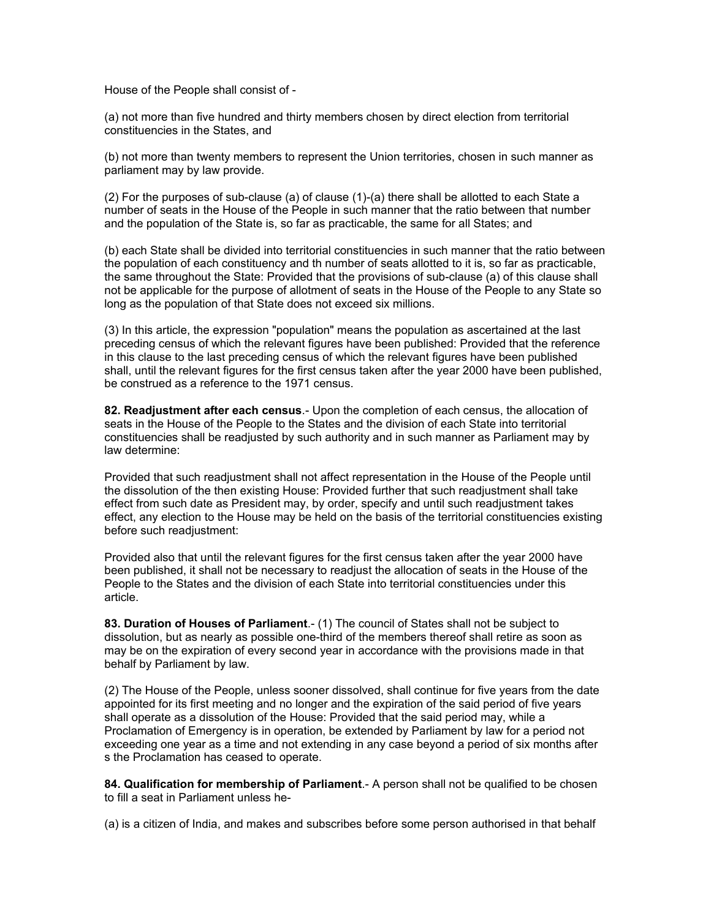House of the People shall consist of -

(a) not more than five hundred and thirty members chosen by direct election from territorial constituencies in the States, and

(b) not more than twenty members to represent the Union territories, chosen in such manner as parliament may by law provide.

(2) For the purposes of sub-clause (a) of clause (1)-(a) there shall be allotted to each State a number of seats in the House of the People in such manner that the ratio between that number and the population of the State is, so far as practicable, the same for all States; and

(b) each State shall be divided into territorial constituencies in such manner that the ratio between the population of each constituency and th number of seats allotted to it is, so far as practicable, the same throughout the State: Provided that the provisions of sub-clause (a) of this clause shall not be applicable for the purpose of allotment of seats in the House of the People to any State so long as the population of that State does not exceed six millions.

(3) In this article, the expression "population" means the population as ascertained at the last preceding census of which the relevant figures have been published: Provided that the reference in this clause to the last preceding census of which the relevant figures have been published shall, until the relevant figures for the first census taken after the year 2000 have been published, be construed as a reference to the 1971 census.

**82. Readjustment after each census**.- Upon the completion of each census, the allocation of seats in the House of the People to the States and the division of each State into territorial constituencies shall be readjusted by such authority and in such manner as Parliament may by law determine:

Provided that such readjustment shall not affect representation in the House of the People until the dissolution of the then existing House: Provided further that such readjustment shall take effect from such date as President may, by order, specify and until such readjustment takes effect, any election to the House may be held on the basis of the territorial constituencies existing before such readjustment:

Provided also that until the relevant figures for the first census taken after the year 2000 have been published, it shall not be necessary to readjust the allocation of seats in the House of the People to the States and the division of each State into territorial constituencies under this article.

**83. Duration of Houses of Parliament**.- (1) The council of States shall not be subject to dissolution, but as nearly as possible one-third of the members thereof shall retire as soon as may be on the expiration of every second year in accordance with the provisions made in that behalf by Parliament by law.

(2) The House of the People, unless sooner dissolved, shall continue for five years from the date appointed for its first meeting and no longer and the expiration of the said period of five years shall operate as a dissolution of the House: Provided that the said period may, while a Proclamation of Emergency is in operation, be extended by Parliament by law for a period not exceeding one year as a time and not extending in any case beyond a period of six months after s the Proclamation has ceased to operate.

**84. Qualification for membership of Parliament**.- A person shall not be qualified to be chosen to fill a seat in Parliament unless he-

(a) is a citizen of India, and makes and subscribes before some person authorised in that behalf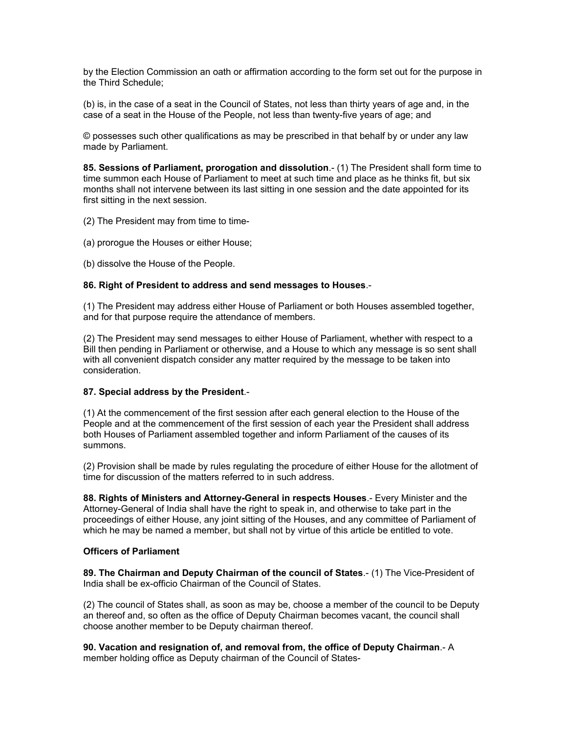by the Election Commission an oath or affirmation according to the form set out for the purpose in the Third Schedule;

(b) is, in the case of a seat in the Council of States, not less than thirty years of age and, in the case of a seat in the House of the People, not less than twenty-five years of age; and

© possesses such other qualifications as may be prescribed in that behalf by or under any law made by Parliament.

**85. Sessions of Parliament, prorogation and dissolution**.- (1) The President shall form time to time summon each House of Parliament to meet at such time and place as he thinks fit, but six months shall not intervene between its last sitting in one session and the date appointed for its first sitting in the next session.

(2) The President may from time to time-

(a) prorogue the Houses or either House;

(b) dissolve the House of the People.

**86. Right of President to address and send messages to Houses**.-

(1) The President may address either House of Parliament or both Houses assembled together, and for that purpose require the attendance of members.

(2) The President may send messages to either House of Parliament, whether with respect to a Bill then pending in Parliament or otherwise, and a House to which any message is so sent shall with all convenient dispatch consider any matter required by the message to be taken into consideration.

**87. Special address by the President**.-

(1) At the commencement of the first session after each general election to the House of the People and at the commencement of the first session of each year the President shall address both Houses of Parliament assembled together and inform Parliament of the causes of its summons.

(2) Provision shall be made by rules regulating the procedure of either House for the allotment of time for discussion of the matters referred to in such address.

**88. Rights of Ministers and Attorney-General in respects Houses**.- Every Minister and the Attorney-General of India shall have the right to speak in, and otherwise to take part in the proceedings of either House, any joint sitting of the Houses, and any committee of Parliament of which he may be named a member, but shall not by virtue of this article be entitled to vote.

**Officers of Parliament**

**89. The Chairman and Deputy Chairman of the council of States**.- (1) The Vice-President of India shall be ex-officio Chairman of the Council of States.

(2) The council of States shall, as soon as may be, choose a member of the council to be Deputy an thereof and, so often as the office of Deputy Chairman becomes vacant, the council shall choose another member to be Deputy chairman thereof.

**90. Vacation and resignation of, and removal from, the office of Deputy Chairman**.- A member holding office as Deputy chairman of the Council of States-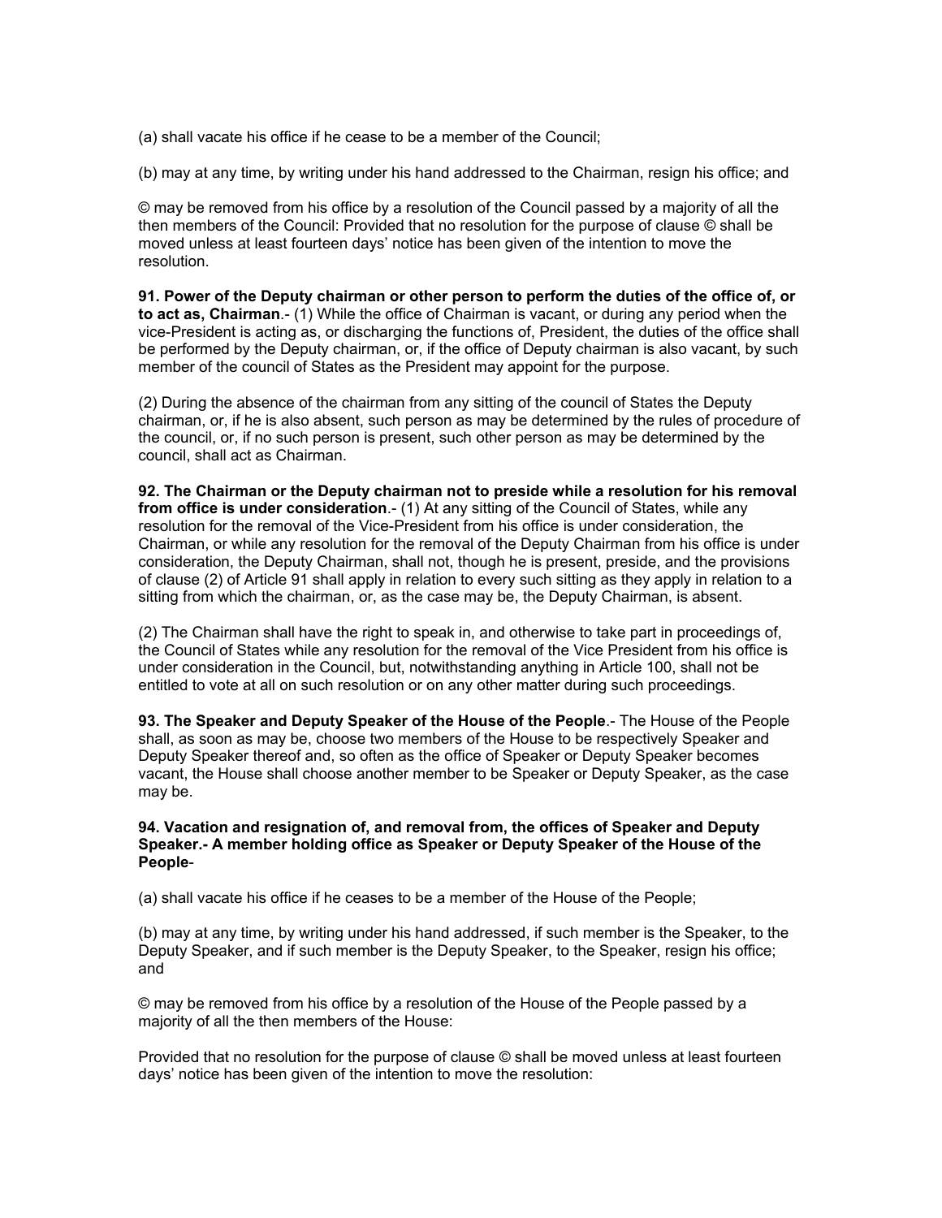(a) shall vacate his office if he cease to be a member of the Council;

(b) may at any time, by writing under his hand addressed to the Chairman, resign his office; and

© may be removed from his office by a resolution of the Council passed by a majority of all the then members of the Council: Provided that no resolution for the purpose of clause © shall be moved unless at least fourteen days' notice has been given of the intention to move the resolution.

**91. Power of the Deputy chairman or other person to perform the duties of the office of, or to act as, Chairman**.- (1) While the office of Chairman is vacant, or during any period when the vice-President is acting as, or discharging the functions of, President, the duties of the office shall be performed by the Deputy chairman, or, if the office of Deputy chairman is also vacant, by such member of the council of States as the President may appoint for the purpose.

(2) During the absence of the chairman from any sitting of the council of States the Deputy chairman, or, if he is also absent, such person as may be determined by the rules of procedure of the council, or, if no such person is present, such other person as may be determined by the council, shall act as Chairman.

**92. The Chairman or the Deputy chairman not to preside while a resolution for his removal from office is under consideration**.- (1) At any sitting of the Council of States, while any resolution for the removal of the Vice-President from his office is under consideration, the Chairman, or while any resolution for the removal of the Deputy Chairman from his office is under consideration, the Deputy Chairman, shall not, though he is present, preside, and the provisions of clause (2) of Article 91 shall apply in relation to every such sitting as they apply in relation to a sitting from which the chairman, or, as the case may be, the Deputy Chairman, is absent.

(2) The Chairman shall have the right to speak in, and otherwise to take part in proceedings of, the Council of States while any resolution for the removal of the Vice President from his office is under consideration in the Council, but, notwithstanding anything in Article 100, shall not be entitled to vote at all on such resolution or on any other matter during such proceedings.

**93. The Speaker and Deputy Speaker of the House of the People**.- The House of the People shall, as soon as may be, choose two members of the House to be respectively Speaker and Deputy Speaker thereof and, so often as the office of Speaker or Deputy Speaker becomes vacant, the House shall choose another member to be Speaker or Deputy Speaker, as the case may be.

**94. Vacation and resignation of, and removal from, the offices of Speaker and Deputy Speaker.- A member holding office as Speaker or Deputy Speaker of the House of the People**-

(a) shall vacate his office if he ceases to be a member of the House of the People;

(b) may at any time, by writing under his hand addressed, if such member is the Speaker, to the Deputy Speaker, and if such member is the Deputy Speaker, to the Speaker, resign his office; and

© may be removed from his office by a resolution of the House of the People passed by a majority of all the then members of the House:

Provided that no resolution for the purpose of clause © shall be moved unless at least fourteen days' notice has been given of the intention to move the resolution: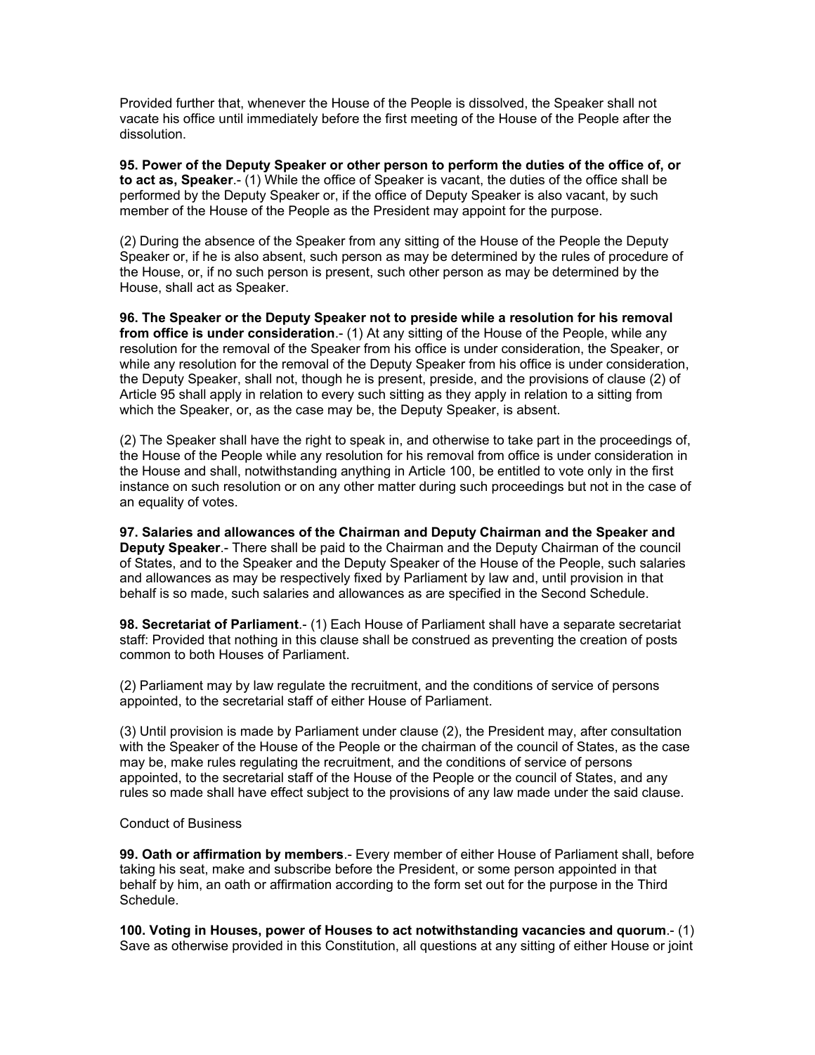Provided further that, whenever the House of the People is dissolved, the Speaker shall not vacate his office until immediately before the first meeting of the House of the People after the dissolution.

**95. Power of the Deputy Speaker or other person to perform the duties of the office of, or to act as, Speaker**.- (1) While the office of Speaker is vacant, the duties of the office shall be performed by the Deputy Speaker or, if the office of Deputy Speaker is also vacant, by such member of the House of the People as the President may appoint for the purpose.

(2) During the absence of the Speaker from any sitting of the House of the People the Deputy Speaker or, if he is also absent, such person as may be determined by the rules of procedure of the House, or, if no such person is present, such other person as may be determined by the House, shall act as Speaker.

**96. The Speaker or the Deputy Speaker not to preside while a resolution for his removal from office is under consideration**.- (1) At any sitting of the House of the People, while any resolution for the removal of the Speaker from his office is under consideration, the Speaker, or while any resolution for the removal of the Deputy Speaker from his office is under consideration, the Deputy Speaker, shall not, though he is present, preside, and the provisions of clause (2) of Article 95 shall apply in relation to every such sitting as they apply in relation to a sitting from which the Speaker, or, as the case may be, the Deputy Speaker, is absent.

(2) The Speaker shall have the right to speak in, and otherwise to take part in the proceedings of, the House of the People while any resolution for his removal from office is under consideration in the House and shall, notwithstanding anything in Article 100, be entitled to vote only in the first instance on such resolution or on any other matter during such proceedings but not in the case of an equality of votes.

**97. Salaries and allowances of the Chairman and Deputy Chairman and the Speaker and Deputy Speaker**.- There shall be paid to the Chairman and the Deputy Chairman of the council of States, and to the Speaker and the Deputy Speaker of the House of the People, such salaries and allowances as may be respectively fixed by Parliament by law and, until provision in that behalf is so made, such salaries and allowances as are specified in the Second Schedule.

**98. Secretariat of Parliament**.- (1) Each House of Parliament shall have a separate secretariat staff: Provided that nothing in this clause shall be construed as preventing the creation of posts common to both Houses of Parliament.

(2) Parliament may by law regulate the recruitment, and the conditions of service of persons appointed, to the secretarial staff of either House of Parliament.

(3) Until provision is made by Parliament under clause (2), the President may, after consultation with the Speaker of the House of the People or the chairman of the council of States, as the case may be, make rules regulating the recruitment, and the conditions of service of persons appointed, to the secretarial staff of the House of the People or the council of States, and any rules so made shall have effect subject to the provisions of any law made under the said clause.

Conduct of Business

**99. Oath or affirmation by members**.- Every member of either House of Parliament shall, before taking his seat, make and subscribe before the President, or some person appointed in that behalf by him, an oath or affirmation according to the form set out for the purpose in the Third Schedule.

**100. Voting in Houses, power of Houses to act notwithstanding vacancies and quorum**.- (1) Save as otherwise provided in this Constitution, all questions at any sitting of either House or joint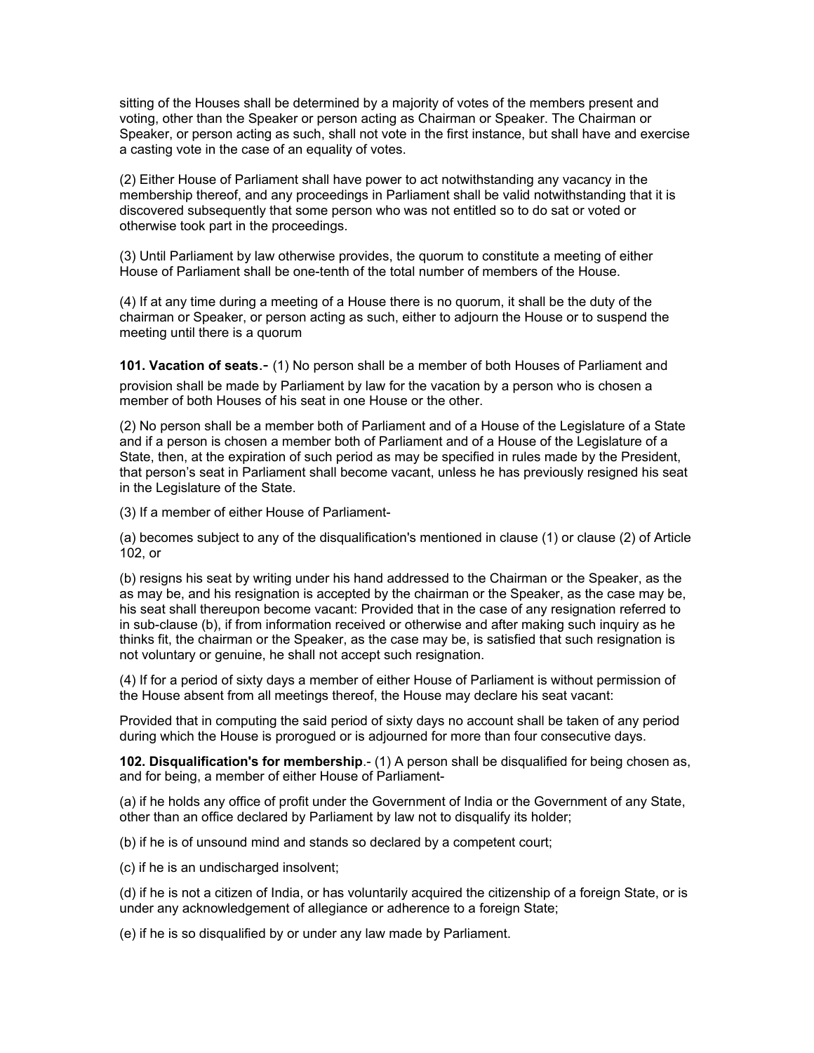sitting of the Houses shall be determined by a majority of votes of the members present and voting, other than the Speaker or person acting as Chairman or Speaker. The Chairman or Speaker, or person acting as such, shall not vote in the first instance, but shall have and exercise a casting vote in the case of an equality of votes.

(2) Either House of Parliament shall have power to act notwithstanding any vacancy in the membership thereof, and any proceedings in Parliament shall be valid notwithstanding that it is discovered subsequently that some person who was not entitled so to do sat or voted or otherwise took part in the proceedings.

(3) Until Parliament by law otherwise provides, the quorum to constitute a meeting of either House of Parliament shall be one-tenth of the total number of members of the House.

(4) If at any time during a meeting of a House there is no quorum, it shall be the duty of the chairman or Speaker, or person acting as such, either to adjourn the House or to suspend the meeting until there is a quorum

**101. Vacation of seats**.- (1) No person shall be a member of both Houses of Parliament and provision shall be made by Parliament by law for the vacation by a person who is chosen a member of both Houses of his seat in one House or the other.

(2) No person shall be a member both of Parliament and of a House of the Legislature of a State and if a person is chosen a member both of Parliament and of a House of the Legislature of a State, then, at the expiration of such period as may be specified in rules made by the President, that person's seat in Parliament shall become vacant, unless he has previously resigned his seat in the Legislature of the State.

(3) If a member of either House of Parliament-

(a) becomes subject to any of the disqualification's mentioned in clause (1) or clause (2) of Article 102, or

(b) resigns his seat by writing under his hand addressed to the Chairman or the Speaker, as the as may be, and his resignation is accepted by the chairman or the Speaker, as the case may be, his seat shall thereupon become vacant: Provided that in the case of any resignation referred to in sub-clause (b), if from information received or otherwise and after making such inquiry as he thinks fit, the chairman or the Speaker, as the case may be, is satisfied that such resignation is not voluntary or genuine, he shall not accept such resignation.

(4) If for a period of sixty days a member of either House of Parliament is without permission of the House absent from all meetings thereof, the House may declare his seat vacant:

Provided that in computing the said period of sixty days no account shall be taken of any period during which the House is prorogued or is adjourned for more than four consecutive days.

**102. Disqualification's for membership**.- (1) A person shall be disqualified for being chosen as, and for being, a member of either House of Parliament-

(a) if he holds any office of profit under the Government of India or the Government of any State, other than an office declared by Parliament by law not to disqualify its holder;

(b) if he is of unsound mind and stands so declared by a competent court;

(c) if he is an undischarged insolvent;

(d) if he is not a citizen of India, or has voluntarily acquired the citizenship of a foreign State, or is under any acknowledgement of allegiance or adherence to a foreign State;

(e) if he is so disqualified by or under any law made by Parliament.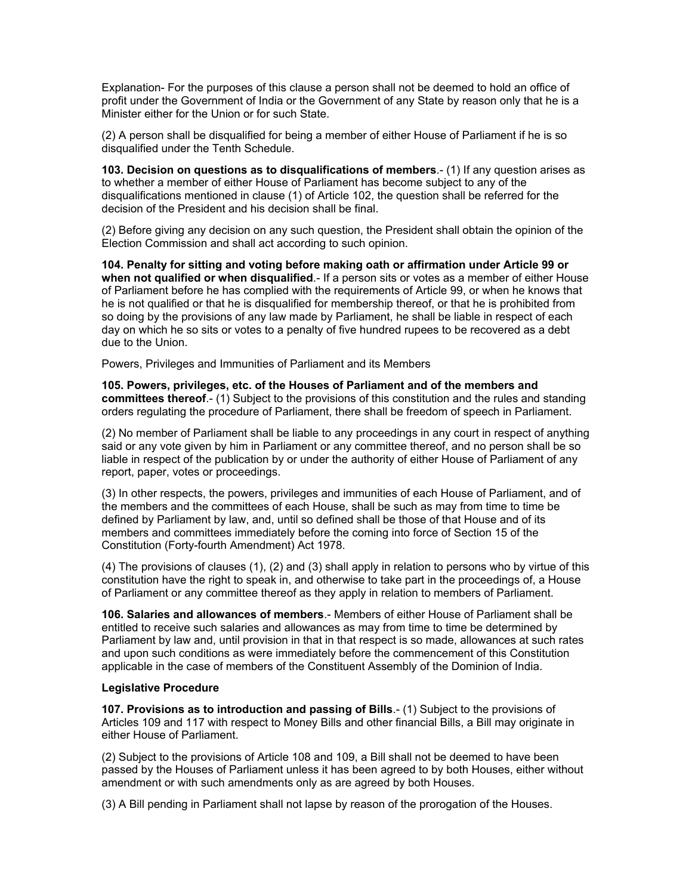Explanation- For the purposes of this clause a person shall not be deemed to hold an office of profit under the Government of India or the Government of any State by reason only that he is a Minister either for the Union or for such State.

(2) A person shall be disqualified for being a member of either House of Parliament if he is so disqualified under the Tenth Schedule.

**103. Decision on questions as to disqualifications of members**.- (1) If any question arises as to whether a member of either House of Parliament has become subject to any of the disqualifications mentioned in clause (1) of Article 102, the question shall be referred for the decision of the President and his decision shall be final.

(2) Before giving any decision on any such question, the President shall obtain the opinion of the Election Commission and shall act according to such opinion.

**104. Penalty for sitting and voting before making oath or affirmation under Article 99 or when not qualified or when disqualified**.- If a person sits or votes as a member of either House of Parliament before he has complied with the requirements of Article 99, or when he knows that he is not qualified or that he is disqualified for membership thereof, or that he is prohibited from so doing by the provisions of any law made by Parliament, he shall be liable in respect of each day on which he so sits or votes to a penalty of five hundred rupees to be recovered as a debt due to the Union.

Powers, Privileges and Immunities of Parliament and its Members

**105. Powers, privileges, etc. of the Houses of Parliament and of the members and committees thereof**.- (1) Subject to the provisions of this constitution and the rules and standing orders regulating the procedure of Parliament, there shall be freedom of speech in Parliament.

(2) No member of Parliament shall be liable to any proceedings in any court in respect of anything said or any vote given by him in Parliament or any committee thereof, and no person shall be so liable in respect of the publication by or under the authority of either House of Parliament of any report, paper, votes or proceedings.

(3) In other respects, the powers, privileges and immunities of each House of Parliament, and of the members and the committees of each House, shall be such as may from time to time be defined by Parliament by law, and, until so defined shall be those of that House and of its members and committees immediately before the coming into force of Section 15 of the Constitution (Forty-fourth Amendment) Act 1978.

(4) The provisions of clauses (1), (2) and (3) shall apply in relation to persons who by virtue of this constitution have the right to speak in, and otherwise to take part in the proceedings of, a House of Parliament or any committee thereof as they apply in relation to members of Parliament.

**106. Salaries and allowances of members**.- Members of either House of Parliament shall be entitled to receive such salaries and allowances as may from time to time be determined by Parliament by law and, until provision in that in that respect is so made, allowances at such rates and upon such conditions as were immediately before the commencement of this Constitution applicable in the case of members of the Constituent Assembly of the Dominion of India.

**Legislative Procedure**

**107. Provisions as to introduction and passing of Bills**.- (1) Subject to the provisions of Articles 109 and 117 with respect to Money Bills and other financial Bills, a Bill may originate in either House of Parliament.

(2) Subject to the provisions of Article 108 and 109, a Bill shall not be deemed to have been passed by the Houses of Parliament unless it has been agreed to by both Houses, either without amendment or with such amendments only as are agreed by both Houses.

(3) A Bill pending in Parliament shall not lapse by reason of the prorogation of the Houses.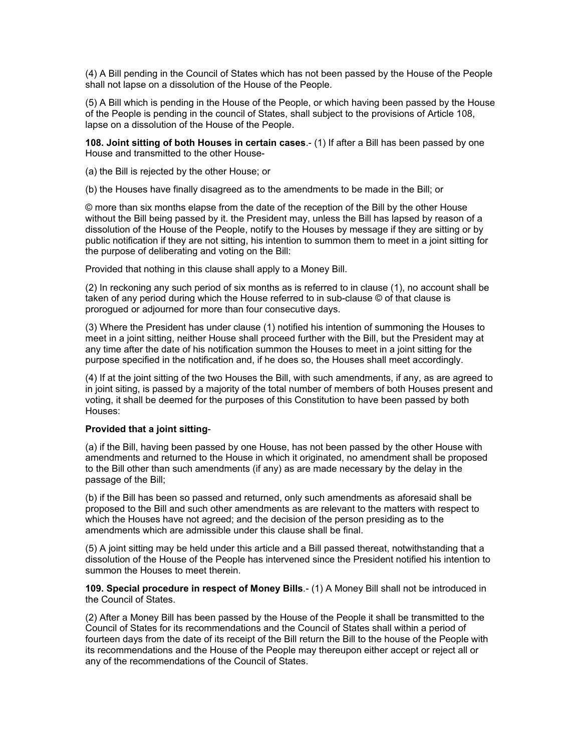(4) A Bill pending in the Council of States which has not been passed by the House of the People shall not lapse on a dissolution of the House of the People.

(5) A Bill which is pending in the House of the People, or which having been passed by the House of the People is pending in the council of States, shall subject to the provisions of Article 108, lapse on a dissolution of the House of the People.

**108. Joint sitting of both Houses in certain cases**.- (1) If after a Bill has been passed by one House and transmitted to the other House-

(a) the Bill is rejected by the other House; or

(b) the Houses have finally disagreed as to the amendments to be made in the Bill; or

© more than six months elapse from the date of the reception of the Bill by the other House without the Bill being passed by it. the President may, unless the Bill has lapsed by reason of a dissolution of the House of the People, notify to the Houses by message if they are sitting or by public notification if they are not sitting, his intention to summon them to meet in a joint sitting for the purpose of deliberating and voting on the Bill:

Provided that nothing in this clause shall apply to a Money Bill.

(2) In reckoning any such period of six months as is referred to in clause (1), no account shall be taken of any period during which the House referred to in sub-clause © of that clause is prorogued or adjourned for more than four consecutive days.

(3) Where the President has under clause (1) notified his intention of summoning the Houses to meet in a joint sitting, neither House shall proceed further with the Bill, but the President may at any time after the date of his notification summon the Houses to meet in a joint sitting for the purpose specified in the notification and, if he does so, the Houses shall meet accordingly.

(4) If at the joint sitting of the two Houses the Bill, with such amendments, if any, as are agreed to in joint siting, is passed by a majority of the total number of members of both Houses present and voting, it shall be deemed for the purposes of this Constitution to have been passed by both Houses:

**Provided that a joint sitting**-

(a) if the Bill, having been passed by one House, has not been passed by the other House with amendments and returned to the House in which it originated, no amendment shall be proposed to the Bill other than such amendments (if any) as are made necessary by the delay in the passage of the Bill;

(b) if the Bill has been so passed and returned, only such amendments as aforesaid shall be proposed to the Bill and such other amendments as are relevant to the matters with respect to which the Houses have not agreed; and the decision of the person presiding as to the amendments which are admissible under this clause shall be final.

(5) A joint sitting may be held under this article and a Bill passed thereat, notwithstanding that a dissolution of the House of the People has intervened since the President notified his intention to summon the Houses to meet therein.

**109. Special procedure in respect of Money Bills**.- (1) A Money Bill shall not be introduced in the Council of States.

(2) After a Money Bill has been passed by the House of the People it shall be transmitted to the Council of States for its recommendations and the Council of States shall within a period of fourteen days from the date of its receipt of the Bill return the Bill to the house of the People with its recommendations and the House of the People may thereupon either accept or reject all or any of the recommendations of the Council of States.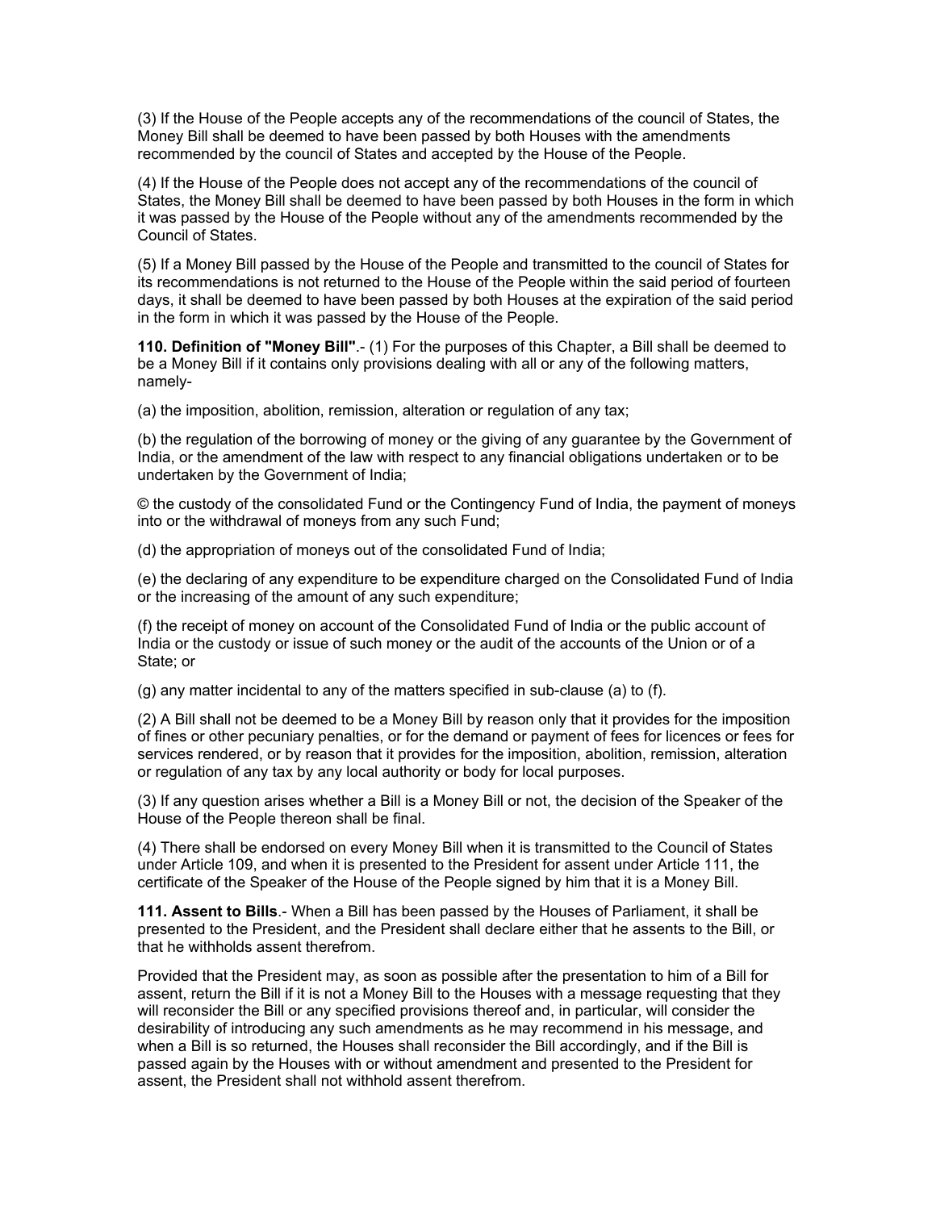(3) If the House of the People accepts any of the recommendations of the council of States, the Money Bill shall be deemed to have been passed by both Houses with the amendments recommended by the council of States and accepted by the House of the People.

(4) If the House of the People does not accept any of the recommendations of the council of States, the Money Bill shall be deemed to have been passed by both Houses in the form in which it was passed by the House of the People without any of the amendments recommended by the Council of States.

(5) If a Money Bill passed by the House of the People and transmitted to the council of States for its recommendations is not returned to the House of the People within the said period of fourteen days, it shall be deemed to have been passed by both Houses at the expiration of the said period in the form in which it was passed by the House of the People.

**110. Definition of "Money Bill"**.- (1) For the purposes of this Chapter, a Bill shall be deemed to be a Money Bill if it contains only provisions dealing with all or any of the following matters, namely-

(a) the imposition, abolition, remission, alteration or regulation of any tax;

(b) the regulation of the borrowing of money or the giving of any guarantee by the Government of India, or the amendment of the law with respect to any financial obligations undertaken or to be undertaken by the Government of India;

© the custody of the consolidated Fund or the Contingency Fund of India, the payment of moneys into or the withdrawal of moneys from any such Fund;

(d) the appropriation of moneys out of the consolidated Fund of India;

(e) the declaring of any expenditure to be expenditure charged on the Consolidated Fund of India or the increasing of the amount of any such expenditure;

(f) the receipt of money on account of the Consolidated Fund of India or the public account of India or the custody or issue of such money or the audit of the accounts of the Union or of a State; or

(g) any matter incidental to any of the matters specified in sub-clause (a) to (f).

(2) A Bill shall not be deemed to be a Money Bill by reason only that it provides for the imposition of fines or other pecuniary penalties, or for the demand or payment of fees for licences or fees for services rendered, or by reason that it provides for the imposition, abolition, remission, alteration or regulation of any tax by any local authority or body for local purposes.

(3) If any question arises whether a Bill is a Money Bill or not, the decision of the Speaker of the House of the People thereon shall be final.

(4) There shall be endorsed on every Money Bill when it is transmitted to the Council of States under Article 109, and when it is presented to the President for assent under Article 111, the certificate of the Speaker of the House of the People signed by him that it is a Money Bill.

**111. Assent to Bills**.- When a Bill has been passed by the Houses of Parliament, it shall be presented to the President, and the President shall declare either that he assents to the Bill, or that he withholds assent therefrom.

Provided that the President may, as soon as possible after the presentation to him of a Bill for assent, return the Bill if it is not a Money Bill to the Houses with a message requesting that they will reconsider the Bill or any specified provisions thereof and, in particular, will consider the desirability of introducing any such amendments as he may recommend in his message, and when a Bill is so returned, the Houses shall reconsider the Bill accordingly, and if the Bill is passed again by the Houses with or without amendment and presented to the President for assent, the President shall not withhold assent therefrom.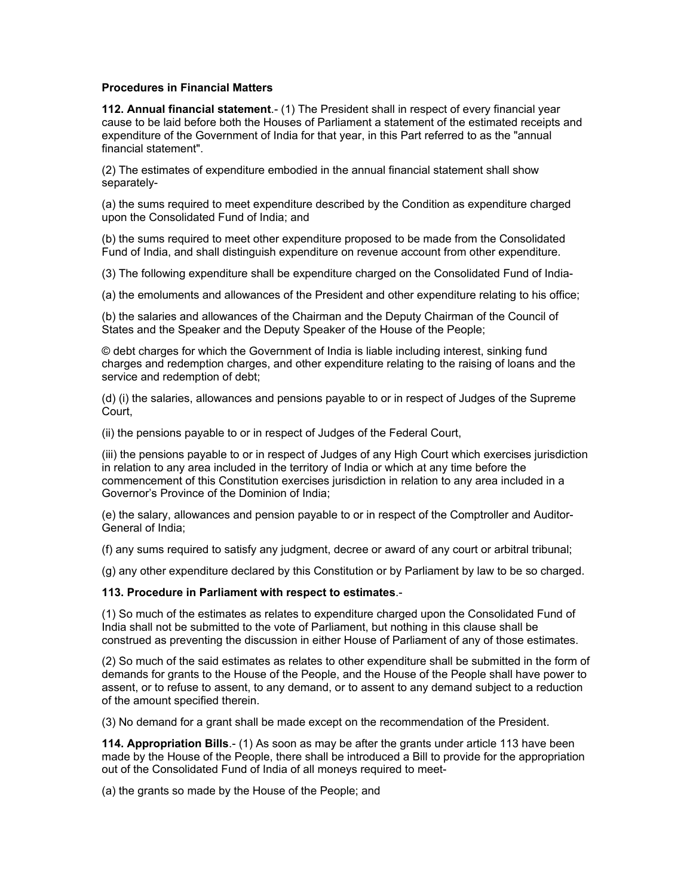**Procedures in Financial Matters**

**112. Annual financial statement**.- (1) The President shall in respect of every financial year cause to be laid before both the Houses of Parliament a statement of the estimated receipts and expenditure of the Government of India for that year, in this Part referred to as the "annual financial statement".

(2) The estimates of expenditure embodied in the annual financial statement shall show separately-

(a) the sums required to meet expenditure described by the Condition as expenditure charged upon the Consolidated Fund of India; and

(b) the sums required to meet other expenditure proposed to be made from the Consolidated Fund of India, and shall distinguish expenditure on revenue account from other expenditure.

(3) The following expenditure shall be expenditure charged on the Consolidated Fund of India-

(a) the emoluments and allowances of the President and other expenditure relating to his office;

(b) the salaries and allowances of the Chairman and the Deputy Chairman of the Council of States and the Speaker and the Deputy Speaker of the House of the People;

© debt charges for which the Government of India is liable including interest, sinking fund charges and redemption charges, and other expenditure relating to the raising of loans and the service and redemption of debt;

(d) (i) the salaries, allowances and pensions payable to or in respect of Judges of the Supreme Court,

(ii) the pensions payable to or in respect of Judges of the Federal Court,

(iii) the pensions payable to or in respect of Judges of any High Court which exercises jurisdiction in relation to any area included in the territory of India or which at any time before the commencement of this Constitution exercises jurisdiction in relation to any area included in a Governor's Province of the Dominion of India;

(e) the salary, allowances and pension payable to or in respect of the Comptroller and Auditor-General of India;

(f) any sums required to satisfy any judgment, decree or award of any court or arbitral tribunal;

(g) any other expenditure declared by this Constitution or by Parliament by law to be so charged.

**113. Procedure in Parliament with respect to estimates**.-

(1) So much of the estimates as relates to expenditure charged upon the Consolidated Fund of India shall not be submitted to the vote of Parliament, but nothing in this clause shall be construed as preventing the discussion in either House of Parliament of any of those estimates.

(2) So much of the said estimates as relates to other expenditure shall be submitted in the form of demands for grants to the House of the People, and the House of the People shall have power to assent, or to refuse to assent, to any demand, or to assent to any demand subject to a reduction of the amount specified therein.

(3) No demand for a grant shall be made except on the recommendation of the President.

**114. Appropriation Bills**.- (1) As soon as may be after the grants under article 113 have been made by the House of the People, there shall be introduced a Bill to provide for the appropriation out of the Consolidated Fund of India of all moneys required to meet-

(a) the grants so made by the House of the People; and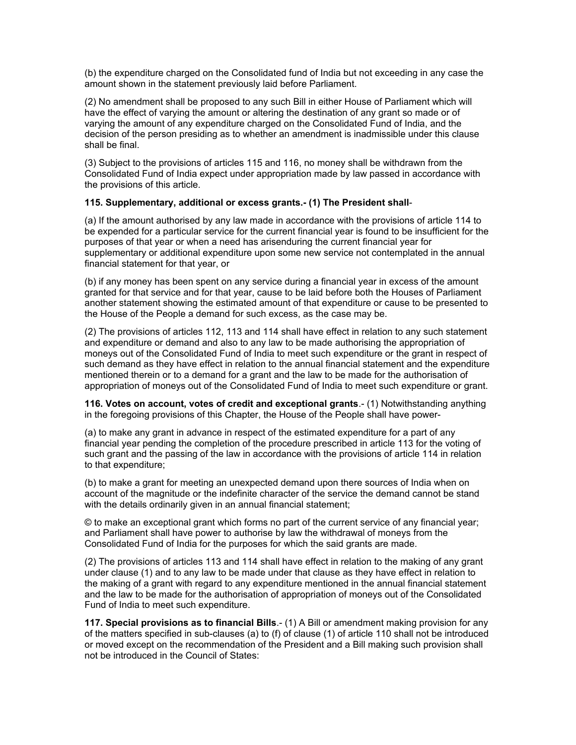(b) the expenditure charged on the Consolidated fund of India but not exceeding in any case the amount shown in the statement previously laid before Parliament.

(2) No amendment shall be proposed to any such Bill in either House of Parliament which will have the effect of varying the amount or altering the destination of any grant so made or of varying the amount of any expenditure charged on the Consolidated Fund of India, and the decision of the person presiding as to whether an amendment is inadmissible under this clause shall be final.

(3) Subject to the provisions of articles 115 and 116, no money shall be withdrawn from the Consolidated Fund of India expect under appropriation made by law passed in accordance with the provisions of this article.

**115. Supplementary, additional or excess grants.- (1) The President shall**-

(a) If the amount authorised by any law made in accordance with the provisions of article 114 to be expended for a particular service for the current financial year is found to be insufficient for the purposes of that year or when a need has arisenduring the current financial year for supplementary or additional expenditure upon some new service not contemplated in the annual financial statement for that year, or

(b) if any money has been spent on any service during a financial year in excess of the amount granted for that service and for that year, cause to be laid before both the Houses of Parliament another statement showing the estimated amount of that expenditure or cause to be presented to the House of the People a demand for such excess, as the case may be.

(2) The provisions of articles 112, 113 and 114 shall have effect in relation to any such statement and expenditure or demand and also to any law to be made authorising the appropriation of moneys out of the Consolidated Fund of India to meet such expenditure or the grant in respect of such demand as they have effect in relation to the annual financial statement and the expenditure mentioned therein or to a demand for a grant and the law to be made for the authorisation of appropriation of moneys out of the Consolidated Fund of India to meet such expenditure or grant.

**116. Votes on account, votes of credit and exceptional grants**.- (1) Notwithstanding anything in the foregoing provisions of this Chapter, the House of the People shall have power-

(a) to make any grant in advance in respect of the estimated expenditure for a part of any financial year pending the completion of the procedure prescribed in article 113 for the voting of such grant and the passing of the law in accordance with the provisions of article 114 in relation to that expenditure;

(b) to make a grant for meeting an unexpected demand upon there sources of India when on account of the magnitude or the indefinite character of the service the demand cannot be stand with the details ordinarily given in an annual financial statement;

© to make an exceptional grant which forms no part of the current service of any financial year; and Parliament shall have power to authorise by law the withdrawal of moneys from the Consolidated Fund of India for the purposes for which the said grants are made.

(2) The provisions of articles 113 and 114 shall have effect in relation to the making of any grant under clause (1) and to any law to be made under that clause as they have effect in relation to the making of a grant with regard to any expenditure mentioned in the annual financial statement and the law to be made for the authorisation of appropriation of moneys out of the Consolidated Fund of India to meet such expenditure.

**117. Special provisions as to financial Bills**.- (1) A Bill or amendment making provision for any of the matters specified in sub-clauses (a) to (f) of clause (1) of article 110 shall not be introduced or moved except on the recommendation of the President and a Bill making such provision shall not be introduced in the Council of States: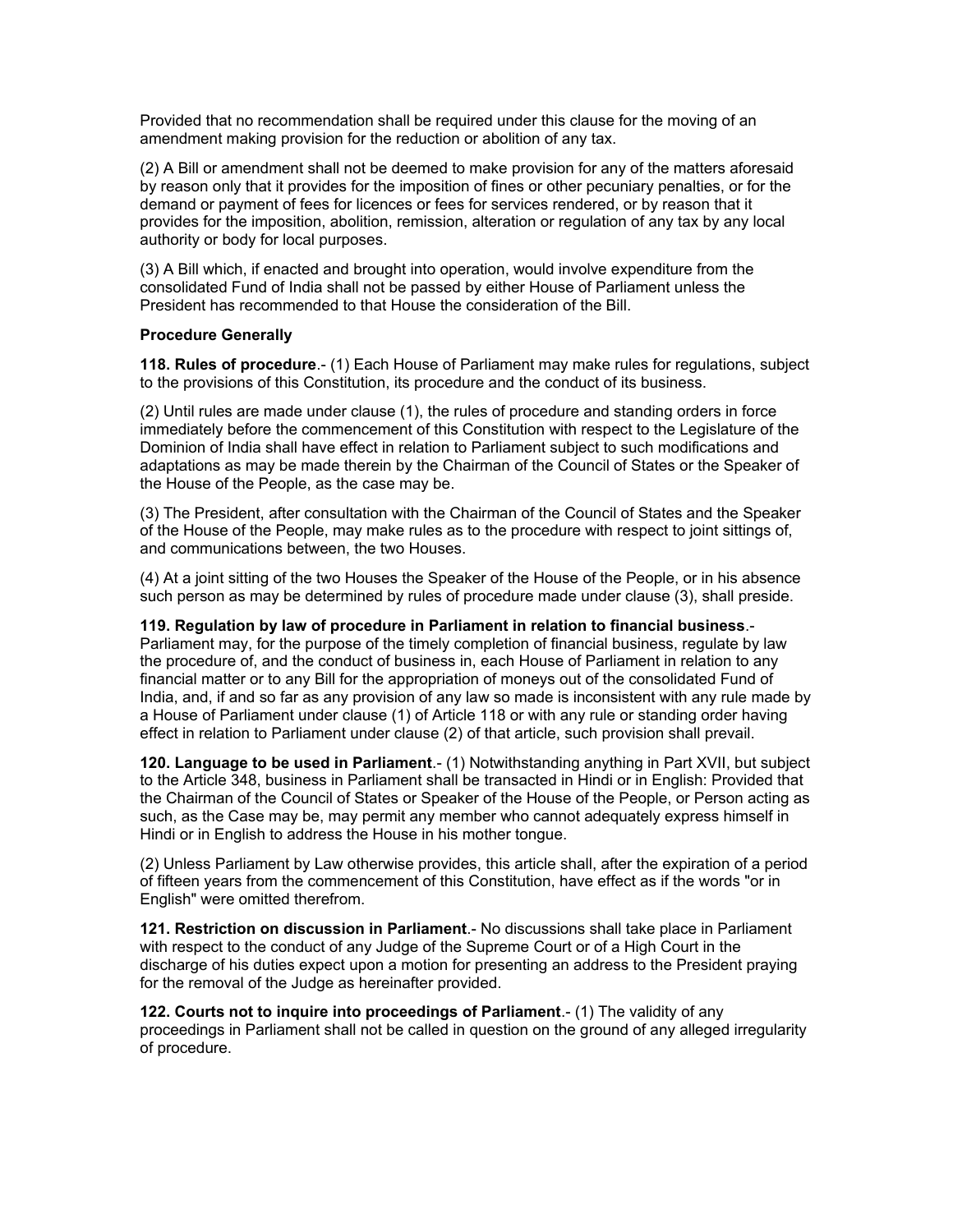Provided that no recommendation shall be required under this clause for the moving of an amendment making provision for the reduction or abolition of any tax.

(2) A Bill or amendment shall not be deemed to make provision for any of the matters aforesaid by reason only that it provides for the imposition of fines or other pecuniary penalties, or for the demand or payment of fees for licences or fees for services rendered, or by reason that it provides for the imposition, abolition, remission, alteration or regulation of any tax by any local authority or body for local purposes.

(3) A Bill which, if enacted and brought into operation, would involve expenditure from the consolidated Fund of India shall not be passed by either House of Parliament unless the President has recommended to that House the consideration of the Bill.

**Procedure Generally**

**118. Rules of procedure**.- (1) Each House of Parliament may make rules for regulations, subject to the provisions of this Constitution, its procedure and the conduct of its business.

(2) Until rules are made under clause (1), the rules of procedure and standing orders in force immediately before the commencement of this Constitution with respect to the Legislature of the Dominion of India shall have effect in relation to Parliament subject to such modifications and adaptations as may be made therein by the Chairman of the Council of States or the Speaker of the House of the People, as the case may be.

(3) The President, after consultation with the Chairman of the Council of States and the Speaker of the House of the People, may make rules as to the procedure with respect to joint sittings of, and communications between, the two Houses.

(4) At a joint sitting of the two Houses the Speaker of the House of the People, or in his absence such person as may be determined by rules of procedure made under clause (3), shall preside.

**119. Regulation by law of procedure in Parliament in relation to financial business**.- Parliament may, for the purpose of the timely completion of financial business, regulate by law the procedure of, and the conduct of business in, each House of Parliament in relation to any financial matter or to any Bill for the appropriation of moneys out of the consolidated Fund of India, and, if and so far as any provision of any law so made is inconsistent with any rule made by a House of Parliament under clause (1) of Article 118 or with any rule or standing order having effect in relation to Parliament under clause (2) of that article, such provision shall prevail.

**120. Language to be used in Parliament**.- (1) Notwithstanding anything in Part XVII, but subject to the Article 348, business in Parliament shall be transacted in Hindi or in English: Provided that the Chairman of the Council of States or Speaker of the House of the People, or Person acting as such, as the Case may be, may permit any member who cannot adequately express himself in Hindi or in English to address the House in his mother tongue.

(2) Unless Parliament by Law otherwise provides, this article shall, after the expiration of a period of fifteen years from the commencement of this Constitution, have effect as if the words "or in English" were omitted therefrom.

**121. Restriction on discussion in Parliament**.- No discussions shall take place in Parliament with respect to the conduct of any Judge of the Supreme Court or of a High Court in the discharge of his duties expect upon a motion for presenting an address to the President praying for the removal of the Judge as hereinafter provided.

**122. Courts not to inquire into proceedings of Parliament**.- (1) The validity of any proceedings in Parliament shall not be called in question on the ground of any alleged irregularity of procedure.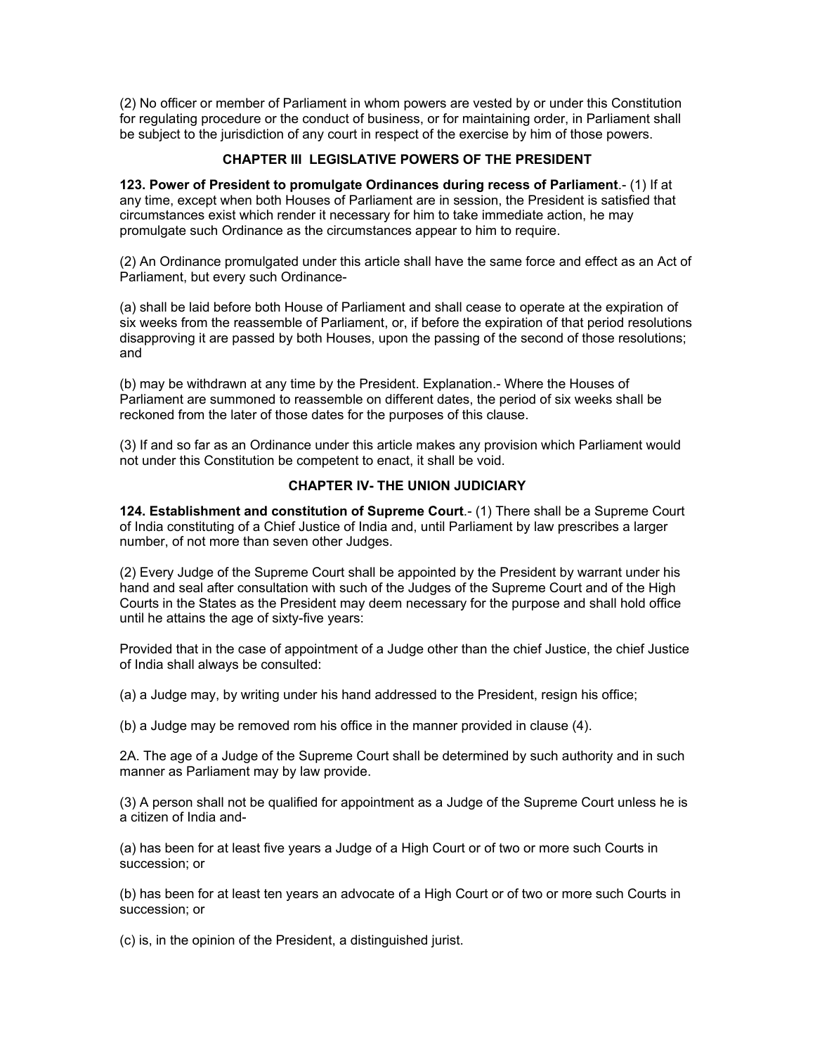(2) No officer or member of Parliament in whom powers are vested by or under this Constitution for regulating procedure or the conduct of business, or for maintaining order, in Parliament shall be subject to the jurisdiction of any court in respect of the exercise by him of those powers.

## CHAPTER III LEGISLATIVE POWERS OF THE PRESIDENT

**123. Power of President to promulgate Ordinances during recess of Parliament**.- (1) If at any time, except when both Houses of Parliament are in session, the President is satisfied that circumstances exist which render it necessary for him to take immediate action, he may promulgate such Ordinance as the circumstances appear to him to require.

(2) An Ordinance promulgated under this article shall have the same force and effect as an Act of Parliament, but every such Ordinance-

(a) shall be laid before both House of Parliament and shall cease to operate at the expiration of six weeks from the reassemble of Parliament, or, if before the expiration of that period resolutions disapproving it are passed by both Houses, upon the passing of the second of those resolutions; and

(b) may be withdrawn at any time by the President. Explanation.- Where the Houses of Parliament are summoned to reassemble on different dates, the period of six weeks shall be reckoned from the later of those dates for the purposes of this clause.

(3) If and so far as an Ordinance under this article makes any provision which Parliament would not under this Constitution be competent to enact, it shall be void.

## CHAPTER IV- THE UNION JUDICIARY

**124. Establishment and constitution of Supreme Court**.- (1) There shall be a Supreme Court of India constituting of a Chief Justice of India and, until Parliament by law prescribes a larger number, of not more than seven other Judges.

(2) Every Judge of the Supreme Court shall be appointed by the President by warrant under his hand and seal after consultation with such of the Judges of the Supreme Court and of the High Courts in the States as the President may deem necessary for the purpose and shall hold office until he attains the age of sixty-five years:

Provided that in the case of appointment of a Judge other than the chief Justice, the chief Justice of India shall always be consulted:

(a) a Judge may, by writing under his hand addressed to the President, resign his office;

(b) a Judge may be removed rom his office in the manner provided in clause (4).

2A. The age of a Judge of the Supreme Court shall be determined by such authority and in such manner as Parliament may by law provide.

(3) A person shall not be qualified for appointment as a Judge of the Supreme Court unless he is a citizen of India and-

(a) has been for at least five years a Judge of a High Court or of two or more such Courts in succession; or

(b) has been for at least ten years an advocate of a High Court or of two or more such Courts in succession; or

(c) is, in the opinion of the President, a distinguished jurist.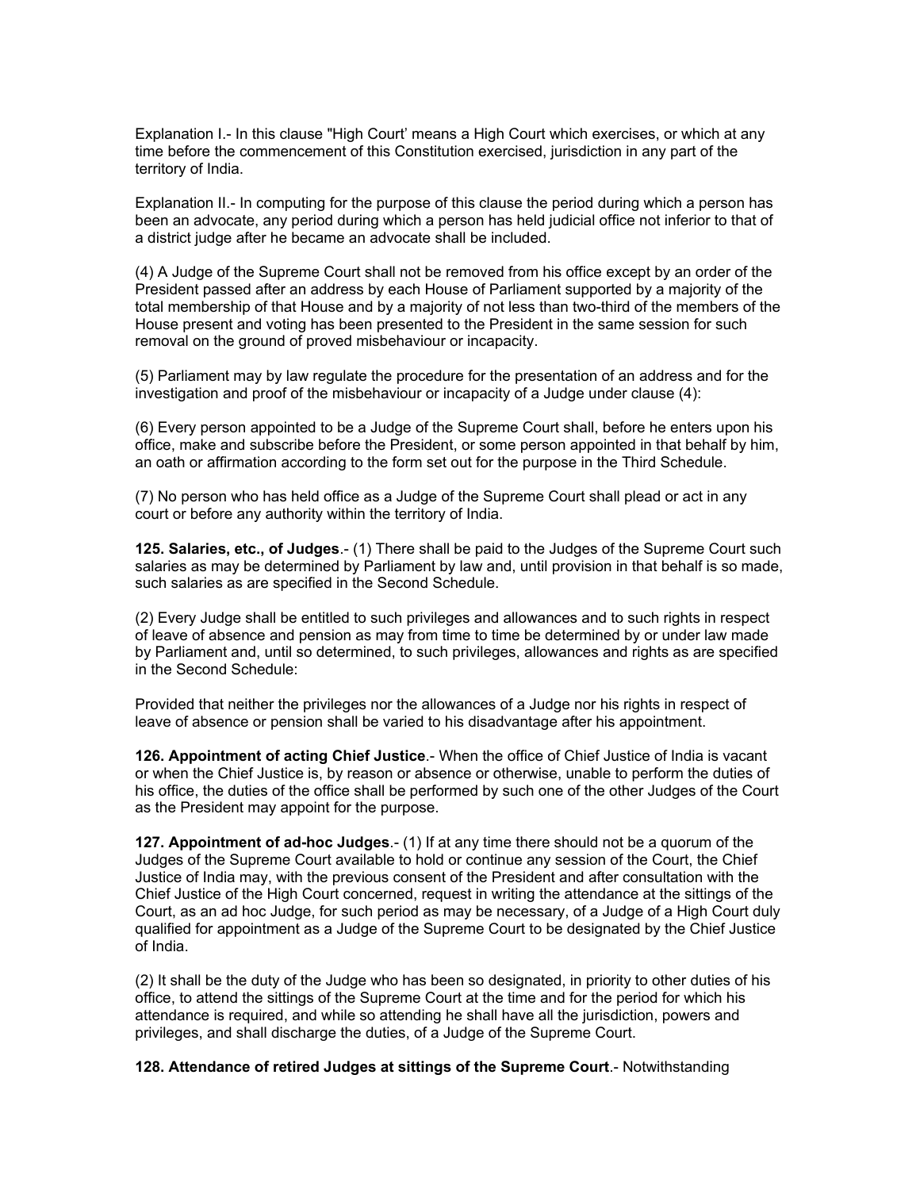Explanation I.- In this clause "High Court' means a High Court which exercises, or which at any time before the commencement of this Constitution exercised, jurisdiction in any part of the territory of India.

Explanation II.- In computing for the purpose of this clause the period during which a person has been an advocate, any period during which a person has held judicial office not inferior to that of a district judge after he became an advocate shall be included.

(4) A Judge of the Supreme Court shall not be removed from his office except by an order of the President passed after an address by each House of Parliament supported by a majority of the total membership of that House and by a majority of not less than two-third of the members of the House present and voting has been presented to the President in the same session for such removal on the ground of proved misbehaviour or incapacity.

(5) Parliament may by law regulate the procedure for the presentation of an address and for the investigation and proof of the misbehaviour or incapacity of a Judge under clause (4):

(6) Every person appointed to be a Judge of the Supreme Court shall, before he enters upon his office, make and subscribe before the President, or some person appointed in that behalf by him, an oath or affirmation according to the form set out for the purpose in the Third Schedule.

(7) No person who has held office as a Judge of the Supreme Court shall plead or act in any court or before any authority within the territory of India.

**125. Salaries, etc., of Judges**.- (1) There shall be paid to the Judges of the Supreme Court such salaries as may be determined by Parliament by law and, until provision in that behalf is so made, such salaries as are specified in the Second Schedule.

(2) Every Judge shall be entitled to such privileges and allowances and to such rights in respect of leave of absence and pension as may from time to time be determined by or under law made by Parliament and, until so determined, to such privileges, allowances and rights as are specified in the Second Schedule:

Provided that neither the privileges nor the allowances of a Judge nor his rights in respect of leave of absence or pension shall be varied to his disadvantage after his appointment.

**126. Appointment of acting Chief Justice**.- When the office of Chief Justice of India is vacant or when the Chief Justice is, by reason or absence or otherwise, unable to perform the duties of his office, the duties of the office shall be performed by such one of the other Judges of the Court as the President may appoint for the purpose.

**127. Appointment of ad-hoc Judges**.- (1) If at any time there should not be a quorum of the Judges of the Supreme Court available to hold or continue any session of the Court, the Chief Justice of India may, with the previous consent of the President and after consultation with the Chief Justice of the High Court concerned, request in writing the attendance at the sittings of the Court, as an ad hoc Judge, for such period as may be necessary, of a Judge of a High Court duly qualified for appointment as a Judge of the Supreme Court to be designated by the Chief Justice of India.

(2) It shall be the duty of the Judge who has been so designated, in priority to other duties of his office, to attend the sittings of the Supreme Court at the time and for the period for which his attendance is required, and while so attending he shall have all the jurisdiction, powers and privileges, and shall discharge the duties, of a Judge of the Supreme Court.

**128. Attendance of retired Judges at sittings of the Supreme Court**.- Notwithstanding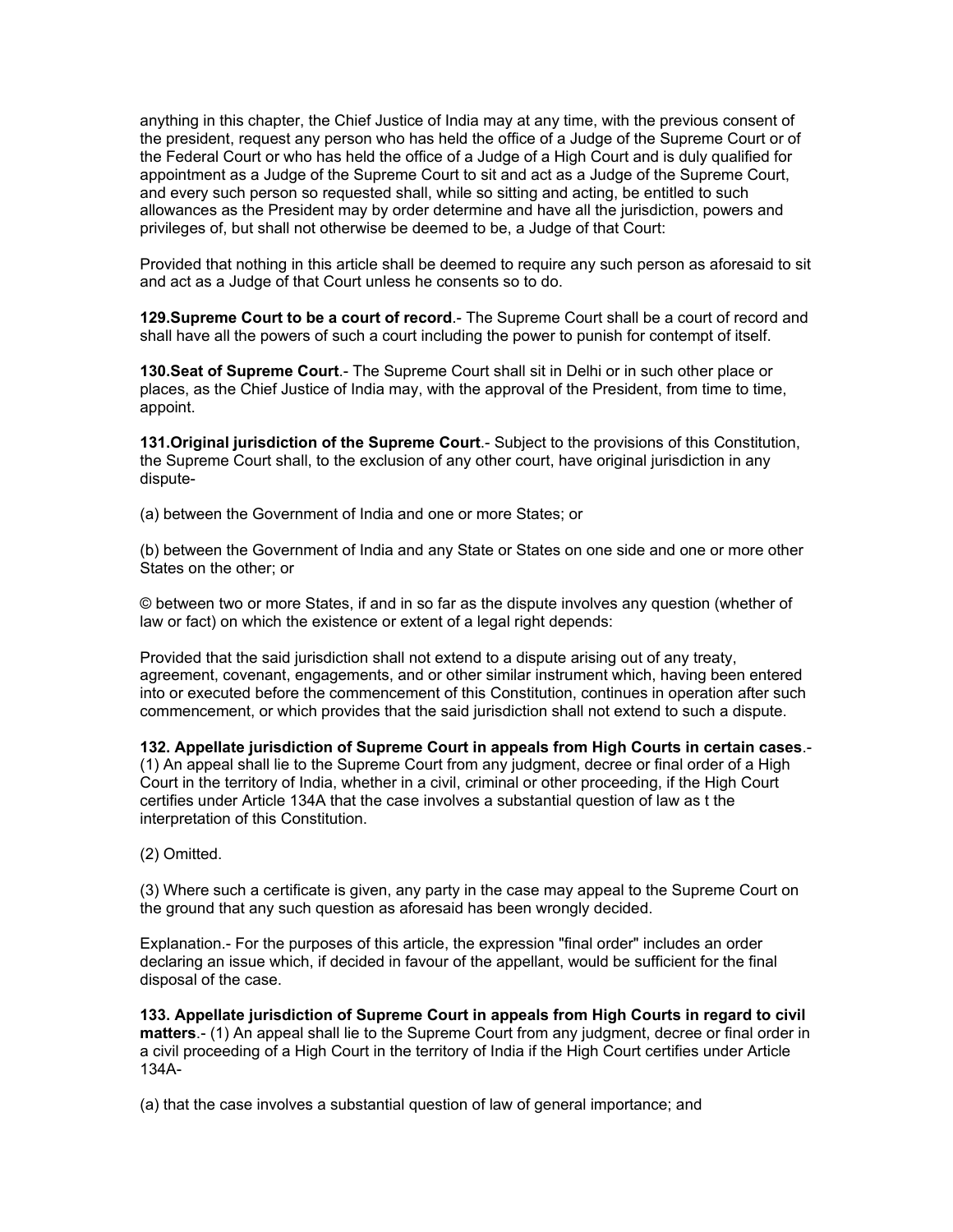anything in this chapter, the Chief Justice of India may at any time, with the previous consent of the president, request any person who has held the office of a Judge of the Supreme Court or of the Federal Court or who has held the office of a Judge of a High Court and is duly qualified for appointment as a Judge of the Supreme Court to sit and act as a Judge of the Supreme Court, and every such person so requested shall, while so sitting and acting, be entitled to such allowances as the President may by order determine and have all the jurisdiction, powers and privileges of, but shall not otherwise be deemed to be, a Judge of that Court:

Provided that nothing in this article shall be deemed to require any such person as aforesaid to sit and act as a Judge of that Court unless he consents so to do.

**129.Supreme Court to be a court of record**.- The Supreme Court shall be a court of record and shall have all the powers of such a court including the power to punish for contempt of itself.

**130.Seat of Supreme Court**.- The Supreme Court shall sit in Delhi or in such other place or places, as the Chief Justice of India may, with the approval of the President, from time to time, appoint.

**131.Original jurisdiction of the Supreme Court**.- Subject to the provisions of this Constitution, the Supreme Court shall, to the exclusion of any other court, have original jurisdiction in any dispute-

(a) between the Government of India and one or more States; or

(b) between the Government of India and any State or States on one side and one or more other States on the other; or

© between two or more States, if and in so far as the dispute involves any question (whether of law or fact) on which the existence or extent of a legal right depends:

Provided that the said jurisdiction shall not extend to a dispute arising out of any treaty, agreement, covenant, engagements, and or other similar instrument which, having been entered into or executed before the commencement of this Constitution, continues in operation after such commencement, or which provides that the said jurisdiction shall not extend to such a dispute.

**132. Appellate jurisdiction of Supreme Court in appeals from High Courts in certain cases**.- (1) An appeal shall lie to the Supreme Court from any judgment, decree or final order of a High Court in the territory of India, whether in a civil, criminal or other proceeding, if the High Court certifies under Article 134A that the case involves a substantial question of law as t the interpretation of this Constitution.

(2) Omitted.

(3) Where such a certificate is given, any party in the case may appeal to the Supreme Court on the ground that any such question as aforesaid has been wrongly decided.

Explanation.- For the purposes of this article, the expression "final order" includes an order declaring an issue which, if decided in favour of the appellant, would be sufficient for the final disposal of the case.

**133. Appellate jurisdiction of Supreme Court in appeals from High Courts in regard to civil matters**.- (1) An appeal shall lie to the Supreme Court from any judgment, decree or final order in a civil proceeding of a High Court in the territory of India if the High Court certifies under Article 134A-

(a) that the case involves a substantial question of law of general importance; and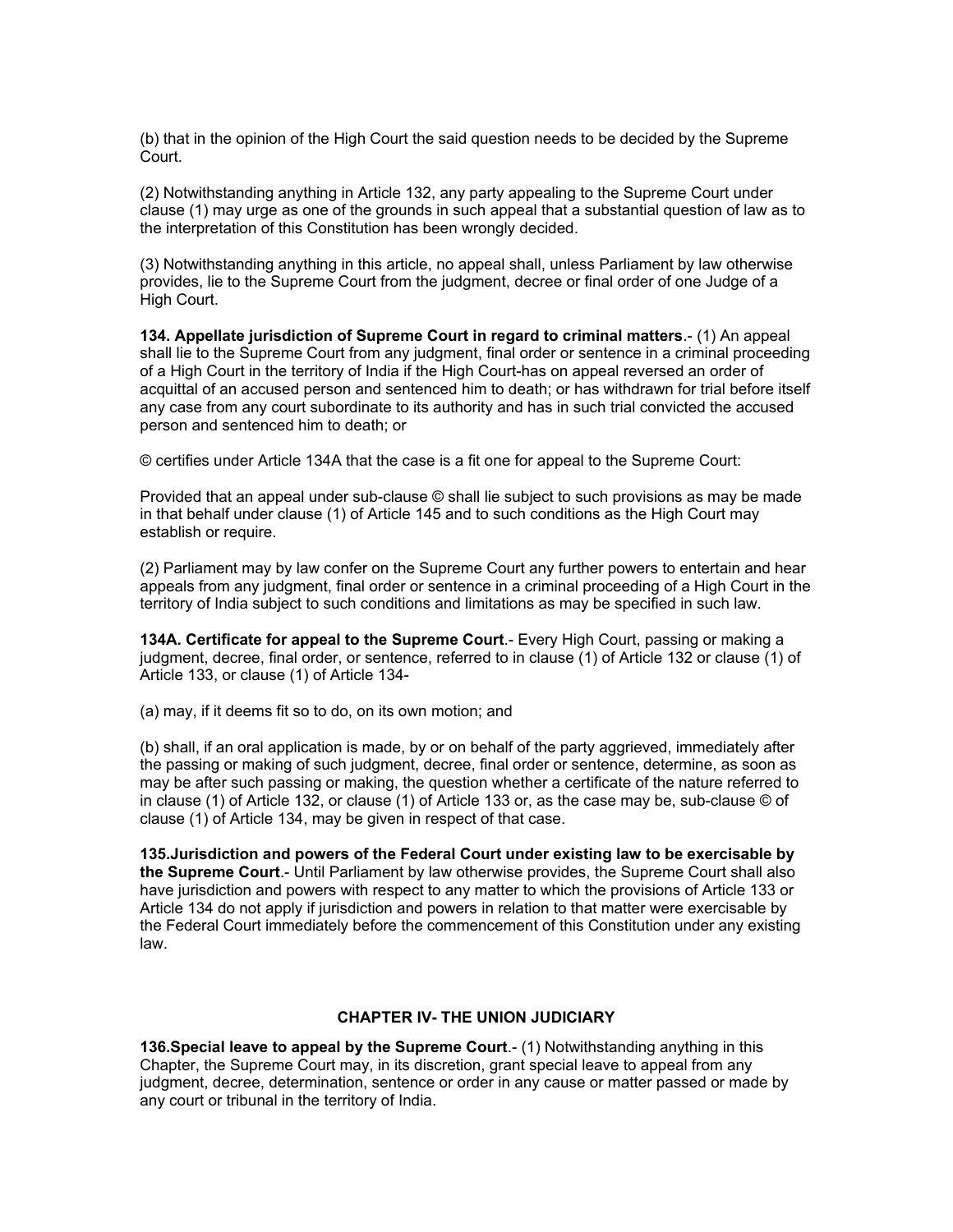(b) that in the opinion of the High Court the said question needs to be decided by the Supreme Court.

(2) Notwithstanding anything in Article 132, any party appealing to the Supreme Court under clause (1) may urge as one of the grounds in such appeal that a substantial question of law as to the interpretation of this Constitution has been wrongly decided.

(3) Notwithstanding anything in this article, no appeal shall, unless Parliament by law otherwise provides, lie to the Supreme Court from the judgment, decree or final order of one Judge of a High Court.

**134. Appellate jurisdiction of Supreme Court in regard to criminal matters**.- (1) An appeal shall lie to the Supreme Court from any judgment, final order or sentence in a criminal proceeding of a High Court in the territory of India if the High Court-has on appeal reversed an order of acquittal of an accused person and sentenced him to death; or has withdrawn for trial before itself any case from any court subordinate to its authority and has in such trial convicted the accused person and sentenced him to death; or

© certifies under Article 134A that the case is a fit one for appeal to the Supreme Court:

Provided that an appeal under sub-clause © shall lie subject to such provisions as may be made in that behalf under clause (1) of Article 145 and to such conditions as the High Court may establish or require.

(2) Parliament may by law confer on the Supreme Court any further powers to entertain and hear appeals from any judgment, final order or sentence in a criminal proceeding of a High Court in the territory of India subject to such conditions and limitations as may be specified in such law.

**134A. Certificate for appeal to the Supreme Court**.- Every High Court, passing or making a judgment, decree, final order, or sentence, referred to in clause (1) of Article 132 or clause (1) of Article 133, or clause (1) of Article 134-

(a) may, if it deems fit so to do, on its own motion; and

(b) shall, if an oral application is made, by or on behalf of the party aggrieved, immediately after the passing or making of such judgment, decree, final order or sentence, determine, as soon as may be after such passing or making, the question whether a certificate of the nature referred to in clause (1) of Article 132, or clause (1) of Article 133 or, as the case may be, sub-clause © of clause (1) of Article 134, may be given in respect of that case.

**135.Jurisdiction and powers of the Federal Court under existing law to be exercisable by the Supreme Court**.- Until Parliament by law otherwise provides, the Supreme Court shall also have jurisdiction and powers with respect to any matter to which the provisions of Article 133 or Article 134 do not apply if jurisdiction and powers in relation to that matter were exercisable by the Federal Court immediately before the commencement of this Constitution under any existing law.

## CHAPTER IV- THE UNION JUDICIARY

**136.Special leave to appeal by the Supreme Court**.- (1) Notwithstanding anything in this Chapter, the Supreme Court may, in its discretion, grant special leave to appeal from any judgment, decree, determination, sentence or order in any cause or matter passed or made by any court or tribunal in the territory of India.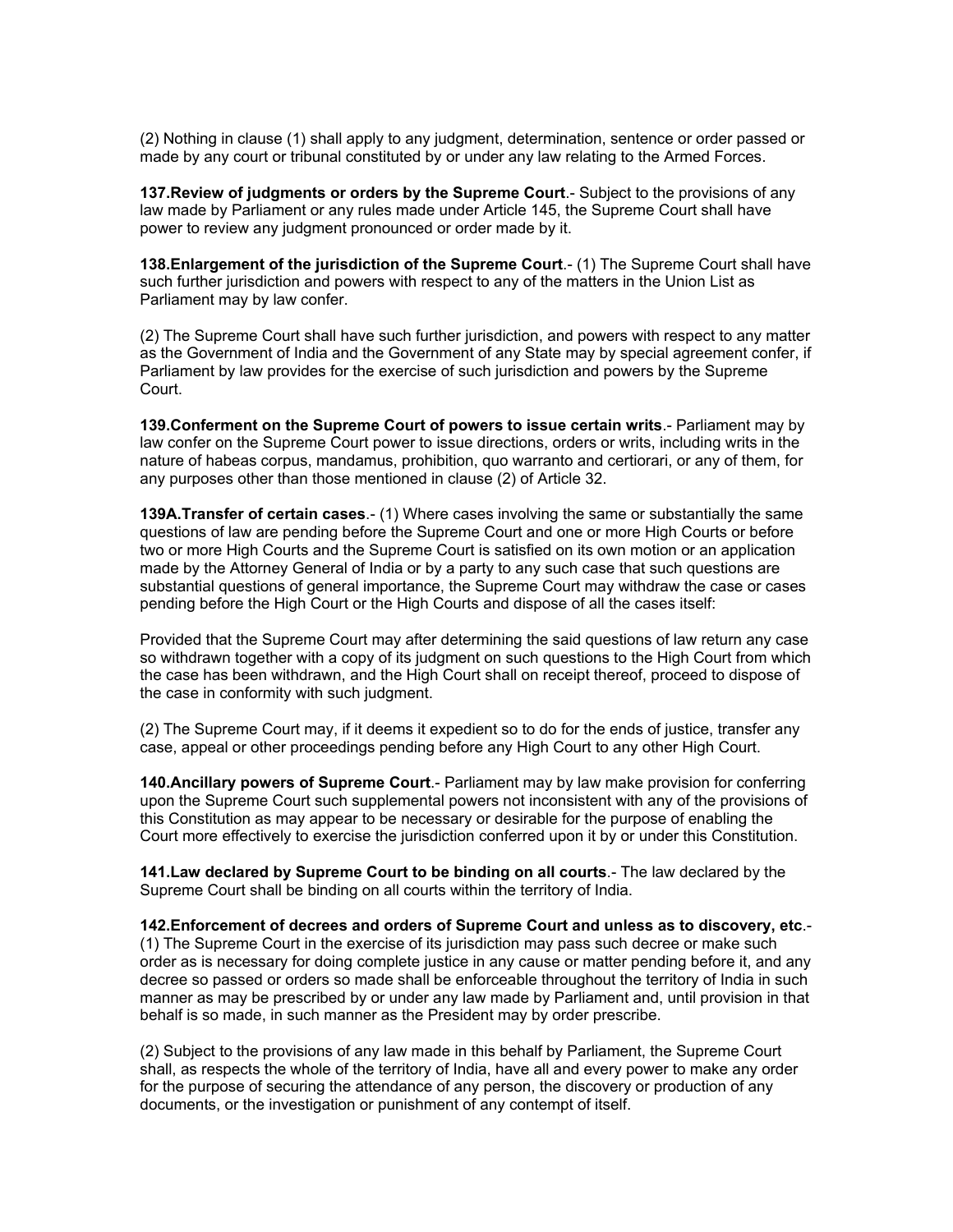(2) Nothing in clause (1) shall apply to any judgment, determination, sentence or order passed or made by any court or tribunal constituted by or under any law relating to the Armed Forces.

**137.Review of judgments or orders by the Supreme Court**.- Subject to the provisions of any law made by Parliament or any rules made under Article 145, the Supreme Court shall have power to review any judgment pronounced or order made by it.

**138.Enlargement of the jurisdiction of the Supreme Court**.- (1) The Supreme Court shall have such further jurisdiction and powers with respect to any of the matters in the Union List as Parliament may by law confer.

(2) The Supreme Court shall have such further jurisdiction, and powers with respect to any matter as the Government of India and the Government of any State may by special agreement confer, if Parliament by law provides for the exercise of such jurisdiction and powers by the Supreme Court.

**139.Conferment on the Supreme Court of powers to issue certain writs**.- Parliament may by law confer on the Supreme Court power to issue directions, orders or writs, including writs in the nature of habeas corpus, mandamus, prohibition, quo warranto and certiorari, or any of them, for any purposes other than those mentioned in clause (2) of Article 32.

**139A.Transfer of certain cases**.- (1) Where cases involving the same or substantially the same questions of law are pending before the Supreme Court and one or more High Courts or before two or more High Courts and the Supreme Court is satisfied on its own motion or an application made by the Attorney General of India or by a party to any such case that such questions are substantial questions of general importance, the Supreme Court may withdraw the case or cases pending before the High Court or the High Courts and dispose of all the cases itself:

Provided that the Supreme Court may after determining the said questions of law return any case so withdrawn together with a copy of its judgment on such questions to the High Court from which the case has been withdrawn, and the High Court shall on receipt thereof, proceed to dispose of the case in conformity with such judgment.

(2) The Supreme Court may, if it deems it expedient so to do for the ends of justice, transfer any case, appeal or other proceedings pending before any High Court to any other High Court.

**140.Ancillary powers of Supreme Court**.- Parliament may by law make provision for conferring upon the Supreme Court such supplemental powers not inconsistent with any of the provisions of this Constitution as may appear to be necessary or desirable for the purpose of enabling the Court more effectively to exercise the jurisdiction conferred upon it by or under this Constitution.

**141.Law declared by Supreme Court to be binding on all courts**.- The law declared by the Supreme Court shall be binding on all courts within the territory of India.

**142.Enforcement of decrees and orders of Supreme Court and unless as to discovery, etc**.-
(1) The Supreme Court in the exercise of its jurisdiction may pass such decree or make such order as is necessary for doing complete justice in any cause or matter pending before it, and any decree so passed or orders so made shall be enforceable throughout the territory of India in such manner as may be prescribed by or under any law made by Parliament and, until provision in that behalf is so made, in such manner as the President may by order prescribe.

(2) Subject to the provisions of any law made in this behalf by Parliament, the Supreme Court shall, as respects the whole of the territory of India, have all and every power to make any order for the purpose of securing the attendance of any person, the discovery or production of any documents, or the investigation or punishment of any contempt of itself.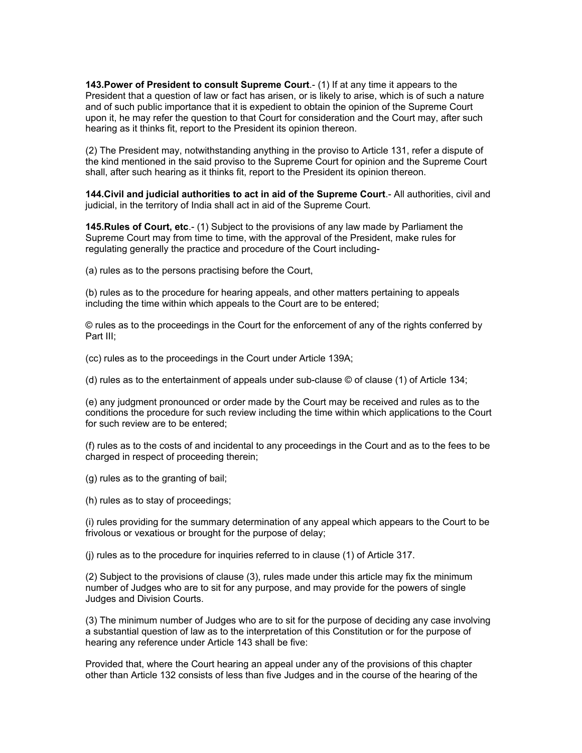**143.Power of President to consult Supreme Court**.- (1) If at any time it appears to the President that a question of law or fact has arisen, or is likely to arise, which is of such a nature and of such public importance that it is expedient to obtain the opinion of the Supreme Court upon it, he may refer the question to that Court for consideration and the Court may, after such hearing as it thinks fit, report to the President its opinion thereon.

(2) The President may, notwithstanding anything in the proviso to Article 131, refer a dispute of the kind mentioned in the said proviso to the Supreme Court for opinion and the Supreme Court shall, after such hearing as it thinks fit, report to the President its opinion thereon.

**144.Civil and judicial authorities to act in aid of the Supreme Court**.- All authorities, civil and judicial, in the territory of India shall act in aid of the Supreme Court.

**145.Rules of Court, etc**.- (1) Subject to the provisions of any law made by Parliament the Supreme Court may from time to time, with the approval of the President, make rules for regulating generally the practice and procedure of the Court including-

(a) rules as to the persons practising before the Court,

(b) rules as to the procedure for hearing appeals, and other matters pertaining to appeals including the time within which appeals to the Court are to be entered;

© rules as to the proceedings in the Court for the enforcement of any of the rights conferred by Part III;

(cc) rules as to the proceedings in the Court under Article 139A;

(d) rules as to the entertainment of appeals under sub-clause © of clause (1) of Article 134;

(e) any judgment pronounced or order made by the Court may be received and rules as to the conditions the procedure for such review including the time within which applications to the Court for such review are to be entered;

(f) rules as to the costs of and incidental to any proceedings in the Court and as to the fees to be charged in respect of proceeding therein;

(g) rules as to the granting of bail;

(h) rules as to stay of proceedings;

(i) rules providing for the summary determination of any appeal which appears to the Court to be frivolous or vexatious or brought for the purpose of delay;

(j) rules as to the procedure for inquiries referred to in clause (1) of Article 317.

(2) Subject to the provisions of clause (3), rules made under this article may fix the minimum number of Judges who are to sit for any purpose, and may provide for the powers of single Judges and Division Courts.

(3) The minimum number of Judges who are to sit for the purpose of deciding any case involving a substantial question of law as to the interpretation of this Constitution or for the purpose of hearing any reference under Article 143 shall be five:

Provided that, where the Court hearing an appeal under any of the provisions of this chapter other than Article 132 consists of less than five Judges and in the course of the hearing of the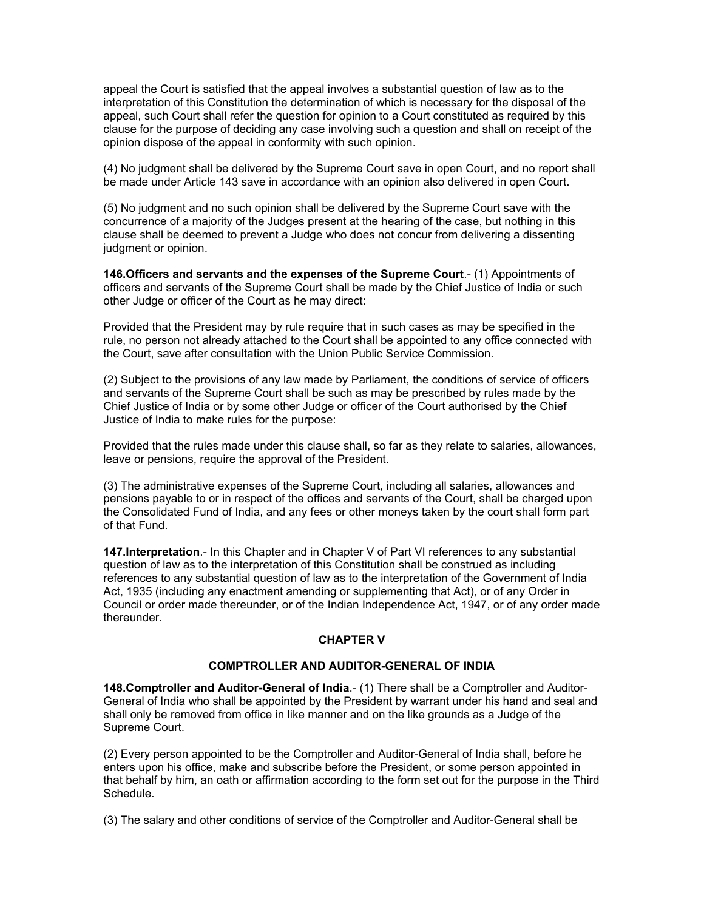appeal the Court is satisfied that the appeal involves a substantial question of law as to the interpretation of this Constitution the determination of which is necessary for the disposal of the appeal, such Court shall refer the question for opinion to a Court constituted as required by this clause for the purpose of deciding any case involving such a question and shall on receipt of the opinion dispose of the appeal in conformity with such opinion.

(4) No judgment shall be delivered by the Supreme Court save in open Court, and no report shall be made under Article 143 save in accordance with an opinion also delivered in open Court.

(5) No judgment and no such opinion shall be delivered by the Supreme Court save with the concurrence of a majority of the Judges present at the hearing of the case, but nothing in this clause shall be deemed to prevent a Judge who does not concur from delivering a dissenting judgment or opinion.

**146.Officers and servants and the expenses of the Supreme Court**.- (1) Appointments of officers and servants of the Supreme Court shall be made by the Chief Justice of India or such other Judge or officer of the Court as he may direct:

Provided that the President may by rule require that in such cases as may be specified in the rule, no person not already attached to the Court shall be appointed to any office connected with the Court, save after consultation with the Union Public Service Commission.

(2) Subject to the provisions of any law made by Parliament, the conditions of service of officers and servants of the Supreme Court shall be such as may be prescribed by rules made by the Chief Justice of India or by some other Judge or officer of the Court authorised by the Chief Justice of India to make rules for the purpose:

Provided that the rules made under this clause shall, so far as they relate to salaries, allowances, leave or pensions, require the approval of the President.

(3) The administrative expenses of the Supreme Court, including all salaries, allowances and pensions payable to or in respect of the offices and servants of the Court, shall be charged upon the Consolidated Fund of India, and any fees or other moneys taken by the court shall form part of that Fund.

**147.Interpretation**.- In this Chapter and in Chapter V of Part VI references to any substantial question of law as to the interpretation of this Constitution shall be construed as including references to any substantial question of law as to the interpretation of the Government of India Act, 1935 (including any enactment amending or supplementing that Act), or of any Order in Council or order made thereunder, or of the Indian Independence Act, 1947, or of any order made thereunder.

## CHAPTER V

## COMPTROLLER AND AUDITOR-GENERAL OF INDIA

**148.Comptroller and Auditor-General of India**.- (1) There shall be a Comptroller and Auditor-General of India who shall be appointed by the President by warrant under his hand and seal and shall only be removed from office in like manner and on the like grounds as a Judge of the Supreme Court.

(2) Every person appointed to be the Comptroller and Auditor-General of India shall, before he enters upon his office, make and subscribe before the President, or some person appointed in that behalf by him, an oath or affirmation according to the form set out for the purpose in the Third Schedule.

(3) The salary and other conditions of service of the Comptroller and Auditor-General shall be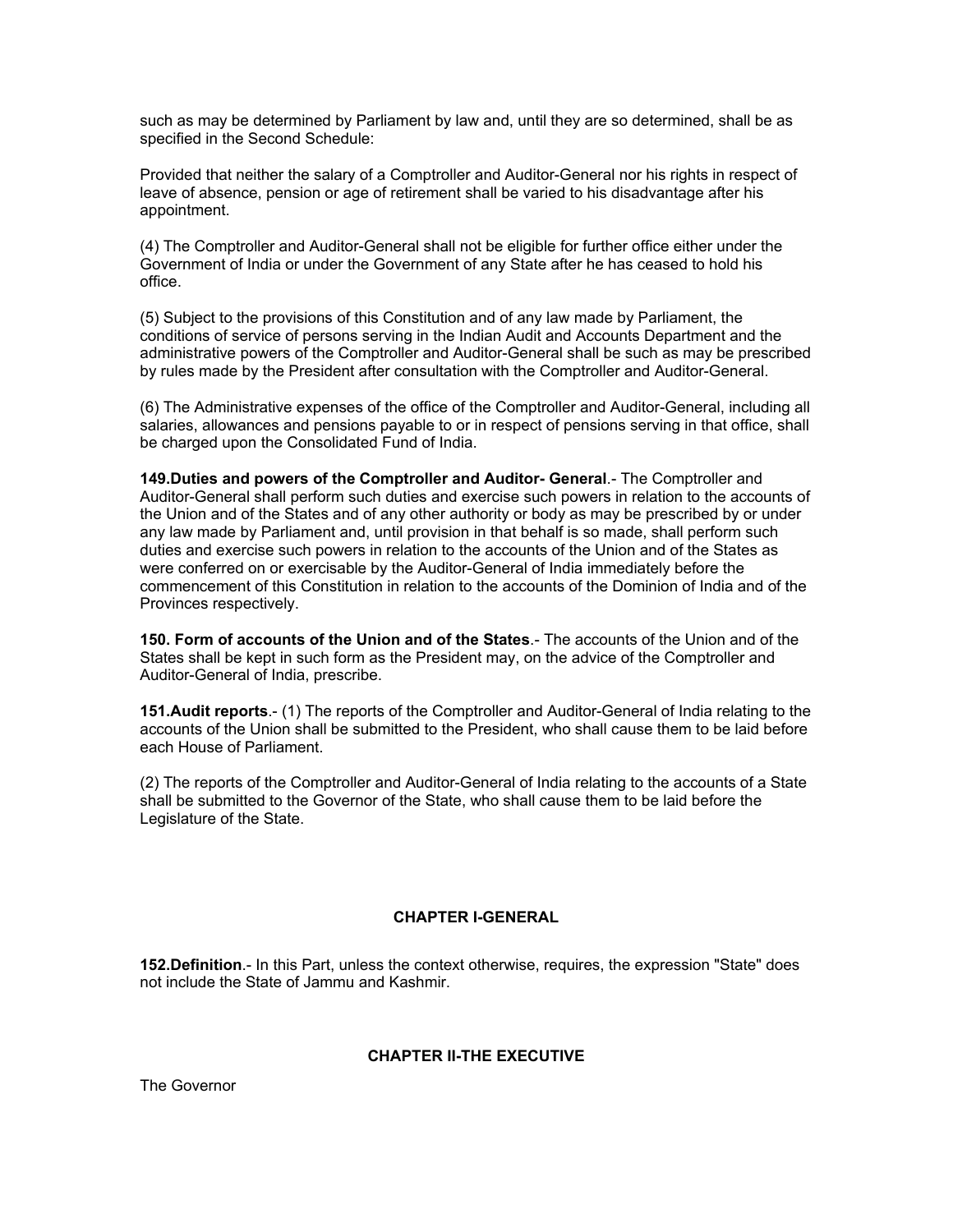such as may be determined by Parliament by law and, until they are so determined, shall be as specified in the Second Schedule:

Provided that neither the salary of a Comptroller and Auditor-General nor his rights in respect of leave of absence, pension or age of retirement shall be varied to his disadvantage after his appointment.

(4) The Comptroller and Auditor-General shall not be eligible for further office either under the Government of India or under the Government of any State after he has ceased to hold his office.

(5) Subject to the provisions of this Constitution and of any law made by Parliament, the conditions of service of persons serving in the Indian Audit and Accounts Department and the administrative powers of the Comptroller and Auditor-General shall be such as may be prescribed by rules made by the President after consultation with the Comptroller and Auditor-General.

(6) The Administrative expenses of the office of the Comptroller and Auditor-General, including all salaries, allowances and pensions payable to or in respect of pensions serving in that office, shall be charged upon the Consolidated Fund of India.

**149.Duties and powers of the Comptroller and Auditor- General**.- The Comptroller and Auditor-General shall perform such duties and exercise such powers in relation to the accounts of the Union and of the States and of any other authority or body as may be prescribed by or under any law made by Parliament and, until provision in that behalf is so made, shall perform such duties and exercise such powers in relation to the accounts of the Union and of the States as were conferred on or exercisable by the Auditor-General of India immediately before the commencement of this Constitution in relation to the accounts of the Dominion of India and of the Provinces respectively.

**150. Form of accounts of the Union and of the States**.- The accounts of the Union and of the States shall be kept in such form as the President may, on the advice of the Comptroller and Auditor-General of India, prescribe.

**151.Audit reports**.- (1) The reports of the Comptroller and Auditor-General of India relating to the accounts of the Union shall be submitted to the President, who shall cause them to be laid before each House of Parliament.

(2) The reports of the Comptroller and Auditor-General of India relating to the accounts of a State shall be submitted to the Governor of the State, who shall cause them to be laid before the Legislature of the State.

## CHAPTER I-GENERAL

**152.Definition**.- In this Part, unless the context otherwise, requires, the expression "State" does not include the State of Jammu and Kashmir.

## CHAPTER II-THE EXECUTIVE

The Governor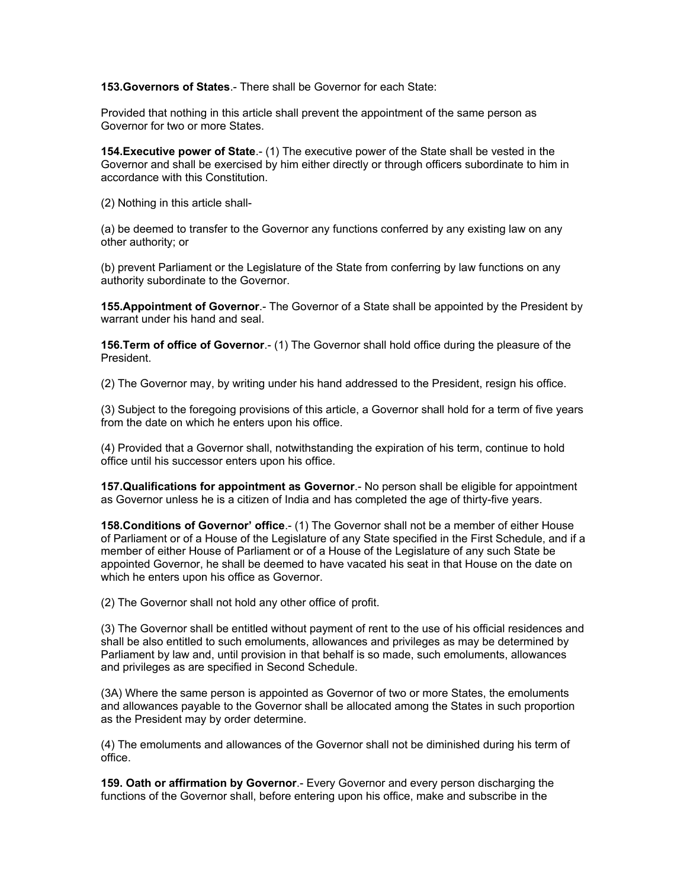**153.Governors of States**.- There shall be Governor for each State:

Provided that nothing in this article shall prevent the appointment of the same person as Governor for two or more States.

**154.Executive power of State**.- (1) The executive power of the State shall be vested in the Governor and shall be exercised by him either directly or through officers subordinate to him in accordance with this Constitution.

(2) Nothing in this article shall-

(a) be deemed to transfer to the Governor any functions conferred by any existing law on any other authority; or

(b) prevent Parliament or the Legislature of the State from conferring by law functions on any authority subordinate to the Governor.

**155.Appointment of Governor**.- The Governor of a State shall be appointed by the President by warrant under his hand and seal.

**156.Term of office of Governor**.- (1) The Governor shall hold office during the pleasure of the President.

(2) The Governor may, by writing under his hand addressed to the President, resign his office.

(3) Subject to the foregoing provisions of this article, a Governor shall hold for a term of five years from the date on which he enters upon his office.

(4) Provided that a Governor shall, notwithstanding the expiration of his term, continue to hold office until his successor enters upon his office.

**157.Qualifications for appointment as Governor**.- No person shall be eligible for appointment as Governor unless he is a citizen of India and has completed the age of thirty-five years.

**158.Conditions of Governor' office**.- (1) The Governor shall not be a member of either House of Parliament or of a House of the Legislature of any State specified in the First Schedule, and if a member of either House of Parliament or of a House of the Legislature of any such State be appointed Governor, he shall be deemed to have vacated his seat in that House on the date on which he enters upon his office as Governor.

(2) The Governor shall not hold any other office of profit.

(3) The Governor shall be entitled without payment of rent to the use of his official residences and shall be also entitled to such emoluments, allowances and privileges as may be determined by Parliament by law and, until provision in that behalf is so made, such emoluments, allowances and privileges as are specified in Second Schedule.

(3A) Where the same person is appointed as Governor of two or more States, the emoluments and allowances payable to the Governor shall be allocated among the States in such proportion as the President may by order determine.

(4) The emoluments and allowances of the Governor shall not be diminished during his term of office.

**159. Oath or affirmation by Governor**.- Every Governor and every person discharging the functions of the Governor shall, before entering upon his office, make and subscribe in the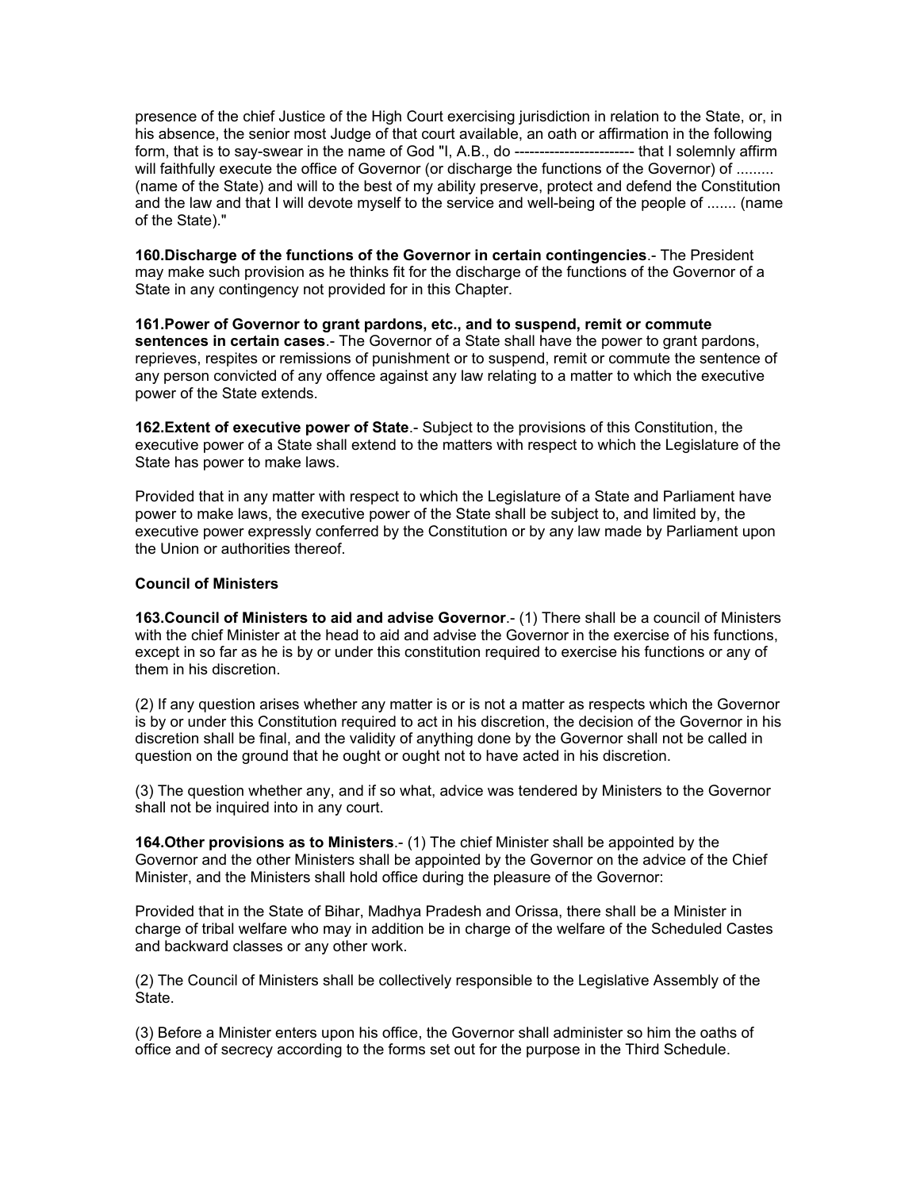presence of the chief Justice of the High Court exercising jurisdiction in relation to the State, or, in his absence, the senior most Judge of that court available, an oath or affirmation in the following form, that is to say-swear in the name of God "I, A.B., do ------------------------ that I solemnly affirm will faithfully execute the office of Governor (or discharge the functions of the Governor) of ......... (name of the State) and will to the best of my ability preserve, protect and defend the Constitution and the law and that I will devote myself to the service and well-being of the people of ....... (name of the State)."

**160.Discharge of the functions of the Governor in certain contingencies**.- The President may make such provision as he thinks fit for the discharge of the functions of the Governor of a State in any contingency not provided for in this Chapter.

**161.Power of Governor to grant pardons, etc., and to suspend, remit or commute sentences in certain cases**.- The Governor of a State shall have the power to grant pardons, reprieves, respites or remissions of punishment or to suspend, remit or commute the sentence of any person convicted of any offence against any law relating to a matter to which the executive power of the State extends.

**162.Extent of executive power of State**.- Subject to the provisions of this Constitution, the executive power of a State shall extend to the matters with respect to which the Legislature of the State has power to make laws.

Provided that in any matter with respect to which the Legislature of a State and Parliament have power to make laws, the executive power of the State shall be subject to, and limited by, the executive power expressly conferred by the Constitution or by any law made by Parliament upon the Union or authorities thereof.

**Council of Ministers**

**163.Council of Ministers to aid and advise Governor**.- (1) There shall be a council of Ministers with the chief Minister at the head to aid and advise the Governor in the exercise of his functions, except in so far as he is by or under this constitution required to exercise his functions or any of them in his discretion.

(2) If any question arises whether any matter is or is not a matter as respects which the Governor is by or under this Constitution required to act in his discretion, the decision of the Governor in his discretion shall be final, and the validity of anything done by the Governor shall not be called in question on the ground that he ought or ought not to have acted in his discretion.

(3) The question whether any, and if so what, advice was tendered by Ministers to the Governor shall not be inquired into in any court.

**164.Other provisions as to Ministers**.- (1) The chief Minister shall be appointed by the Governor and the other Ministers shall be appointed by the Governor on the advice of the Chief Minister, and the Ministers shall hold office during the pleasure of the Governor:

Provided that in the State of Bihar, Madhya Pradesh and Orissa, there shall be a Minister in charge of tribal welfare who may in addition be in charge of the welfare of the Scheduled Castes and backward classes or any other work.

(2) The Council of Ministers shall be collectively responsible to the Legislative Assembly of the State.

(3) Before a Minister enters upon his office, the Governor shall administer so him the oaths of office and of secrecy according to the forms set out for the purpose in the Third Schedule.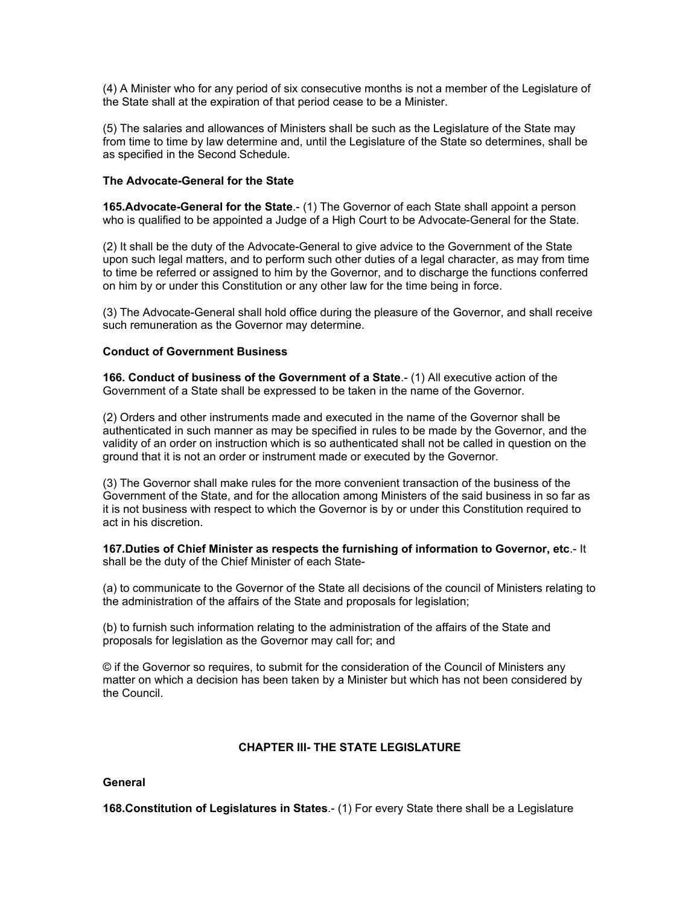(4) A Minister who for any period of six consecutive months is not a member of the Legislature of the State shall at the expiration of that period cease to be a Minister.

(5) The salaries and allowances of Ministers shall be such as the Legislature of the State may from time to time by law determine and, until the Legislature of the State so determines, shall be as specified in the Second Schedule.

**The Advocate-General for the State**

**165.Advocate-General for the State**.- (1) The Governor of each State shall appoint a person who is qualified to be appointed a Judge of a High Court to be Advocate-General for the State.

(2) It shall be the duty of the Advocate-General to give advice to the Government of the State upon such legal matters, and to perform such other duties of a legal character, as may from time to time be referred or assigned to him by the Governor, and to discharge the functions conferred on him by or under this Constitution or any other law for the time being in force.

(3) The Advocate-General shall hold office during the pleasure of the Governor, and shall receive such remuneration as the Governor may determine.

**Conduct of Government Business**

**166. Conduct of business of the Government of a State**.- (1) All executive action of the Government of a State shall be expressed to be taken in the name of the Governor.

(2) Orders and other instruments made and executed in the name of the Governor shall be authenticated in such manner as may be specified in rules to be made by the Governor, and the validity of an order on instruction which is so authenticated shall not be called in question on the ground that it is not an order or instrument made or executed by the Governor.

(3) The Governor shall make rules for the more convenient transaction of the business of the Government of the State, and for the allocation among Ministers of the said business in so far as it is not business with respect to which the Governor is by or under this Constitution required to act in his discretion.

**167.Duties of Chief Minister as respects the furnishing of information to Governor, etc**.- It shall be the duty of the Chief Minister of each State-

(a) to communicate to the Governor of the State all decisions of the council of Ministers relating to the administration of the affairs of the State and proposals for legislation;

(b) to furnish such information relating to the administration of the affairs of the State and proposals for legislation as the Governor may call for; and

© if the Governor so requires, to submit for the consideration of the Council of Ministers any matter on which a decision has been taken by a Minister but which has not been considered by the Council.

## CHAPTER III- THE STATE LEGISLATURE

**General**

**168.Constitution of Legislatures in States**.- (1) For every State there shall be a Legislature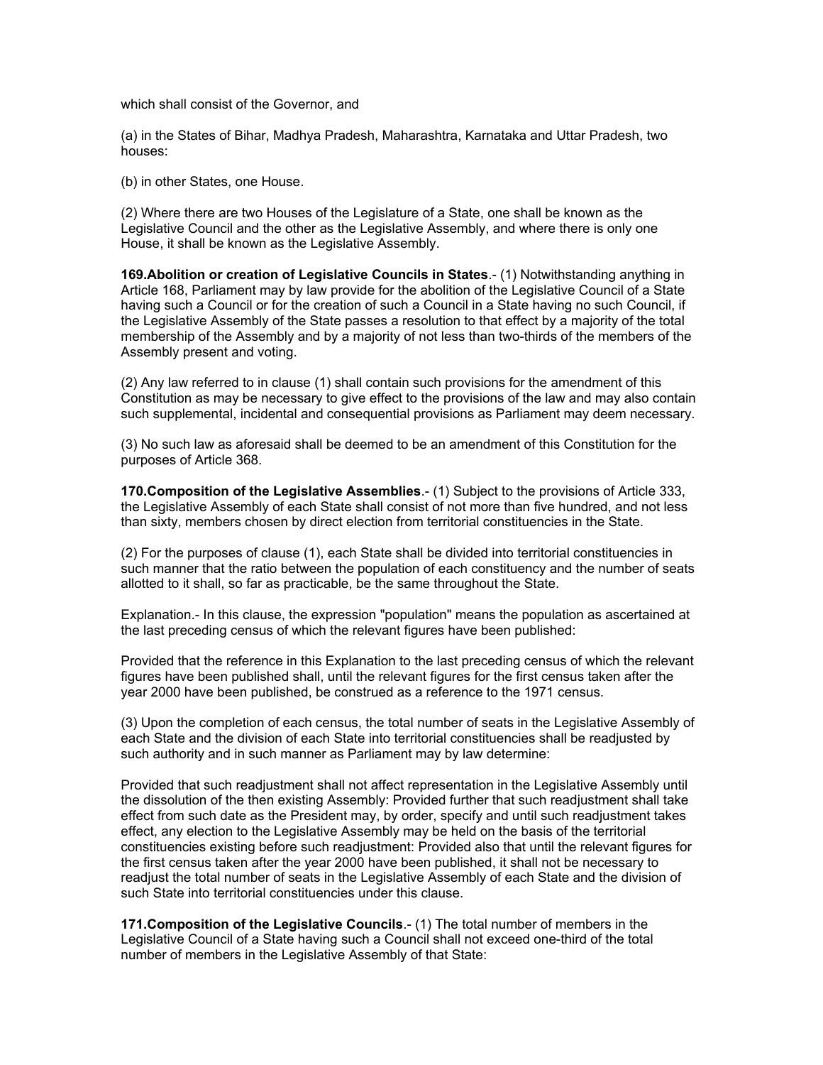which shall consist of the Governor, and

(a) in the States of Bihar, Madhya Pradesh, Maharashtra, Karnataka and Uttar Pradesh, two houses:

(b) in other States, one House.

(2) Where there are two Houses of the Legislature of a State, one shall be known as the Legislative Council and the other as the Legislative Assembly, and where there is only one House, it shall be known as the Legislative Assembly.

**169.Abolition or creation of Legislative Councils in States**.- (1) Notwithstanding anything in Article 168, Parliament may by law provide for the abolition of the Legislative Council of a State having such a Council or for the creation of such a Council in a State having no such Council, if the Legislative Assembly of the State passes a resolution to that effect by a majority of the total membership of the Assembly and by a majority of not less than two-thirds of the members of the Assembly present and voting.

(2) Any law referred to in clause (1) shall contain such provisions for the amendment of this Constitution as may be necessary to give effect to the provisions of the law and may also contain such supplemental, incidental and consequential provisions as Parliament may deem necessary.

(3) No such law as aforesaid shall be deemed to be an amendment of this Constitution for the purposes of Article 368.

**170.Composition of the Legislative Assemblies**.- (1) Subject to the provisions of Article 333, the Legislative Assembly of each State shall consist of not more than five hundred, and not less than sixty, members chosen by direct election from territorial constituencies in the State.

(2) For the purposes of clause (1), each State shall be divided into territorial constituencies in such manner that the ratio between the population of each constituency and the number of seats allotted to it shall, so far as practicable, be the same throughout the State.

Explanation.- In this clause, the expression "population" means the population as ascertained at the last preceding census of which the relevant figures have been published:

Provided that the reference in this Explanation to the last preceding census of which the relevant figures have been published shall, until the relevant figures for the first census taken after the year 2000 have been published, be construed as a reference to the 1971 census.

(3) Upon the completion of each census, the total number of seats in the Legislative Assembly of each State and the division of each State into territorial constituencies shall be readjusted by such authority and in such manner as Parliament may by law determine:

Provided that such readjustment shall not affect representation in the Legislative Assembly until the dissolution of the then existing Assembly: Provided further that such readjustment shall take effect from such date as the President may, by order, specify and until such readjustment takes effect, any election to the Legislative Assembly may be held on the basis of the territorial constituencies existing before such readjustment: Provided also that until the relevant figures for the first census taken after the year 2000 have been published, it shall not be necessary to readjust the total number of seats in the Legislative Assembly of each State and the division of such State into territorial constituencies under this clause.

**171.Composition of the Legislative Councils**.- (1) The total number of members in the Legislative Council of a State having such a Council shall not exceed one-third of the total number of members in the Legislative Assembly of that State: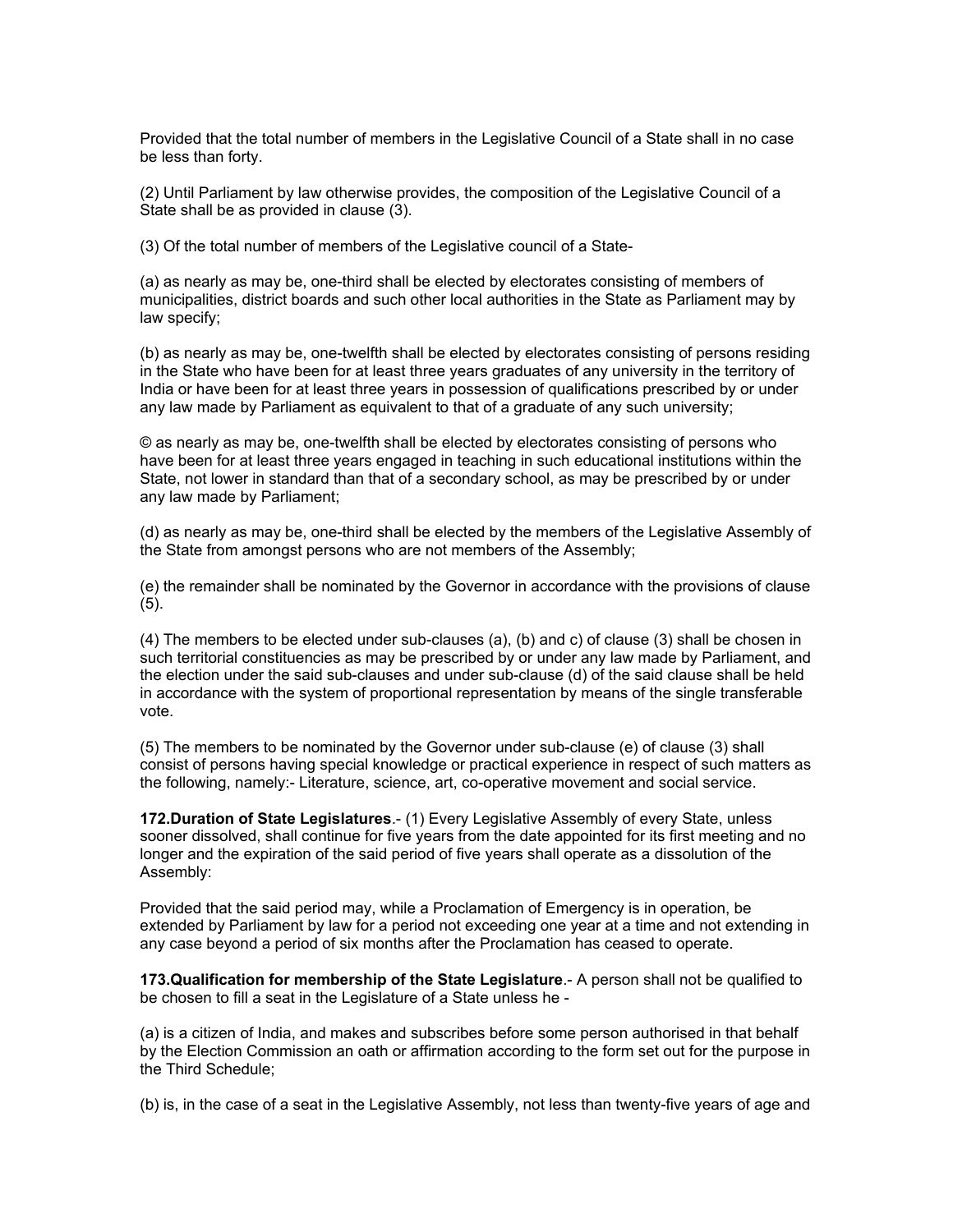Provided that the total number of members in the Legislative Council of a State shall in no case be less than forty.

(2) Until Parliament by law otherwise provides, the composition of the Legislative Council of a State shall be as provided in clause (3).

(3) Of the total number of members of the Legislative council of a State-

(a) as nearly as may be, one-third shall be elected by electorates consisting of members of municipalities, district boards and such other local authorities in the State as Parliament may by law specify;

(b) as nearly as may be, one-twelfth shall be elected by electorates consisting of persons residing in the State who have been for at least three years graduates of any university in the territory of India or have been for at least three years in possession of qualifications prescribed by or under any law made by Parliament as equivalent to that of a graduate of any such university;

© as nearly as may be, one-twelfth shall be elected by electorates consisting of persons who have been for at least three years engaged in teaching in such educational institutions within the State, not lower in standard than that of a secondary school, as may be prescribed by or under any law made by Parliament;

(d) as nearly as may be, one-third shall be elected by the members of the Legislative Assembly of the State from amongst persons who are not members of the Assembly;

(e) the remainder shall be nominated by the Governor in accordance with the provisions of clause (5).

(4) The members to be elected under sub-clauses (a), (b) and c) of clause (3) shall be chosen in such territorial constituencies as may be prescribed by or under any law made by Parliament, and the election under the said sub-clauses and under sub-clause (d) of the said clause shall be held in accordance with the system of proportional representation by means of the single transferable vote.

(5) The members to be nominated by the Governor under sub-clause (e) of clause (3) shall consist of persons having special knowledge or practical experience in respect of such matters as the following, namely:- Literature, science, art, co-operative movement and social service.

**172.Duration of State Legislatures**.- (1) Every Legislative Assembly of every State, unless sooner dissolved, shall continue for five years from the date appointed for its first meeting and no longer and the expiration of the said period of five years shall operate as a dissolution of the Assembly:

Provided that the said period may, while a Proclamation of Emergency is in operation, be extended by Parliament by law for a period not exceeding one year at a time and not extending in any case beyond a period of six months after the Proclamation has ceased to operate.

**173.Qualification for membership of the State Legislature**.- A person shall not be qualified to be chosen to fill a seat in the Legislature of a State unless he -

(a) is a citizen of India, and makes and subscribes before some person authorised in that behalf by the Election Commission an oath or affirmation according to the form set out for the purpose in the Third Schedule;

(b) is, in the case of a seat in the Legislative Assembly, not less than twenty-five years of age and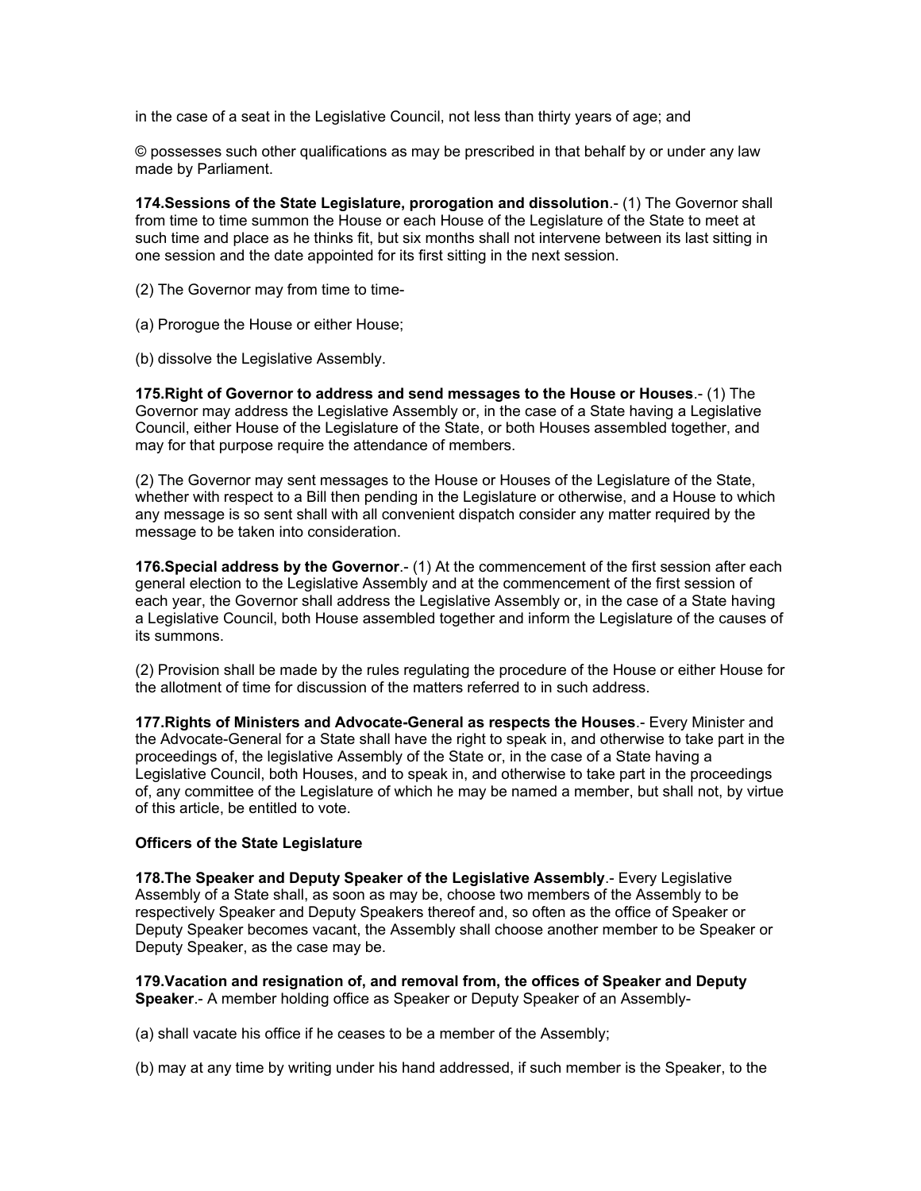in the case of a seat in the Legislative Council, not less than thirty years of age; and

© possesses such other qualifications as may be prescribed in that behalf by or under any law made by Parliament.

**174.Sessions of the State Legislature, prorogation and dissolution**.- (1) The Governor shall from time to time summon the House or each House of the Legislature of the State to meet at such time and place as he thinks fit, but six months shall not intervene between its last sitting in one session and the date appointed for its first sitting in the next session.

(2) The Governor may from time to time-

(a) Prorogue the House or either House;

(b) dissolve the Legislative Assembly.

**175.Right of Governor to address and send messages to the House or Houses**.- (1) The Governor may address the Legislative Assembly or, in the case of a State having a Legislative Council, either House of the Legislature of the State, or both Houses assembled together, and may for that purpose require the attendance of members.

(2) The Governor may sent messages to the House or Houses of the Legislature of the State, whether with respect to a Bill then pending in the Legislature or otherwise, and a House to which any message is so sent shall with all convenient dispatch consider any matter required by the message to be taken into consideration.

**176.Special address by the Governor**.- (1) At the commencement of the first session after each general election to the Legislative Assembly and at the commencement of the first session of each year, the Governor shall address the Legislative Assembly or, in the case of a State having a Legislative Council, both House assembled together and inform the Legislature of the causes of its summons.

(2) Provision shall be made by the rules regulating the procedure of the House or either House for the allotment of time for discussion of the matters referred to in such address.

**177.Rights of Ministers and Advocate-General as respects the Houses**.- Every Minister and the Advocate-General for a State shall have the right to speak in, and otherwise to take part in the proceedings of, the legislative Assembly of the State or, in the case of a State having a Legislative Council, both Houses, and to speak in, and otherwise to take part in the proceedings of, any committee of the Legislature of which he may be named a member, but shall not, by virtue of this article, be entitled to vote.

**Officers of the State Legislature**

**178.The Speaker and Deputy Speaker of the Legislative Assembly**.- Every Legislative Assembly of a State shall, as soon as may be, choose two members of the Assembly to be respectively Speaker and Deputy Speakers thereof and, so often as the office of Speaker or Deputy Speaker becomes vacant, the Assembly shall choose another member to be Speaker or Deputy Speaker, as the case may be.

**179.Vacation and resignation of, and removal from, the offices of Speaker and Deputy Speaker**.- A member holding office as Speaker or Deputy Speaker of an Assembly-

(a) shall vacate his office if he ceases to be a member of the Assembly;

(b) may at any time by writing under his hand addressed, if such member is the Speaker, to the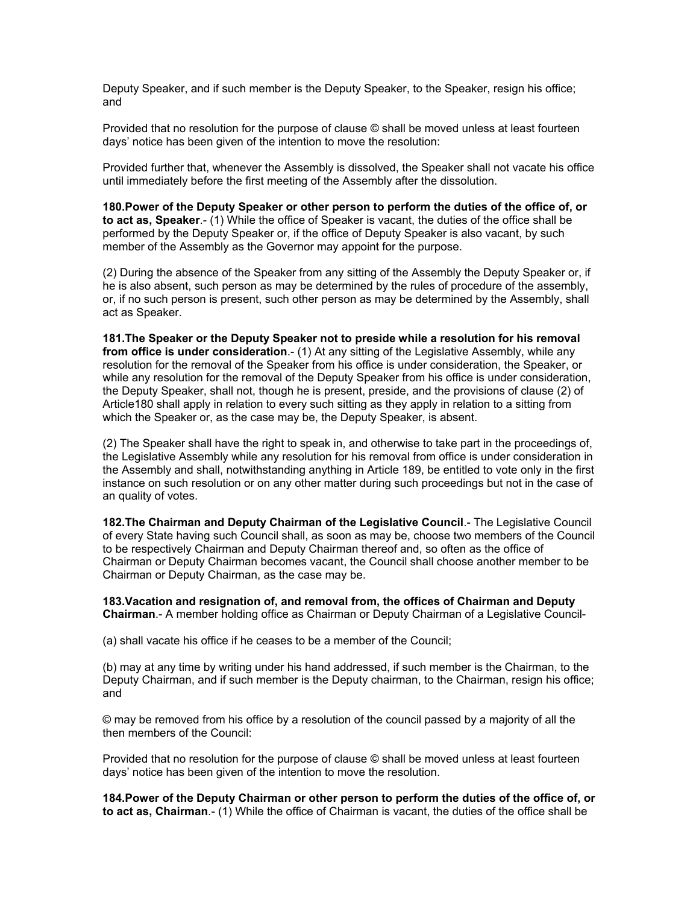Deputy Speaker, and if such member is the Deputy Speaker, to the Speaker, resign his office; and

Provided that no resolution for the purpose of clause © shall be moved unless at least fourteen days' notice has been given of the intention to move the resolution:

Provided further that, whenever the Assembly is dissolved, the Speaker shall not vacate his office until immediately before the first meeting of the Assembly after the dissolution.

**180.Power of the Deputy Speaker or other person to perform the duties of the office of, or to act as, Speaker**.- (1) While the office of Speaker is vacant, the duties of the office shall be performed by the Deputy Speaker or, if the office of Deputy Speaker is also vacant, by such member of the Assembly as the Governor may appoint for the purpose.

(2) During the absence of the Speaker from any sitting of the Assembly the Deputy Speaker or, if he is also absent, such person as may be determined by the rules of procedure of the assembly, or, if no such person is present, such other person as may be determined by the Assembly, shall act as Speaker.

**181.The Speaker or the Deputy Speaker not to preside while a resolution for his removal from office is under consideration**.- (1) At any sitting of the Legislative Assembly, while any resolution for the removal of the Speaker from his office is under consideration, the Speaker, or while any resolution for the removal of the Deputy Speaker from his office is under consideration, the Deputy Speaker, shall not, though he is present, preside, and the provisions of clause (2) of Article180 shall apply in relation to every such sitting as they apply in relation to a sitting from which the Speaker or, as the case may be, the Deputy Speaker, is absent.

(2) The Speaker shall have the right to speak in, and otherwise to take part in the proceedings of, the Legislative Assembly while any resolution for his removal from office is under consideration in the Assembly and shall, notwithstanding anything in Article 189, be entitled to vote only in the first instance on such resolution or on any other matter during such proceedings but not in the case of an quality of votes.

**182.The Chairman and Deputy Chairman of the Legislative Council**.- The Legislative Council of every State having such Council shall, as soon as may be, choose two members of the Council to be respectively Chairman and Deputy Chairman thereof and, so often as the office of Chairman or Deputy Chairman becomes vacant, the Council shall choose another member to be Chairman or Deputy Chairman, as the case may be.

**183.Vacation and resignation of, and removal from, the offices of Chairman and Deputy Chairman**.- A member holding office as Chairman or Deputy Chairman of a Legislative Council-

(a) shall vacate his office if he ceases to be a member of the Council;

(b) may at any time by writing under his hand addressed, if such member is the Chairman, to the Deputy Chairman, and if such member is the Deputy chairman, to the Chairman, resign his office; and

© may be removed from his office by a resolution of the council passed by a majority of all the then members of the Council:

Provided that no resolution for the purpose of clause © shall be moved unless at least fourteen days' notice has been given of the intention to move the resolution.

**184.Power of the Deputy Chairman or other person to perform the duties of the office of, or to act as, Chairman**.- (1) While the office of Chairman is vacant, the duties of the office shall be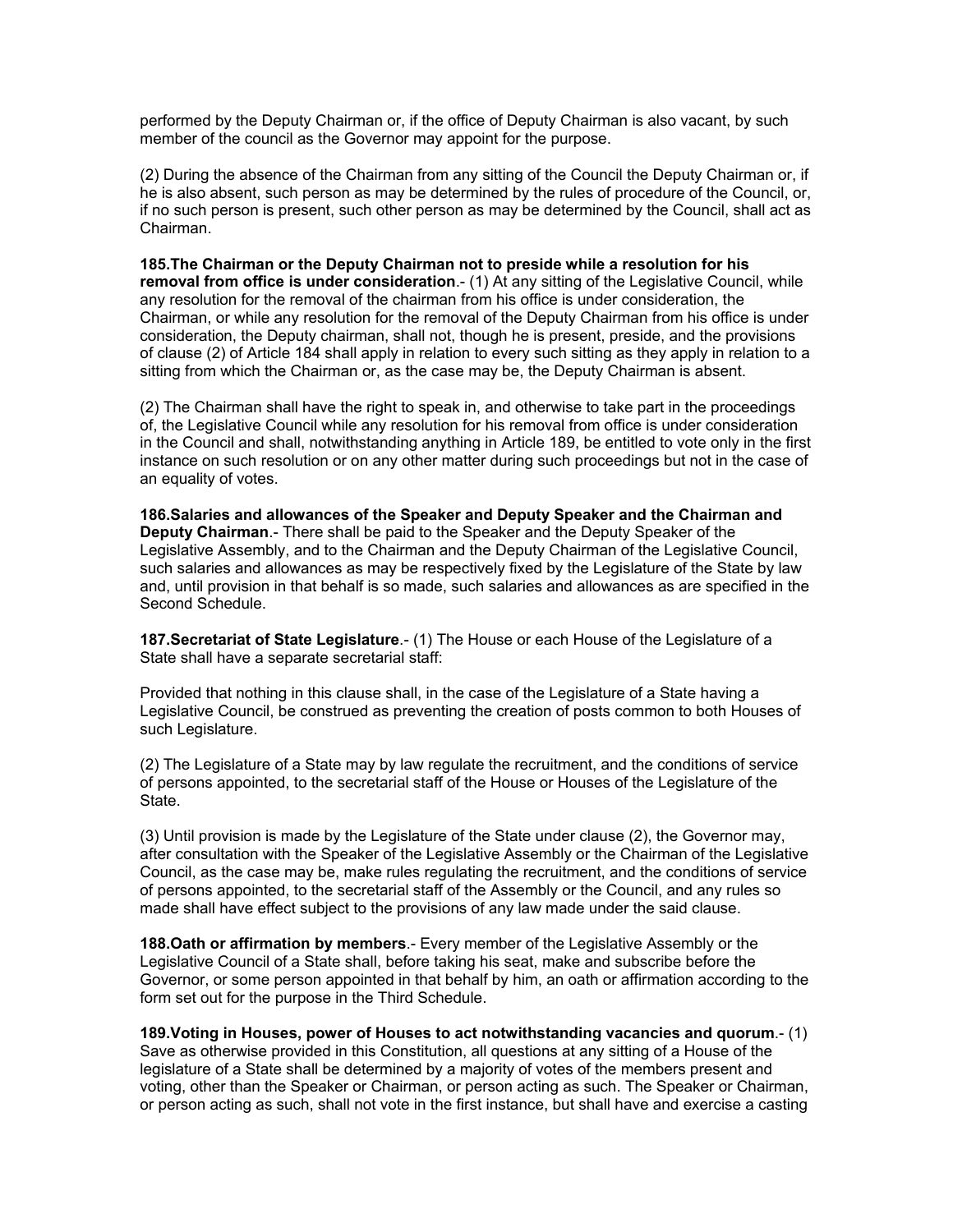performed by the Deputy Chairman or, if the office of Deputy Chairman is also vacant, by such member of the council as the Governor may appoint for the purpose.

(2) During the absence of the Chairman from any sitting of the Council the Deputy Chairman or, if he is also absent, such person as may be determined by the rules of procedure of the Council, or, if no such person is present, such other person as may be determined by the Council, shall act as Chairman.

**185.The Chairman or the Deputy Chairman not to preside while a resolution for his removal from office is under consideration**.- (1) At any sitting of the Legislative Council, while any resolution for the removal of the chairman from his office is under consideration, the Chairman, or while any resolution for the removal of the Deputy Chairman from his office is under consideration, the Deputy chairman, shall not, though he is present, preside, and the provisions of clause (2) of Article 184 shall apply in relation to every such sitting as they apply in relation to a sitting from which the Chairman or, as the case may be, the Deputy Chairman is absent.

(2) The Chairman shall have the right to speak in, and otherwise to take part in the proceedings of, the Legislative Council while any resolution for his removal from office is under consideration in the Council and shall, notwithstanding anything in Article 189, be entitled to vote only in the first instance on such resolution or on any other matter during such proceedings but not in the case of an equality of votes.

**186.Salaries and allowances of the Speaker and Deputy Speaker and the Chairman and Deputy Chairman**.- There shall be paid to the Speaker and the Deputy Speaker of the Legislative Assembly, and to the Chairman and the Deputy Chairman of the Legislative Council, such salaries and allowances as may be respectively fixed by the Legislature of the State by law and, until provision in that behalf is so made, such salaries and allowances as are specified in the Second Schedule.

**187.Secretariat of State Legislature**.- (1) The House or each House of the Legislature of a State shall have a separate secretarial staff:

Provided that nothing in this clause shall, in the case of the Legislature of a State having a Legislative Council, be construed as preventing the creation of posts common to both Houses of such Legislature.

(2) The Legislature of a State may by law regulate the recruitment, and the conditions of service of persons appointed, to the secretarial staff of the House or Houses of the Legislature of the State.

(3) Until provision is made by the Legislature of the State under clause (2), the Governor may, after consultation with the Speaker of the Legislative Assembly or the Chairman of the Legislative Council, as the case may be, make rules regulating the recruitment, and the conditions of service of persons appointed, to the secretarial staff of the Assembly or the Council, and any rules so made shall have effect subject to the provisions of any law made under the said clause.

**188.Oath or affirmation by members**.- Every member of the Legislative Assembly or the Legislative Council of a State shall, before taking his seat, make and subscribe before the Governor, or some person appointed in that behalf by him, an oath or affirmation according to the form set out for the purpose in the Third Schedule.

**189.Voting in Houses, power of Houses to act notwithstanding vacancies and quorum**.- (1) Save as otherwise provided in this Constitution, all questions at any sitting of a House of the legislature of a State shall be determined by a majority of votes of the members present and voting, other than the Speaker or Chairman, or person acting as such. The Speaker or Chairman, or person acting as such, shall not vote in the first instance, but shall have and exercise a casting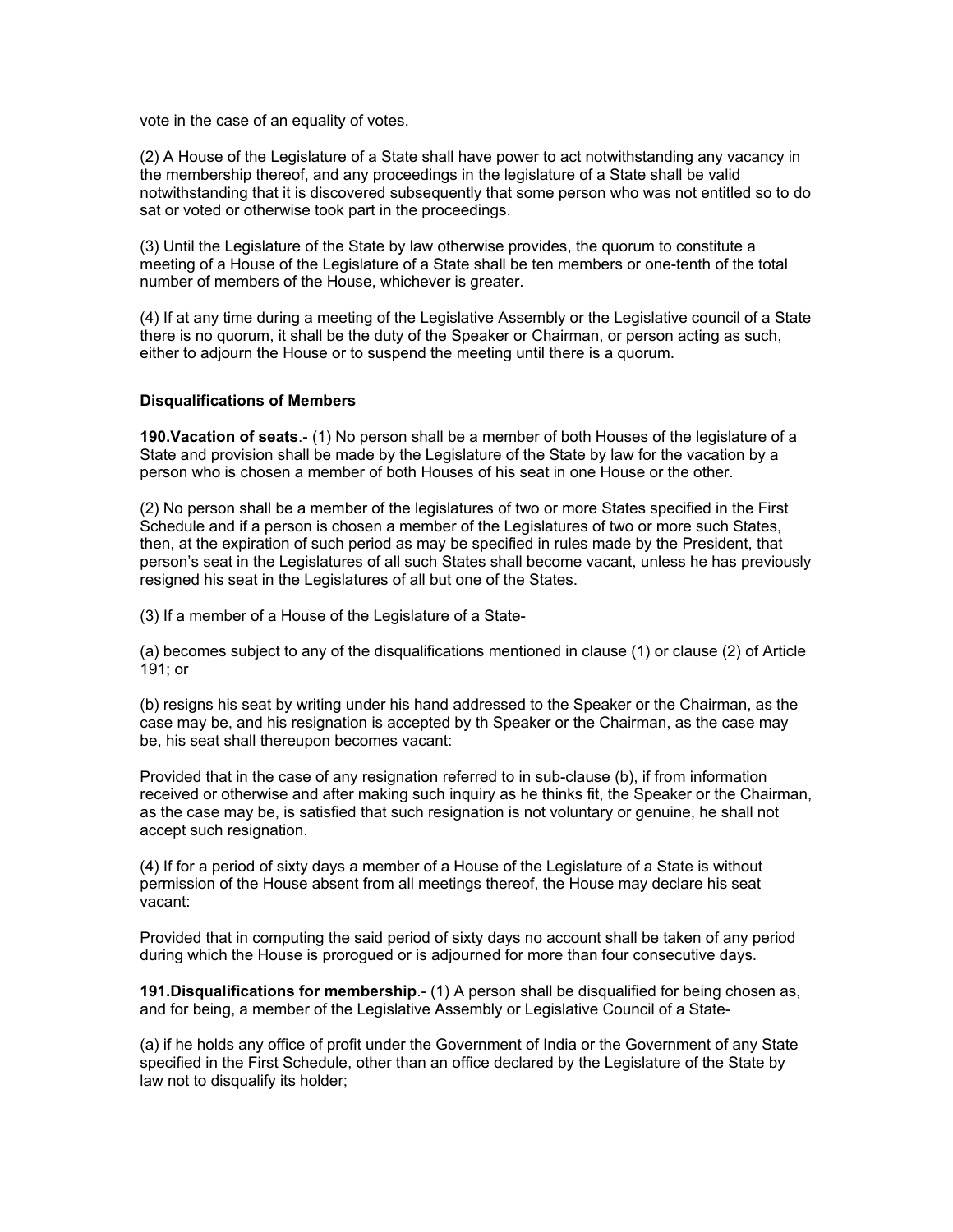vote in the case of an equality of votes.

(2) A House of the Legislature of a State shall have power to act notwithstanding any vacancy in the membership thereof, and any proceedings in the legislature of a State shall be valid notwithstanding that it is discovered subsequently that some person who was not entitled so to do sat or voted or otherwise took part in the proceedings.

(3) Until the Legislature of the State by law otherwise provides, the quorum to constitute a meeting of a House of the Legislature of a State shall be ten members or one-tenth of the total number of members of the House, whichever is greater.

(4) If at any time during a meeting of the Legislative Assembly or the Legislative council of a State there is no quorum, it shall be the duty of the Speaker or Chairman, or person acting as such, either to adjourn the House or to suspend the meeting until there is a quorum.

**Disqualifications of Members**

**190.Vacation of seats**.- (1) No person shall be a member of both Houses of the legislature of a State and provision shall be made by the Legislature of the State by law for the vacation by a person who is chosen a member of both Houses of his seat in one House or the other.

(2) No person shall be a member of the legislatures of two or more States specified in the First Schedule and if a person is chosen a member of the Legislatures of two or more such States, then, at the expiration of such period as may be specified in rules made by the President, that person's seat in the Legislatures of all such States shall become vacant, unless he has previously resigned his seat in the Legislatures of all but one of the States.

(3) If a member of a House of the Legislature of a State-

(a) becomes subject to any of the disqualifications mentioned in clause (1) or clause (2) of Article 191; or

(b) resigns his seat by writing under his hand addressed to the Speaker or the Chairman, as the case may be, and his resignation is accepted by th Speaker or the Chairman, as the case may be, his seat shall thereupon becomes vacant:

Provided that in the case of any resignation referred to in sub-clause (b), if from information received or otherwise and after making such inquiry as he thinks fit, the Speaker or the Chairman, as the case may be, is satisfied that such resignation is not voluntary or genuine, he shall not accept such resignation.

(4) If for a period of sixty days a member of a House of the Legislature of a State is without permission of the House absent from all meetings thereof, the House may declare his seat vacant:

Provided that in computing the said period of sixty days no account shall be taken of any period during which the House is prorogued or is adjourned for more than four consecutive days.

**191.Disqualifications for membership**.- (1) A person shall be disqualified for being chosen as, and for being, a member of the Legislative Assembly or Legislative Council of a State-

(a) if he holds any office of profit under the Government of India or the Government of any State specified in the First Schedule, other than an office declared by the Legislature of the State by law not to disqualify its holder;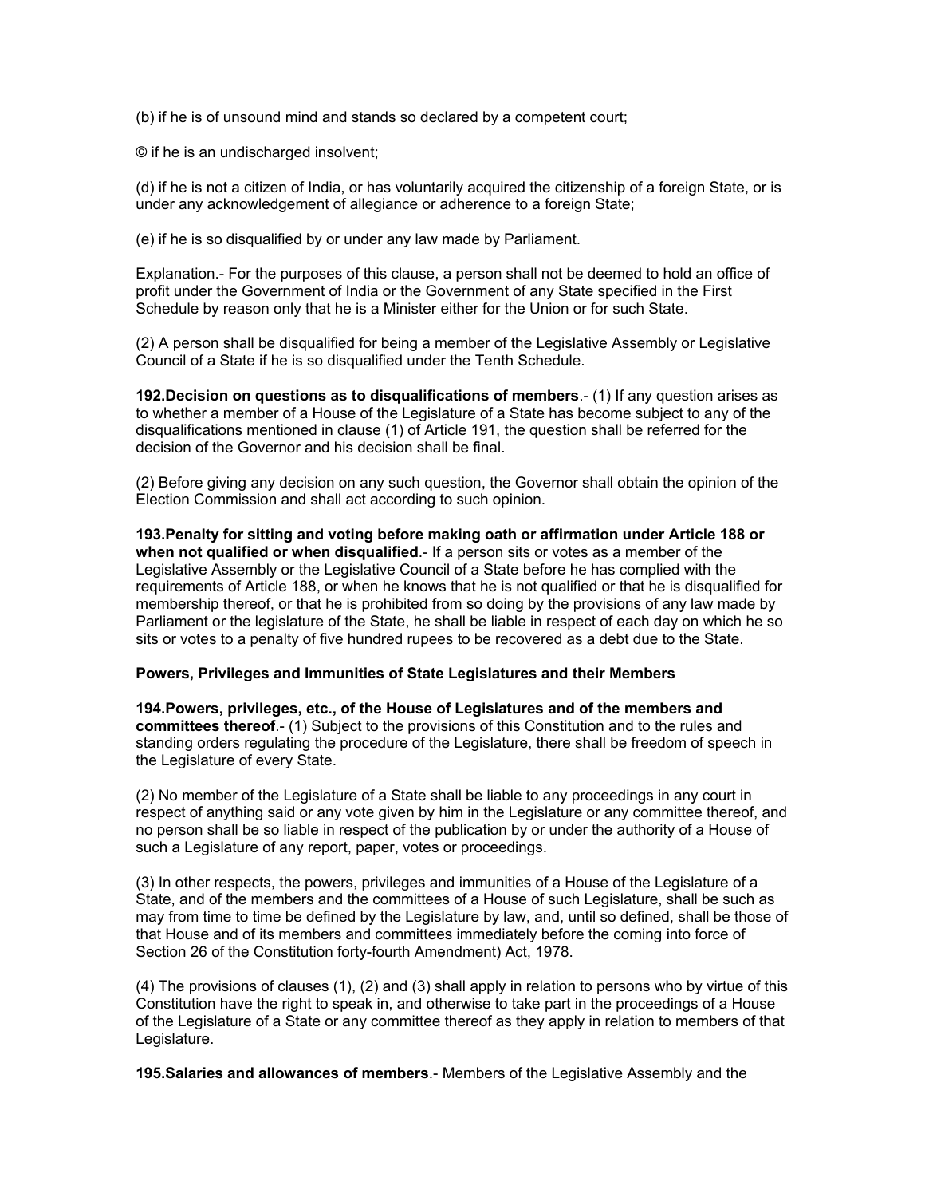(b) if he is of unsound mind and stands so declared by a competent court;

© if he is an undischarged insolvent;

(d) if he is not a citizen of India, or has voluntarily acquired the citizenship of a foreign State, or is under any acknowledgement of allegiance or adherence to a foreign State;

(e) if he is so disqualified by or under any law made by Parliament.

Explanation.- For the purposes of this clause, a person shall not be deemed to hold an office of profit under the Government of India or the Government of any State specified in the First Schedule by reason only that he is a Minister either for the Union or for such State.

(2) A person shall be disqualified for being a member of the Legislative Assembly or Legislative Council of a State if he is so disqualified under the Tenth Schedule.

**192.Decision on questions as to disqualifications of members**.- (1) If any question arises as to whether a member of a House of the Legislature of a State has become subject to any of the disqualifications mentioned in clause (1) of Article 191, the question shall be referred for the decision of the Governor and his decision shall be final.

(2) Before giving any decision on any such question, the Governor shall obtain the opinion of the Election Commission and shall act according to such opinion.

**193.Penalty for sitting and voting before making oath or affirmation under Article 188 or when not qualified or when disqualified**.- If a person sits or votes as a member of the Legislative Assembly or the Legislative Council of a State before he has complied with the requirements of Article 188, or when he knows that he is not qualified or that he is disqualified for membership thereof, or that he is prohibited from so doing by the provisions of any law made by Parliament or the legislature of the State, he shall be liable in respect of each day on which he so sits or votes to a penalty of five hundred rupees to be recovered as a debt due to the State.

**Powers, Privileges and Immunities of State Legislatures and their Members**

**194.Powers, privileges, etc., of the House of Legislatures and of the members and committees thereof**.- (1) Subject to the provisions of this Constitution and to the rules and standing orders regulating the procedure of the Legislature, there shall be freedom of speech in the Legislature of every State.

(2) No member of the Legislature of a State shall be liable to any proceedings in any court in respect of anything said or any vote given by him in the Legislature or any committee thereof, and no person shall be so liable in respect of the publication by or under the authority of a House of such a Legislature of any report, paper, votes or proceedings.

(3) In other respects, the powers, privileges and immunities of a House of the Legislature of a State, and of the members and the committees of a House of such Legislature, shall be such as may from time to time be defined by the Legislature by law, and, until so defined, shall be those of that House and of its members and committees immediately before the coming into force of Section 26 of the Constitution forty-fourth Amendment) Act, 1978.

(4) The provisions of clauses (1), (2) and (3) shall apply in relation to persons who by virtue of this Constitution have the right to speak in, and otherwise to take part in the proceedings of a House of the Legislature of a State or any committee thereof as they apply in relation to members of that Legislature.

**195.Salaries and allowances of members**.- Members of the Legislative Assembly and the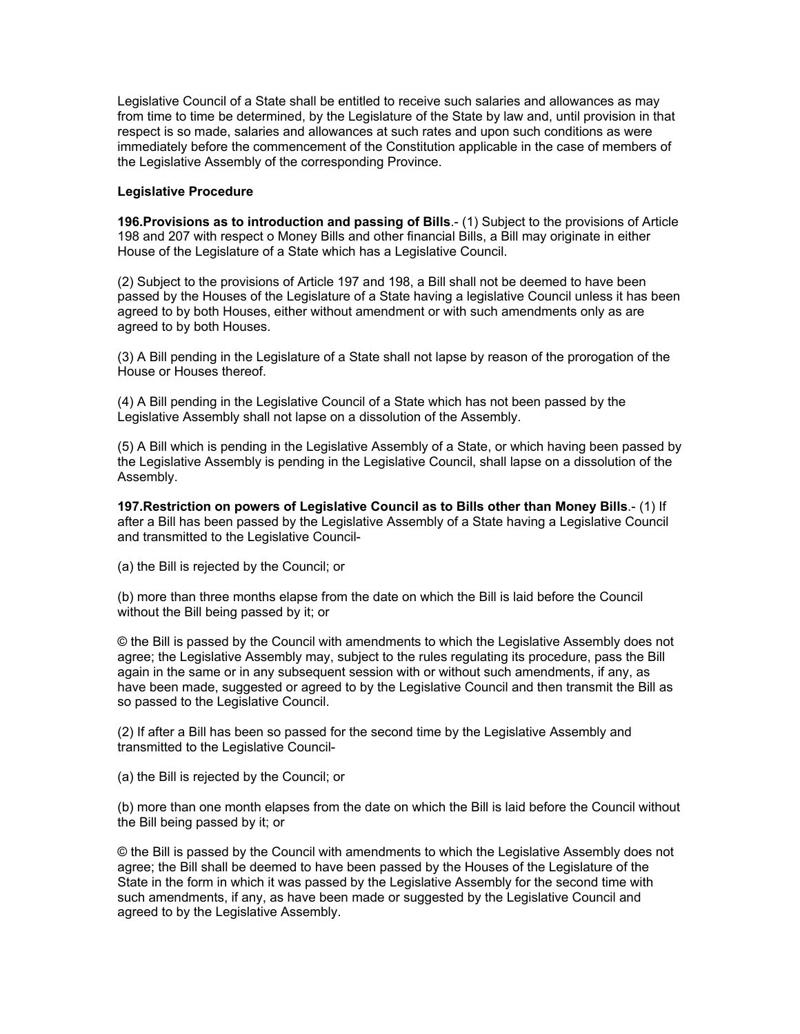Legislative Council of a State shall be entitled to receive such salaries and allowances as may from time to time be determined, by the Legislature of the State by law and, until provision in that respect is so made, salaries and allowances at such rates and upon such conditions as were immediately before the commencement of the Constitution applicable in the case of members of the Legislative Assembly of the corresponding Province.

**Legislative Procedure**

**196.Provisions as to introduction and passing of Bills**.- (1) Subject to the provisions of Article 198 and 207 with respect o Money Bills and other financial Bills, a Bill may originate in either House of the Legislature of a State which has a Legislative Council.

(2) Subject to the provisions of Article 197 and 198, a Bill shall not be deemed to have been passed by the Houses of the Legislature of a State having a legislative Council unless it has been agreed to by both Houses, either without amendment or with such amendments only as are agreed to by both Houses.

(3) A Bill pending in the Legislature of a State shall not lapse by reason of the prorogation of the House or Houses thereof.

(4) A Bill pending in the Legislative Council of a State which has not been passed by the Legislative Assembly shall not lapse on a dissolution of the Assembly.

(5) A Bill which is pending in the Legislative Assembly of a State, or which having been passed by the Legislative Assembly is pending in the Legislative Council, shall lapse on a dissolution of the Assembly.

**197.Restriction on powers of Legislative Council as to Bills other than Money Bills**.- (1) If after a Bill has been passed by the Legislative Assembly of a State having a Legislative Council and transmitted to the Legislative Council-

(a) the Bill is rejected by the Council; or

(b) more than three months elapse from the date on which the Bill is laid before the Council without the Bill being passed by it; or

© the Bill is passed by the Council with amendments to which the Legislative Assembly does not agree; the Legislative Assembly may, subject to the rules regulating its procedure, pass the Bill again in the same or in any subsequent session with or without such amendments, if any, as have been made, suggested or agreed to by the Legislative Council and then transmit the Bill as so passed to the Legislative Council.

(2) If after a Bill has been so passed for the second time by the Legislative Assembly and transmitted to the Legislative Council-

(a) the Bill is rejected by the Council; or

(b) more than one month elapses from the date on which the Bill is laid before the Council without the Bill being passed by it; or

© the Bill is passed by the Council with amendments to which the Legislative Assembly does not agree; the Bill shall be deemed to have been passed by the Houses of the Legislature of the State in the form in which it was passed by the Legislative Assembly for the second time with such amendments, if any, as have been made or suggested by the Legislative Council and agreed to by the Legislative Assembly.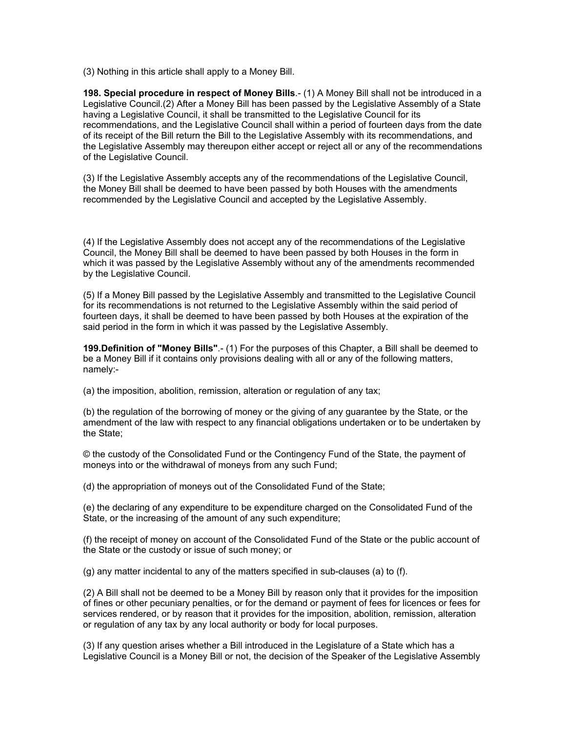(3) Nothing in this article shall apply to a Money Bill.

**198. Special procedure in respect of Money Bills**.- (1) A Money Bill shall not be introduced in a Legislative Council.(2) After a Money Bill has been passed by the Legislative Assembly of a State having a Legislative Council, it shall be transmitted to the Legislative Council for its recommendations, and the Legislative Council shall within a period of fourteen days from the date of its receipt of the Bill return the Bill to the Legislative Assembly with its recommendations, and the Legislative Assembly may thereupon either accept or reject all or any of the recommendations of the Legislative Council.

(3) If the Legislative Assembly accepts any of the recommendations of the Legislative Council, the Money Bill shall be deemed to have been passed by both Houses with the amendments recommended by the Legislative Council and accepted by the Legislative Assembly.

(4) If the Legislative Assembly does not accept any of the recommendations of the Legislative Council, the Money Bill shall be deemed to have been passed by both Houses in the form in which it was passed by the Legislative Assembly without any of the amendments recommended by the Legislative Council.

(5) If a Money Bill passed by the Legislative Assembly and transmitted to the Legislative Council for its recommendations is not returned to the Legislative Assembly within the said period of fourteen days, it shall be deemed to have been passed by both Houses at the expiration of the said period in the form in which it was passed by the Legislative Assembly.

**199.Definition of "Money Bills"**.- (1) For the purposes of this Chapter, a Bill shall be deemed to be a Money Bill if it contains only provisions dealing with all or any of the following matters, namely:-

(a) the imposition, abolition, remission, alteration or regulation of any tax;

(b) the regulation of the borrowing of money or the giving of any guarantee by the State, or the amendment of the law with respect to any financial obligations undertaken or to be undertaken by the State;

© the custody of the Consolidated Fund or the Contingency Fund of the State, the payment of moneys into or the withdrawal of moneys from any such Fund;

(d) the appropriation of moneys out of the Consolidated Fund of the State;

(e) the declaring of any expenditure to be expenditure charged on the Consolidated Fund of the State, or the increasing of the amount of any such expenditure;

(f) the receipt of money on account of the Consolidated Fund of the State or the public account of the State or the custody or issue of such money; or

(g) any matter incidental to any of the matters specified in sub-clauses (a) to (f).

(2) A Bill shall not be deemed to be a Money Bill by reason only that it provides for the imposition of fines or other pecuniary penalties, or for the demand or payment of fees for licences or fees for services rendered, or by reason that it provides for the imposition, abolition, remission, alteration or regulation of any tax by any local authority or body for local purposes.

(3) If any question arises whether a Bill introduced in the Legislature of a State which has a Legislative Council is a Money Bill or not, the decision of the Speaker of the Legislative Assembly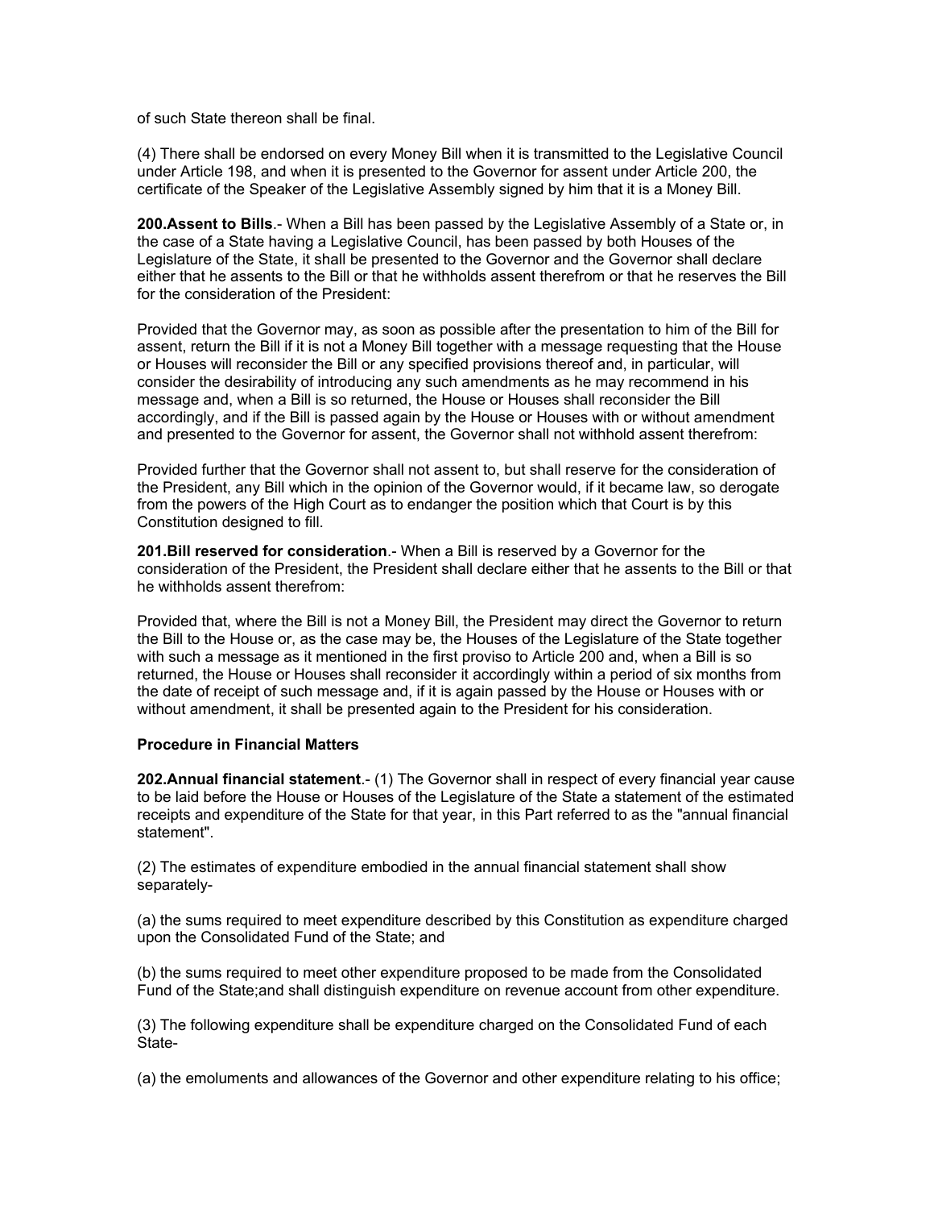of such State thereon shall be final.

(4) There shall be endorsed on every Money Bill when it is transmitted to the Legislative Council under Article 198, and when it is presented to the Governor for assent under Article 200, the certificate of the Speaker of the Legislative Assembly signed by him that it is a Money Bill.

**200.Assent to Bills**.- When a Bill has been passed by the Legislative Assembly of a State or, in the case of a State having a Legislative Council, has been passed by both Houses of the Legislature of the State, it shall be presented to the Governor and the Governor shall declare either that he assents to the Bill or that he withholds assent therefrom or that he reserves the Bill for the consideration of the President:

Provided that the Governor may, as soon as possible after the presentation to him of the Bill for assent, return the Bill if it is not a Money Bill together with a message requesting that the House or Houses will reconsider the Bill or any specified provisions thereof and, in particular, will consider the desirability of introducing any such amendments as he may recommend in his message and, when a Bill is so returned, the House or Houses shall reconsider the Bill accordingly, and if the Bill is passed again by the House or Houses with or without amendment and presented to the Governor for assent, the Governor shall not withhold assent therefrom:

Provided further that the Governor shall not assent to, but shall reserve for the consideration of the President, any Bill which in the opinion of the Governor would, if it became law, so derogate from the powers of the High Court as to endanger the position which that Court is by this Constitution designed to fill.

**201.Bill reserved for consideration**.- When a Bill is reserved by a Governor for the consideration of the President, the President shall declare either that he assents to the Bill or that he withholds assent therefrom:

Provided that, where the Bill is not a Money Bill, the President may direct the Governor to return the Bill to the House or, as the case may be, the Houses of the Legislature of the State together with such a message as it mentioned in the first proviso to Article 200 and, when a Bill is so returned, the House or Houses shall reconsider it accordingly within a period of six months from the date of receipt of such message and, if it is again passed by the House or Houses with or without amendment, it shall be presented again to the President for his consideration.

**Procedure in Financial Matters**

**202.Annual financial statement**.- (1) The Governor shall in respect of every financial year cause to be laid before the House or Houses of the Legislature of the State a statement of the estimated receipts and expenditure of the State for that year, in this Part referred to as the "annual financial statement".

(2) The estimates of expenditure embodied in the annual financial statement shall show separately-

(a) the sums required to meet expenditure described by this Constitution as expenditure charged upon the Consolidated Fund of the State; and

(b) the sums required to meet other expenditure proposed to be made from the Consolidated Fund of the State;and shall distinguish expenditure on revenue account from other expenditure.

(3) The following expenditure shall be expenditure charged on the Consolidated Fund of each State-

(a) the emoluments and allowances of the Governor and other expenditure relating to his office;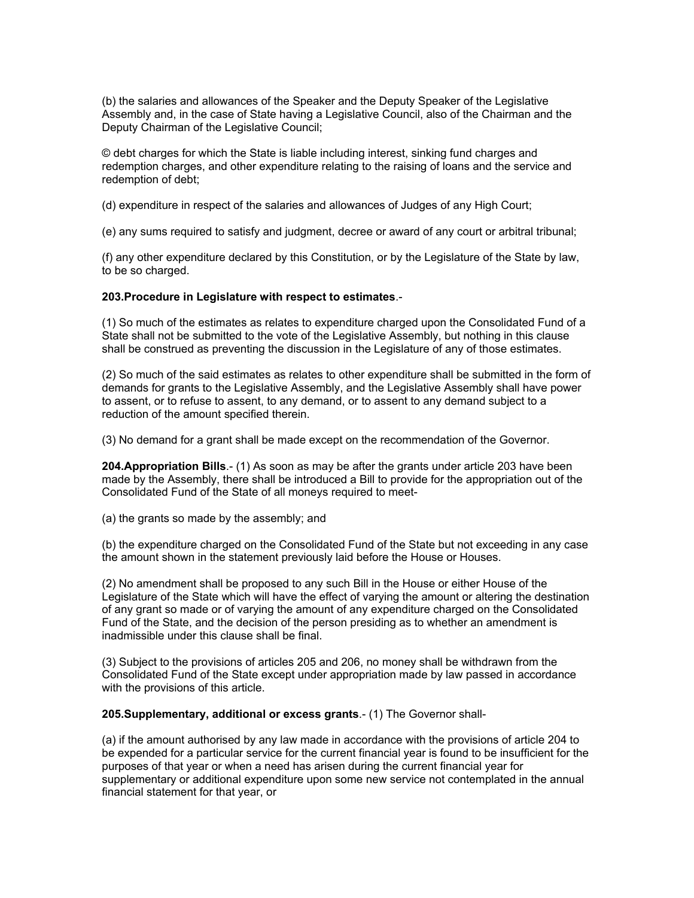(b) the salaries and allowances of the Speaker and the Deputy Speaker of the Legislative Assembly and, in the case of State having a Legislative Council, also of the Chairman and the Deputy Chairman of the Legislative Council;

© debt charges for which the State is liable including interest, sinking fund charges and redemption charges, and other expenditure relating to the raising of loans and the service and redemption of debt;

(d) expenditure in respect of the salaries and allowances of Judges of any High Court;

(e) any sums required to satisfy and judgment, decree or award of any court or arbitral tribunal;

(f) any other expenditure declared by this Constitution, or by the Legislature of the State by law, to be so charged.

**203.Procedure in Legislature with respect to estimates**.-

(1) So much of the estimates as relates to expenditure charged upon the Consolidated Fund of a State shall not be submitted to the vote of the Legislative Assembly, but nothing in this clause shall be construed as preventing the discussion in the Legislature of any of those estimates.

(2) So much of the said estimates as relates to other expenditure shall be submitted in the form of demands for grants to the Legislative Assembly, and the Legislative Assembly shall have power to assent, or to refuse to assent, to any demand, or to assent to any demand subject to a reduction of the amount specified therein.

(3) No demand for a grant shall be made except on the recommendation of the Governor.

**204.Appropriation Bills**.- (1) As soon as may be after the grants under article 203 have been made by the Assembly, there shall be introduced a Bill to provide for the appropriation out of the Consolidated Fund of the State of all moneys required to meet-

(a) the grants so made by the assembly; and

(b) the expenditure charged on the Consolidated Fund of the State but not exceeding in any case the amount shown in the statement previously laid before the House or Houses.

(2) No amendment shall be proposed to any such Bill in the House or either House of the Legislature of the State which will have the effect of varying the amount or altering the destination of any grant so made or of varying the amount of any expenditure charged on the Consolidated Fund of the State, and the decision of the person presiding as to whether an amendment is inadmissible under this clause shall be final.

(3) Subject to the provisions of articles 205 and 206, no money shall be withdrawn from the Consolidated Fund of the State except under appropriation made by law passed in accordance with the provisions of this article.

**205.Supplementary, additional or excess grants**.- (1) The Governor shall-

(a) if the amount authorised by any law made in accordance with the provisions of article 204 to be expended for a particular service for the current financial year is found to be insufficient for the purposes of that year or when a need has arisen during the current financial year for supplementary or additional expenditure upon some new service not contemplated in the annual financial statement for that year, or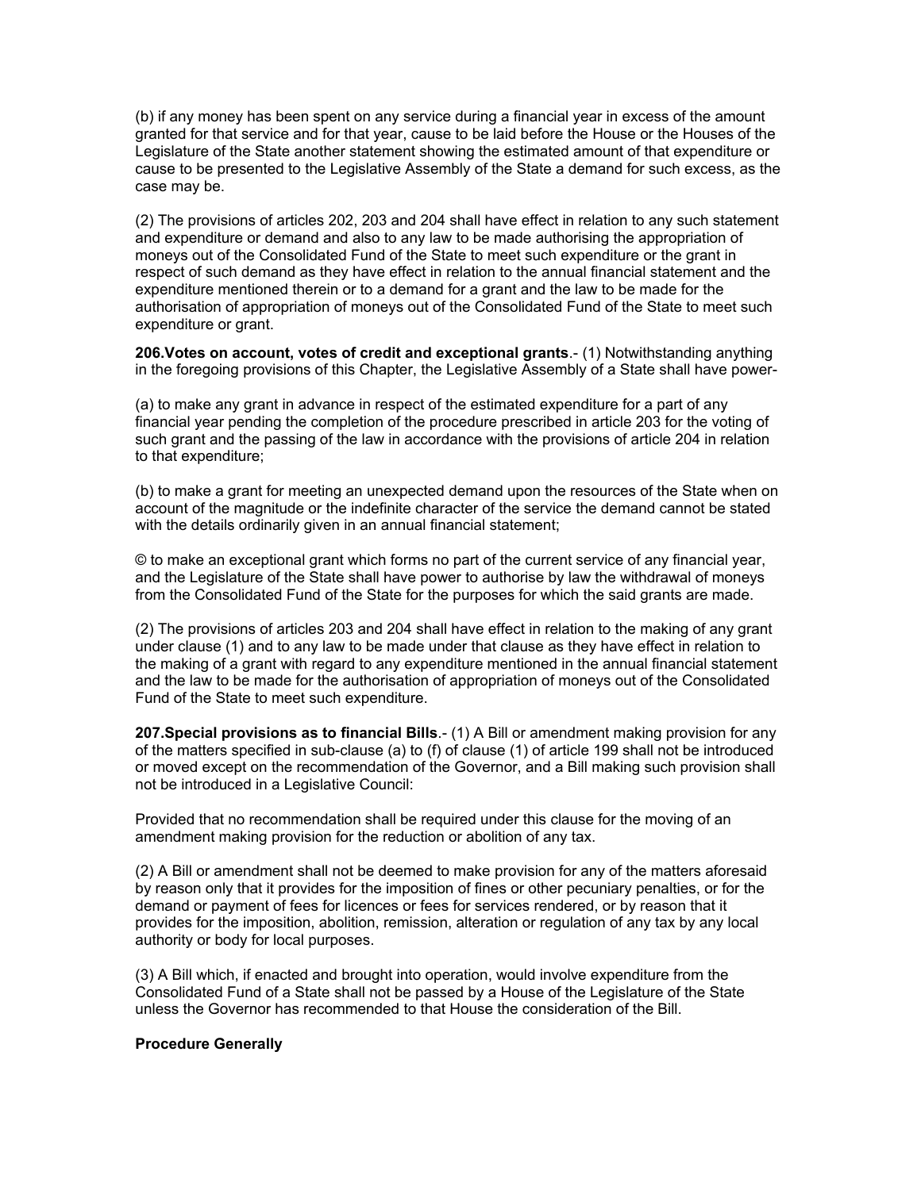(b) if any money has been spent on any service during a financial year in excess of the amount granted for that service and for that year, cause to be laid before the House or the Houses of the Legislature of the State another statement showing the estimated amount of that expenditure or cause to be presented to the Legislative Assembly of the State a demand for such excess, as the case may be.

(2) The provisions of articles 202, 203 and 204 shall have effect in relation to any such statement and expenditure or demand and also to any law to be made authorising the appropriation of moneys out of the Consolidated Fund of the State to meet such expenditure or the grant in respect of such demand as they have effect in relation to the annual financial statement and the expenditure mentioned therein or to a demand for a grant and the law to be made for the authorisation of appropriation of moneys out of the Consolidated Fund of the State to meet such expenditure or grant.

**206.Votes on account, votes of credit and exceptional grants**.- (1) Notwithstanding anything in the foregoing provisions of this Chapter, the Legislative Assembly of a State shall have power-

(a) to make any grant in advance in respect of the estimated expenditure for a part of any financial year pending the completion of the procedure prescribed in article 203 for the voting of such grant and the passing of the law in accordance with the provisions of article 204 in relation to that expenditure;

(b) to make a grant for meeting an unexpected demand upon the resources of the State when on account of the magnitude or the indefinite character of the service the demand cannot be stated with the details ordinarily given in an annual financial statement;

© to make an exceptional grant which forms no part of the current service of any financial year, and the Legislature of the State shall have power to authorise by law the withdrawal of moneys from the Consolidated Fund of the State for the purposes for which the said grants are made.

(2) The provisions of articles 203 and 204 shall have effect in relation to the making of any grant under clause (1) and to any law to be made under that clause as they have effect in relation to the making of a grant with regard to any expenditure mentioned in the annual financial statement and the law to be made for the authorisation of appropriation of moneys out of the Consolidated Fund of the State to meet such expenditure.

**207.Special provisions as to financial Bills**.- (1) A Bill or amendment making provision for any of the matters specified in sub-clause (a) to (f) of clause (1) of article 199 shall not be introduced or moved except on the recommendation of the Governor, and a Bill making such provision shall not be introduced in a Legislative Council:

Provided that no recommendation shall be required under this clause for the moving of an amendment making provision for the reduction or abolition of any tax.

(2) A Bill or amendment shall not be deemed to make provision for any of the matters aforesaid by reason only that it provides for the imposition of fines or other pecuniary penalties, or for the demand or payment of fees for licences or fees for services rendered, or by reason that it provides for the imposition, abolition, remission, alteration or regulation of any tax by any local authority or body for local purposes.

(3) A Bill which, if enacted and brought into operation, would involve expenditure from the Consolidated Fund of a State shall not be passed by a House of the Legislature of the State unless the Governor has recommended to that House the consideration of the Bill.

**Procedure Generally**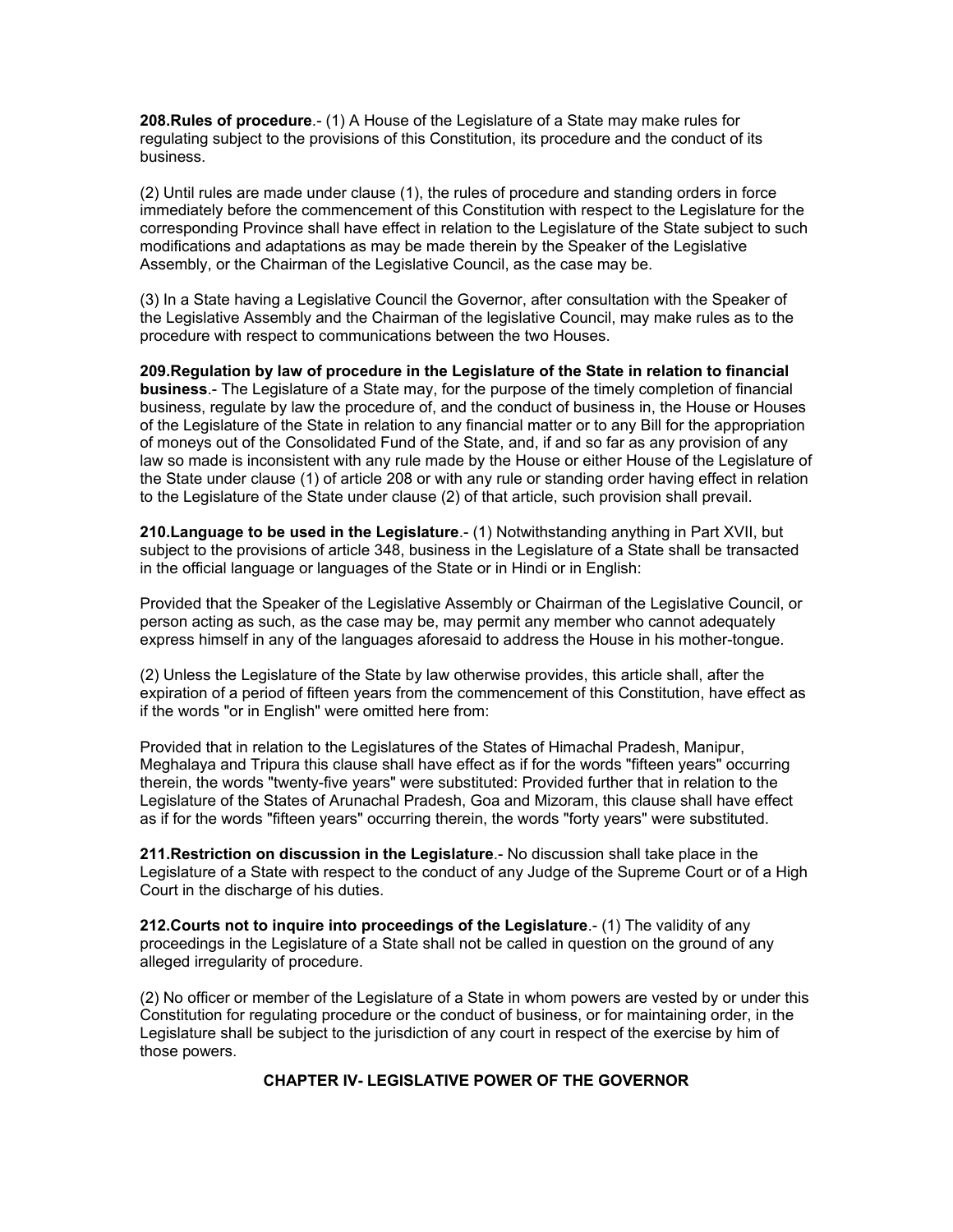**208.Rules of procedure**.- (1) A House of the Legislature of a State may make rules for regulating subject to the provisions of this Constitution, its procedure and the conduct of its business.

(2) Until rules are made under clause (1), the rules of procedure and standing orders in force immediately before the commencement of this Constitution with respect to the Legislature for the corresponding Province shall have effect in relation to the Legislature of the State subject to such modifications and adaptations as may be made therein by the Speaker of the Legislative Assembly, or the Chairman of the Legislative Council, as the case may be.

(3) In a State having a Legislative Council the Governor, after consultation with the Speaker of the Legislative Assembly and the Chairman of the legislative Council, may make rules as to the procedure with respect to communications between the two Houses.

**209.Regulation by law of procedure in the Legislature of the State in relation to financial business**.- The Legislature of a State may, for the purpose of the timely completion of financial business, regulate by law the procedure of, and the conduct of business in, the House or Houses of the Legislature of the State in relation to any financial matter or to any Bill for the appropriation of moneys out of the Consolidated Fund of the State, and, if and so far as any provision of any law so made is inconsistent with any rule made by the House or either House of the Legislature of the State under clause (1) of article 208 or with any rule or standing order having effect in relation to the Legislature of the State under clause (2) of that article, such provision shall prevail.

**210.Language to be used in the Legislature**.- (1) Notwithstanding anything in Part XVII, but subject to the provisions of article 348, business in the Legislature of a State shall be transacted in the official language or languages of the State or in Hindi or in English:

Provided that the Speaker of the Legislative Assembly or Chairman of the Legislative Council, or person acting as such, as the case may be, may permit any member who cannot adequately express himself in any of the languages aforesaid to address the House in his mother-tongue.

(2) Unless the Legislature of the State by law otherwise provides, this article shall, after the expiration of a period of fifteen years from the commencement of this Constitution, have effect as if the words "or in English" were omitted here from:

Provided that in relation to the Legislatures of the States of Himachal Pradesh, Manipur, Meghalaya and Tripura this clause shall have effect as if for the words "fifteen years" occurring therein, the words "twenty-five years" were substituted: Provided further that in relation to the Legislature of the States of Arunachal Pradesh, Goa and Mizoram, this clause shall have effect as if for the words "fifteen years" occurring therein, the words "forty years" were substituted.

**211.Restriction on discussion in the Legislature**.- No discussion shall take place in the Legislature of a State with respect to the conduct of any Judge of the Supreme Court or of a High Court in the discharge of his duties.

**212.Courts not to inquire into proceedings of the Legislature**.- (1) The validity of any proceedings in the Legislature of a State shall not be called in question on the ground of any alleged irregularity of procedure.

(2) No officer or member of the Legislature of a State in whom powers are vested by or under this Constitution for regulating procedure or the conduct of business, or for maintaining order, in the Legislature shall be subject to the jurisdiction of any court in respect of the exercise by him of those powers.

## CHAPTER IV- LEGISLATIVE POWER OF THE GOVERNOR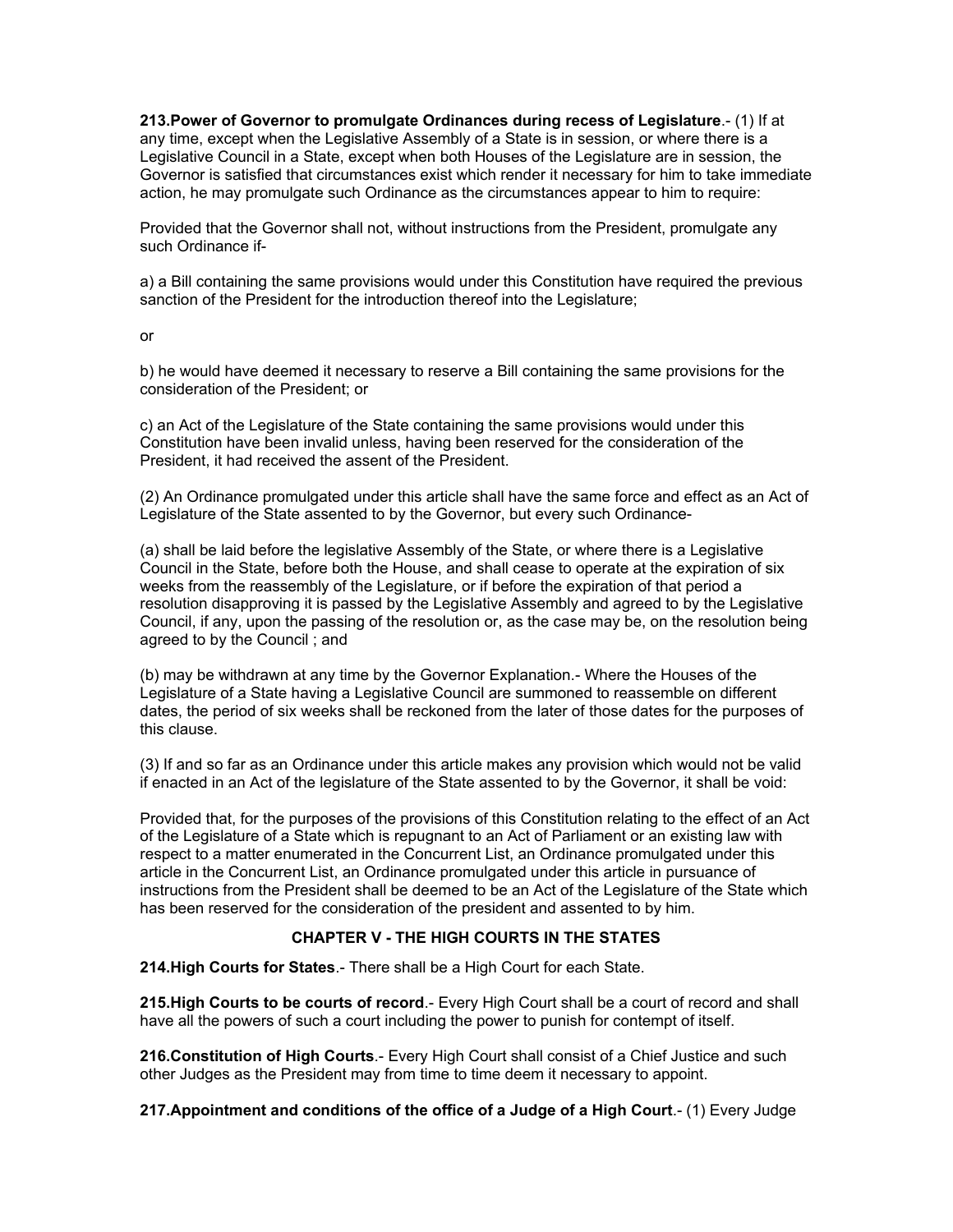**213.Power of Governor to promulgate Ordinances during recess of Legislature**.- (1) If at any time, except when the Legislative Assembly of a State is in session, or where there is a Legislative Council in a State, except when both Houses of the Legislature are in session, the Governor is satisfied that circumstances exist which render it necessary for him to take immediate action, he may promulgate such Ordinance as the circumstances appear to him to require:

Provided that the Governor shall not, without instructions from the President, promulgate any such Ordinance if-

a) a Bill containing the same provisions would under this Constitution have required the previous sanction of the President for the introduction thereof into the Legislature;

or

b) he would have deemed it necessary to reserve a Bill containing the same provisions for the consideration of the President; or

c) an Act of the Legislature of the State containing the same provisions would under this Constitution have been invalid unless, having been reserved for the consideration of the President, it had received the assent of the President.

(2) An Ordinance promulgated under this article shall have the same force and effect as an Act of Legislature of the State assented to by the Governor, but every such Ordinance-

(a) shall be laid before the legislative Assembly of the State, or where there is a Legislative Council in the State, before both the House, and shall cease to operate at the expiration of six weeks from the reassembly of the Legislature, or if before the expiration of that period a resolution disapproving it is passed by the Legislative Assembly and agreed to by the Legislative Council, if any, upon the passing of the resolution or, as the case may be, on the resolution being agreed to by the Council ; and

(b) may be withdrawn at any time by the Governor Explanation.- Where the Houses of the Legislature of a State having a Legislative Council are summoned to reassemble on different dates, the period of six weeks shall be reckoned from the later of those dates for the purposes of this clause.

(3) If and so far as an Ordinance under this article makes any provision which would not be valid if enacted in an Act of the legislature of the State assented to by the Governor, it shall be void:

Provided that, for the purposes of the provisions of this Constitution relating to the effect of an Act of the Legislature of a State which is repugnant to an Act of Parliament or an existing law with respect to a matter enumerated in the Concurrent List, an Ordinance promulgated under this article in the Concurrent List, an Ordinance promulgated under this article in pursuance of instructions from the President shall be deemed to be an Act of the Legislature of the State which has been reserved for the consideration of the president and assented to by him.

## CHAPTER V - THE HIGH COURTS IN THE STATES

**214.High Courts for States**.- There shall be a High Court for each State.

**215.High Courts to be courts of record**.- Every High Court shall be a court of record and shall have all the powers of such a court including the power to punish for contempt of itself.

**216.Constitution of High Courts**.- Every High Court shall consist of a Chief Justice and such other Judges as the President may from time to time deem it necessary to appoint.

**217.Appointment and conditions of the office of a Judge of a High Court**.- (1) Every Judge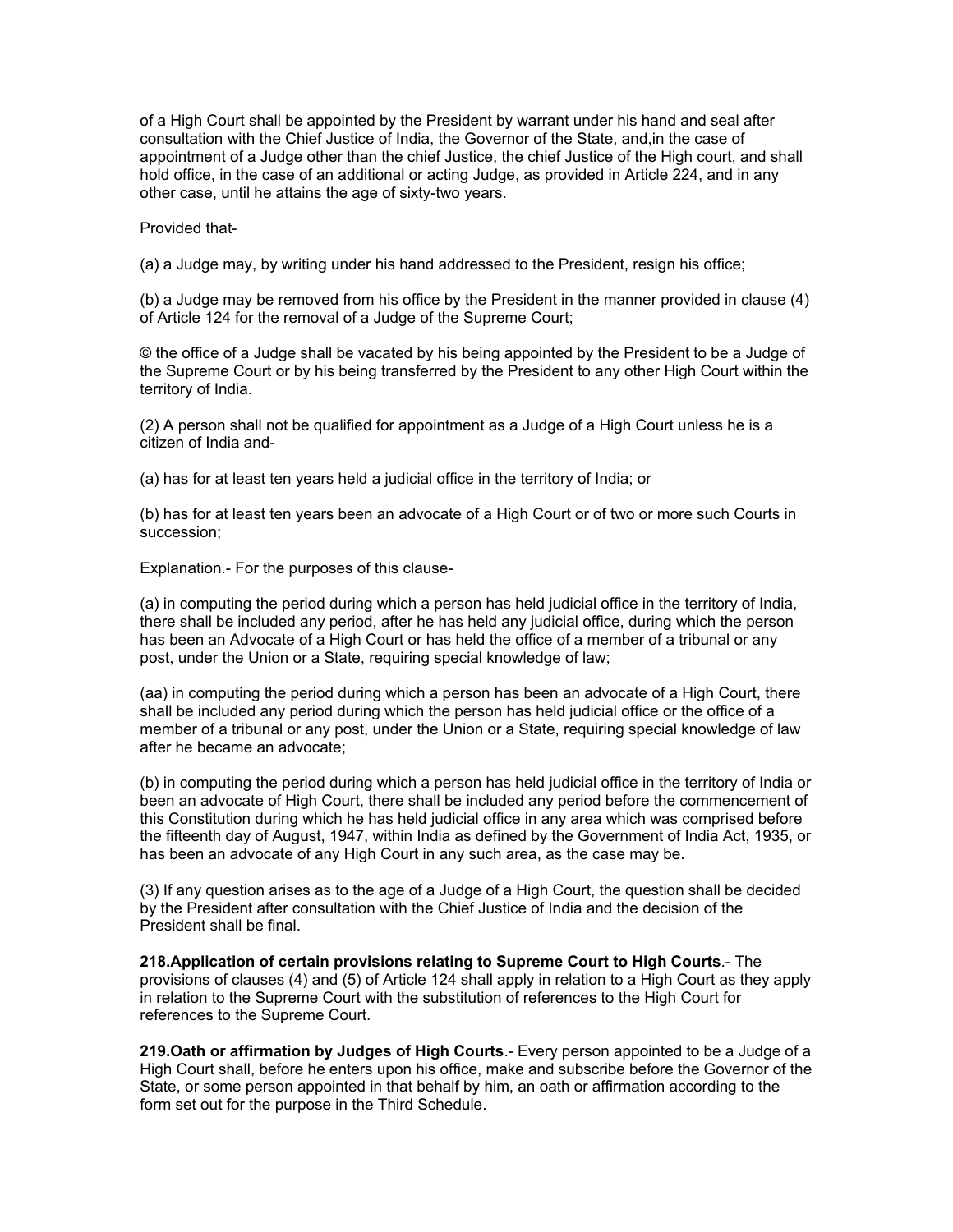of a High Court shall be appointed by the President by warrant under his hand and seal after consultation with the Chief Justice of India, the Governor of the State, and,in the case of appointment of a Judge other than the chief Justice, the chief Justice of the High court, and shall hold office, in the case of an additional or acting Judge, as provided in Article 224, and in any other case, until he attains the age of sixty-two years.

Provided that-

(a) a Judge may, by writing under his hand addressed to the President, resign his office;

(b) a Judge may be removed from his office by the President in the manner provided in clause (4) of Article 124 for the removal of a Judge of the Supreme Court;

© the office of a Judge shall be vacated by his being appointed by the President to be a Judge of the Supreme Court or by his being transferred by the President to any other High Court within the territory of India.

(2) A person shall not be qualified for appointment as a Judge of a High Court unless he is a citizen of India and-

(a) has for at least ten years held a judicial office in the territory of India; or

(b) has for at least ten years been an advocate of a High Court or of two or more such Courts in succession;

Explanation.- For the purposes of this clause-

(a) in computing the period during which a person has held judicial office in the territory of India, there shall be included any period, after he has held any judicial office, during which the person has been an Advocate of a High Court or has held the office of a member of a tribunal or any post, under the Union or a State, requiring special knowledge of law;

(aa) in computing the period during which a person has been an advocate of a High Court, there shall be included any period during which the person has held judicial office or the office of a member of a tribunal or any post, under the Union or a State, requiring special knowledge of law after he became an advocate;

(b) in computing the period during which a person has held judicial office in the territory of India or been an advocate of High Court, there shall be included any period before the commencement of this Constitution during which he has held judicial office in any area which was comprised before the fifteenth day of August, 1947, within India as defined by the Government of India Act, 1935, or has been an advocate of any High Court in any such area, as the case may be.

(3) If any question arises as to the age of a Judge of a High Court, the question shall be decided by the President after consultation with the Chief Justice of India and the decision of the President shall be final.

**218.Application of certain provisions relating to Supreme Court to High Courts**.- The provisions of clauses (4) and (5) of Article 124 shall apply in relation to a High Court as they apply in relation to the Supreme Court with the substitution of references to the High Court for references to the Supreme Court.

**219.Oath or affirmation by Judges of High Courts**.- Every person appointed to be a Judge of a High Court shall, before he enters upon his office, make and subscribe before the Governor of the State, or some person appointed in that behalf by him, an oath or affirmation according to the form set out for the purpose in the Third Schedule.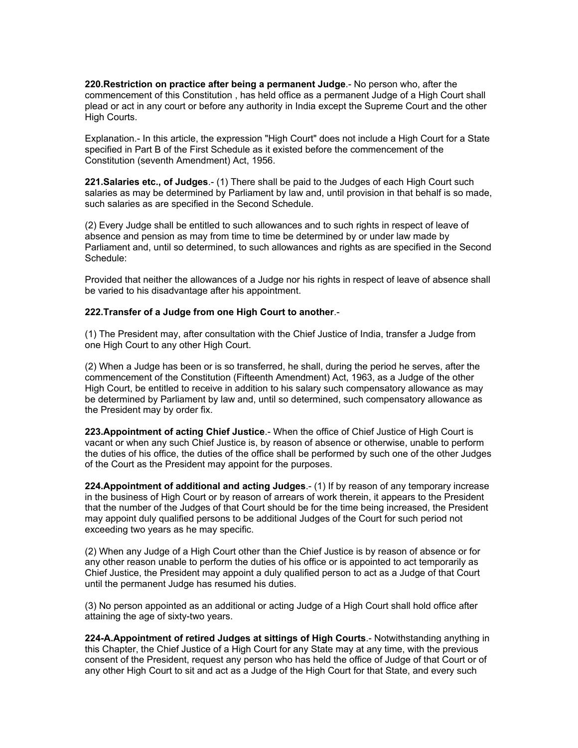**220.Restriction on practice after being a permanent Judge**.- No person who, after the commencement of this Constitution , has held office as a permanent Judge of a High Court shall plead or act in any court or before any authority in India except the Supreme Court and the other High Courts.

Explanation.- In this article, the expression "High Court" does not include a High Court for a State specified in Part B of the First Schedule as it existed before the commencement of the Constitution (seventh Amendment) Act, 1956.

**221.Salaries etc., of Judges**.- (1) There shall be paid to the Judges of each High Court such salaries as may be determined by Parliament by law and, until provision in that behalf is so made, such salaries as are specified in the Second Schedule.

(2) Every Judge shall be entitled to such allowances and to such rights in respect of leave of absence and pension as may from time to time be determined by or under law made by Parliament and, until so determined, to such allowances and rights as are specified in the Second Schedule:

Provided that neither the allowances of a Judge nor his rights in respect of leave of absence shall be varied to his disadvantage after his appointment.

**222.Transfer of a Judge from one High Court to another**.-

(1) The President may, after consultation with the Chief Justice of India, transfer a Judge from one High Court to any other High Court.

(2) When a Judge has been or is so transferred, he shall, during the period he serves, after the commencement of the Constitution (Fifteenth Amendment) Act, 1963, as a Judge of the other High Court, be entitled to receive in addition to his salary such compensatory allowance as may be determined by Parliament by law and, until so determined, such compensatory allowance as the President may by order fix.

**223.Appointment of acting Chief Justice**.- When the office of Chief Justice of High Court is vacant or when any such Chief Justice is, by reason of absence or otherwise, unable to perform the duties of his office, the duties of the office shall be performed by such one of the other Judges of the Court as the President may appoint for the purposes.

**224.Appointment of additional and acting Judges**.- (1) If by reason of any temporary increase in the business of High Court or by reason of arrears of work therein, it appears to the President that the number of the Judges of that Court should be for the time being increased, the President may appoint duly qualified persons to be additional Judges of the Court for such period not exceeding two years as he may specific.

(2) When any Judge of a High Court other than the Chief Justice is by reason of absence or for any other reason unable to perform the duties of his office or is appointed to act temporarily as Chief Justice, the President may appoint a duly qualified person to act as a Judge of that Court until the permanent Judge has resumed his duties.

(3) No person appointed as an additional or acting Judge of a High Court shall hold office after attaining the age of sixty-two years.

**224-A.Appointment of retired Judges at sittings of High Courts**.- Notwithstanding anything in this Chapter, the Chief Justice of a High Court for any State may at any time, with the previous consent of the President, request any person who has held the office of Judge of that Court or of any other High Court to sit and act as a Judge of the High Court for that State, and every such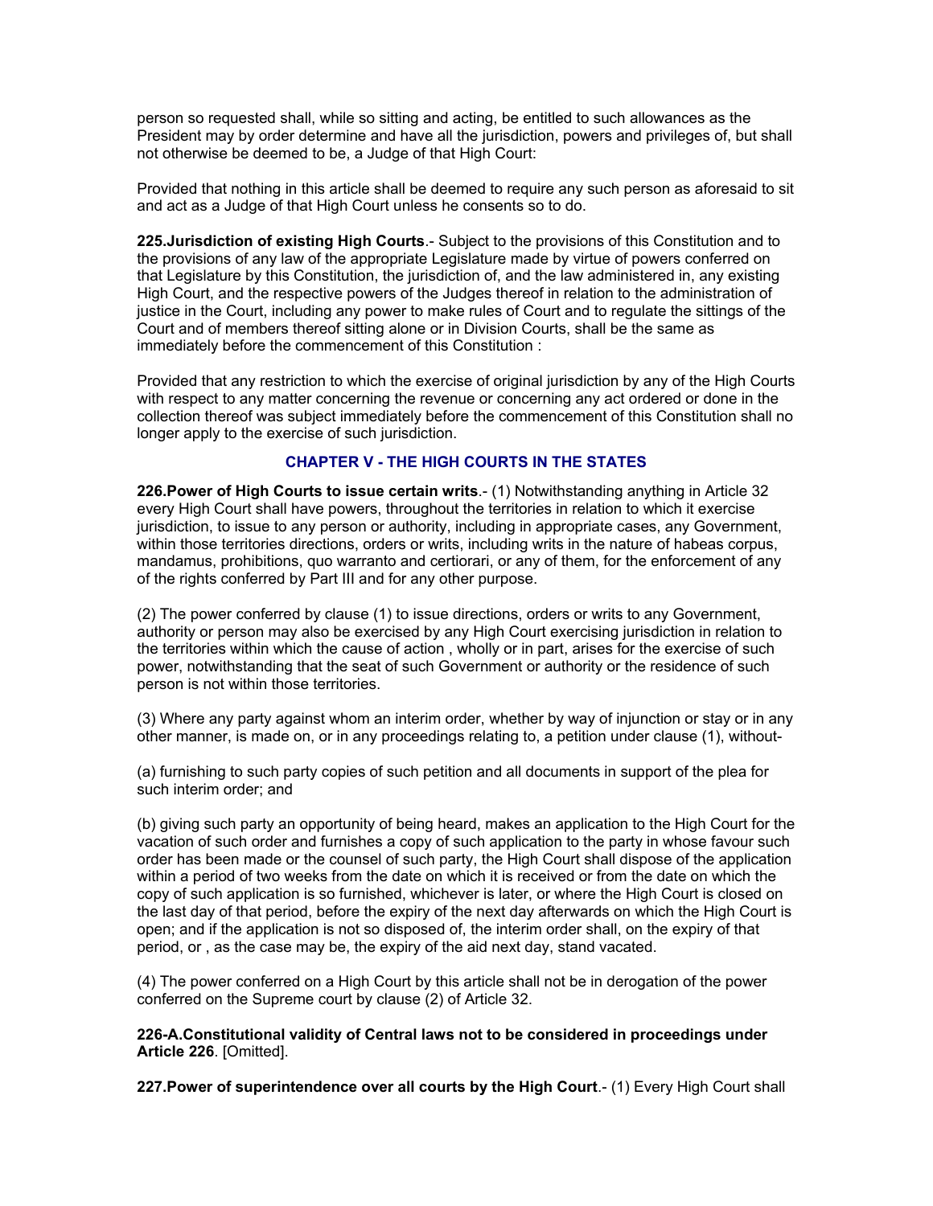person so requested shall, while so sitting and acting, be entitled to such allowances as the President may by order determine and have all the jurisdiction, powers and privileges of, but shall not otherwise be deemed to be, a Judge of that High Court:

Provided that nothing in this article shall be deemed to require any such person as aforesaid to sit and act as a Judge of that High Court unless he consents so to do.

**225.Jurisdiction of existing High Courts**.- Subject to the provisions of this Constitution and to the provisions of any law of the appropriate Legislature made by virtue of powers conferred on that Legislature by this Constitution, the jurisdiction of, and the law administered in, any existing High Court, and the respective powers of the Judges thereof in relation to the administration of justice in the Court, including any power to make rules of Court and to regulate the sittings of the Court and of members thereof sitting alone or in Division Courts, shall be the same as immediately before the commencement of this Constitution :

Provided that any restriction to which the exercise of original jurisdiction by any of the High Courts with respect to any matter concerning the revenue or concerning any act ordered or done in the collection thereof was subject immediately before the commencement of this Constitution shall no longer apply to the exercise of such jurisdiction.

## CHAPTER V - THE HIGH COURTS IN THE STATES

**226.Power of High Courts to issue certain writs**.- (1) Notwithstanding anything in Article 32 every High Court shall have powers, throughout the territories in relation to which it exercise jurisdiction, to issue to any person or authority, including in appropriate cases, any Government, within those territories directions, orders or writs, including writs in the nature of habeas corpus, mandamus, prohibitions, quo warranto and certiorari, or any of them, for the enforcement of any of the rights conferred by Part III and for any other purpose.

(2) The power conferred by clause (1) to issue directions, orders or writs to any Government, authority or person may also be exercised by any High Court exercising jurisdiction in relation to the territories within which the cause of action , wholly or in part, arises for the exercise of such power, notwithstanding that the seat of such Government or authority or the residence of such person is not within those territories.

(3) Where any party against whom an interim order, whether by way of injunction or stay or in any other manner, is made on, or in any proceedings relating to, a petition under clause (1), without-

(a) furnishing to such party copies of such petition and all documents in support of the plea for such interim order; and

(b) giving such party an opportunity of being heard, makes an application to the High Court for the vacation of such order and furnishes a copy of such application to the party in whose favour such order has been made or the counsel of such party, the High Court shall dispose of the application within a period of two weeks from the date on which it is received or from the date on which the copy of such application is so furnished, whichever is later, or where the High Court is closed on the last day of that period, before the expiry of the next day afterwards on which the High Court is open; and if the application is not so disposed of, the interim order shall, on the expiry of that period, or , as the case may be, the expiry of the aid next day, stand vacated.

(4) The power conferred on a High Court by this article shall not be in derogation of the power conferred on the Supreme court by clause (2) of Article 32.

**226-A.Constitutional validity of Central laws not to be considered in proceedings under Article 226**. [Omitted].

**227.Power of superintendence over all courts by the High Court**.- (1) Every High Court shall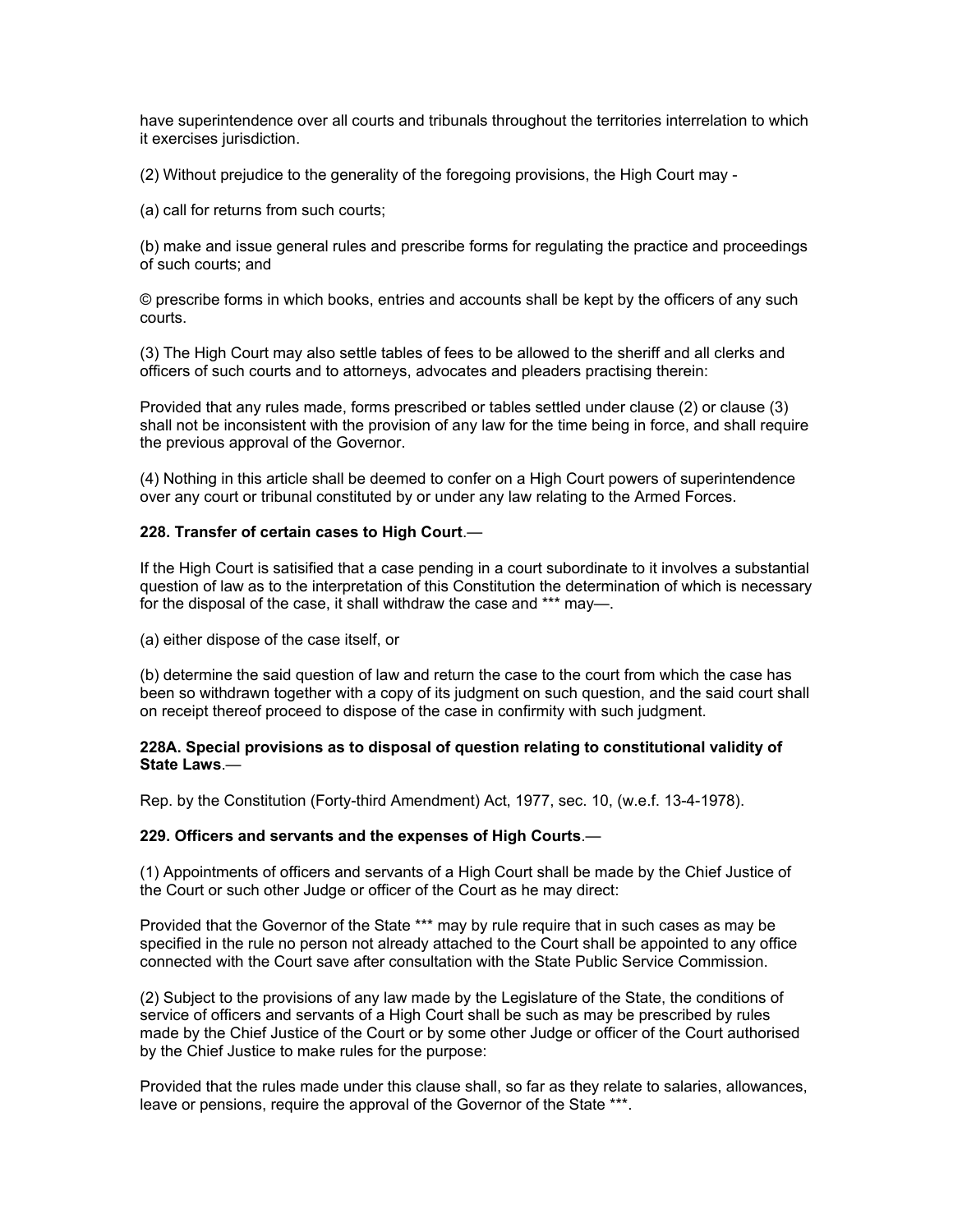have superintendence over all courts and tribunals throughout the territories interrelation to which it exercises jurisdiction.

(2) Without prejudice to the generality of the foregoing provisions, the High Court may -

(a) call for returns from such courts;

(b) make and issue general rules and prescribe forms for regulating the practice and proceedings of such courts; and

© prescribe forms in which books, entries and accounts shall be kept by the officers of any such courts.

(3) The High Court may also settle tables of fees to be allowed to the sheriff and all clerks and officers of such courts and to attorneys, advocates and pleaders practising therein:

Provided that any rules made, forms prescribed or tables settled under clause (2) or clause (3) shall not be inconsistent with the provision of any law for the time being in force, and shall require the previous approval of the Governor.

(4) Nothing in this article shall be deemed to confer on a High Court powers of superintendence over any court or tribunal constituted by or under any law relating to the Armed Forces.

**228. Transfer of certain cases to High Court**.—

If the High Court is satisified that a case pending in a court subordinate to it involves a substantial question of law as to the interpretation of this Constitution the determination of which is necessary for the disposal of the case, it shall withdraw the case and *** may—.

(a) either dispose of the case itself, or

(b) determine the said question of law and return the case to the court from which the case has been so withdrawn together with a copy of its judgment on such question, and the said court shall on receipt thereof proceed to dispose of the case in confirmity with such judgment.

**228A. Special provisions as to disposal of question relating to constitutional validity of State Laws**.—

Rep. by the Constitution (Forty-third Amendment) Act, 1977, sec. 10, (w.e.f. 13-4-1978).

**229. Officers and servants and the expenses of High Courts**.—

(1) Appointments of officers and servants of a High Court shall be made by the Chief Justice of the Court or such other Judge or officer of the Court as he may direct:

Provided that the Governor of the State *** may by rule require that in such cases as may be specified in the rule no person not already attached to the Court shall be appointed to any office connected with the Court save after consultation with the State Public Service Commission.

(2) Subject to the provisions of any law made by the Legislature of the State, the conditions of service of officers and servants of a High Court shall be such as may be prescribed by rules made by the Chief Justice of the Court or by some other Judge or officer of the Court authorised by the Chief Justice to make rules for the purpose:

Provided that the rules made under this clause shall, so far as they relate to salaries, allowances, leave or pensions, require the approval of the Governor of the State ***.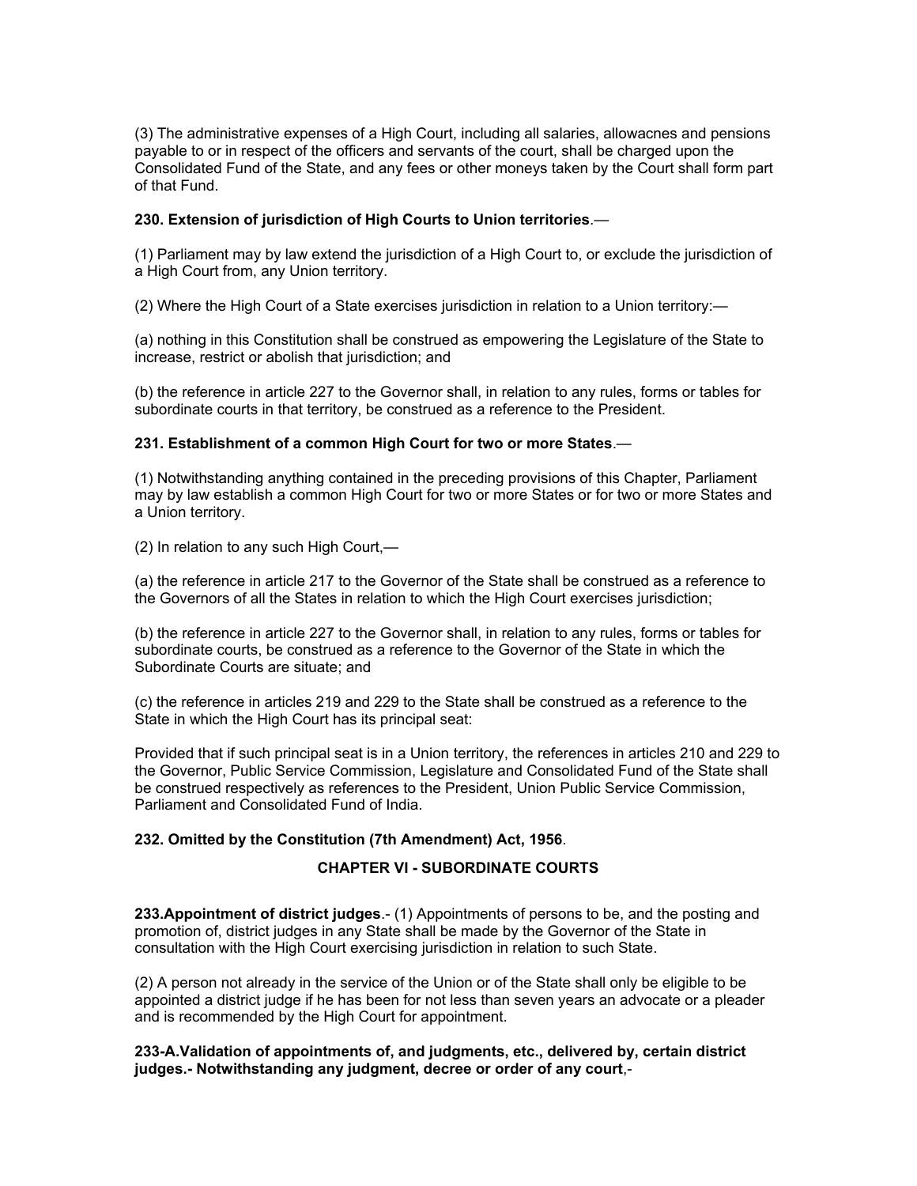(3) The administrative expenses of a High Court, including all salaries, allowacnes and pensions payable to or in respect of the officers and servants of the court, shall be charged upon the Consolidated Fund of the State, and any fees or other moneys taken by the Court shall form part of that Fund.

**230. Extension of jurisdiction of High Courts to Union territories**.—

(1) Parliament may by law extend the jurisdiction of a High Court to, or exclude the jurisdiction of a High Court from, any Union territory.

(2) Where the High Court of a State exercises jurisdiction in relation to a Union territory:—

(a) nothing in this Constitution shall be construed as empowering the Legislature of the State to increase, restrict or abolish that jurisdiction; and

(b) the reference in article 227 to the Governor shall, in relation to any rules, forms or tables for subordinate courts in that territory, be construed as a reference to the President.

**231. Establishment of a common High Court for two or more States**.—

(1) Notwithstanding anything contained in the preceding provisions of this Chapter, Parliament may by law establish a common High Court for two or more States or for two or more States and a Union territory.

(2) In relation to any such High Court,—

(a) the reference in article 217 to the Governor of the State shall be construed as a reference to the Governors of all the States in relation to which the High Court exercises jurisdiction;

(b) the reference in article 227 to the Governor shall, in relation to any rules, forms or tables for subordinate courts, be construed as a reference to the Governor of the State in which the Subordinate Courts are situate; and

(c) the reference in articles 219 and 229 to the State shall be construed as a reference to the State in which the High Court has its principal seat:

Provided that if such principal seat is in a Union territory, the references in articles 210 and 229 to the Governor, Public Service Commission, Legislature and Consolidated Fund of the State shall be construed respectively as references to the President, Union Public Service Commission, Parliament and Consolidated Fund of India.

**232. Omitted by the Constitution (7th Amendment) Act, 1956**.

## CHAPTER VI - SUBORDINATE COURTS

**233.Appointment of district judges**.- (1) Appointments of persons to be, and the posting and promotion of, district judges in any State shall be made by the Governor of the State in consultation with the High Court exercising jurisdiction in relation to such State.

(2) A person not already in the service of the Union or of the State shall only be eligible to be appointed a district judge if he has been for not less than seven years an advocate or a pleader and is recommended by the High Court for appointment.

**233-A.Validation of appointments of, and judgments, etc., delivered by, certain district judges.- Notwithstanding any judgment, decree or order of any court**,-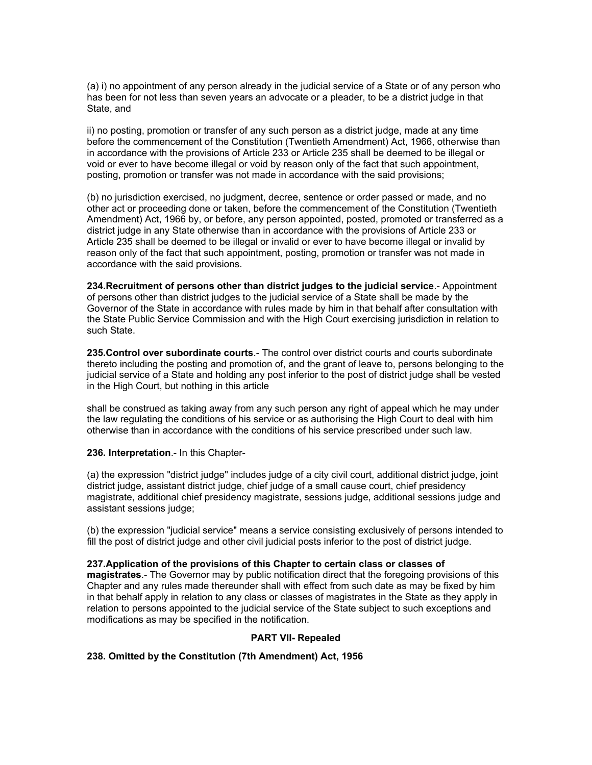(a) i) no appointment of any person already in the judicial service of a State or of any person who has been for not less than seven years an advocate or a pleader, to be a district judge in that State, and

ii) no posting, promotion or transfer of any such person as a district judge, made at any time before the commencement of the Constitution (Twentieth Amendment) Act, 1966, otherwise than in accordance with the provisions of Article 233 or Article 235 shall be deemed to be illegal or void or ever to have become illegal or void by reason only of the fact that such appointment, posting, promotion or transfer was not made in accordance with the said provisions;

(b) no jurisdiction exercised, no judgment, decree, sentence or order passed or made, and no other act or proceeding done or taken, before the commencement of the Constitution (Twentieth Amendment) Act, 1966 by, or before, any person appointed, posted, promoted or transferred as a district judge in any State otherwise than in accordance with the provisions of Article 233 or Article 235 shall be deemed to be illegal or invalid or ever to have become illegal or invalid by reason only of the fact that such appointment, posting, promotion or transfer was not made in accordance with the said provisions.

**234.Recruitment of persons other than district judges to the judicial service**.- Appointment of persons other than district judges to the judicial service of a State shall be made by the Governor of the State in accordance with rules made by him in that behalf after consultation with the State Public Service Commission and with the High Court exercising jurisdiction in relation to such State.

**235.Control over subordinate courts**.- The control over district courts and courts subordinate thereto including the posting and promotion of, and the grant of leave to, persons belonging to the judicial service of a State and holding any post inferior to the post of district judge shall be vested in the High Court, but nothing in this article

shall be construed as taking away from any such person any right of appeal which he may under the law regulating the conditions of his service or as authorising the High Court to deal with him otherwise than in accordance with the conditions of his service prescribed under such law.

**236. Interpretation**.- In this Chapter-

(a) the expression "district judge" includes judge of a city civil court, additional district judge, joint district judge, assistant district judge, chief judge of a small cause court, chief presidency magistrate, additional chief presidency magistrate, sessions judge, additional sessions judge and assistant sessions judge;

(b) the expression "judicial service" means a service consisting exclusively of persons intended to fill the post of district judge and other civil judicial posts inferior to the post of district judge.

**237.Application of the provisions of this Chapter to certain class or classes of magistrates**.- The Governor may by public notification direct that the foregoing provisions of this Chapter and any rules made thereunder shall with effect from such date as may be fixed by him in that behalf apply in relation to any class or classes of magistrates in the State as they apply in relation to persons appointed to the judicial service of the State subject to such exceptions and modifications as may be specified in the notification.

## PART VII- Repealed

**238. Omitted by the Constitution (7th Amendment) Act, 1956**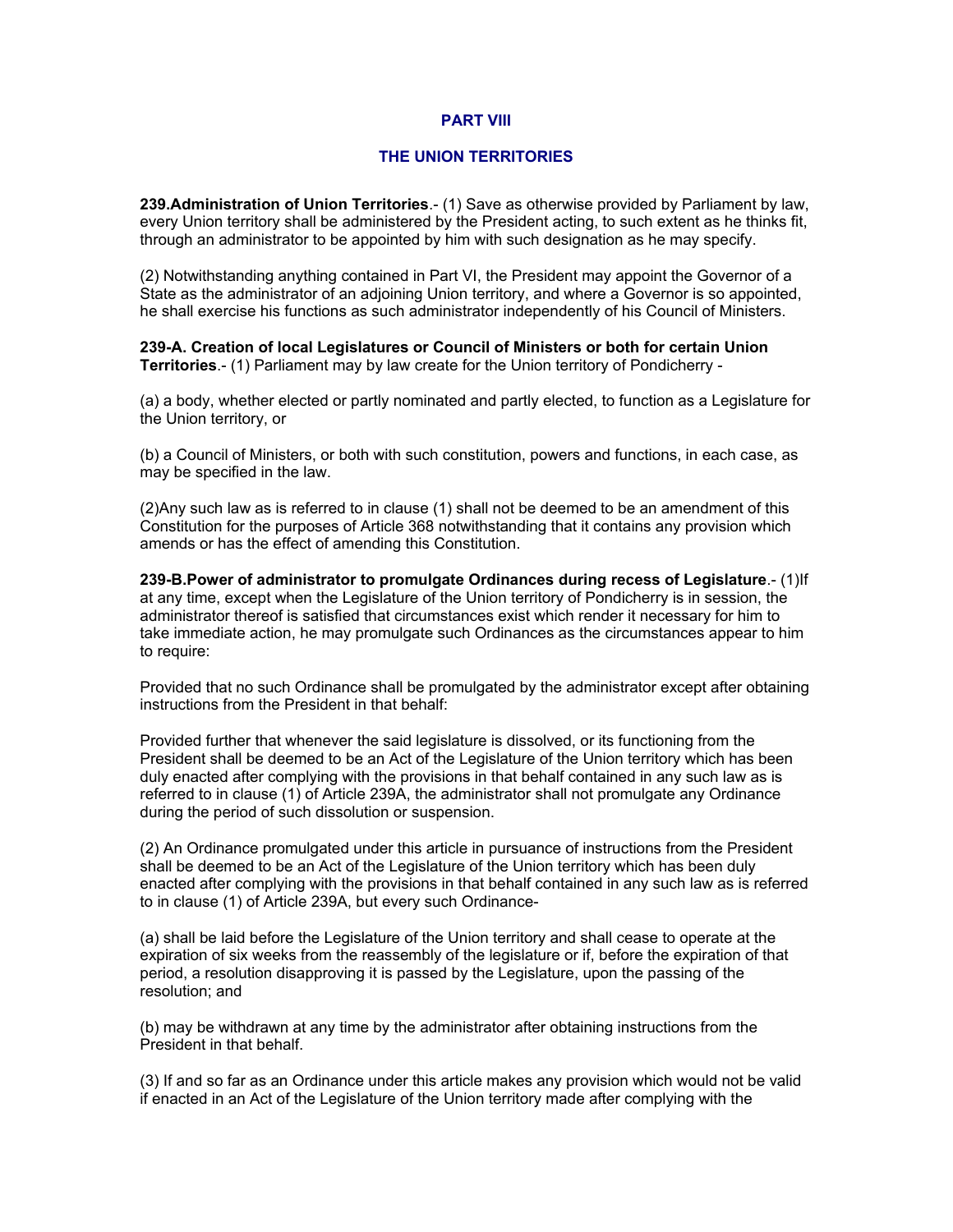## PART VIII

## THE UNION TERRITORIES

**239.Administration of Union Territories**.- (1) Save as otherwise provided by Parliament by law, every Union territory shall be administered by the President acting, to such extent as he thinks fit, through an administrator to be appointed by him with such designation as he may specify.

(2) Notwithstanding anything contained in Part VI, the President may appoint the Governor of a State as the administrator of an adjoining Union territory, and where a Governor is so appointed, he shall exercise his functions as such administrator independently of his Council of Ministers.

**239-A. Creation of local Legislatures or Council of Ministers or both for certain Union Territories**.- (1) Parliament may by law create for the Union territory of Pondicherry -

(a) a body, whether elected or partly nominated and partly elected, to function as a Legislature for the Union territory, or

(b) a Council of Ministers, or both with such constitution, powers and functions, in each case, as may be specified in the law.

(2)Any such law as is referred to in clause (1) shall not be deemed to be an amendment of this Constitution for the purposes of Article 368 notwithstanding that it contains any provision which amends or has the effect of amending this Constitution.

**239-B.Power of administrator to promulgate Ordinances during recess of Legislature**.- (1)If at any time, except when the Legislature of the Union territory of Pondicherry is in session, the administrator thereof is satisfied that circumstances exist which render it necessary for him to take immediate action, he may promulgate such Ordinances as the circumstances appear to him to require:

Provided that no such Ordinance shall be promulgated by the administrator except after obtaining instructions from the President in that behalf:

Provided further that whenever the said legislature is dissolved, or its functioning from the President shall be deemed to be an Act of the Legislature of the Union territory which has been duly enacted after complying with the provisions in that behalf contained in any such law as is referred to in clause (1) of Article 239A, the administrator shall not promulgate any Ordinance during the period of such dissolution or suspension.

(2) An Ordinance promulgated under this article in pursuance of instructions from the President shall be deemed to be an Act of the Legislature of the Union territory which has been duly enacted after complying with the provisions in that behalf contained in any such law as is referred to in clause (1) of Article 239A, but every such Ordinance-

(a) shall be laid before the Legislature of the Union territory and shall cease to operate at the expiration of six weeks from the reassembly of the legislature or if, before the expiration of that period, a resolution disapproving it is passed by the Legislature, upon the passing of the resolution; and

(b) may be withdrawn at any time by the administrator after obtaining instructions from the President in that behalf.

(3) If and so far as an Ordinance under this article makes any provision which would not be valid if enacted in an Act of the Legislature of the Union territory made after complying with the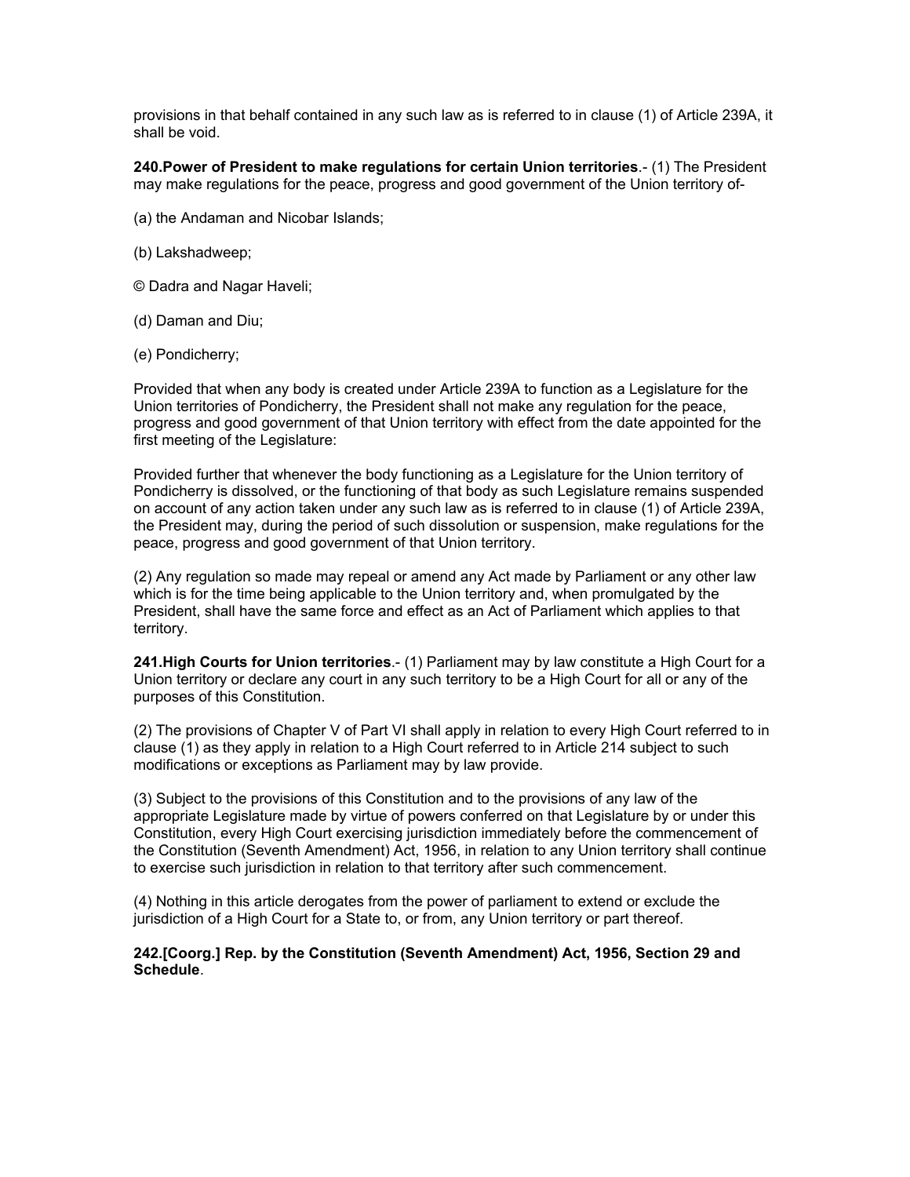provisions in that behalf contained in any such law as is referred to in clause (1) of Article 239A, it shall be void.

**240.Power of President to make regulations for certain Union territories**.- (1) The President may make regulations for the peace, progress and good government of the Union territory of-

(a) the Andaman and Nicobar Islands;

(b) Lakshadweep;

© Dadra and Nagar Haveli;

(d) Daman and Diu;

(e) Pondicherry;

Provided that when any body is created under Article 239A to function as a Legislature for the Union territories of Pondicherry, the President shall not make any regulation for the peace, progress and good government of that Union territory with effect from the date appointed for the first meeting of the Legislature:

Provided further that whenever the body functioning as a Legislature for the Union territory of Pondicherry is dissolved, or the functioning of that body as such Legislature remains suspended on account of any action taken under any such law as is referred to in clause (1) of Article 239A, the President may, during the period of such dissolution or suspension, make regulations for the peace, progress and good government of that Union territory.

(2) Any regulation so made may repeal or amend any Act made by Parliament or any other law which is for the time being applicable to the Union territory and, when promulgated by the President, shall have the same force and effect as an Act of Parliament which applies to that territory.

**241.High Courts for Union territories**.- (1) Parliament may by law constitute a High Court for a Union territory or declare any court in any such territory to be a High Court for all or any of the purposes of this Constitution.

(2) The provisions of Chapter V of Part VI shall apply in relation to every High Court referred to in clause (1) as they apply in relation to a High Court referred to in Article 214 subject to such modifications or exceptions as Parliament may by law provide.

(3) Subject to the provisions of this Constitution and to the provisions of any law of the appropriate Legislature made by virtue of powers conferred on that Legislature by or under this Constitution, every High Court exercising jurisdiction immediately before the commencement of the Constitution (Seventh Amendment) Act, 1956, in relation to any Union territory shall continue to exercise such jurisdiction in relation to that territory after such commencement.

(4) Nothing in this article derogates from the power of parliament to extend or exclude the jurisdiction of a High Court for a State to, or from, any Union territory or part thereof.

**242.[Coorg.] Rep. by the Constitution (Seventh Amendment) Act, 1956, Section 29 and Schedule**.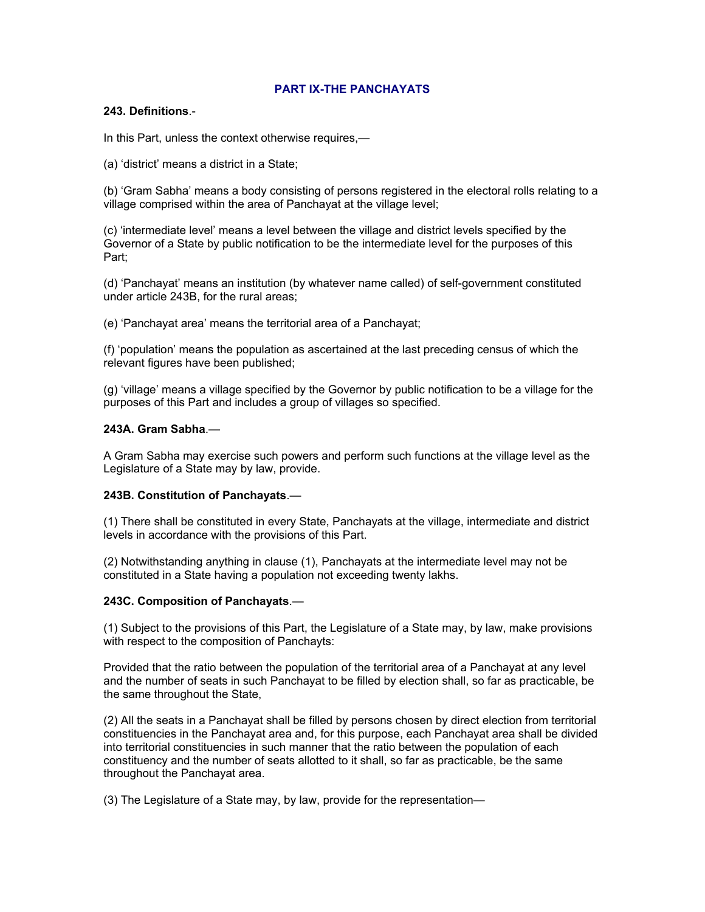## PART IX-THE PANCHAYATS

**243. Definitions**.-

In this Part, unless the context otherwise requires,—

(a) 'district' means a district in a State;

(b) 'Gram Sabha' means a body consisting of persons registered in the electoral rolls relating to a village comprised within the area of Panchayat at the village level;

(c) 'intermediate level' means a level between the village and district levels specified by the Governor of a State by public notification to be the intermediate level for the purposes of this Part;

(d) 'Panchayat' means an institution (by whatever name called) of self-government constituted under article 243B, for the rural areas;

(e) 'Panchayat area' means the territorial area of a Panchayat;

(f) 'population' means the population as ascertained at the last preceding census of which the relevant figures have been published;

(g) 'village' means a village specified by the Governor by public notification to be a village for the purposes of this Part and includes a group of villages so specified.

**243A. Gram Sabha**.—

A Gram Sabha may exercise such powers and perform such functions at the village level as the Legislature of a State may by law, provide.

**243B. Constitution of Panchayats**.—

(1) There shall be constituted in every State, Panchayats at the village, intermediate and district levels in accordance with the provisions of this Part.

(2) Notwithstanding anything in clause (1), Panchayats at the intermediate level may not be constituted in a State having a population not exceeding twenty lakhs.

**243C. Composition of Panchayats**.—

(1) Subject to the provisions of this Part, the Legislature of a State may, by law, make provisions with respect to the composition of Panchayts:

Provided that the ratio between the population of the territorial area of a Panchayat at any level and the number of seats in such Panchayat to be filled by election shall, so far as practicable, be the same throughout the State,

(2) All the seats in a Panchayat shall be filled by persons chosen by direct election from territorial constituencies in the Panchayat area and, for this purpose, each Panchayat area shall be divided into territorial constituencies in such manner that the ratio between the population of each constituency and the number of seats allotted to it shall, so far as practicable, be the same throughout the Panchayat area.

(3) The Legislature of a State may, by law, provide for the representation—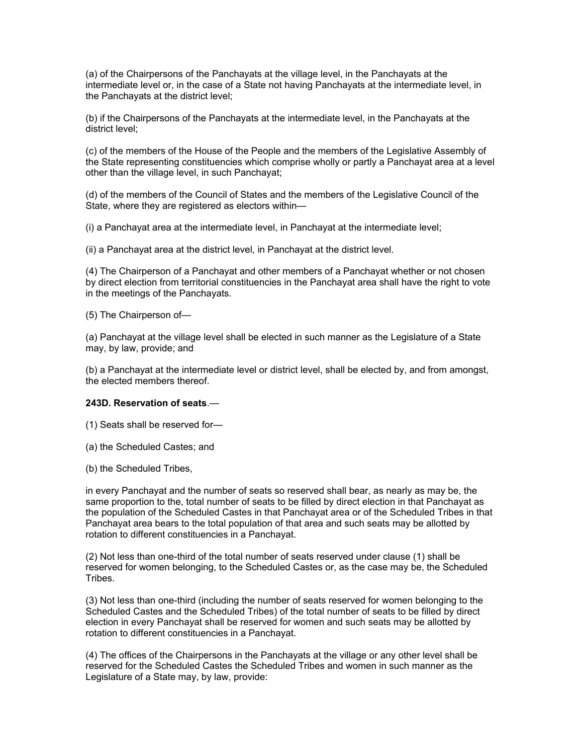(a) of the Chairpersons of the Panchayats at the village level, in the Panchayats at the intermediate level or, in the case of a State not having Panchayats at the intermediate level, in the Panchayats at the district level;

(b) if the Chairpersons of the Panchayats at the intermediate level, in the Panchayats at the district level;

(c) of the members of the House of the People and the members of the Legislative Assembly of the State representing constituencies which comprise wholly or partly a Panchayat area at a level other than the village level, in such Panchayat;

(d) of the members of the Council of States and the members of the Legislative Council of the State, where they are registered as electors within—

(i) a Panchayat area at the intermediate level, in Panchayat at the intermediate level;

(ii) a Panchayat area at the district level, in Panchayat at the district level.

(4) The Chairperson of a Panchayat and other members of a Panchayat whether or not chosen by direct election from territorial constituencies in the Panchayat area shall have the right to vote in the meetings of the Panchayats.

(5) The Chairperson of—

(a) Panchayat at the village level shall be elected in such manner as the Legislature of a State may, by law, provide; and

(b) a Panchayat at the intermediate level or district level, shall be elected by, and from amongst, the elected members thereof.

**243D. Reservation of seats**.—

(1) Seats shall be reserved for—

(a) the Scheduled Castes; and

(b) the Scheduled Tribes,

in every Panchayat and the number of seats so reserved shall bear, as nearly as may be, the same proportion to the, total number of seats to be filled by direct election in that Panchayat as the population of the Scheduled Castes in that Panchayat area or of the Scheduled Tribes in that Panchayat area bears to the total population of that area and such seats may be allotted by rotation to different constituencies in a Panchayat.

(2) Not less than one-third of the total number of seats reserved under clause (1) shall be reserved for women belonging, to the Scheduled Castes or, as the case may be, the Scheduled Tribes.

(3) Not less than one-third (including the number of seats reserved for women belonging to the Scheduled Castes and the Scheduled Tribes) of the total number of seats to be filled by direct election in every Panchayat shall be reserved for women and such seats may be allotted by rotation to different constituencies in a Panchayat.

(4) The offices of the Chairpersons in the Panchayats at the village or any other level shall be reserved for the Scheduled Castes the Scheduled Tribes and women in such manner as the Legislature of a State may, by law, provide: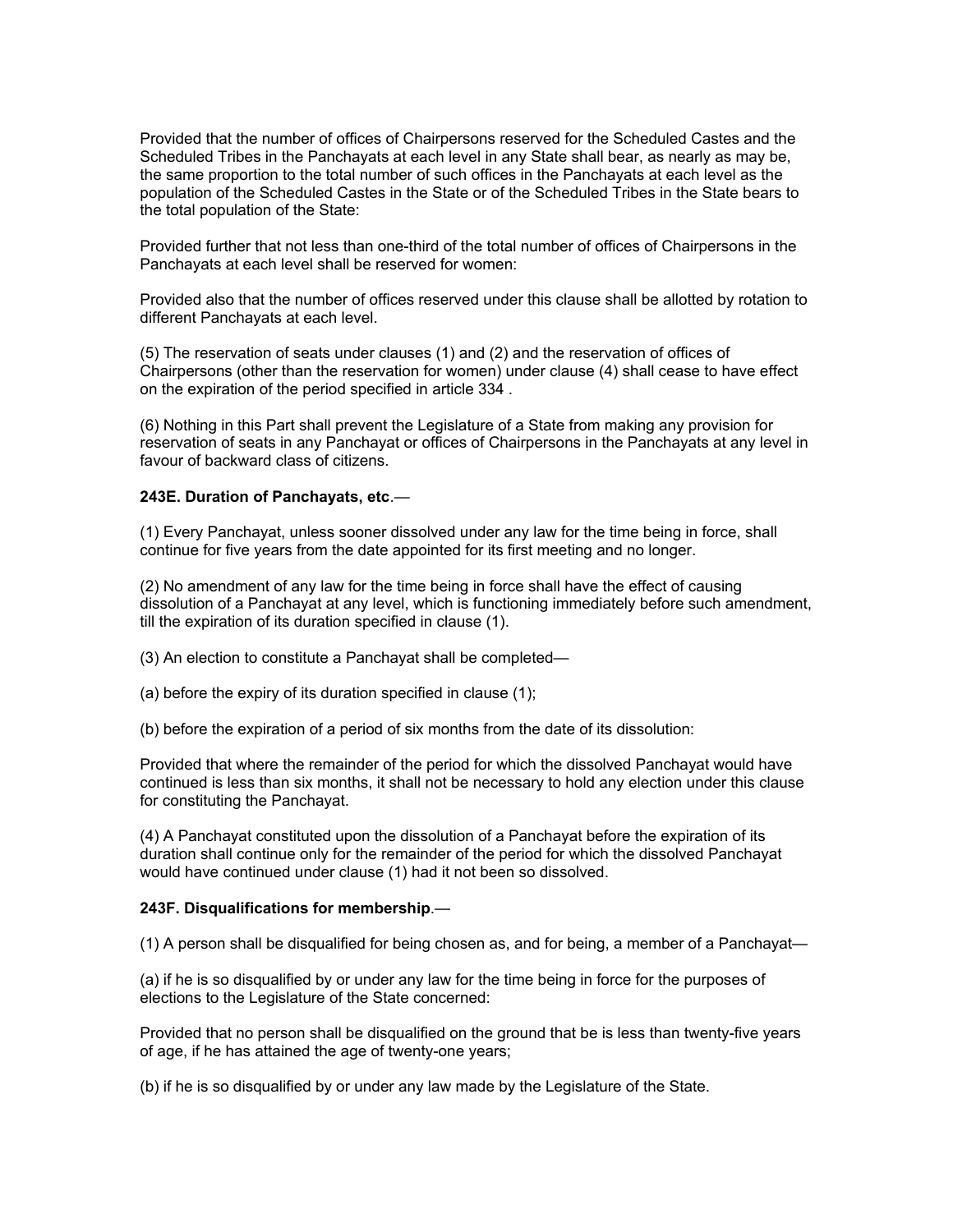Provided that the number of offices of Chairpersons reserved for the Scheduled Castes and the Scheduled Tribes in the Panchayats at each level in any State shall bear, as nearly as may be, the same proportion to the total number of such offices in the Panchayats at each level as the population of the Scheduled Castes in the State or of the Scheduled Tribes in the State bears to the total population of the State:

Provided further that not less than one-third of the total number of offices of Chairpersons in the Panchayats at each level shall be reserved for women:

Provided also that the number of offices reserved under this clause shall be allotted by rotation to different Panchayats at each level.

(5) The reservation of seats under clauses (1) and (2) and the reservation of offices of Chairpersons (other than the reservation for women) under clause (4) shall cease to have effect on the expiration of the period specified in article 334 .

(6) Nothing in this Part shall prevent the Legislature of a State from making any provision for reservation of seats in any Panchayat or offices of Chairpersons in the Panchayats at any level in favour of backward class of citizens.

**243E. Duration of Panchayats, etc**.—

(1) Every Panchayat, unless sooner dissolved under any law for the time being in force, shall continue for five years from the date appointed for its first meeting and no longer.

(2) No amendment of any law for the time being in force shall have the effect of causing dissolution of a Panchayat at any level, which is functioning immediately before such amendment, till the expiration of its duration specified in clause (1).

(3) An election to constitute a Panchayat shall be completed—

(a) before the expiry of its duration specified in clause (1);

(b) before the expiration of a period of six months from the date of its dissolution:

Provided that where the remainder of the period for which the dissolved Panchayat would have continued is less than six months, it shall not be necessary to hold any election under this clause for constituting the Panchayat.

(4) A Panchayat constituted upon the dissolution of a Panchayat before the expiration of its duration shall continue only for the remainder of the period for which the dissolved Panchayat would have continued under clause (1) had it not been so dissolved.

**243F. Disqualifications for membership**.—

(1) A person shall be disqualified for being chosen as, and for being, a member of a Panchayat—

(a) if he is so disqualified by or under any law for the time being in force for the purposes of elections to the Legislature of the State concerned:

Provided that no person shall be disqualified on the ground that be is less than twenty-five years of age, if he has attained the age of twenty-one years;

(b) if he is so disqualified by or under any law made by the Legislature of the State.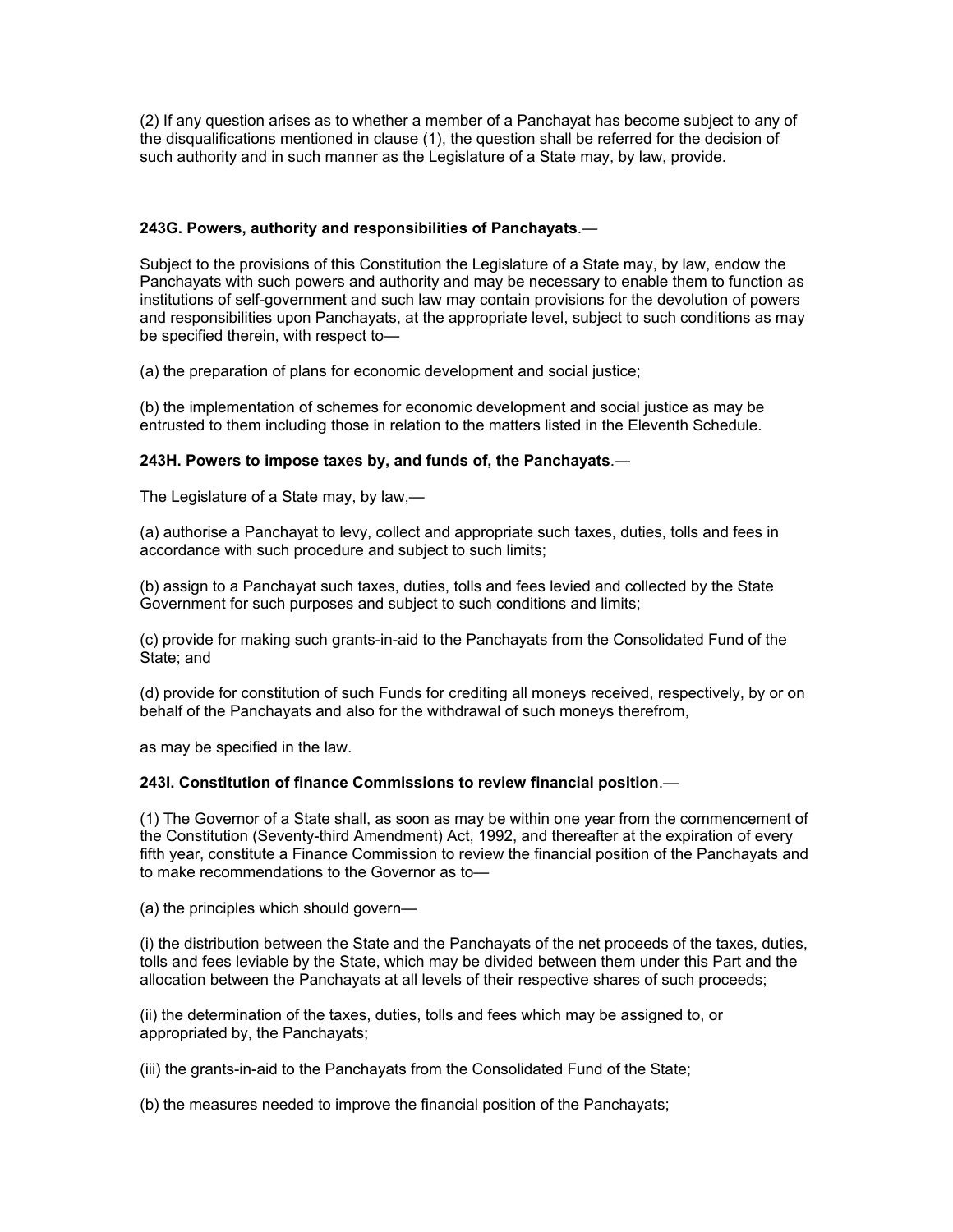(2) If any question arises as to whether a member of a Panchayat has become subject to any of the disqualifications mentioned in clause (1), the question shall be referred for the decision of such authority and in such manner as the Legislature of a State may, by law, provide.

**243G. Powers, authority and responsibilities of Panchayats**.—

Subject to the provisions of this Constitution the Legislature of a State may, by law, endow the Panchayats with such powers and authority and may be necessary to enable them to function as institutions of self-government and such law may contain provisions for the devolution of powers and responsibilities upon Panchayats, at the appropriate level, subject to such conditions as may be specified therein, with respect to—

(a) the preparation of plans for economic development and social justice;

(b) the implementation of schemes for economic development and social justice as may be entrusted to them including those in relation to the matters listed in the Eleventh Schedule.

**243H. Powers to impose taxes by, and funds of, the Panchayats**.—

The Legislature of a State may, by law,—

(a) authorise a Panchayat to levy, collect and appropriate such taxes, duties, tolls and fees in accordance with such procedure and subject to such limits;

(b) assign to a Panchayat such taxes, duties, tolls and fees levied and collected by the State Government for such purposes and subject to such conditions and limits;

(c) provide for making such grants-in-aid to the Panchayats from the Consolidated Fund of the State; and

(d) provide for constitution of such Funds for crediting all moneys received, respectively, by or on behalf of the Panchayats and also for the withdrawal of such moneys therefrom,

as may be specified in the law.

**243I. Constitution of finance Commissions to review financial position**.—

(1) The Governor of a State shall, as soon as may be within one year from the commencement of the Constitution (Seventy-third Amendment) Act, 1992, and thereafter at the expiration of every fifth year, constitute a Finance Commission to review the financial position of the Panchayats and to make recommendations to the Governor as to—

(a) the principles which should govern—

(i) the distribution between the State and the Panchayats of the net proceeds of the taxes, duties, tolls and fees leviable by the State, which may be divided between them under this Part and the allocation between the Panchayats at all levels of their respective shares of such proceeds;

(ii) the determination of the taxes, duties, tolls and fees which may be assigned to, or appropriated by, the Panchayats;

(iii) the grants-in-aid to the Panchayats from the Consolidated Fund of the State;

(b) the measures needed to improve the financial position of the Panchayats;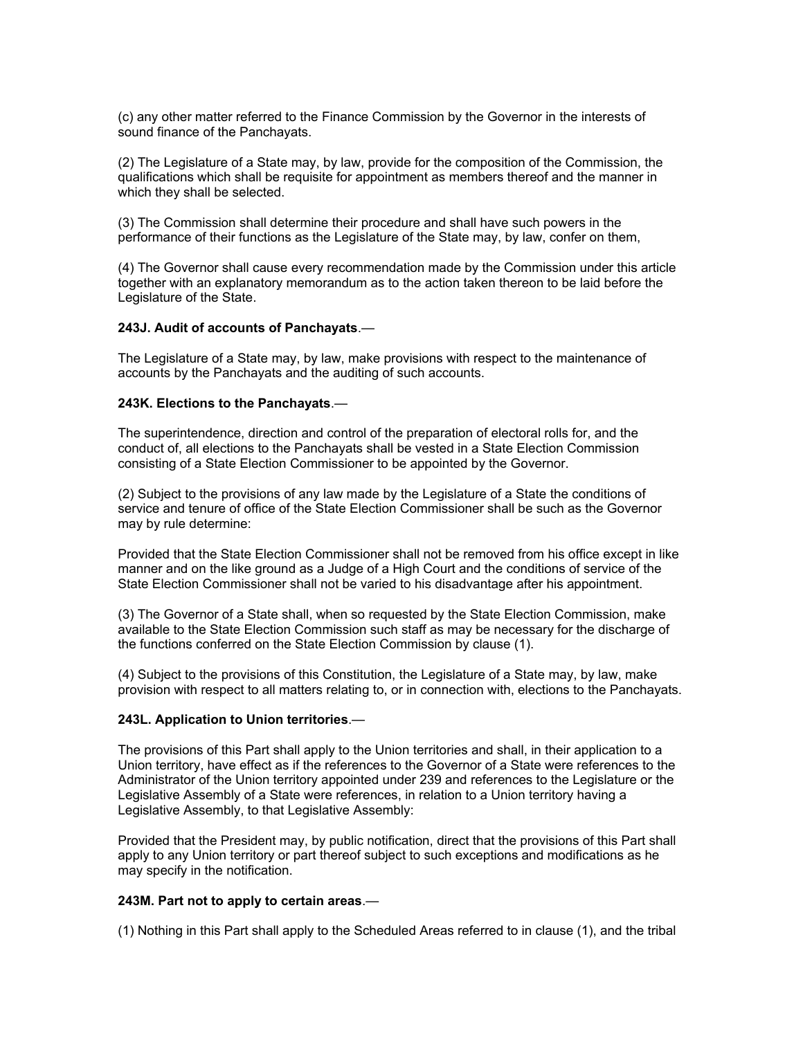(c) any other matter referred to the Finance Commission by the Governor in the interests of sound finance of the Panchayats.

(2) The Legislature of a State may, by law, provide for the composition of the Commission, the qualifications which shall be requisite for appointment as members thereof and the manner in which they shall be selected.

(3) The Commission shall determine their procedure and shall have such powers in the performance of their functions as the Legislature of the State may, by law, confer on them,

(4) The Governor shall cause every recommendation made by the Commission under this article together with an explanatory memorandum as to the action taken thereon to be laid before the Legislature of the State.

**243J. Audit of accounts of Panchayats**.—

The Legislature of a State may, by law, make provisions with respect to the maintenance of accounts by the Panchayats and the auditing of such accounts.

**243K. Elections to the Panchayats**.—

The superintendence, direction and control of the preparation of electoral rolls for, and the conduct of, all elections to the Panchayats shall be vested in a State Election Commission consisting of a State Election Commissioner to be appointed by the Governor.

(2) Subject to the provisions of any law made by the Legislature of a State the conditions of service and tenure of office of the State Election Commissioner shall be such as the Governor may by rule determine:

Provided that the State Election Commissioner shall not be removed from his office except in like manner and on the like ground as a Judge of a High Court and the conditions of service of the State Election Commissioner shall not be varied to his disadvantage after his appointment.

(3) The Governor of a State shall, when so requested by the State Election Commission, make available to the State Election Commission such staff as may be necessary for the discharge of the functions conferred on the State Election Commission by clause (1).

(4) Subject to the provisions of this Constitution, the Legislature of a State may, by law, make provision with respect to all matters relating to, or in connection with, elections to the Panchayats.

**243L. Application to Union territories**.—

The provisions of this Part shall apply to the Union territories and shall, in their application to a Union territory, have effect as if the references to the Governor of a State were references to the Administrator of the Union territory appointed under 239 and references to the Legislature or the Legislative Assembly of a State were references, in relation to a Union territory having a Legislative Assembly, to that Legislative Assembly:

Provided that the President may, by public notification, direct that the provisions of this Part shall apply to any Union territory or part thereof subject to such exceptions and modifications as he may specify in the notification.

**243M. Part not to apply to certain areas**.—

(1) Nothing in this Part shall apply to the Scheduled Areas referred to in clause (1), and the tribal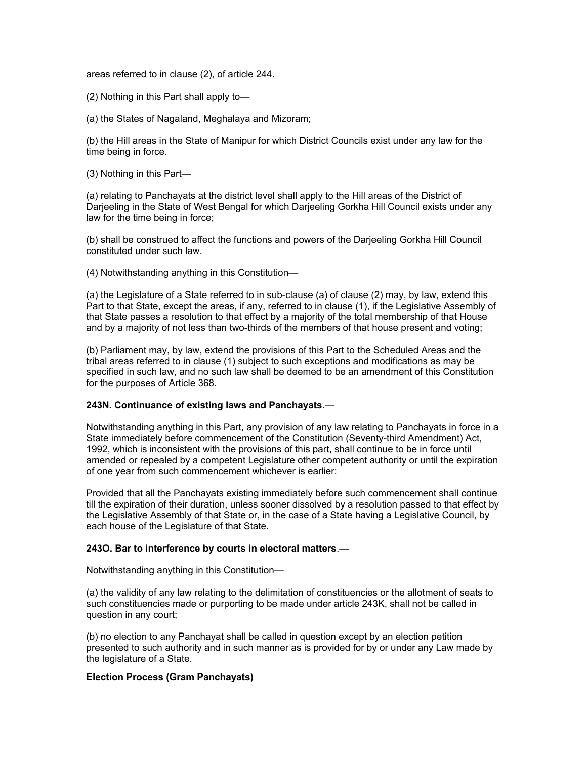areas referred to in clause (2), of article 244.

(2) Nothing in this Part shall apply to—

(a) the States of Nagaland, Meghalaya and Mizoram;

(b) the Hill areas in the State of Manipur for which District Councils exist under any law for the time being in force.

(3) Nothing in this Part—

(a) relating to Panchayats at the district level shall apply to the Hill areas of the District of Darjeeling in the State of West Bengal for which Darjeeling Gorkha Hill Council exists under any law for the time being in force;

(b) shall be construed to affect the functions and powers of the Darjeeling Gorkha Hill Council constituted under such law.

(4) Notwithstanding anything in this Constitution—

(a) the Legislature of a State referred to in sub-clause (a) of clause (2) may, by law, extend this Part to that State, except the areas, if any, referred to in clause (1), if the Legislative Assembly of that State passes a resolution to that effect by a majority of the total membership of that House and by a majority of not less than two-thirds of the members of that house present and voting;

(b) Parliament may, by law, extend the provisions of this Part to the Scheduled Areas and the tribal areas referred to in clause (1) subject to such exceptions and modifications as may be specified in such law, and no such law shall be deemed to be an amendment of this Constitution for the purposes of Article 368.

**243N. Continuance of existing laws and Panchayats**.—

Notwithstanding anything in this Part, any provision of any law relating to Panchayats in force in a State immediately before commencement of the Constitution (Seventy-third Amendment) Act, 1992, which is inconsistent with the provisions of this part, shall continue to be in force until amended or repealed by a competent Legislature other competent authority or until the expiration of one year from such commencement whichever is earlier:

Provided that all the Panchayats existing immediately before such commencement shall continue till the expiration of their duration, unless sooner dissolved by a resolution passed to that effect by the Legislative Assembly of that State or, in the case of a State having a Legislative Council, by each house of the Legislature of that State.

**243O. Bar to interference by courts in electoral matters**.—

Notwithstanding anything in this Constitution—

(a) the validity of any law relating to the delimitation of constituencies or the allotment of seats to such constituencies made or purporting to be made under article 243K, shall not be called in question in any court;

(b) no election to any Panchayat shall be called in question except by an election petition presented to such authority and in such manner as is provided for by or under any Law made by the legislature of a State.

**Election Process (Gram Panchayats)**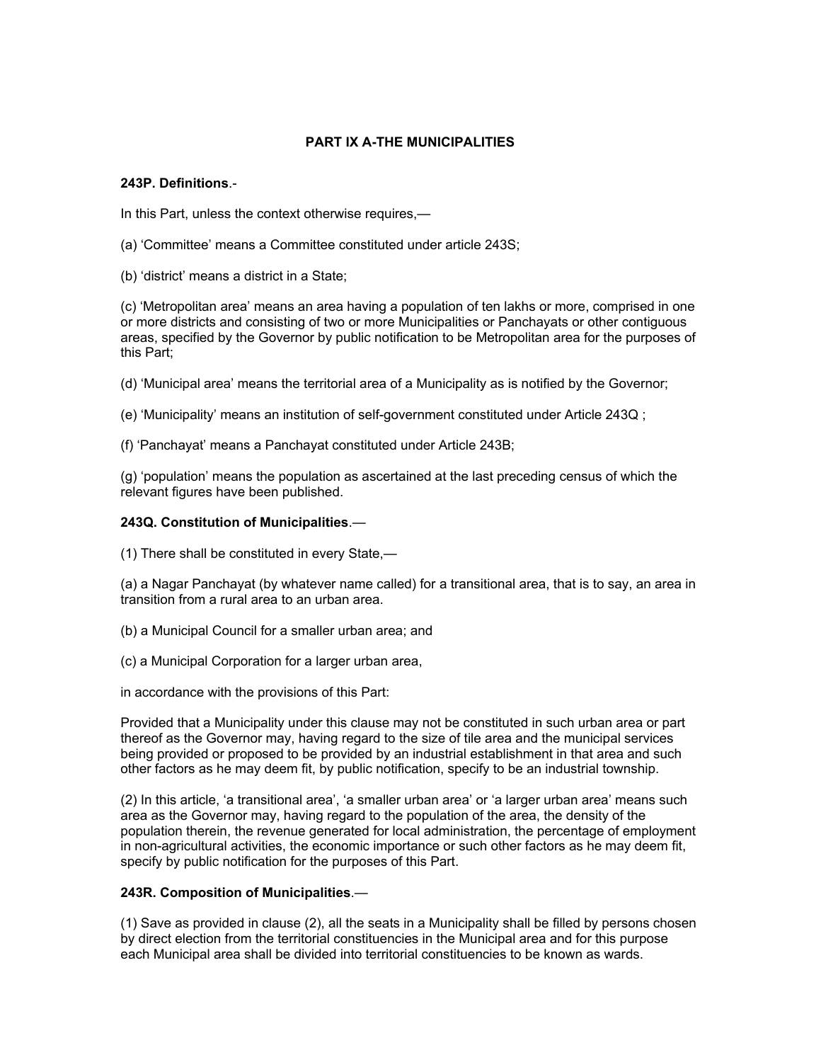# PART IX A-THE MUNICIPALITIES

**243P. Definitions**.-

In this Part, unless the context otherwise requires,—

(a) 'Committee' means a Committee constituted under article 243S;

(b) 'district' means a district in a State;

(c) 'Metropolitan area' means an area having a population of ten lakhs or more, comprised in one or more districts and consisting of two or more Municipalities or Panchayats or other contiguous areas, specified by the Governor by public notification to be Metropolitan area for the purposes of this Part;

(d) 'Municipal area' means the territorial area of a Municipality as is notified by the Governor;

(e) 'Municipality' means an institution of self-government constituted under Article 243Q ;

(f) 'Panchayat' means a Panchayat constituted under Article 243B;

(g) 'population' means the population as ascertained at the last preceding census of which the relevant figures have been published.

**243Q. Constitution of Municipalities**.—

(1) There shall be constituted in every State,—

(a) a Nagar Panchayat (by whatever name called) for a transitional area, that is to say, an area in transition from a rural area to an urban area.

(b) a Municipal Council for a smaller urban area; and

(c) a Municipal Corporation for a larger urban area,

in accordance with the provisions of this Part:

Provided that a Municipality under this clause may not be constituted in such urban area or part thereof as the Governor may, having regard to the size of tile area and the municipal services being provided or proposed to be provided by an industrial establishment in that area and such other factors as he may deem fit, by public notification, specify to be an industrial township.

(2) In this article, 'a transitional area', 'a smaller urban area' or 'a larger urban area' means such area as the Governor may, having regard to the population of the area, the density of the population therein, the revenue generated for local administration, the percentage of employment in non-agricultural activities, the economic importance or such other factors as he may deem fit, specify by public notification for the purposes of this Part.

**243R. Composition of Municipalities**.—

(1) Save as provided in clause (2), all the seats in a Municipality shall be filled by persons chosen by direct election from the territorial constituencies in the Municipal area and for this purpose each Municipal area shall be divided into territorial constituencies to be known as wards.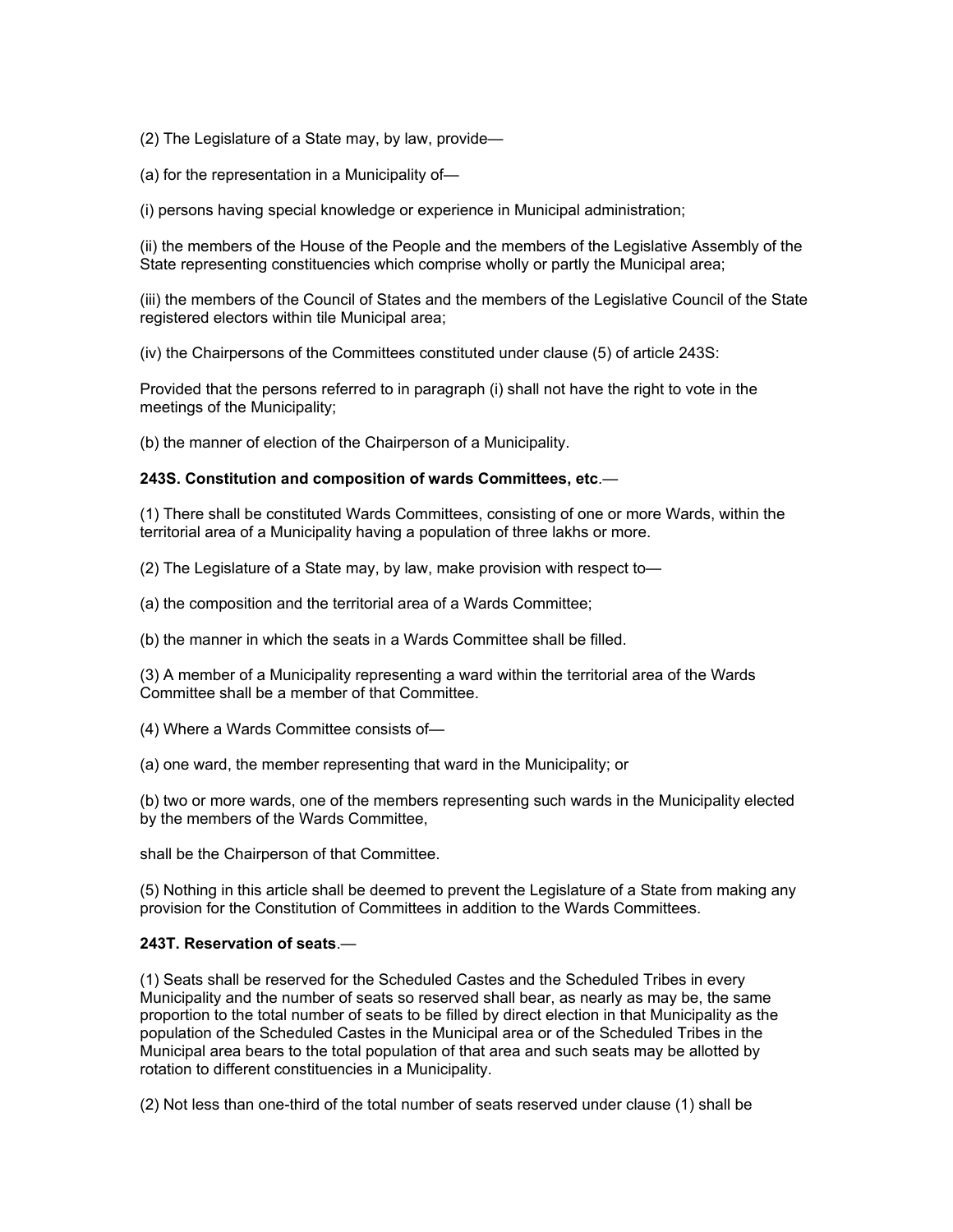(2) The Legislature of a State may, by law, provide—

(a) for the representation in a Municipality of—

(i) persons having special knowledge or experience in Municipal administration;

(ii) the members of the House of the People and the members of the Legislative Assembly of the State representing constituencies which comprise wholly or partly the Municipal area;

(iii) the members of the Council of States and the members of the Legislative Council of the State registered electors within tile Municipal area;

(iv) the Chairpersons of the Committees constituted under clause (5) of article 243S:

Provided that the persons referred to in paragraph (i) shall not have the right to vote in the meetings of the Municipality;

(b) the manner of election of the Chairperson of a Municipality.

**243S. Constitution and composition of wards Committees, etc**.—

(1) There shall be constituted Wards Committees, consisting of one or more Wards, within the territorial area of a Municipality having a population of three lakhs or more.

(2) The Legislature of a State may, by law, make provision with respect to—

(a) the composition and the territorial area of a Wards Committee;

(b) the manner in which the seats in a Wards Committee shall be filled.

(3) A member of a Municipality representing a ward within the territorial area of the Wards Committee shall be a member of that Committee.

(4) Where a Wards Committee consists of—

(a) one ward, the member representing that ward in the Municipality; or

(b) two or more wards, one of the members representing such wards in the Municipality elected by the members of the Wards Committee,

shall be the Chairperson of that Committee.

(5) Nothing in this article shall be deemed to prevent the Legislature of a State from making any provision for the Constitution of Committees in addition to the Wards Committees.

**243T. Reservation of seats**.—

(1) Seats shall be reserved for the Scheduled Castes and the Scheduled Tribes in every Municipality and the number of seats so reserved shall bear, as nearly as may be, the same proportion to the total number of seats to be filled by direct election in that Municipality as the population of the Scheduled Castes in the Municipal area or of the Scheduled Tribes in the Municipal area bears to the total population of that area and such seats may be allotted by rotation to different constituencies in a Municipality.

(2) Not less than one-third of the total number of seats reserved under clause (1) shall be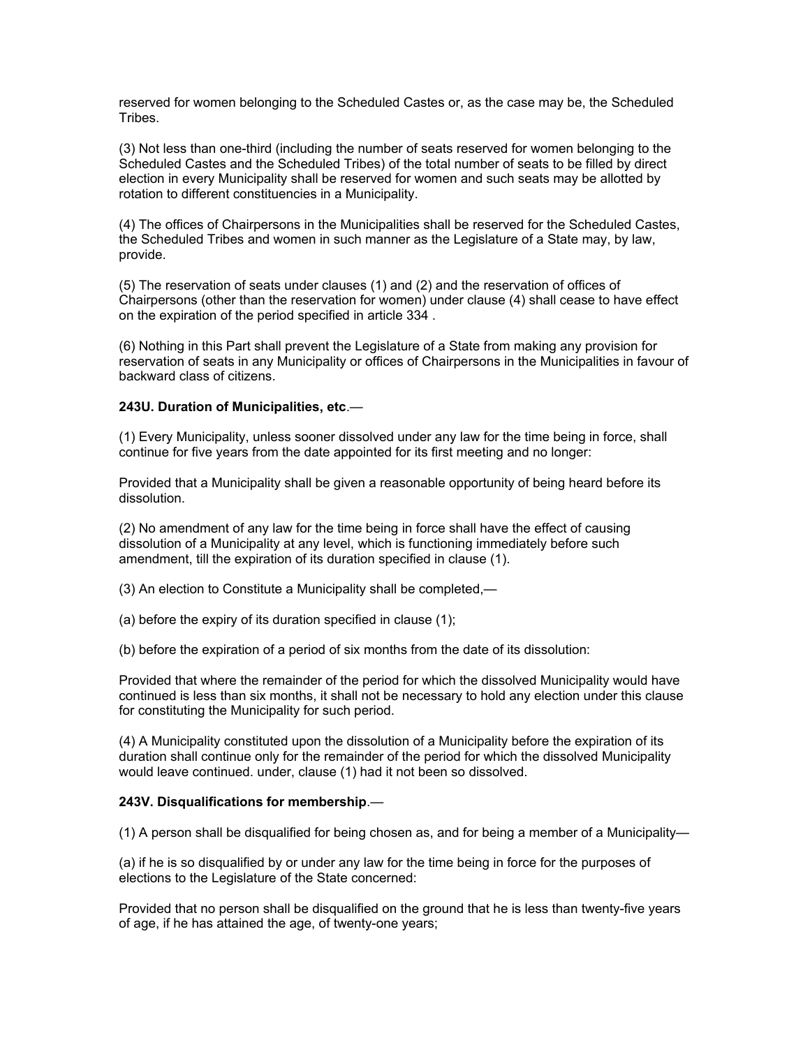reserved for women belonging to the Scheduled Castes or, as the case may be, the Scheduled Tribes.

(3) Not less than one-third (including the number of seats reserved for women belonging to the Scheduled Castes and the Scheduled Tribes) of the total number of seats to be filled by direct election in every Municipality shall be reserved for women and such seats may be allotted by rotation to different constituencies in a Municipality.

(4) The offices of Chairpersons in the Municipalities shall be reserved for the Scheduled Castes, the Scheduled Tribes and women in such manner as the Legislature of a State may, by law, provide.

(5) The reservation of seats under clauses (1) and (2) and the reservation of offices of Chairpersons (other than the reservation for women) under clause (4) shall cease to have effect on the expiration of the period specified in article 334 .

(6) Nothing in this Part shall prevent the Legislature of a State from making any provision for reservation of seats in any Municipality or offices of Chairpersons in the Municipalities in favour of backward class of citizens.

**243U. Duration of Municipalities, etc**.—

(1) Every Municipality, unless sooner dissolved under any law for the time being in force, shall continue for five years from the date appointed for its first meeting and no longer:

Provided that a Municipality shall be given a reasonable opportunity of being heard before its dissolution.

(2) No amendment of any law for the time being in force shall have the effect of causing dissolution of a Municipality at any level, which is functioning immediately before such amendment, till the expiration of its duration specified in clause (1).

(3) An election to Constitute a Municipality shall be completed,—

(a) before the expiry of its duration specified in clause (1);

(b) before the expiration of a period of six months from the date of its dissolution:

Provided that where the remainder of the period for which the dissolved Municipality would have continued is less than six months, it shall not be necessary to hold any election under this clause for constituting the Municipality for such period.

(4) A Municipality constituted upon the dissolution of a Municipality before the expiration of its duration shall continue only for the remainder of the period for which the dissolved Municipality would leave continued. under, clause (1) had it not been so dissolved.

**243V. Disqualifications for membership**.—

(1) A person shall be disqualified for being chosen as, and for being a member of a Municipality—

(a) if he is so disqualified by or under any law for the time being in force for the purposes of elections to the Legislature of the State concerned:

Provided that no person shall be disqualified on the ground that he is less than twenty-five years of age, if he has attained the age, of twenty-one years;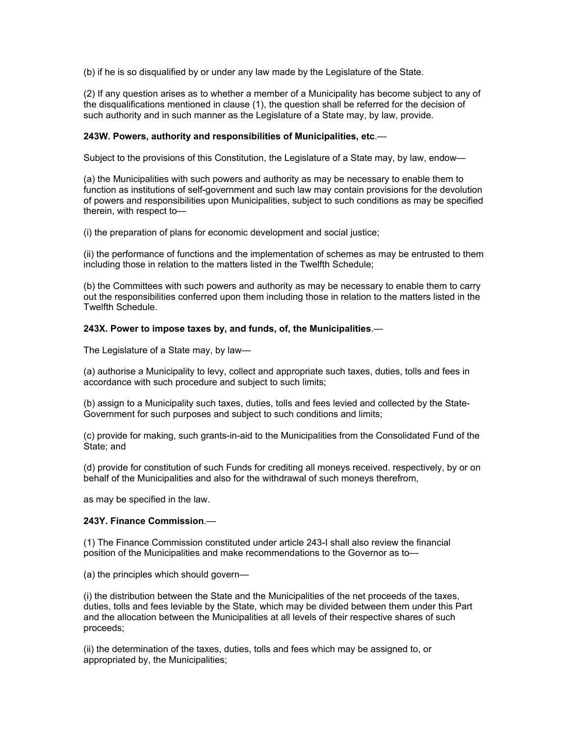(b) if he is so disqualified by or under any law made by the Legislature of the State.

(2) If any question arises as to whether a member of a Municipality has become subject to any of the disqualifications mentioned in clause (1), the question shall be referred for the decision of such authority and in such manner as the Legislature of a State may, by law, provide.

**243W. Powers, authority and responsibilities of Municipalities, etc**.—

Subject to the provisions of this Constitution, the Legislature of a State may, by law, endow—

(a) the Municipalities with such powers and authority as may be necessary to enable them to function as institutions of self-government and such law may contain provisions for the devolution of powers and responsibilities upon Municipalities, subject to such conditions as may be specified therein, with respect to—

(i) the preparation of plans for economic development and social justice;

(ii) the performance of functions and the implementation of schemes as may be entrusted to them including those in relation to the matters listed in the Twelfth Schedule;

(b) the Committees with such powers and authority as may be necessary to enable them to carry out the responsibilities conferred upon them including those in relation to the matters listed in the Twelfth Schedule.

**243X. Power to impose taxes by, and funds, of, the Municipalities**.—

The Legislature of a State may, by law—

(a) authorise a Municipality to levy, collect and appropriate such taxes, duties, tolls and fees in accordance with such procedure and subject to such limits;

(b) assign to a Municipality such taxes, duties, tolls and fees levied and collected by the State-Government for such purposes and subject to such conditions and limits;

(c) provide for making, such grants-in-aid to the Municipalities from the Consolidated Fund of the State; and

(d) provide for constitution of such Funds for crediting all moneys received. respectively, by or on behalf of the Municipalities and also for the withdrawal of such moneys therefrom,

as may be specified in the law.

**243Y. Finance Commission**.—

(1) The Finance Commission constituted under article 243-I shall also review the financial position of the Municipalities and make recommendations to the Governor as to—

(a) the principles which should govern—

(i) the distribution between the State and the Municipalities of the net proceeds of the taxes, duties, tolls and fees leviable by the State, which may be divided between them under this Part and the allocation between the Municipalities at all levels of their respective shares of such proceeds;

(ii) the determination of the taxes, duties, tolls and fees which may be assigned to, or appropriated by, the Municipalities;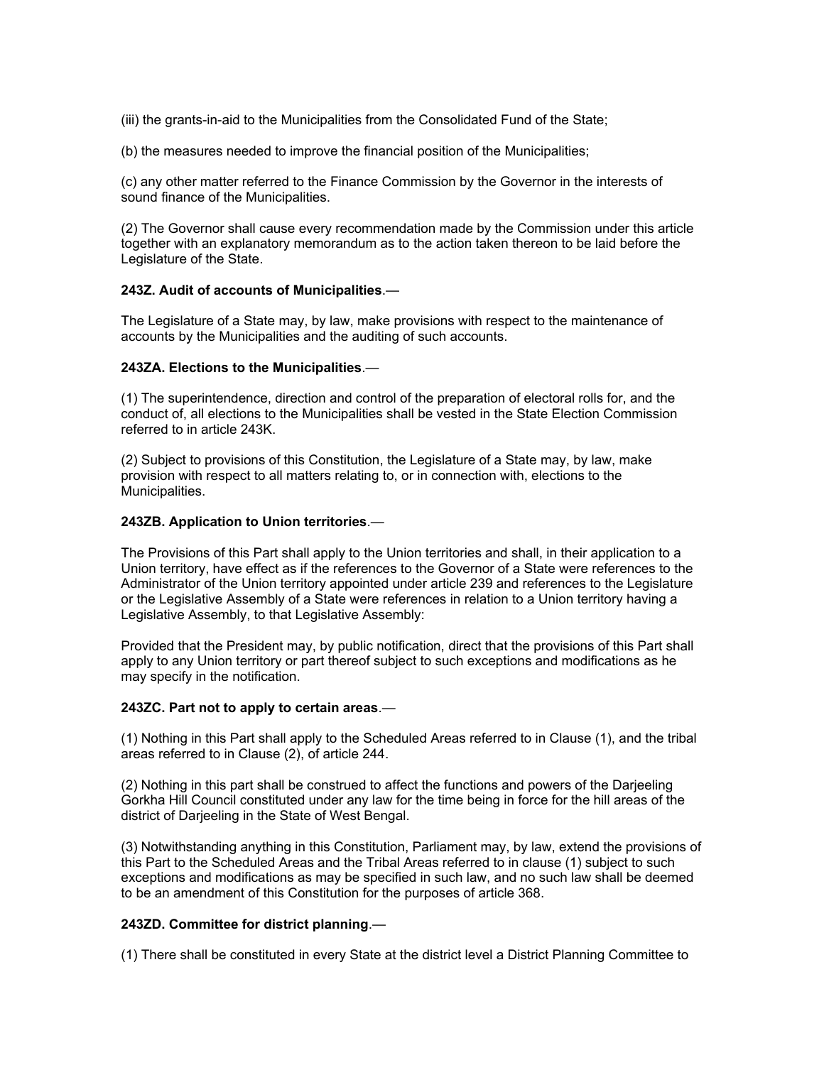(iii) the grants-in-aid to the Municipalities from the Consolidated Fund of the State;

(b) the measures needed to improve the financial position of the Municipalities;

(c) any other matter referred to the Finance Commission by the Governor in the interests of sound finance of the Municipalities.

(2) The Governor shall cause every recommendation made by the Commission under this article together with an explanatory memorandum as to the action taken thereon to be laid before the Legislature of the State.

**243Z. Audit of accounts of Municipalities**.—

The Legislature of a State may, by law, make provisions with respect to the maintenance of accounts by the Municipalities and the auditing of such accounts.

**243ZA. Elections to the Municipalities**.—

(1) The superintendence, direction and control of the preparation of electoral rolls for, and the conduct of, all elections to the Municipalities shall be vested in the State Election Commission referred to in article 243K.

(2) Subject to provisions of this Constitution, the Legislature of a State may, by law, make provision with respect to all matters relating to, or in connection with, elections to the Municipalities.

**243ZB. Application to Union territories**.—

The Provisions of this Part shall apply to the Union territories and shall, in their application to a Union territory, have effect as if the references to the Governor of a State were references to the Administrator of the Union territory appointed under article 239 and references to the Legislature or the Legislative Assembly of a State were references in relation to a Union territory having a Legislative Assembly, to that Legislative Assembly:

Provided that the President may, by public notification, direct that the provisions of this Part shall apply to any Union territory or part thereof subject to such exceptions and modifications as he may specify in the notification.

**243ZC. Part not to apply to certain areas**.—

(1) Nothing in this Part shall apply to the Scheduled Areas referred to in Clause (1), and the tribal areas referred to in Clause (2), of article 244.

(2) Nothing in this part shall be construed to affect the functions and powers of the Darjeeling Gorkha Hill Council constituted under any law for the time being in force for the hill areas of the district of Darjeeling in the State of West Bengal.

(3) Notwithstanding anything in this Constitution, Parliament may, by law, extend the provisions of this Part to the Scheduled Areas and the Tribal Areas referred to in clause (1) subject to such exceptions and modifications as may be specified in such law, and no such law shall be deemed to be an amendment of this Constitution for the purposes of article 368.

**243ZD. Committee for district planning**.—

(1) There shall be constituted in every State at the district level a District Planning Committee to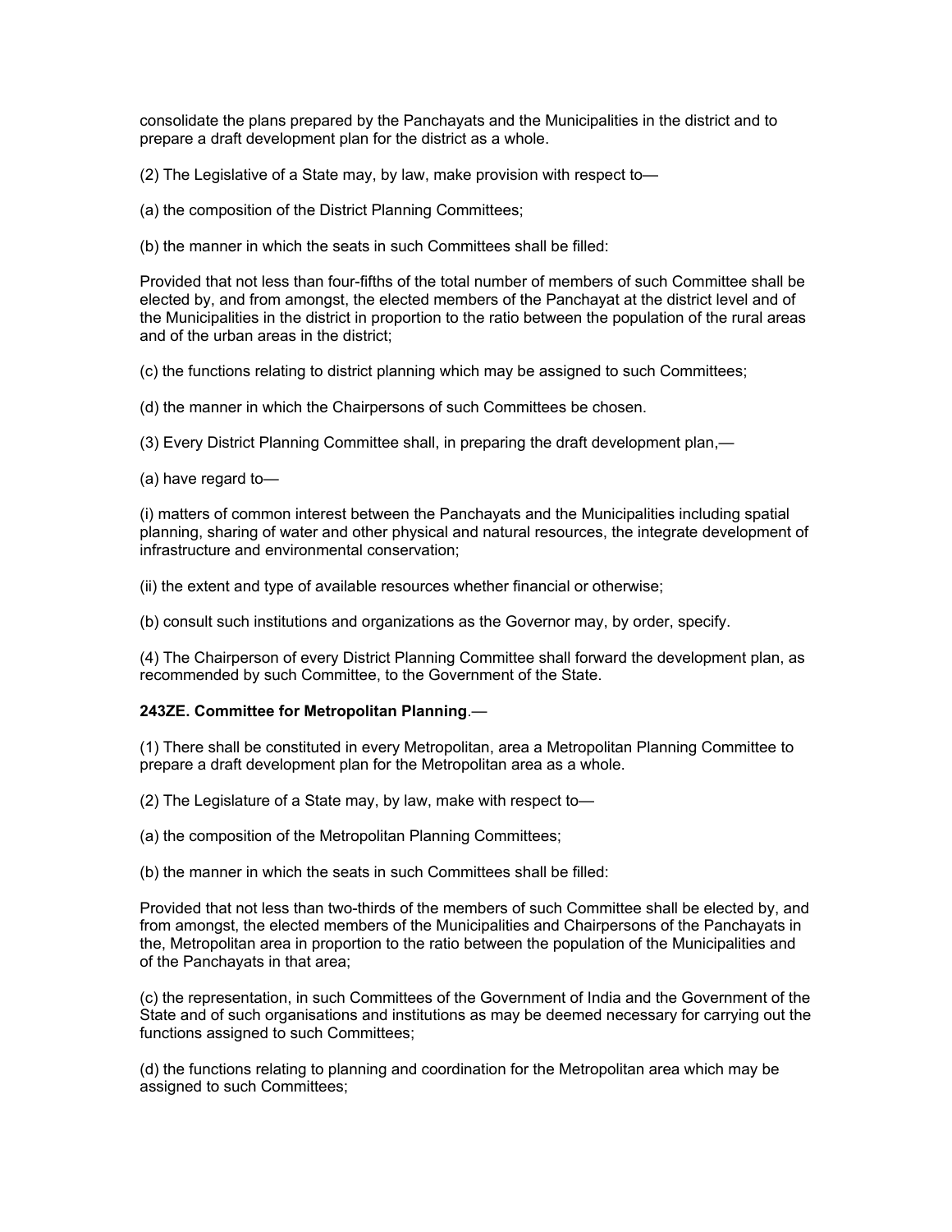consolidate the plans prepared by the Panchayats and the Municipalities in the district and to prepare a draft development plan for the district as a whole.

(2) The Legislative of a State may, by law, make provision with respect to—

(a) the composition of the District Planning Committees;

(b) the manner in which the seats in such Committees shall be filled:

Provided that not less than four-fifths of the total number of members of such Committee shall be elected by, and from amongst, the elected members of the Panchayat at the district level and of the Municipalities in the district in proportion to the ratio between the population of the rural areas and of the urban areas in the district;

(c) the functions relating to district planning which may be assigned to such Committees;

(d) the manner in which the Chairpersons of such Committees be chosen.

(3) Every District Planning Committee shall, in preparing the draft development plan,—

(a) have regard to—

(i) matters of common interest between the Panchayats and the Municipalities including spatial planning, sharing of water and other physical and natural resources, the integrate development of infrastructure and environmental conservation;

(ii) the extent and type of available resources whether financial or otherwise;

(b) consult such institutions and organizations as the Governor may, by order, specify.

(4) The Chairperson of every District Planning Committee shall forward the development plan, as recommended by such Committee, to the Government of the State.

**243ZE. Committee for Metropolitan Planning**.—

(1) There shall be constituted in every Metropolitan, area a Metropolitan Planning Committee to prepare a draft development plan for the Metropolitan area as a whole.

(2) The Legislature of a State may, by law, make with respect to—

(a) the composition of the Metropolitan Planning Committees;

(b) the manner in which the seats in such Committees shall be filled:

Provided that not less than two-thirds of the members of such Committee shall be elected by, and from amongst, the elected members of the Municipalities and Chairpersons of the Panchayats in the, Metropolitan area in proportion to the ratio between the population of the Municipalities and of the Panchayats in that area;

(c) the representation, in such Committees of the Government of India and the Government of the State and of such organisations and institutions as may be deemed necessary for carrying out the functions assigned to such Committees;

(d) the functions relating to planning and coordination for the Metropolitan area which may be assigned to such Committees;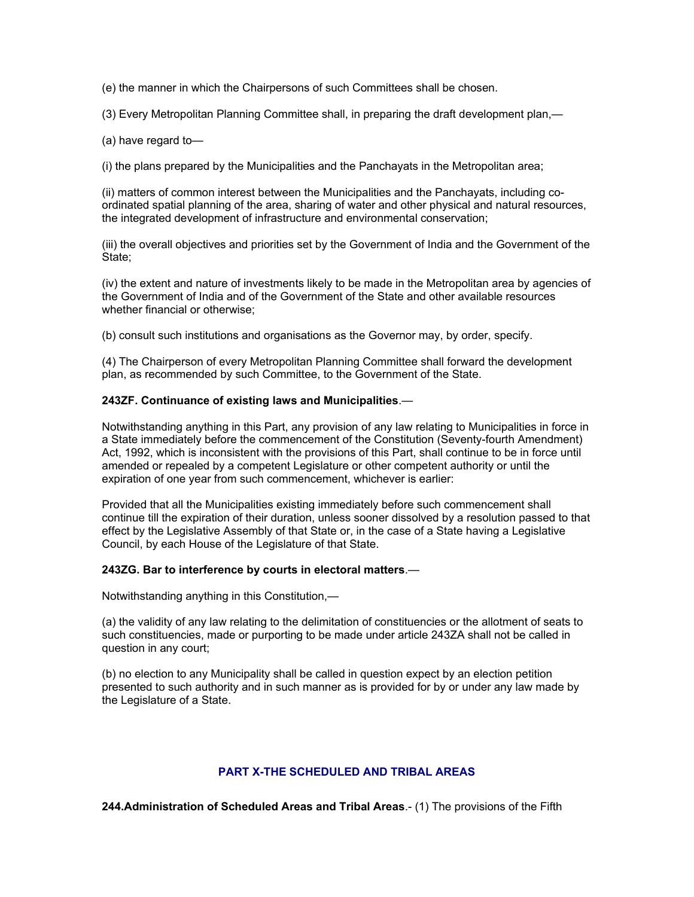(e) the manner in which the Chairpersons of such Committees shall be chosen.

(3) Every Metropolitan Planning Committee shall, in preparing the draft development plan,—

(a) have regard to—

(i) the plans prepared by the Municipalities and the Panchayats in the Metropolitan area;

(ii) matters of common interest between the Municipalities and the Panchayats, including co-ordinated spatial planning of the area, sharing of water and other physical and natural resources, the integrated development of infrastructure and environmental conservation;

(iii) the overall objectives and priorities set by the Government of India and the Government of the State;

(iv) the extent and nature of investments likely to be made in the Metropolitan area by agencies of the Government of India and of the Government of the State and other available resources whether financial or otherwise;

(b) consult such institutions and organisations as the Governor may, by order, specify.

(4) The Chairperson of every Metropolitan Planning Committee shall forward the development plan, as recommended by such Committee, to the Government of the State.

**243ZF. Continuance of existing laws and Municipalities**.—

Notwithstanding anything in this Part, any provision of any law relating to Municipalities in force in a State immediately before the commencement of the Constitution (Seventy-fourth Amendment) Act, 1992, which is inconsistent with the provisions of this Part, shall continue to be in force until amended or repealed by a competent Legislature or other competent authority or until the expiration of one year from such commencement, whichever is earlier:

Provided that all the Municipalities existing immediately before such commencement shall continue till the expiration of their duration, unless sooner dissolved by a resolution passed to that effect by the Legislative Assembly of that State or, in the case of a State having a Legislative Council, by each House of the Legislature of that State.

**243ZG. Bar to interference by courts in electoral matters**.—

Notwithstanding anything in this Constitution,—

(a) the validity of any law relating to the delimitation of constituencies or the allotment of seats to such constituencies, made or purporting to be made under article 243ZA shall not be called in question in any court;

(b) no election to any Municipality shall be called in question expect by an election petition presented to such authority and in such manner as is provided for by or under any law made by the Legislature of a State.

## PART X-THE SCHEDULED AND TRIBAL AREAS

**244.Administration of Scheduled Areas and Tribal Areas**.- (1) The provisions of the Fifth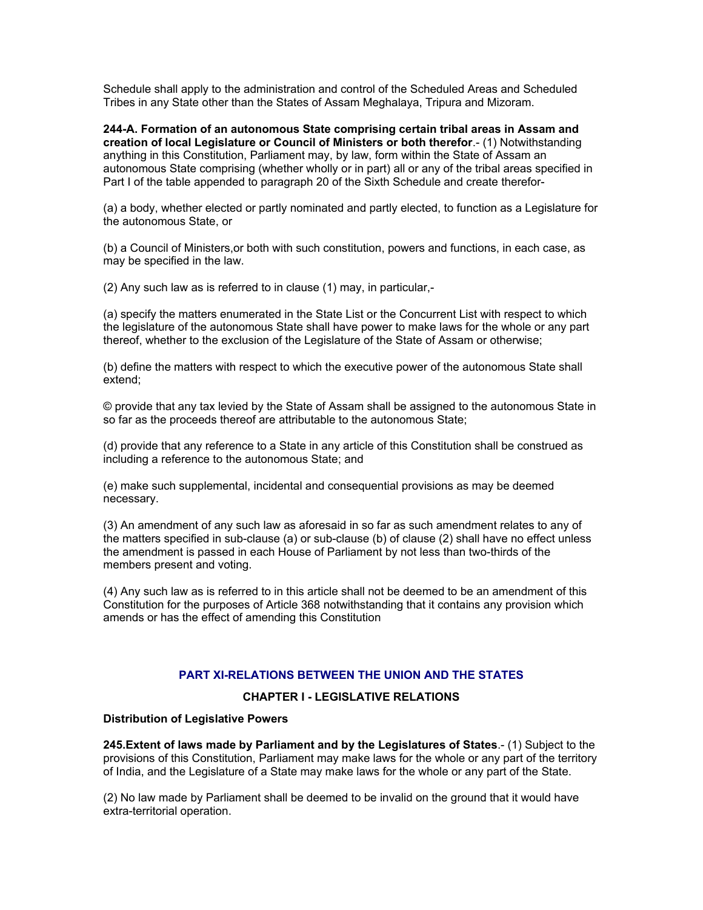Schedule shall apply to the administration and control of the Scheduled Areas and Scheduled Tribes in any State other than the States of Assam Meghalaya, Tripura and Mizoram.

**244-A. Formation of an autonomous State comprising certain tribal areas in Assam and creation of local Legislature or Council of Ministers or both therefor**.- (1) Notwithstanding anything in this Constitution, Parliament may, by law, form within the State of Assam an autonomous State comprising (whether wholly or in part) all or any of the tribal areas specified in Part I of the table appended to paragraph 20 of the Sixth Schedule and create therefor-

(a) a body, whether elected or partly nominated and partly elected, to function as a Legislature for the autonomous State, or

(b) a Council of Ministers,or both with such constitution, powers and functions, in each case, as may be specified in the law.

(2) Any such law as is referred to in clause (1) may, in particular,-

(a) specify the matters enumerated in the State List or the Concurrent List with respect to which the legislature of the autonomous State shall have power to make laws for the whole or any part thereof, whether to the exclusion of the Legislature of the State of Assam or otherwise;

(b) define the matters with respect to which the executive power of the autonomous State shall extend;

© provide that any tax levied by the State of Assam shall be assigned to the autonomous State in so far as the proceeds thereof are attributable to the autonomous State;

(d) provide that any reference to a State in any article of this Constitution shall be construed as including a reference to the autonomous State; and

(e) make such supplemental, incidental and consequential provisions as may be deemed necessary.

(3) An amendment of any such law as aforesaid in so far as such amendment relates to any of the matters specified in sub-clause (a) or sub-clause (b) of clause (2) shall have no effect unless the amendment is passed in each House of Parliament by not less than two-thirds of the members present and voting.

(4) Any such law as is referred to in this article shall not be deemed to be an amendment of this Constitution for the purposes of Article 368 notwithstanding that it contains any provision which amends or has the effect of amending this Constitution

## PART XI-RELATIONS BETWEEN THE UNION AND THE STATES

### CHAPTER I - LEGISLATIVE RELATIONS

**Distribution of Legislative Powers**

**245.Extent of laws made by Parliament and by the Legislatures of States**.- (1) Subject to the provisions of this Constitution, Parliament may make laws for the whole or any part of the territory of India, and the Legislature of a State may make laws for the whole or any part of the State.

(2) No law made by Parliament shall be deemed to be invalid on the ground that it would have extra-territorial operation.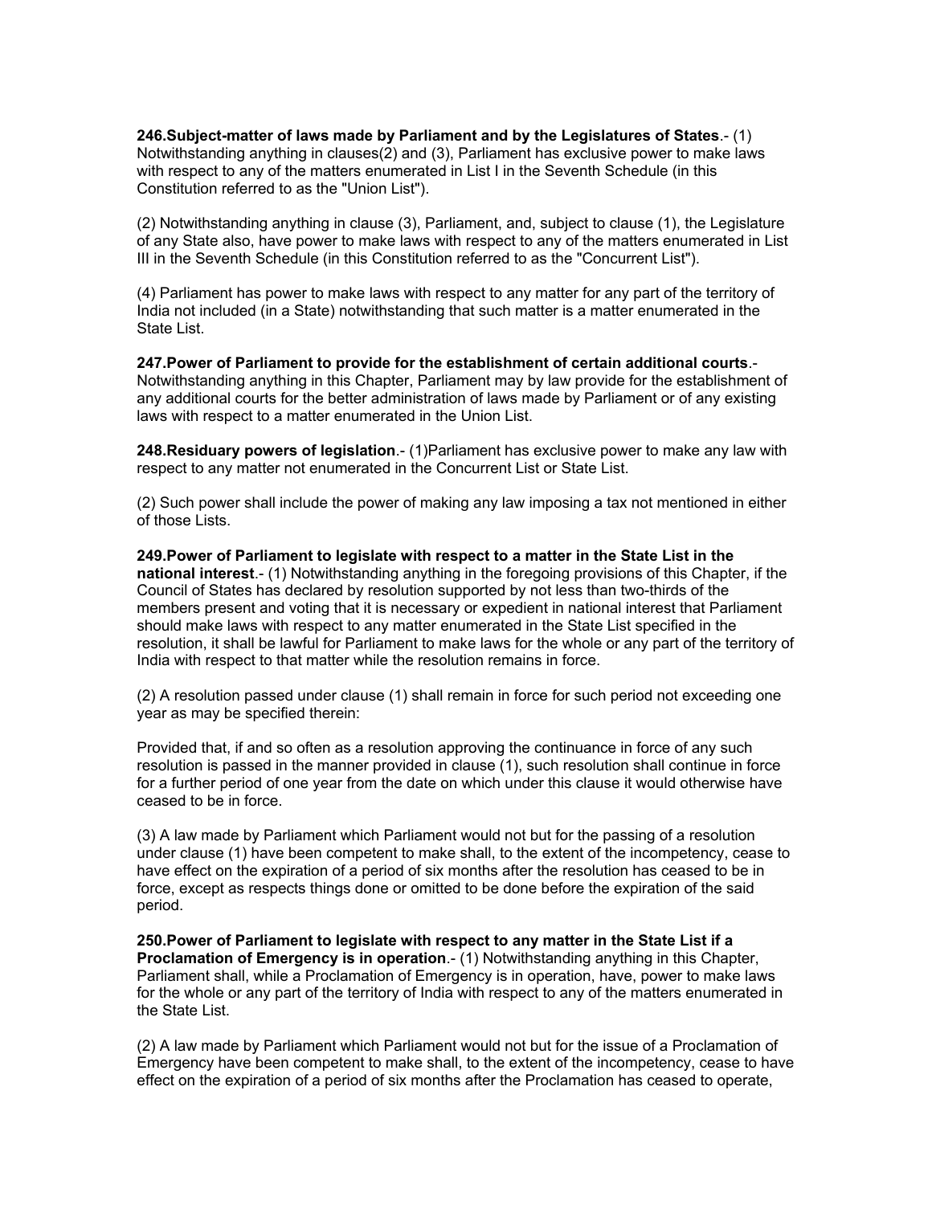**246.Subject-matter of laws made by Parliament and by the Legislatures of States**.- (1) Notwithstanding anything in clauses(2) and (3), Parliament has exclusive power to make laws with respect to any of the matters enumerated in List I in the Seventh Schedule (in this Constitution referred to as the "Union List").

(2) Notwithstanding anything in clause (3), Parliament, and, subject to clause (1), the Legislature of any State also, have power to make laws with respect to any of the matters enumerated in List III in the Seventh Schedule (in this Constitution referred to as the "Concurrent List").

(4) Parliament has power to make laws with respect to any matter for any part of the territory of India not included (in a State) notwithstanding that such matter is a matter enumerated in the State List.

**247.Power of Parliament to provide for the establishment of certain additional courts**.- Notwithstanding anything in this Chapter, Parliament may by law provide for the establishment of any additional courts for the better administration of laws made by Parliament or of any existing laws with respect to a matter enumerated in the Union List.

**248.Residuary powers of legislation**.- (1)Parliament has exclusive power to make any law with respect to any matter not enumerated in the Concurrent List or State List.

(2) Such power shall include the power of making any law imposing a tax not mentioned in either of those Lists.

**249.Power of Parliament to legislate with respect to a matter in the State List in the national interest**.- (1) Notwithstanding anything in the foregoing provisions of this Chapter, if the Council of States has declared by resolution supported by not less than two-thirds of the members present and voting that it is necessary or expedient in national interest that Parliament should make laws with respect to any matter enumerated in the State List specified in the resolution, it shall be lawful for Parliament to make laws for the whole or any part of the territory of India with respect to that matter while the resolution remains in force.

(2) A resolution passed under clause (1) shall remain in force for such period not exceeding one year as may be specified therein:

Provided that, if and so often as a resolution approving the continuance in force of any such resolution is passed in the manner provided in clause (1), such resolution shall continue in force for a further period of one year from the date on which under this clause it would otherwise have ceased to be in force.

(3) A law made by Parliament which Parliament would not but for the passing of a resolution under clause (1) have been competent to make shall, to the extent of the incompetency, cease to have effect on the expiration of a period of six months after the resolution has ceased to be in force, except as respects things done or omitted to be done before the expiration of the said period.

**250.Power of Parliament to legislate with respect to any matter in the State List if a Proclamation of Emergency is in operation**.- (1) Notwithstanding anything in this Chapter, Parliament shall, while a Proclamation of Emergency is in operation, have, power to make laws for the whole or any part of the territory of India with respect to any of the matters enumerated in the State List.

(2) A law made by Parliament which Parliament would not but for the issue of a Proclamation of Emergency have been competent to make shall, to the extent of the incompetency, cease to have effect on the expiration of a period of six months after the Proclamation has ceased to operate,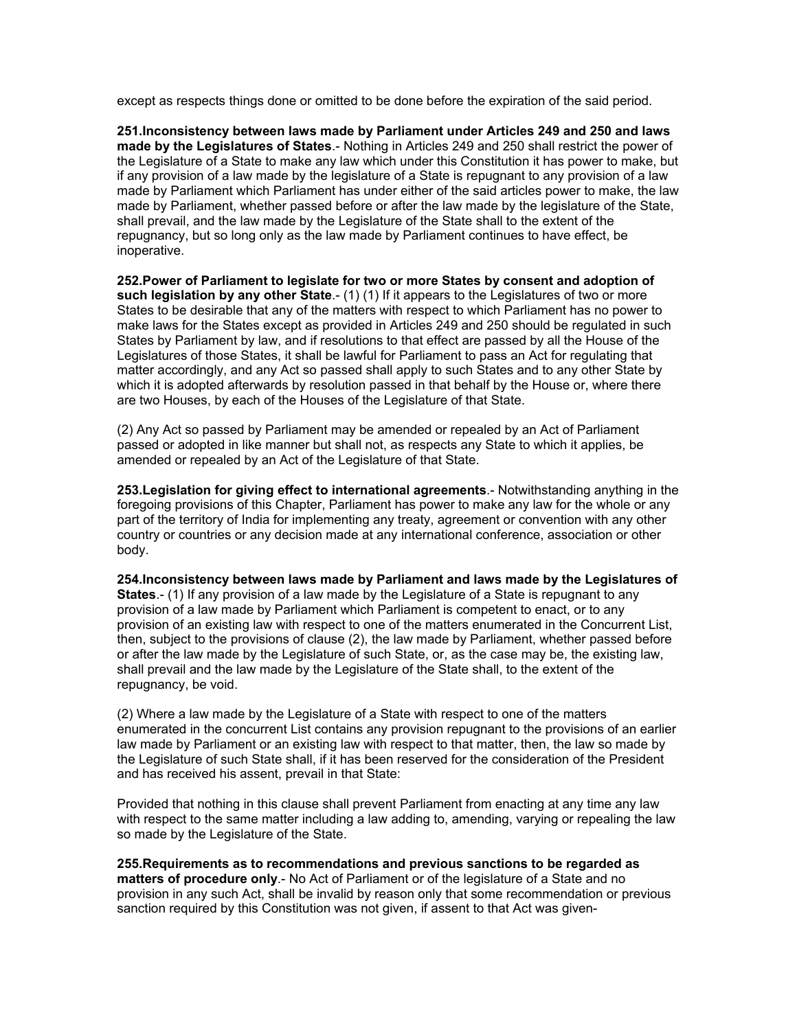except as respects things done or omitted to be done before the expiration of the said period.

**251.Inconsistency between laws made by Parliament under Articles 249 and 250 and laws made by the Legislatures of States**.- Nothing in Articles 249 and 250 shall restrict the power of the Legislature of a State to make any law which under this Constitution it has power to make, but if any provision of a law made by the legislature of a State is repugnant to any provision of a law made by Parliament which Parliament has under either of the said articles power to make, the law made by Parliament, whether passed before or after the law made by the legislature of the State, shall prevail, and the law made by the Legislature of the State shall to the extent of the repugnancy, but so long only as the law made by Parliament continues to have effect, be inoperative.

**252.Power of Parliament to legislate for two or more States by consent and adoption of such legislation by any other State**.- (1) (1) If it appears to the Legislatures of two or more States to be desirable that any of the matters with respect to which Parliament has no power to make laws for the States except as provided in Articles 249 and 250 should be regulated in such States by Parliament by law, and if resolutions to that effect are passed by all the House of the Legislatures of those States, it shall be lawful for Parliament to pass an Act for regulating that matter accordingly, and any Act so passed shall apply to such States and to any other State by which it is adopted afterwards by resolution passed in that behalf by the House or, where there are two Houses, by each of the Houses of the Legislature of that State.

(2) Any Act so passed by Parliament may be amended or repealed by an Act of Parliament passed or adopted in like manner but shall not, as respects any State to which it applies, be amended or repealed by an Act of the Legislature of that State.

**253.Legislation for giving effect to international agreements**.- Notwithstanding anything in the foregoing provisions of this Chapter, Parliament has power to make any law for the whole or any part of the territory of India for implementing any treaty, agreement or convention with any other country or countries or any decision made at any international conference, association or other body.

**254.Inconsistency between laws made by Parliament and laws made by the Legislatures of States**.- (1) If any provision of a law made by the Legislature of a State is repugnant to any provision of a law made by Parliament which Parliament is competent to enact, or to any provision of an existing law with respect to one of the matters enumerated in the Concurrent List, then, subject to the provisions of clause (2), the law made by Parliament, whether passed before or after the law made by the Legislature of such State, or, as the case may be, the existing law, shall prevail and the law made by the Legislature of the State shall, to the extent of the repugnancy, be void.

(2) Where a law made by the Legislature of a State with respect to one of the matters enumerated in the concurrent List contains any provision repugnant to the provisions of an earlier law made by Parliament or an existing law with respect to that matter, then, the law so made by the Legislature of such State shall, if it has been reserved for the consideration of the President and has received his assent, prevail in that State:

Provided that nothing in this clause shall prevent Parliament from enacting at any time any law with respect to the same matter including a law adding to, amending, varying or repealing the law so made by the Legislature of the State.

**255.Requirements as to recommendations and previous sanctions to be regarded as matters of procedure only**.- No Act of Parliament or of the legislature of a State and no provision in any such Act, shall be invalid by reason only that some recommendation or previous sanction required by this Constitution was not given, if assent to that Act was given-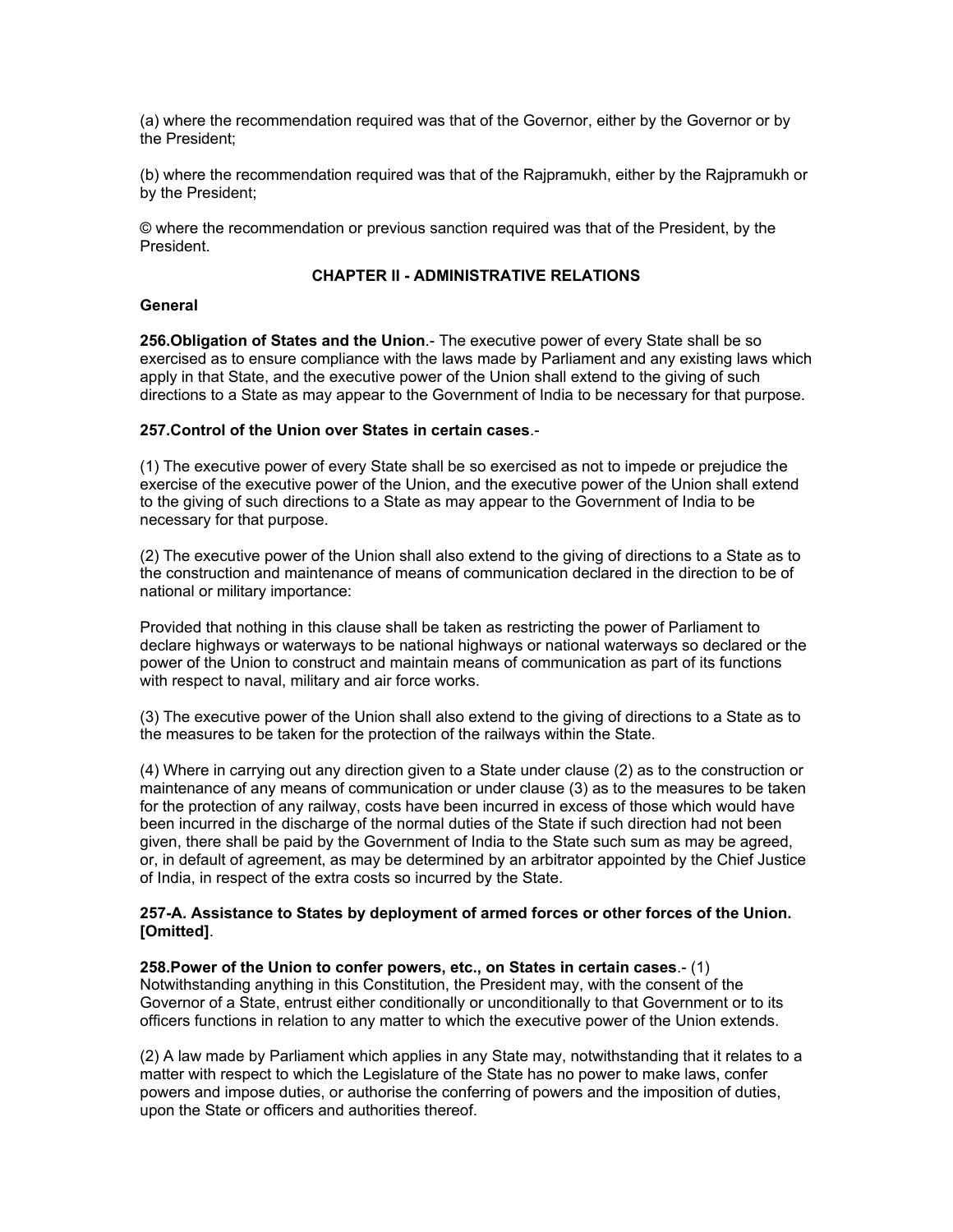(a) where the recommendation required was that of the Governor, either by the Governor or by the President;

(b) where the recommendation required was that of the Rajpramukh, either by the Rajpramukh or by the President;

© where the recommendation or previous sanction required was that of the President, by the President.

## CHAPTER II - ADMINISTRATIVE RELATIONS

**General**

**256.Obligation of States and the Union**.- The executive power of every State shall be so exercised as to ensure compliance with the laws made by Parliament and any existing laws which apply in that State, and the executive power of the Union shall extend to the giving of such directions to a State as may appear to the Government of India to be necessary for that purpose.

**257.Control of the Union over States in certain cases**.-

(1) The executive power of every State shall be so exercised as not to impede or prejudice the exercise of the executive power of the Union, and the executive power of the Union shall extend to the giving of such directions to a State as may appear to the Government of India to be necessary for that purpose.

(2) The executive power of the Union shall also extend to the giving of directions to a State as to the construction and maintenance of means of communication declared in the direction to be of national or military importance:

Provided that nothing in this clause shall be taken as restricting the power of Parliament to declare highways or waterways to be national highways or national waterways so declared or the power of the Union to construct and maintain means of communication as part of its functions with respect to naval, military and air force works.

(3) The executive power of the Union shall also extend to the giving of directions to a State as to the measures to be taken for the protection of the railways within the State.

(4) Where in carrying out any direction given to a State under clause (2) as to the construction or maintenance of any means of communication or under clause (3) as to the measures to be taken for the protection of any railway, costs have been incurred in excess of those which would have been incurred in the discharge of the normal duties of the State if such direction had not been given, there shall be paid by the Government of India to the State such sum as may be agreed, or, in default of agreement, as may be determined by an arbitrator appointed by the Chief Justice of India, in respect of the extra costs so incurred by the State.

**257-A. Assistance to States by deployment of armed forces or other forces of the Union. [Omitted]**.

**258.Power of the Union to confer powers, etc., on States in certain cases**.- (1) Notwithstanding anything in this Constitution, the President may, with the consent of the Governor of a State, entrust either conditionally or unconditionally to that Government or to its officers functions in relation to any matter to which the executive power of the Union extends.

(2) A law made by Parliament which applies in any State may, notwithstanding that it relates to a matter with respect to which the Legislature of the State has no power to make laws, confer powers and impose duties, or authorise the conferring of powers and the imposition of duties, upon the State or officers and authorities thereof.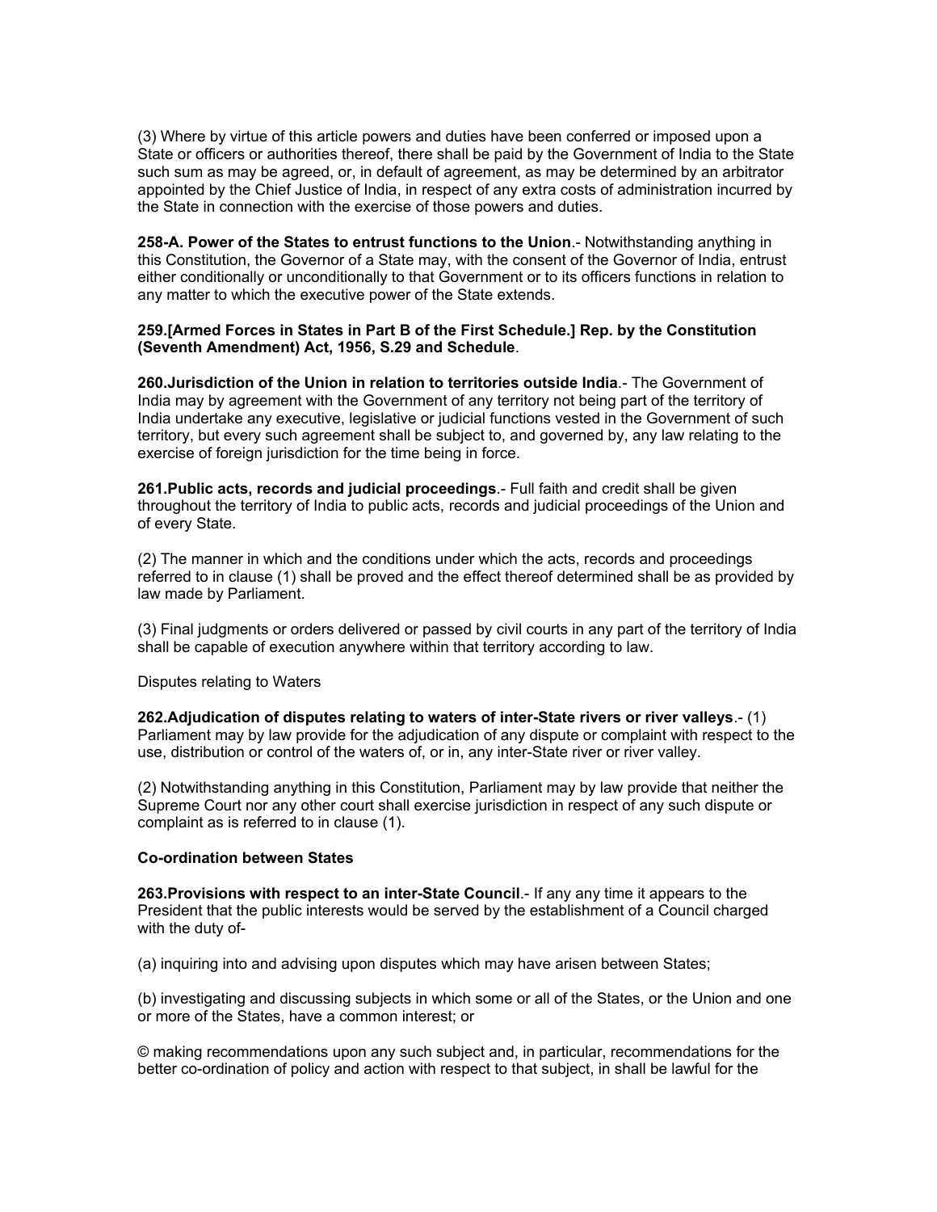(3) Where by virtue of this article powers and duties have been conferred or imposed upon a State or officers or authorities thereof, there shall be paid by the Government of India to the State such sum as may be agreed, or, in default of agreement, as may be determined by an arbitrator appointed by the Chief Justice of India, in respect of any extra costs of administration incurred by the State in connection with the exercise of those powers and duties.

**258-A. Power of the States to entrust functions to the Union**.- Notwithstanding anything in this Constitution, the Governor of a State may, with the consent of the Governor of India, entrust either conditionally or unconditionally to that Government or to its officers functions in relation to any matter to which the executive power of the State extends.

**259.[Armed Forces in States in Part B of the First Schedule.] Rep. by the Constitution (Seventh Amendment) Act, 1956, S.29 and Schedule**.

**260.Jurisdiction of the Union in relation to territories outside India**.- The Government of India may by agreement with the Government of any territory not being part of the territory of India undertake any executive, legislative or judicial functions vested in the Government of such territory, but every such agreement shall be subject to, and governed by, any law relating to the exercise of foreign jurisdiction for the time being in force.

**261.Public acts, records and judicial proceedings**.- Full faith and credit shall be given throughout the territory of India to public acts, records and judicial proceedings of the Union and of every State.

(2) The manner in which and the conditions under which the acts, records and proceedings referred to in clause (1) shall be proved and the effect thereof determined shall be as provided by law made by Parliament.

(3) Final judgments or orders delivered or passed by civil courts in any part of the territory of India shall be capable of execution anywhere within that territory according to law.

Disputes relating to Waters

**262.Adjudication of disputes relating to waters of inter-State rivers or river valleys**.- (1) Parliament may by law provide for the adjudication of any dispute or complaint with respect to the use, distribution or control of the waters of, or in, any inter-State river or river valley.

(2) Notwithstanding anything in this Constitution, Parliament may by law provide that neither the Supreme Court nor any other court shall exercise jurisdiction in respect of any such dispute or complaint as is referred to in clause (1).

**Co-ordination between States**

**263.Provisions with respect to an inter-State Council**.- If any any time it appears to the President that the public interests would be served by the establishment of a Council charged with the duty of-

(a) inquiring into and advising upon disputes which may have arisen between States;

(b) investigating and discussing subjects in which some or all of the States, or the Union and one or more of the States, have a common interest; or

© making recommendations upon any such subject and, in particular, recommendations for the better co-ordination of policy and action with respect to that subject, in shall be lawful for the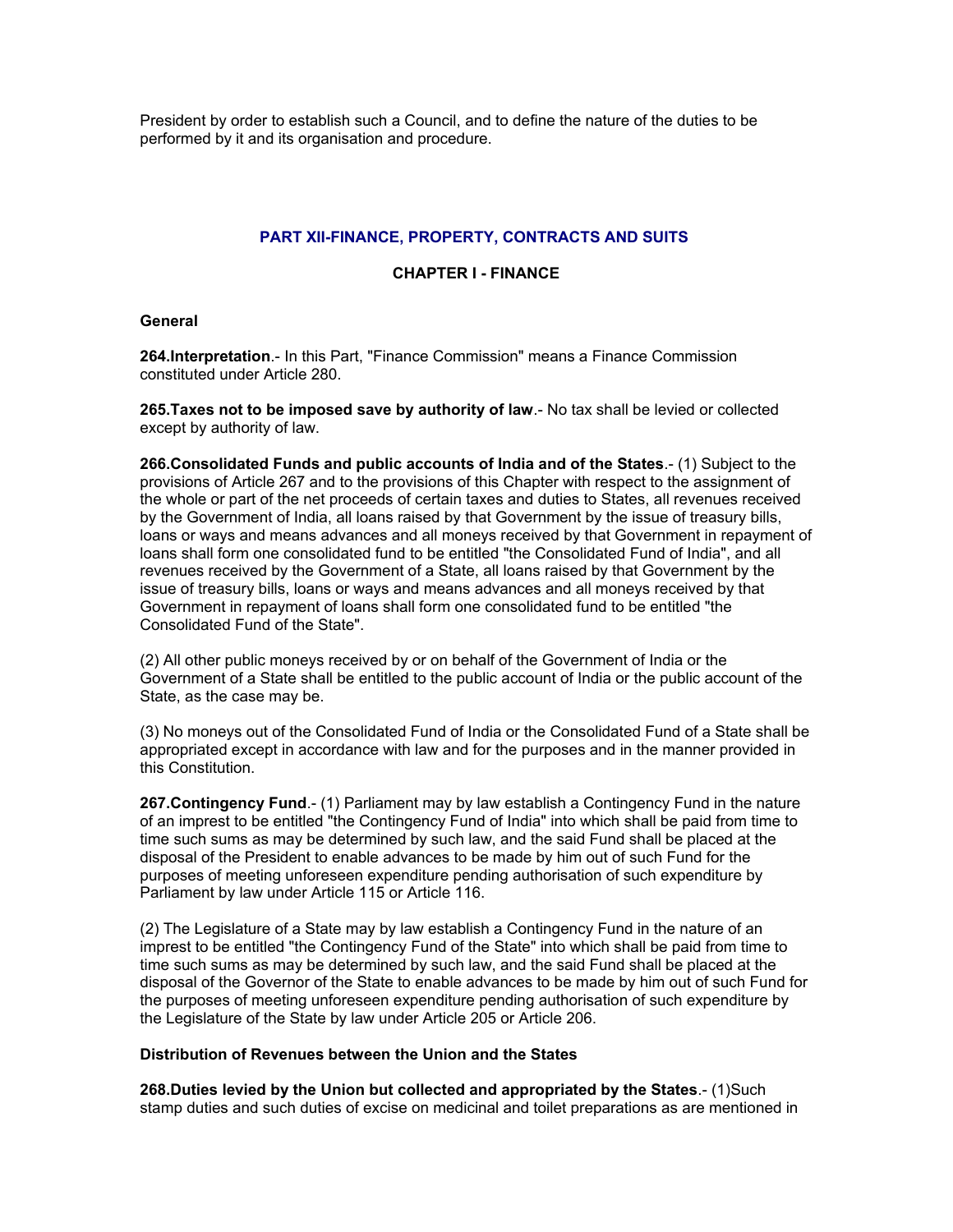President by order to establish such a Council, and to define the nature of the duties to be performed by it and its organisation and procedure.

## PART XII-FINANCE, PROPERTY, CONTRACTS AND SUITS

### CHAPTER I - FINANCE

#### General

**264.Interpretation**.- In this Part, "Finance Commission" means a Finance Commission constituted under Article 280.

**265.Taxes not to be imposed save by authority of law**.- No tax shall be levied or collected except by authority of law.

**266.Consolidated Funds and public accounts of India and of the States**.- (1) Subject to the provisions of Article 267 and to the provisions of this Chapter with respect to the assignment of the whole or part of the net proceeds of certain taxes and duties to States, all revenues received by the Government of India, all loans raised by that Government by the issue of treasury bills, loans or ways and means advances and all moneys received by that Government in repayment of loans shall form one consolidated fund to be entitled "the Consolidated Fund of India", and all revenues received by the Government of a State, all loans raised by that Government by the issue of treasury bills, loans or ways and means advances and all moneys received by that Government in repayment of loans shall form one consolidated fund to be entitled "the Consolidated Fund of the State".

(2) All other public moneys received by or on behalf of the Government of India or the Government of a State shall be entitled to the public account of India or the public account of the State, as the case may be.

(3) No moneys out of the Consolidated Fund of India or the Consolidated Fund of a State shall be appropriated except in accordance with law and for the purposes and in the manner provided in this Constitution.

**267.Contingency Fund**.- (1) Parliament may by law establish a Contingency Fund in the nature of an imprest to be entitled "the Contingency Fund of India" into which shall be paid from time to time such sums as may be determined by such law, and the said Fund shall be placed at the disposal of the President to enable advances to be made by him out of such Fund for the purposes of meeting unforeseen expenditure pending authorisation of such expenditure by Parliament by law under Article 115 or Article 116.

(2) The Legislature of a State may by law establish a Contingency Fund in the nature of an imprest to be entitled "the Contingency Fund of the State" into which shall be paid from time to time such sums as may be determined by such law, and the said Fund shall be placed at the disposal of the Governor of the State to enable advances to be made by him out of such Fund for the purposes of meeting unforeseen expenditure pending authorisation of such expenditure by the Legislature of the State by law under Article 205 or Article 206.

#### Distribution of Revenues between the Union and the States

**268.Duties levied by the Union but collected and appropriated by the States**.- (1)Such stamp duties and such duties of excise on medicinal and toilet preparations as are mentioned in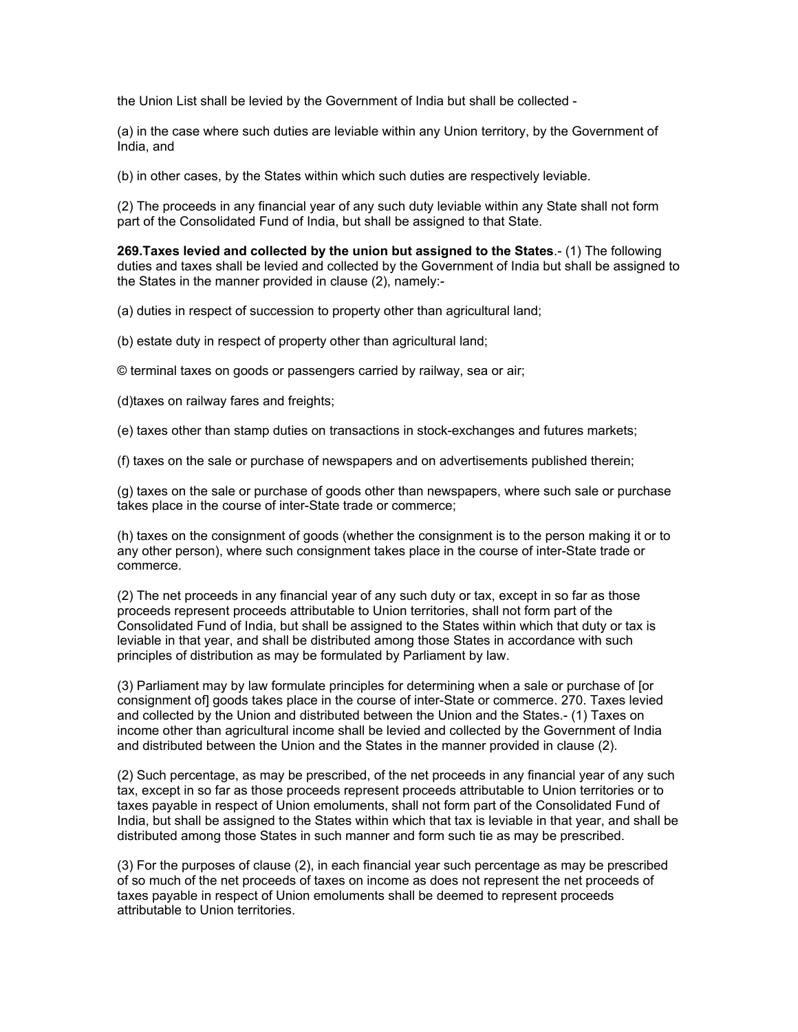the Union List shall be levied by the Government of India but shall be collected -

(a) in the case where such duties are leviable within any Union territory, by the Government of India, and

(b) in other cases, by the States within which such duties are respectively leviable.

(2) The proceeds in any financial year of any such duty leviable within any State shall not form part of the Consolidated Fund of India, but shall be assigned to that State.

**269.Taxes levied and collected by the union but assigned to the States**.- (1) The following duties and taxes shall be levied and collected by the Government of India but shall be assigned to the States in the manner provided in clause (2), namely:-

(a) duties in respect of succession to property other than agricultural land;

(b) estate duty in respect of property other than agricultural land;

© terminal taxes on goods or passengers carried by railway, sea or air;

(d)taxes on railway fares and freights;

(e) taxes other than stamp duties on transactions in stock-exchanges and futures markets;

(f) taxes on the sale or purchase of newspapers and on advertisements published therein;

(g) taxes on the sale or purchase of goods other than newspapers, where such sale or purchase takes place in the course of inter-State trade or commerce;

(h) taxes on the consignment of goods (whether the consignment is to the person making it or to any other person), where such consignment takes place in the course of inter-State trade or commerce.

(2) The net proceeds in any financial year of any such duty or tax, except in so far as those proceeds represent proceeds attributable to Union territories, shall not form part of the Consolidated Fund of India, but shall be assigned to the States within which that duty or tax is leviable in that year, and shall be distributed among those States in accordance with such principles of distribution as may be formulated by Parliament by law.

(3) Parliament may by law formulate principles for determining when a sale or purchase of [or consignment of] goods takes place in the course of inter-State or commerce. 270. Taxes levied and collected by the Union and distributed between the Union and the States.- (1) Taxes on income other than agricultural income shall be levied and collected by the Government of India and distributed between the Union and the States in the manner provided in clause (2).

(2) Such percentage, as may be prescribed, of the net proceeds in any financial year of any such tax, except in so far as those proceeds represent proceeds attributable to Union territories or to taxes payable in respect of Union emoluments, shall not form part of the Consolidated Fund of India, but shall be assigned to the States within which that tax is leviable in that year, and shall be distributed among those States in such manner and form such tie as may be prescribed.

(3) For the purposes of clause (2), in each financial year such percentage as may be prescribed of so much of the net proceeds of taxes on income as does not represent the net proceeds of taxes payable in respect of Union emoluments shall be deemed to represent proceeds attributable to Union territories.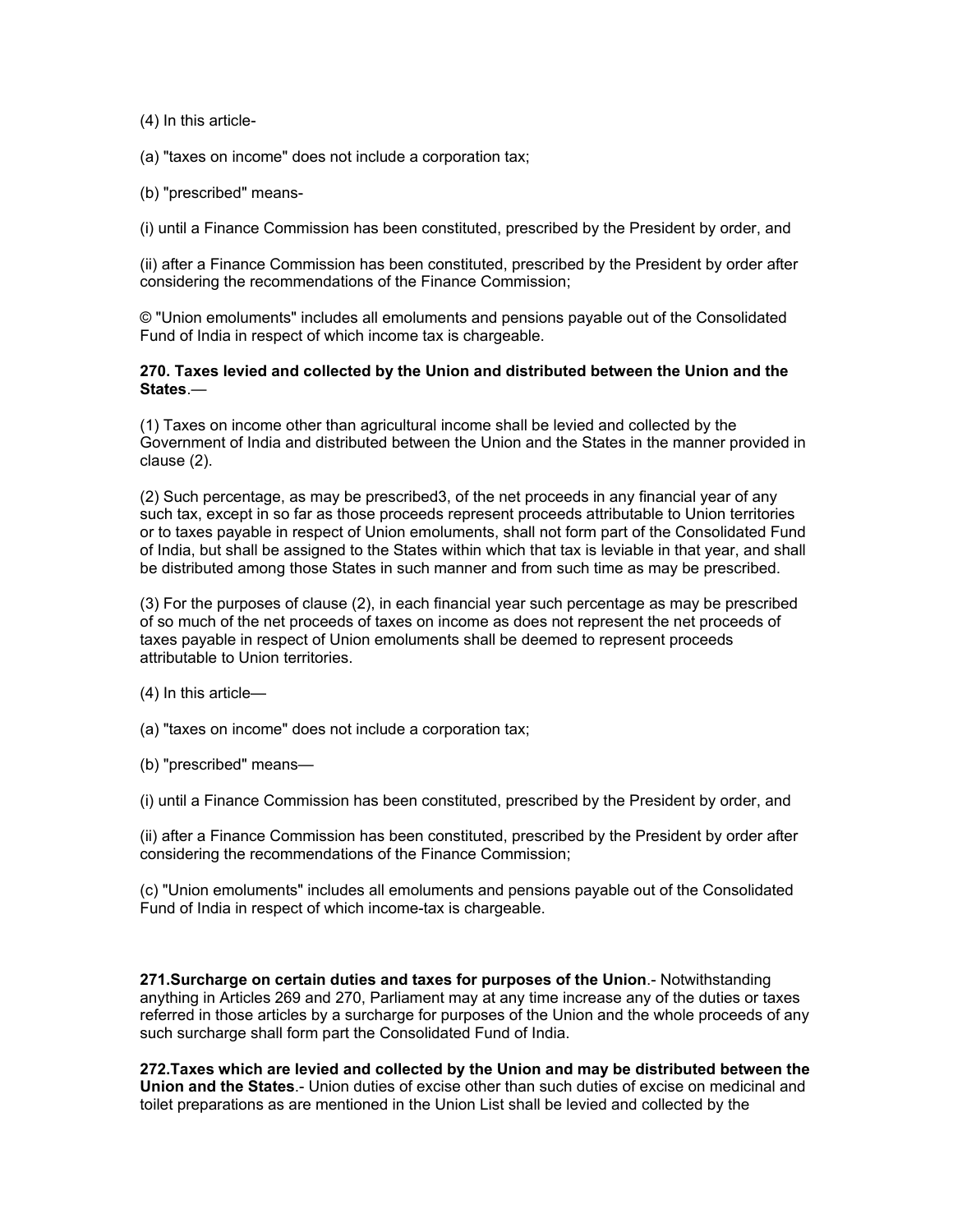(4) In this article-

(a) "taxes on income" does not include a corporation tax;

(b) "prescribed" means-

(i) until a Finance Commission has been constituted, prescribed by the President by order, and

(ii) after a Finance Commission has been constituted, prescribed by the President by order after considering the recommendations of the Finance Commission;

© "Union emoluments" includes all emoluments and pensions payable out of the Consolidated Fund of India in respect of which income tax is chargeable.

**270. Taxes levied and collected by the Union and distributed between the Union and the States**.—

(1) Taxes on income other than agricultural income shall be levied and collected by the Government of India and distributed between the Union and the States in the manner provided in clause (2).

(2) Such percentage, as may be prescribed3, of the net proceeds in any financial year of any such tax, except in so far as those proceeds represent proceeds attributable to Union territories or to taxes payable in respect of Union emoluments, shall not form part of the Consolidated Fund of India, but shall be assigned to the States within which that tax is leviable in that year, and shall be distributed among those States in such manner and from such time as may be prescribed.

(3) For the purposes of clause (2), in each financial year such percentage as may be prescribed of so much of the net proceeds of taxes on income as does not represent the net proceeds of taxes payable in respect of Union emoluments shall be deemed to represent proceeds attributable to Union territories.

(4) In this article—

(a) "taxes on income" does not include a corporation tax;

(b) "prescribed" means—

(i) until a Finance Commission has been constituted, prescribed by the President by order, and

(ii) after a Finance Commission has been constituted, prescribed by the President by order after considering the recommendations of the Finance Commission;

(c) "Union emoluments" includes all emoluments and pensions payable out of the Consolidated Fund of India in respect of which income-tax is chargeable.

**271.Surcharge on certain duties and taxes for purposes of the Union**.- Notwithstanding anything in Articles 269 and 270, Parliament may at any time increase any of the duties or taxes referred in those articles by a surcharge for purposes of the Union and the whole proceeds of any such surcharge shall form part the Consolidated Fund of India.

**272.Taxes which are levied and collected by the Union and may be distributed between the Union and the States**.- Union duties of excise other than such duties of excise on medicinal and toilet preparations as are mentioned in the Union List shall be levied and collected by the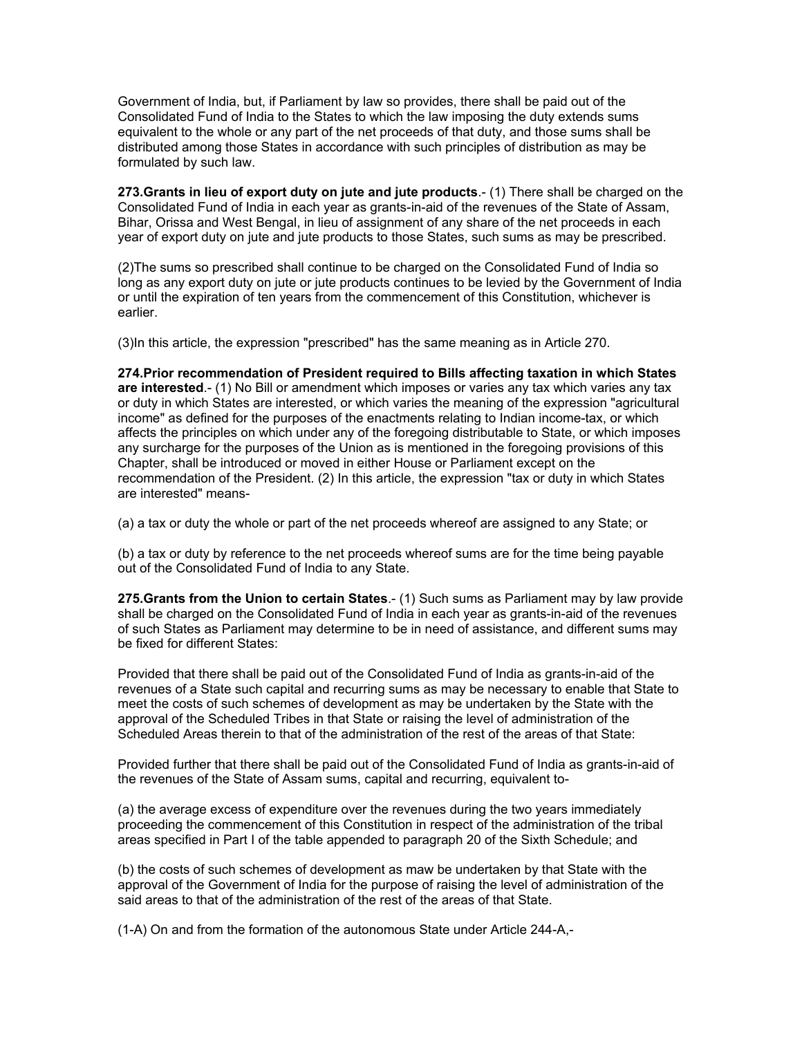Government of India, but, if Parliament by law so provides, there shall be paid out of the Consolidated Fund of India to the States to which the law imposing the duty extends sums equivalent to the whole or any part of the net proceeds of that duty, and those sums shall be distributed among those States in accordance with such principles of distribution as may be formulated by such law.

**273.Grants in lieu of export duty on jute and jute products**.- (1) There shall be charged on the Consolidated Fund of India in each year as grants-in-aid of the revenues of the State of Assam, Bihar, Orissa and West Bengal, in lieu of assignment of any share of the net proceeds in each year of export duty on jute and jute products to those States, such sums as may be prescribed.

(2)The sums so prescribed shall continue to be charged on the Consolidated Fund of India so long as any export duty on jute or jute products continues to be levied by the Government of India or until the expiration of ten years from the commencement of this Constitution, whichever is earlier.

(3)In this article, the expression "prescribed" has the same meaning as in Article 270.

**274.Prior recommendation of President required to Bills affecting taxation in which States are interested**.- (1) No Bill or amendment which imposes or varies any tax which varies any tax or duty in which States are interested, or which varies the meaning of the expression "agricultural income" as defined for the purposes of the enactments relating to Indian income-tax, or which affects the principles on which under any of the foregoing distributable to State, or which imposes any surcharge for the purposes of the Union as is mentioned in the foregoing provisions of this Chapter, shall be introduced or moved in either House or Parliament except on the recommendation of the President. (2) In this article, the expression "tax or duty in which States are interested" means-

(a) a tax or duty the whole or part of the net proceeds whereof are assigned to any State; or

(b) a tax or duty by reference to the net proceeds whereof sums are for the time being payable out of the Consolidated Fund of India to any State.

**275.Grants from the Union to certain States**.- (1) Such sums as Parliament may by law provide shall be charged on the Consolidated Fund of India in each year as grants-in-aid of the revenues of such States as Parliament may determine to be in need of assistance, and different sums may be fixed for different States:

Provided that there shall be paid out of the Consolidated Fund of India as grants-in-aid of the revenues of a State such capital and recurring sums as may be necessary to enable that State to meet the costs of such schemes of development as may be undertaken by the State with the approval of the Scheduled Tribes in that State or raising the level of administration of the Scheduled Areas therein to that of the administration of the rest of the areas of that State:

Provided further that there shall be paid out of the Consolidated Fund of India as grants-in-aid of the revenues of the State of Assam sums, capital and recurring, equivalent to-

(a) the average excess of expenditure over the revenues during the two years immediately proceeding the commencement of this Constitution in respect of the administration of the tribal areas specified in Part I of the table appended to paragraph 20 of the Sixth Schedule; and

(b) the costs of such schemes of development as maw be undertaken by that State with the approval of the Government of India for the purpose of raising the level of administration of the said areas to that of the administration of the rest of the areas of that State.

(1-A) On and from the formation of the autonomous State under Article 244-A,-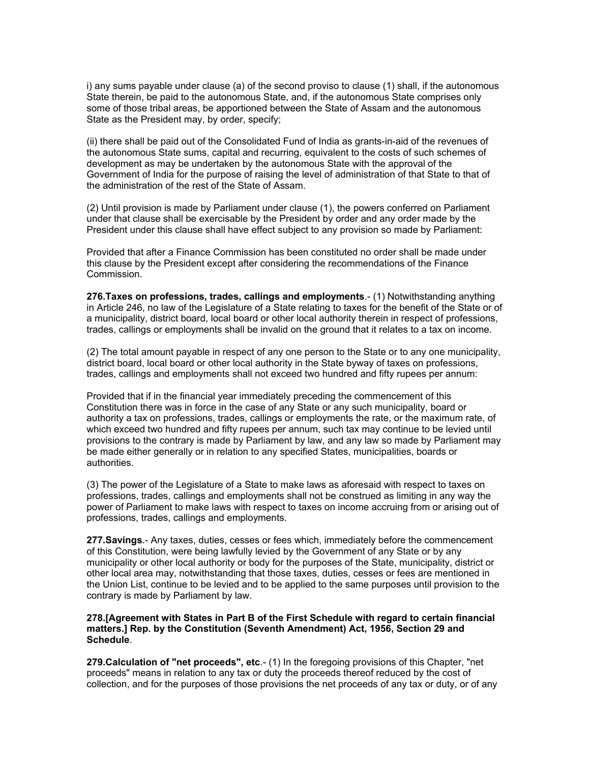i) any sums payable under clause (a) of the second proviso to clause (1) shall, if the autonomous State therein, be paid to the autonomous State, and, if the autonomous State comprises only some of those tribal areas, be apportioned between the State of Assam and the autonomous State as the President may, by order, specify;

(ii) there shall be paid out of the Consolidated Fund of India as grants-in-aid of the revenues of the autonomous State sums, capital and recurring, equivalent to the costs of such schemes of development as may be undertaken by the autonomous State with the approval of the Government of India for the purpose of raising the level of administration of that State to that of the administration of the rest of the State of Assam.

(2) Until provision is made by Parliament under clause (1), the powers conferred on Parliament under that clause shall be exercisable by the President by order and any order made by the President under this clause shall have effect subject to any provision so made by Parliament:

Provided that after a Finance Commission has been constituted no order shall be made under this clause by the President except after considering the recommendations of the Finance Commission.

**276.Taxes on professions, trades, callings and employments**.- (1) Notwithstanding anything in Article 246, no law of the Legislature of a State relating to taxes for the benefit of the State or of a municipality, district board, local board or other local authority therein in respect of professions, trades, callings or employments shall be invalid on the ground that it relates to a tax on income.

(2) The total amount payable in respect of any one person to the State or to any one municipality, district board, local board or other local authority in the State byway of taxes on professions, trades, callings and employments shall not exceed two hundred and fifty rupees per annum:

Provided that if in the financial year immediately preceding the commencement of this Constitution there was in force in the case of any State or any such municipality, board or authority a tax on professions, trades, callings or employments the rate, or the maximum rate, of which exceed two hundred and fifty rupees per annum, such tax may continue to be levied until provisions to the contrary is made by Parliament by law, and any law so made by Parliament may be made either generally or in relation to any specified States, municipalities, boards or authorities.

(3) The power of the Legislature of a State to make laws as aforesaid with respect to taxes on professions, trades, callings and employments shall not be construed as limiting in any way the power of Parliament to make laws with respect to taxes on income accruing from or arising out of professions, trades, callings and employments.

**277.Savings**.- Any taxes, duties, cesses or fees which, immediately before the commencement of this Constitution, were being lawfully levied by the Government of any State or by any municipality or other local authority or body for the purposes of the State, municipality, district or other local area may, notwithstanding that those taxes, duties, cesses or fees are mentioned in the Union List, continue to be levied and to be applied to the same purposes until provision to the contrary is made by Parliament by law.

**278.[Agreement with States in Part B of the First Schedule with regard to certain financial matters.] Rep. by the Constitution (Seventh Amendment) Act, 1956, Section 29 and Schedule**.

**279.Calculation of "net proceeds", etc**.- (1) In the foregoing provisions of this Chapter, "net proceeds" means in relation to any tax or duty the proceeds thereof reduced by the cost of collection, and for the purposes of those provisions the net proceeds of any tax or duty, or of any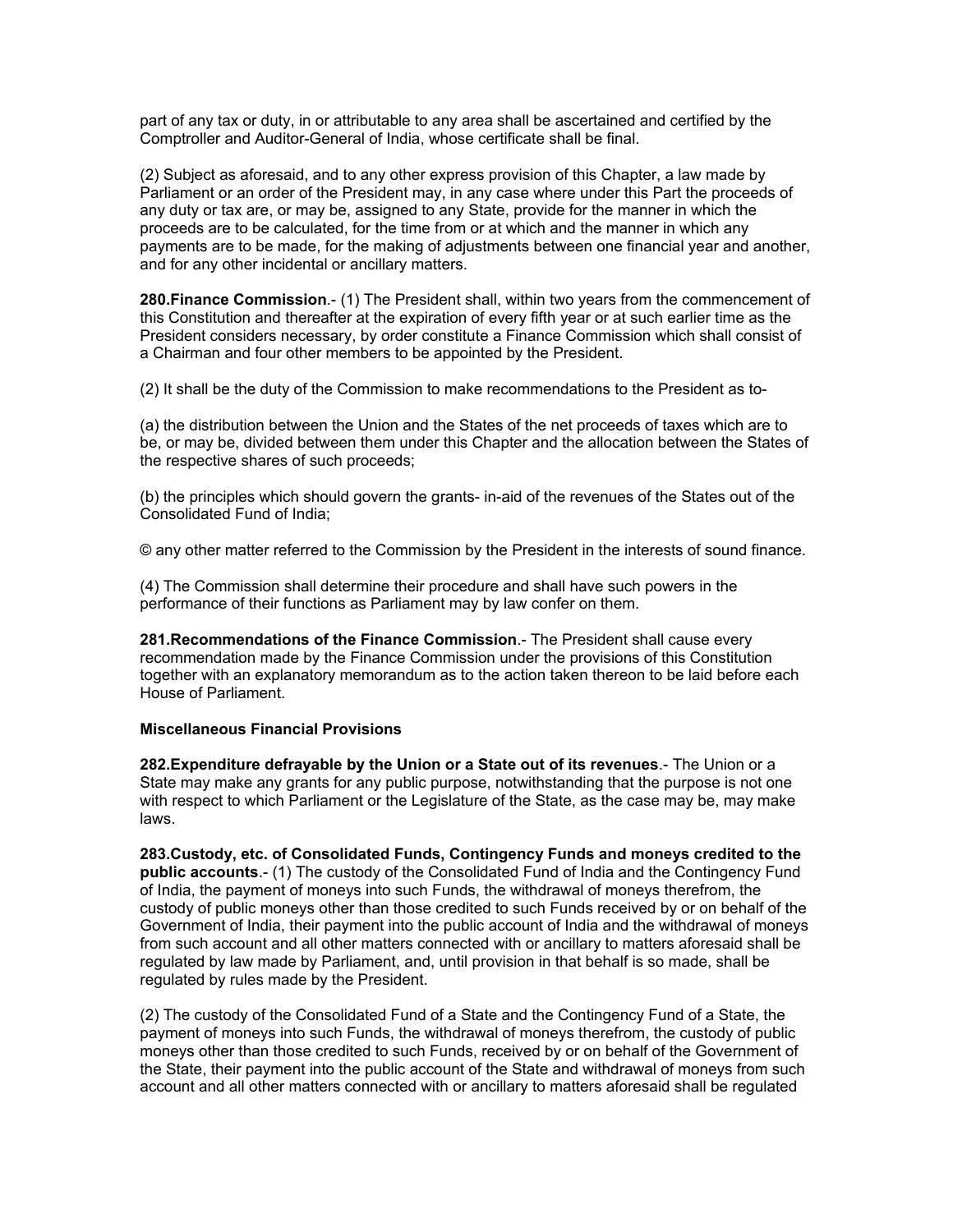part of any tax or duty, in or attributable to any area shall be ascertained and certified by the Comptroller and Auditor-General of India, whose certificate shall be final.

(2) Subject as aforesaid, and to any other express provision of this Chapter, a law made by Parliament or an order of the President may, in any case where under this Part the proceeds of any duty or tax are, or may be, assigned to any State, provide for the manner in which the proceeds are to be calculated, for the time from or at which and the manner in which any payments are to be made, for the making of adjustments between one financial year and another, and for any other incidental or ancillary matters.

**280.Finance Commission**.- (1) The President shall, within two years from the commencement of this Constitution and thereafter at the expiration of every fifth year or at such earlier time as the President considers necessary, by order constitute a Finance Commission which shall consist of a Chairman and four other members to be appointed by the President.

(2) It shall be the duty of the Commission to make recommendations to the President as to-

(a) the distribution between the Union and the States of the net proceeds of taxes which are to be, or may be, divided between them under this Chapter and the allocation between the States of the respective shares of such proceeds;

(b) the principles which should govern the grants- in-aid of the revenues of the States out of the Consolidated Fund of India;

© any other matter referred to the Commission by the President in the interests of sound finance.

(4) The Commission shall determine their procedure and shall have such powers in the performance of their functions as Parliament may by law confer on them.

**281.Recommendations of the Finance Commission**.- The President shall cause every recommendation made by the Finance Commission under the provisions of this Constitution together with an explanatory memorandum as to the action taken thereon to be laid before each House of Parliament.

**Miscellaneous Financial Provisions**

**282.Expenditure defrayable by the Union or a State out of its revenues**.- The Union or a State may make any grants for any public purpose, notwithstanding that the purpose is not one with respect to which Parliament or the Legislature of the State, as the case may be, may make laws.

**283.Custody, etc. of Consolidated Funds, Contingency Funds and moneys credited to the public accounts**.- (1) The custody of the Consolidated Fund of India and the Contingency Fund of India, the payment of moneys into such Funds, the withdrawal of moneys therefrom, the custody of public moneys other than those credited to such Funds received by or on behalf of the Government of India, their payment into the public account of India and the withdrawal of moneys from such account and all other matters connected with or ancillary to matters aforesaid shall be regulated by law made by Parliament, and, until provision in that behalf is so made, shall be regulated by rules made by the President.

(2) The custody of the Consolidated Fund of a State and the Contingency Fund of a State, the payment of moneys into such Funds, the withdrawal of moneys therefrom, the custody of public moneys other than those credited to such Funds, received by or on behalf of the Government of the State, their payment into the public account of the State and withdrawal of moneys from such account and all other matters connected with or ancillary to matters aforesaid shall be regulated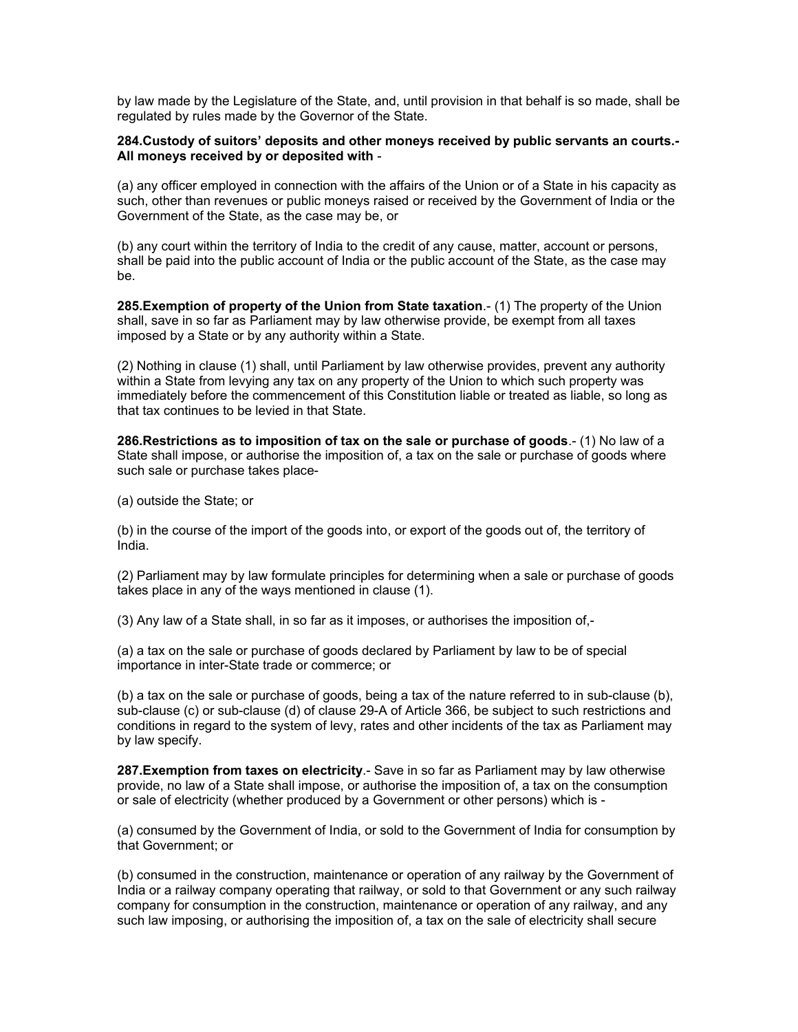by law made by the Legislature of the State, and, until provision in that behalf is so made, shall be regulated by rules made by the Governor of the State.

**284.Custody of suitors' deposits and other moneys received by public servants an courts.- All moneys received by or deposited with** -

(a) any officer employed in connection with the affairs of the Union or of a State in his capacity as such, other than revenues or public moneys raised or received by the Government of India or the Government of the State, as the case may be, or

(b) any court within the territory of India to the credit of any cause, matter, account or persons, shall be paid into the public account of India or the public account of the State, as the case may be.

**285.Exemption of property of the Union from State taxation**.- (1) The property of the Union shall, save in so far as Parliament may by law otherwise provide, be exempt from all taxes imposed by a State or by any authority within a State.

(2) Nothing in clause (1) shall, until Parliament by law otherwise provides, prevent any authority within a State from levying any tax on any property of the Union to which such property was immediately before the commencement of this Constitution liable or treated as liable, so long as that tax continues to be levied in that State.

**286.Restrictions as to imposition of tax on the sale or purchase of goods**.- (1) No law of a State shall impose, or authorise the imposition of, a tax on the sale or purchase of goods where such sale or purchase takes place-

(a) outside the State; or

(b) in the course of the import of the goods into, or export of the goods out of, the territory of India.

(2) Parliament may by law formulate principles for determining when a sale or purchase of goods takes place in any of the ways mentioned in clause (1).

(3) Any law of a State shall, in so far as it imposes, or authorises the imposition of,-

(a) a tax on the sale or purchase of goods declared by Parliament by law to be of special importance in inter-State trade or commerce; or

(b) a tax on the sale or purchase of goods, being a tax of the nature referred to in sub-clause (b), sub-clause (c) or sub-clause (d) of clause 29-A of Article 366, be subject to such restrictions and conditions in regard to the system of levy, rates and other incidents of the tax as Parliament may by law specify.

**287.Exemption from taxes on electricity**.- Save in so far as Parliament may by law otherwise provide, no law of a State shall impose, or authorise the imposition of, a tax on the consumption or sale of electricity (whether produced by a Government or other persons) which is -

(a) consumed by the Government of India, or sold to the Government of India for consumption by that Government; or

(b) consumed in the construction, maintenance or operation of any railway by the Government of India or a railway company operating that railway, or sold to that Government or any such railway company for consumption in the construction, maintenance or operation of any railway, and any such law imposing, or authorising the imposition of, a tax on the sale of electricity shall secure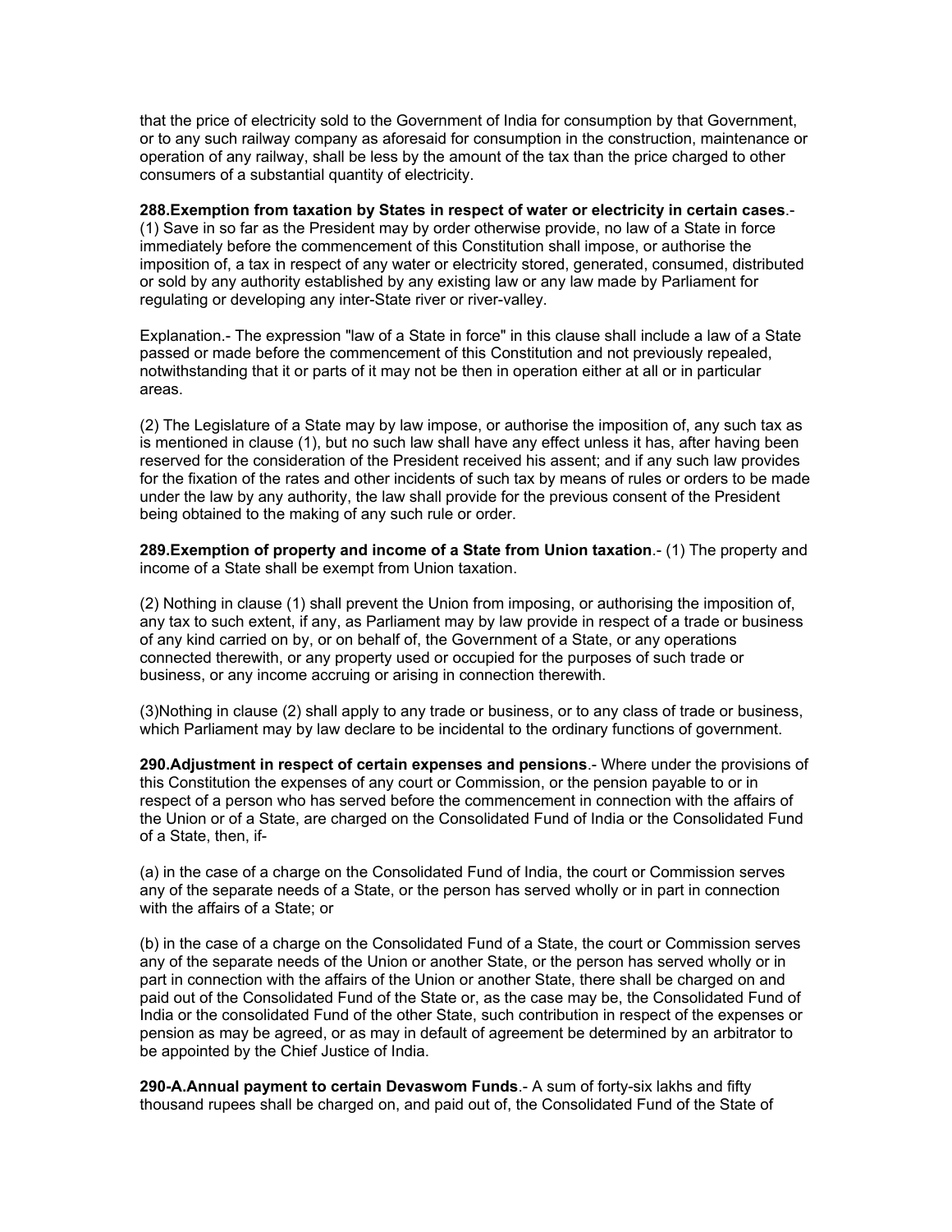that the price of electricity sold to the Government of India for consumption by that Government, or to any such railway company as aforesaid for consumption in the construction, maintenance or operation of any railway, shall be less by the amount of the tax than the price charged to other consumers of a substantial quantity of electricity.

**288.Exemption from taxation by States in respect of water or electricity in certain cases**.- (1) Save in so far as the President may by order otherwise provide, no law of a State in force immediately before the commencement of this Constitution shall impose, or authorise the imposition of, a tax in respect of any water or electricity stored, generated, consumed, distributed or sold by any authority established by any existing law or any law made by Parliament for regulating or developing any inter-State river or river-valley.

Explanation.- The expression "law of a State in force" in this clause shall include a law of a State passed or made before the commencement of this Constitution and not previously repealed, notwithstanding that it or parts of it may not be then in operation either at all or in particular areas.

(2) The Legislature of a State may by law impose, or authorise the imposition of, any such tax as is mentioned in clause (1), but no such law shall have any effect unless it has, after having been reserved for the consideration of the President received his assent; and if any such law provides for the fixation of the rates and other incidents of such tax by means of rules or orders to be made under the law by any authority, the law shall provide for the previous consent of the President being obtained to the making of any such rule or order.

**289.Exemption of property and income of a State from Union taxation**.- (1) The property and income of a State shall be exempt from Union taxation.

(2) Nothing in clause (1) shall prevent the Union from imposing, or authorising the imposition of, any tax to such extent, if any, as Parliament may by law provide in respect of a trade or business of any kind carried on by, or on behalf of, the Government of a State, or any operations connected therewith, or any property used or occupied for the purposes of such trade or business, or any income accruing or arising in connection therewith.

(3)Nothing in clause (2) shall apply to any trade or business, or to any class of trade or business, which Parliament may by law declare to be incidental to the ordinary functions of government.

**290.Adjustment in respect of certain expenses and pensions**.- Where under the provisions of this Constitution the expenses of any court or Commission, or the pension payable to or in respect of a person who has served before the commencement in connection with the affairs of the Union or of a State, are charged on the Consolidated Fund of India or the Consolidated Fund of a State, then, if-

(a) in the case of a charge on the Consolidated Fund of India, the court or Commission serves any of the separate needs of a State, or the person has served wholly or in part in connection with the affairs of a State; or

(b) in the case of a charge on the Consolidated Fund of a State, the court or Commission serves any of the separate needs of the Union or another State, or the person has served wholly or in part in connection with the affairs of the Union or another State, there shall be charged on and paid out of the Consolidated Fund of the State or, as the case may be, the Consolidated Fund of India or the consolidated Fund of the other State, such contribution in respect of the expenses or pension as may be agreed, or as may in default of agreement be determined by an arbitrator to be appointed by the Chief Justice of India.

**290-A.Annual payment to certain Devaswom Funds**.- A sum of forty-six lakhs and fifty thousand rupees shall be charged on, and paid out of, the Consolidated Fund of the State of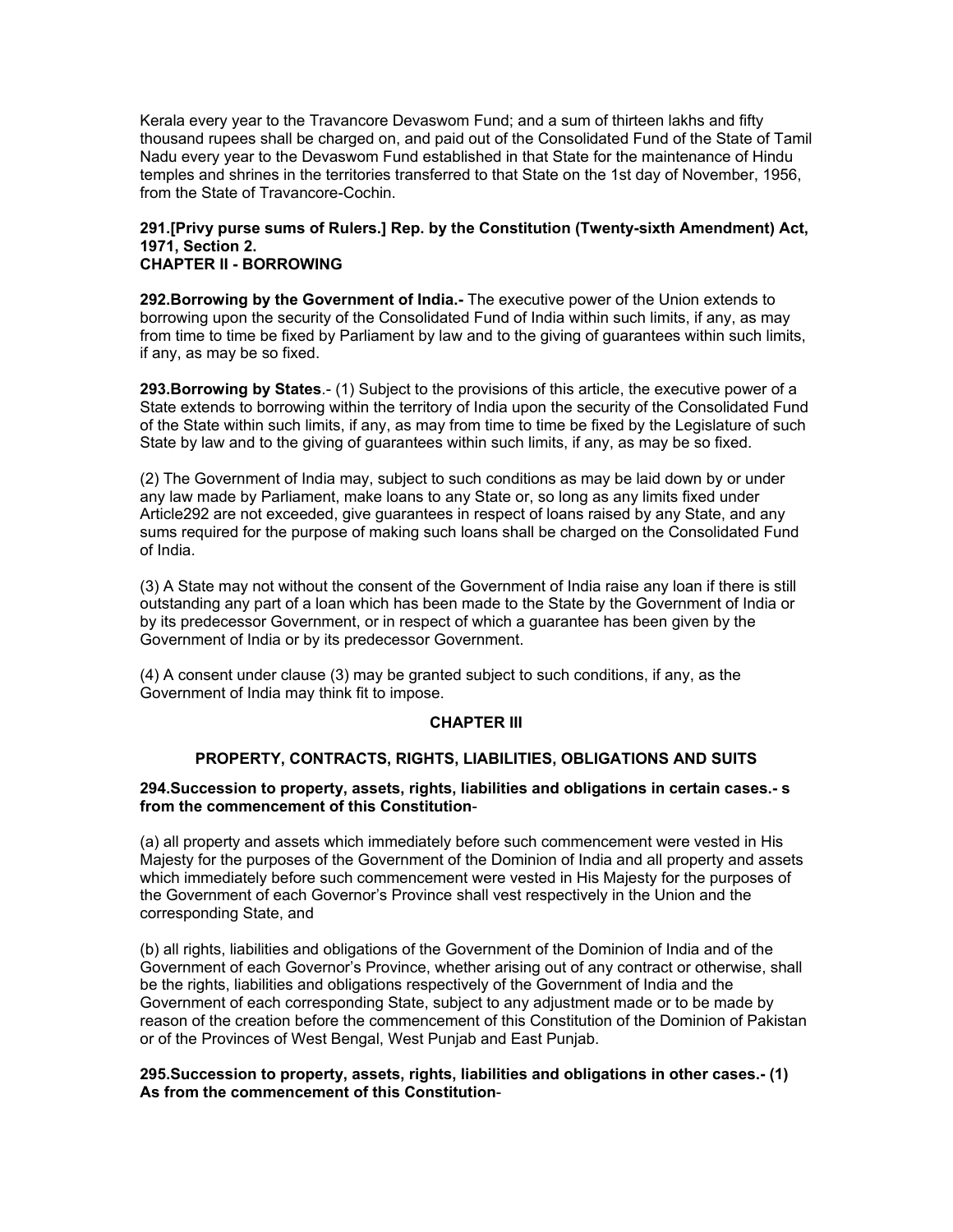Kerala every year to the Travancore Devaswom Fund; and a sum of thirteen lakhs and fifty thousand rupees shall be charged on, and paid out of the Consolidated Fund of the State of Tamil Nadu every year to the Devaswom Fund established in that State for the maintenance of Hindu temples and shrines in the territories transferred to that State on the 1st day of November, 1956, from the State of Travancore-Cochin.

**291.[Privy purse sums of Rulers.] Rep. by the Constitution (Twenty-sixth Amendment) Act, 1971, Section 2.**

**CHAPTER II - BORROWING**

**292.Borrowing by the Government of India.-** The executive power of the Union extends to borrowing upon the security of the Consolidated Fund of India within such limits, if any, as may from time to time be fixed by Parliament by law and to the giving of guarantees within such limits, if any, as may be so fixed.

**293.Borrowing by States**.- (1) Subject to the provisions of this article, the executive power of a State extends to borrowing within the territory of India upon the security of the Consolidated Fund of the State within such limits, if any, as may from time to time be fixed by the Legislature of such State by law and to the giving of guarantees within such limits, if any, as may be so fixed.

(2) The Government of India may, subject to such conditions as may be laid down by or under any law made by Parliament, make loans to any State or, so long as any limits fixed under Article292 are not exceeded, give guarantees in respect of loans raised by any State, and any sums required for the purpose of making such loans shall be charged on the Consolidated Fund of India.

(3) A State may not without the consent of the Government of India raise any loan if there is still outstanding any part of a loan which has been made to the State by the Government of India or by its predecessor Government, or in respect of which a guarantee has been given by the Government of India or by its predecessor Government.

(4) A consent under clause (3) may be granted subject to such conditions, if any, as the Government of India may think fit to impose.

**CHAPTER III**

**PROPERTY, CONTRACTS, RIGHTS, LIABILITIES, OBLIGATIONS AND SUITS**

**294.Succession to property, assets, rights, liabilities and obligations in certain cases.- s from the commencement of this Constitution**-

(a) all property and assets which immediately before such commencement were vested in His Majesty for the purposes of the Government of the Dominion of India and all property and assets which immediately before such commencement were vested in His Majesty for the purposes of the Government of each Governor's Province shall vest respectively in the Union and the corresponding State, and

(b) all rights, liabilities and obligations of the Government of the Dominion of India and of the Government of each Governor's Province, whether arising out of any contract or otherwise, shall be the rights, liabilities and obligations respectively of the Government of India and the Government of each corresponding State, subject to any adjustment made or to be made by reason of the creation before the commencement of this Constitution of the Dominion of Pakistan or of the Provinces of West Bengal, West Punjab and East Punjab.

**295.Succession to property, assets, rights, liabilities and obligations in other cases.- (1) As from the commencement of this Constitution**-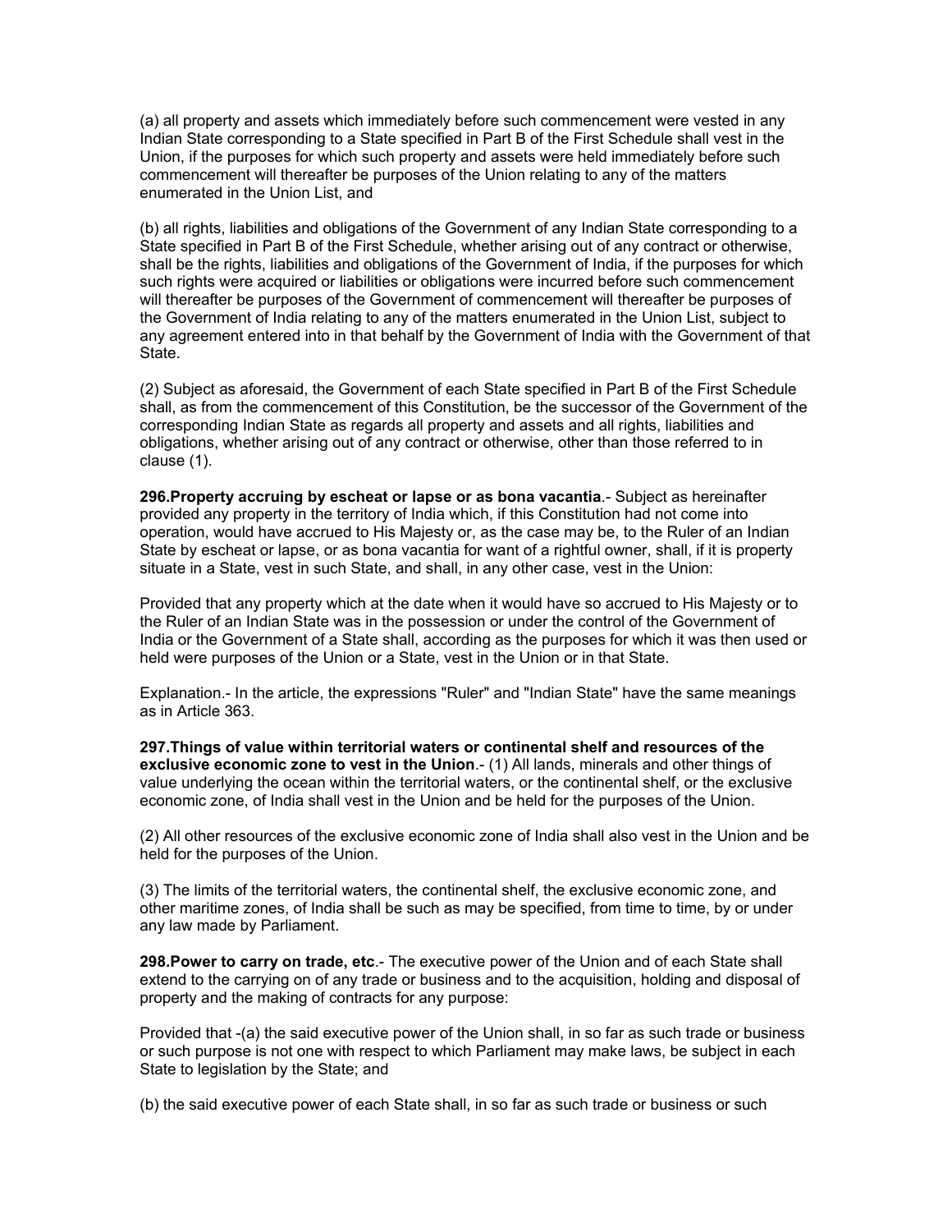(a) all property and assets which immediately before such commencement were vested in any Indian State corresponding to a State specified in Part B of the First Schedule shall vest in the Union, if the purposes for which such property and assets were held immediately before such commencement will thereafter be purposes of the Union relating to any of the matters enumerated in the Union List, and

(b) all rights, liabilities and obligations of the Government of any Indian State corresponding to a State specified in Part B of the First Schedule, whether arising out of any contract or otherwise, shall be the rights, liabilities and obligations of the Government of India, if the purposes for which such rights were acquired or liabilities or obligations were incurred before such commencement will thereafter be purposes of the Government of commencement will thereafter be purposes of the Government of India relating to any of the matters enumerated in the Union List, subject to any agreement entered into in that behalf by the Government of India with the Government of that State.

(2) Subject as aforesaid, the Government of each State specified in Part B of the First Schedule shall, as from the commencement of this Constitution, be the successor of the Government of the corresponding Indian State as regards all property and assets and all rights, liabilities and obligations, whether arising out of any contract or otherwise, other than those referred to in clause (1).

**296.Property accruing by escheat or lapse or as bona vacantia**.- Subject as hereinafter provided any property in the territory of India which, if this Constitution had not come into operation, would have accrued to His Majesty or, as the case may be, to the Ruler of an Indian State by escheat or lapse, or as bona vacantia for want of a rightful owner, shall, if it is property situate in a State, vest in such State, and shall, in any other case, vest in the Union:

Provided that any property which at the date when it would have so accrued to His Majesty or to the Ruler of an Indian State was in the possession or under the control of the Government of India or the Government of a State shall, according as the purposes for which it was then used or held were purposes of the Union or a State, vest in the Union or in that State.

Explanation.- In the article, the expressions "Ruler" and "Indian State" have the same meanings as in Article 363.

**297.Things of value within territorial waters or continental shelf and resources of the exclusive economic zone to vest in the Union**.- (1) All lands, minerals and other things of value underlying the ocean within the territorial waters, or the continental shelf, or the exclusive economic zone, of India shall vest in the Union and be held for the purposes of the Union.

(2) All other resources of the exclusive economic zone of India shall also vest in the Union and be held for the purposes of the Union.

(3) The limits of the territorial waters, the continental shelf, the exclusive economic zone, and other maritime zones, of India shall be such as may be specified, from time to time, by or under any law made by Parliament.

**298.Power to carry on trade, etc**.- The executive power of the Union and of each State shall extend to the carrying on of any trade or business and to the acquisition, holding and disposal of property and the making of contracts for any purpose:

Provided that -(a) the said executive power of the Union shall, in so far as such trade or business or such purpose is not one with respect to which Parliament may make laws, be subject in each State to legislation by the State; and

(b) the said executive power of each State shall, in so far as such trade or business or such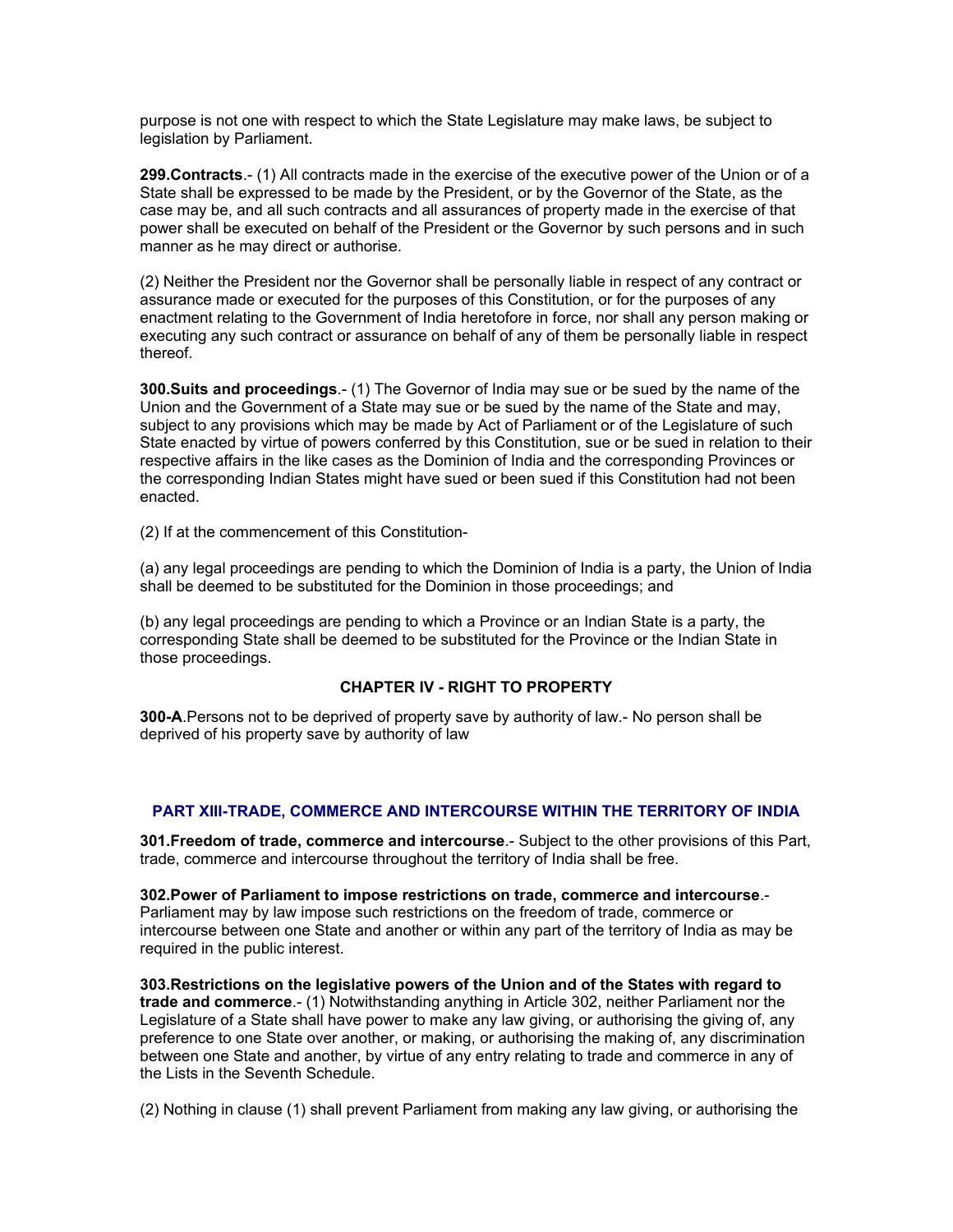purpose is not one with respect to which the State Legislature may make laws, be subject to legislation by Parliament.

**299.Contracts**.- (1) All contracts made in the exercise of the executive power of the Union or of a State shall be expressed to be made by the President, or by the Governor of the State, as the case may be, and all such contracts and all assurances of property made in the exercise of that power shall be executed on behalf of the President or the Governor by such persons and in such manner as he may direct or authorise.

(2) Neither the President nor the Governor shall be personally liable in respect of any contract or assurance made or executed for the purposes of this Constitution, or for the purposes of any enactment relating to the Government of India heretofore in force, nor shall any person making or executing any such contract or assurance on behalf of any of them be personally liable in respect thereof.

**300.Suits and proceedings**.- (1) The Governor of India may sue or be sued by the name of the Union and the Government of a State may sue or be sued by the name of the State and may, subject to any provisions which may be made by Act of Parliament or of the Legislature of such State enacted by virtue of powers conferred by this Constitution, sue or be sued in relation to their respective affairs in the like cases as the Dominion of India and the corresponding Provinces or the corresponding Indian States might have sued or been sued if this Constitution had not been enacted.

(2) If at the commencement of this Constitution-

(a) any legal proceedings are pending to which the Dominion of India is a party, the Union of India shall be deemed to be substituted for the Dominion in those proceedings; and

(b) any legal proceedings are pending to which a Province or an Indian State is a party, the corresponding State shall be deemed to be substituted for the Province or the Indian State in those proceedings.

### CHAPTER IV - RIGHT TO PROPERTY

**300-A**.Persons not to be deprived of property save by authority of law.- No person shall be deprived of his property save by authority of law

## PART XIII-TRADE, COMMERCE AND INTERCOURSE WITHIN THE TERRITORY OF INDIA

**301.Freedom of trade, commerce and intercourse**.- Subject to the other provisions of this Part, trade, commerce and intercourse throughout the territory of India shall be free.

**302.Power of Parliament to impose restrictions on trade, commerce and intercourse**.- Parliament may by law impose such restrictions on the freedom of trade, commerce or intercourse between one State and another or within any part of the territory of India as may be required in the public interest.

**303.Restrictions on the legislative powers of the Union and of the States with regard to trade and commerce**.- (1) Notwithstanding anything in Article 302, neither Parliament nor the Legislature of a State shall have power to make any law giving, or authorising the giving of, any preference to one State over another, or making, or authorising the making of, any discrimination between one State and another, by virtue of any entry relating to trade and commerce in any of the Lists in the Seventh Schedule.

(2) Nothing in clause (1) shall prevent Parliament from making any law giving, or authorising the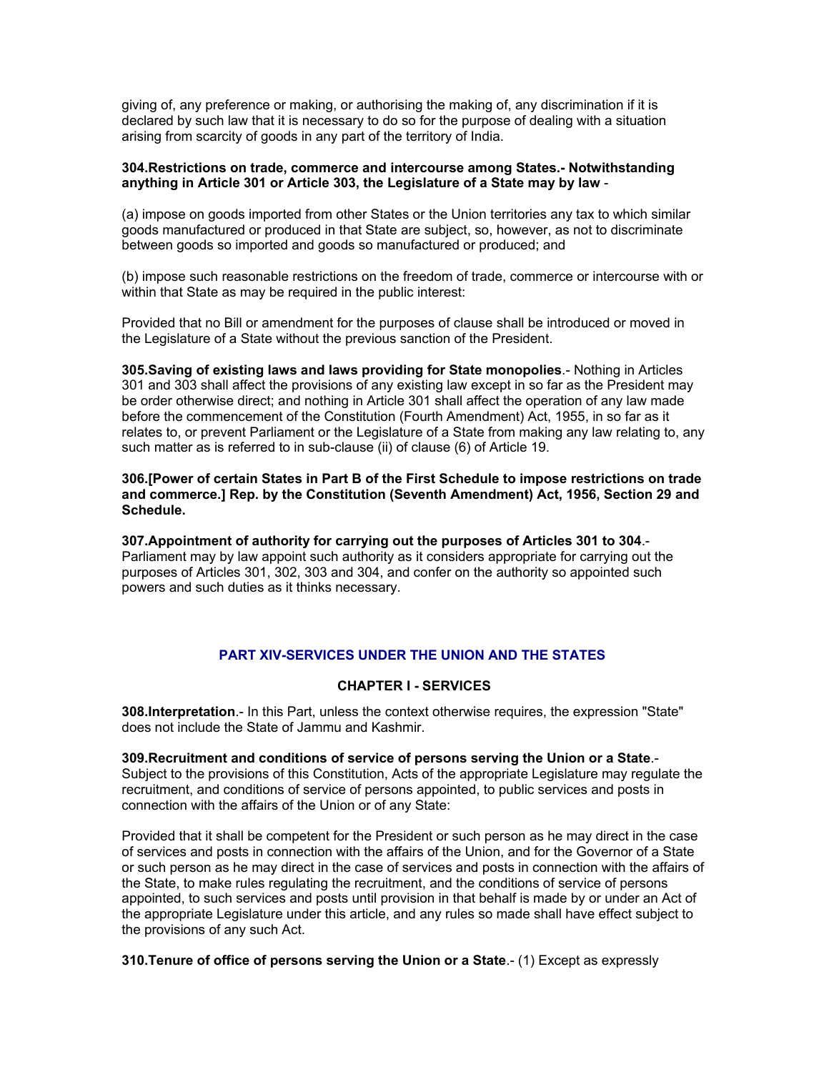giving of, any preference or making, or authorising the making of, any discrimination if it is declared by such law that it is necessary to do so for the purpose of dealing with a situation arising from scarcity of goods in any part of the territory of India.

**304.Restrictions on trade, commerce and intercourse among States.- Notwithstanding anything in Article 301 or Article 303, the Legislature of a State may by law** -

(a) impose on goods imported from other States or the Union territories any tax to which similar goods manufactured or produced in that State are subject, so, however, as not to discriminate between goods so imported and goods so manufactured or produced; and

(b) impose such reasonable restrictions on the freedom of trade, commerce or intercourse with or within that State as may be required in the public interest:

Provided that no Bill or amendment for the purposes of clause shall be introduced or moved in the Legislature of a State without the previous sanction of the President.

**305.Saving of existing laws and laws providing for State monopolies**.- Nothing in Articles 301 and 303 shall affect the provisions of any existing law except in so far as the President may be order otherwise direct; and nothing in Article 301 shall affect the operation of any law made before the commencement of the Constitution (Fourth Amendment) Act, 1955, in so far as it relates to, or prevent Parliament or the Legislature of a State from making any law relating to, any such matter as is referred to in sub-clause (ii) of clause (6) of Article 19.

**306.[Power of certain States in Part B of the First Schedule to impose restrictions on trade and commerce.] Rep. by the Constitution (Seventh Amendment) Act, 1956, Section 29 and Schedule.**

**307.Appointment of authority for carrying out the purposes of Articles 301 to 304**.- Parliament may by law appoint such authority as it considers appropriate for carrying out the purposes of Articles 301, 302, 303 and 304, and confer on the authority so appointed such powers and such duties as it thinks necessary.

## PART XIV-SERVICES UNDER THE UNION AND THE STATES

### CHAPTER I - SERVICES

**308.Interpretation**.- In this Part, unless the context otherwise requires, the expression "State" does not include the State of Jammu and Kashmir.

**309.Recruitment and conditions of service of persons serving the Union or a State**.- Subject to the provisions of this Constitution, Acts of the appropriate Legislature may regulate the recruitment, and conditions of service of persons appointed, to public services and posts in connection with the affairs of the Union or of any State:

Provided that it shall be competent for the President or such person as he may direct in the case of services and posts in connection with the affairs of the Union, and for the Governor of a State or such person as he may direct in the case of services and posts in connection with the affairs of the State, to make rules regulating the recruitment, and the conditions of service of persons appointed, to such services and posts until provision in that behalf is made by or under an Act of the appropriate Legislature under this article, and any rules so made shall have effect subject to the provisions of any such Act.

**310.Tenure of office of persons serving the Union or a State**.- (1) Except as expressly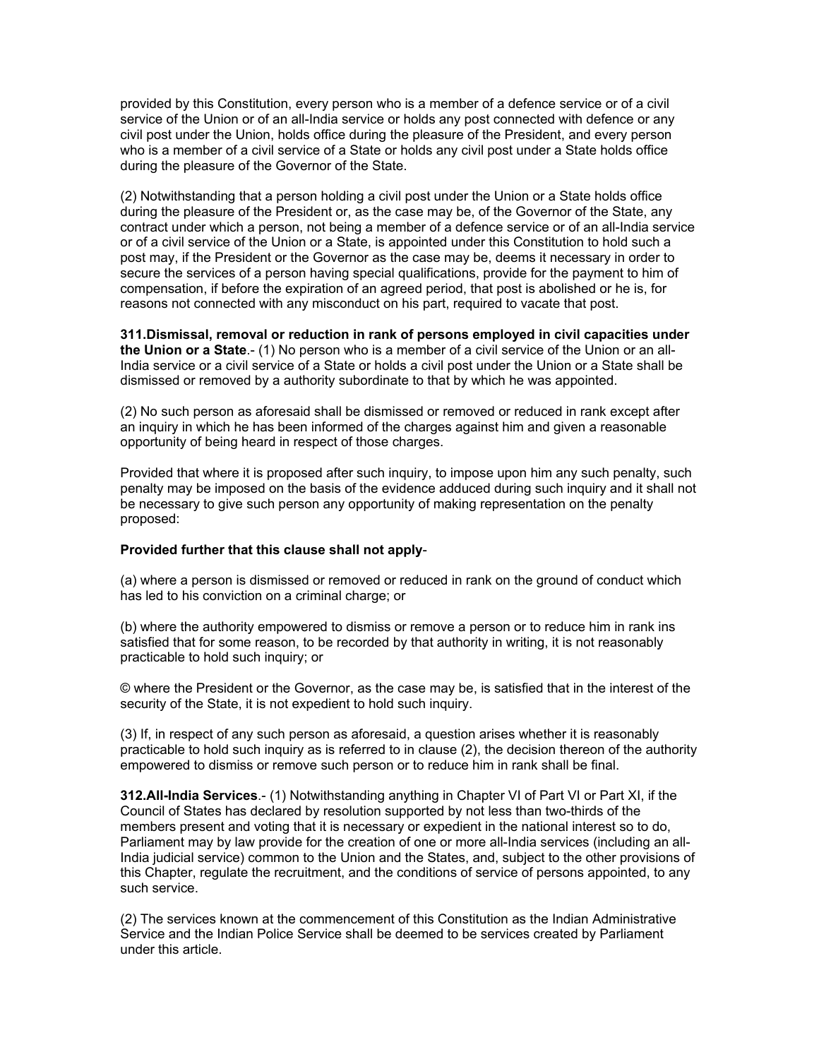provided by this Constitution, every person who is a member of a defence service or of a civil service of the Union or of an all-India service or holds any post connected with defence or any civil post under the Union, holds office during the pleasure of the President, and every person who is a member of a civil service of a State or holds any civil post under a State holds office during the pleasure of the Governor of the State.

(2) Notwithstanding that a person holding a civil post under the Union or a State holds office during the pleasure of the President or, as the case may be, of the Governor of the State, any contract under which a person, not being a member of a defence service or of an all-India service or of a civil service of the Union or a State, is appointed under this Constitution to hold such a post may, if the President or the Governor as the case may be, deems it necessary in order to secure the services of a person having special qualifications, provide for the payment to him of compensation, if before the expiration of an agreed period, that post is abolished or he is, for reasons not connected with any misconduct on his part, required to vacate that post.

**311.Dismissal, removal or reduction in rank of persons employed in civil capacities under the Union or a State**.- (1) No person who is a member of a civil service of the Union or an all-India service or a civil service of a State or holds a civil post under the Union or a State shall be dismissed or removed by a authority subordinate to that by which he was appointed.

(2) No such person as aforesaid shall be dismissed or removed or reduced in rank except after an inquiry in which he has been informed of the charges against him and given a reasonable opportunity of being heard in respect of those charges.

Provided that where it is proposed after such inquiry, to impose upon him any such penalty, such penalty may be imposed on the basis of the evidence adduced during such inquiry and it shall not be necessary to give such person any opportunity of making representation on the penalty proposed:

**Provided further that this clause shall not apply**-

(a) where a person is dismissed or removed or reduced in rank on the ground of conduct which has led to his conviction on a criminal charge; or

(b) where the authority empowered to dismiss or remove a person or to reduce him in rank ins satisfied that for some reason, to be recorded by that authority in writing, it is not reasonably practicable to hold such inquiry; or

© where the President or the Governor, as the case may be, is satisfied that in the interest of the security of the State, it is not expedient to hold such inquiry.

(3) If, in respect of any such person as aforesaid, a question arises whether it is reasonably practicable to hold such inquiry as is referred to in clause (2), the decision thereon of the authority empowered to dismiss or remove such person or to reduce him in rank shall be final.

**312.All-India Services**.- (1) Notwithstanding anything in Chapter VI of Part VI or Part XI, if the Council of States has declared by resolution supported by not less than two-thirds of the members present and voting that it is necessary or expedient in the national interest so to do, Parliament may by law provide for the creation of one or more all-India services (including an all-India judicial service) common to the Union and the States, and, subject to the other provisions of this Chapter, regulate the recruitment, and the conditions of service of persons appointed, to any such service.

(2) The services known at the commencement of this Constitution as the Indian Administrative Service and the Indian Police Service shall be deemed to be services created by Parliament under this article.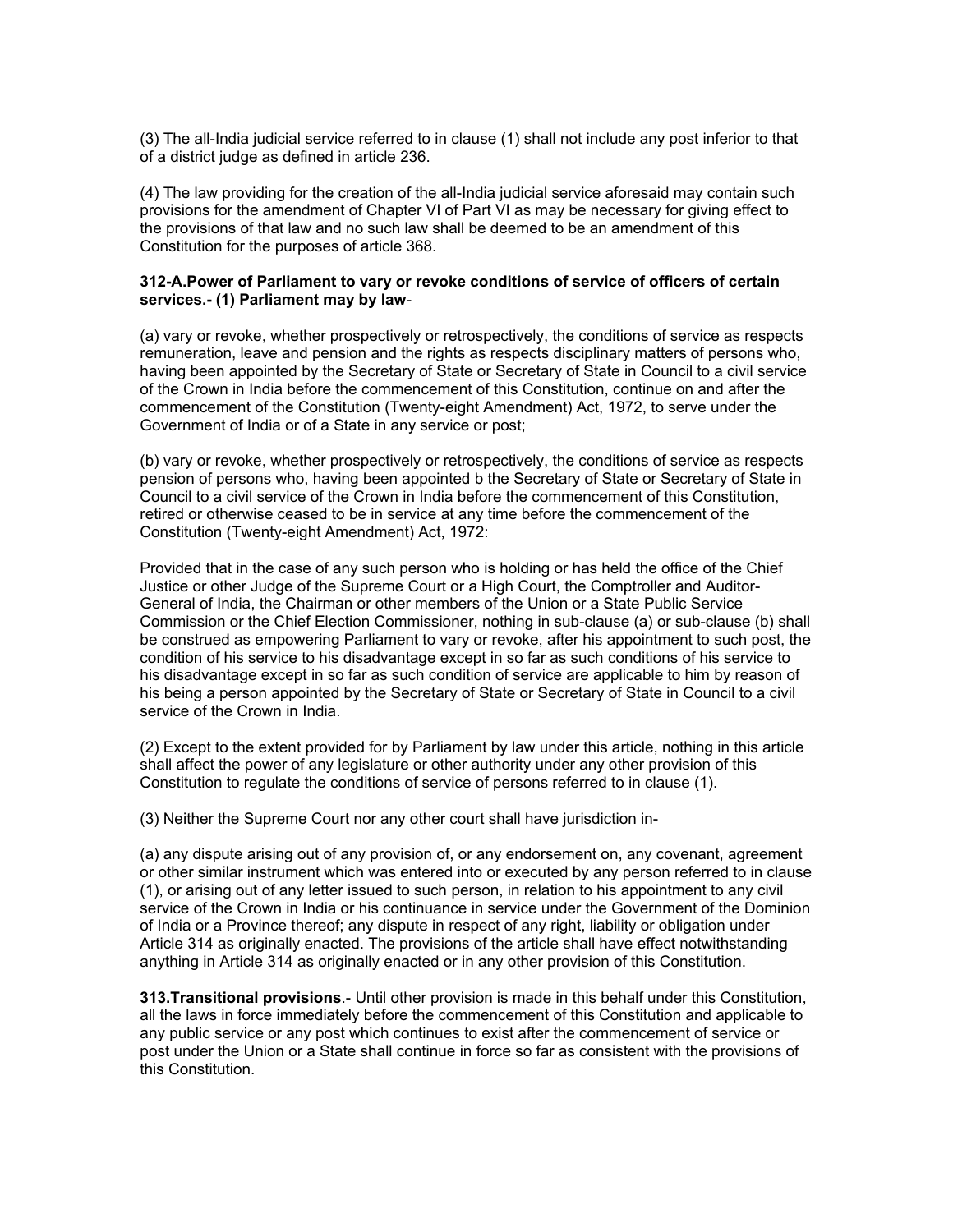(3) The all-India judicial service referred to in clause (1) shall not include any post inferior to that of a district judge as defined in article 236.

(4) The law providing for the creation of the all-India judicial service aforesaid may contain such provisions for the amendment of Chapter VI of Part VI as may be necessary for giving effect to the provisions of that law and no such law shall be deemed to be an amendment of this Constitution for the purposes of article 368.

**312-A.Power of Parliament to vary or revoke conditions of service of officers of certain services.- (1) Parliament may by law**-

(a) vary or revoke, whether prospectively or retrospectively, the conditions of service as respects remuneration, leave and pension and the rights as respects disciplinary matters of persons who, having been appointed by the Secretary of State or Secretary of State in Council to a civil service of the Crown in India before the commencement of this Constitution, continue on and after the commencement of the Constitution (Twenty-eight Amendment) Act, 1972, to serve under the Government of India or of a State in any service or post;

(b) vary or revoke, whether prospectively or retrospectively, the conditions of service as respects pension of persons who, having been appointed b the Secretary of State or Secretary of State in Council to a civil service of the Crown in India before the commencement of this Constitution, retired or otherwise ceased to be in service at any time before the commencement of the Constitution (Twenty-eight Amendment) Act, 1972:

Provided that in the case of any such person who is holding or has held the office of the Chief Justice or other Judge of the Supreme Court or a High Court, the Comptroller and Auditor-General of India, the Chairman or other members of the Union or a State Public Service Commission or the Chief Election Commissioner, nothing in sub-clause (a) or sub-clause (b) shall be construed as empowering Parliament to vary or revoke, after his appointment to such post, the condition of his service to his disadvantage except in so far as such conditions of his service to his disadvantage except in so far as such condition of service are applicable to him by reason of his being a person appointed by the Secretary of State or Secretary of State in Council to a civil service of the Crown in India.

(2) Except to the extent provided for by Parliament by law under this article, nothing in this article shall affect the power of any legislature or other authority under any other provision of this Constitution to regulate the conditions of service of persons referred to in clause (1).

(3) Neither the Supreme Court nor any other court shall have jurisdiction in-

(a) any dispute arising out of any provision of, or any endorsement on, any covenant, agreement or other similar instrument which was entered into or executed by any person referred to in clause (1), or arising out of any letter issued to such person, in relation to his appointment to any civil service of the Crown in India or his continuance in service under the Government of the Dominion of India or a Province thereof; any dispute in respect of any right, liability or obligation under Article 314 as originally enacted. The provisions of the article shall have effect notwithstanding anything in Article 314 as originally enacted or in any other provision of this Constitution.

**313.Transitional provisions**.- Until other provision is made in this behalf under this Constitution, all the laws in force immediately before the commencement of this Constitution and applicable to any public service or any post which continues to exist after the commencement of service or post under the Union or a State shall continue in force so far as consistent with the provisions of this Constitution.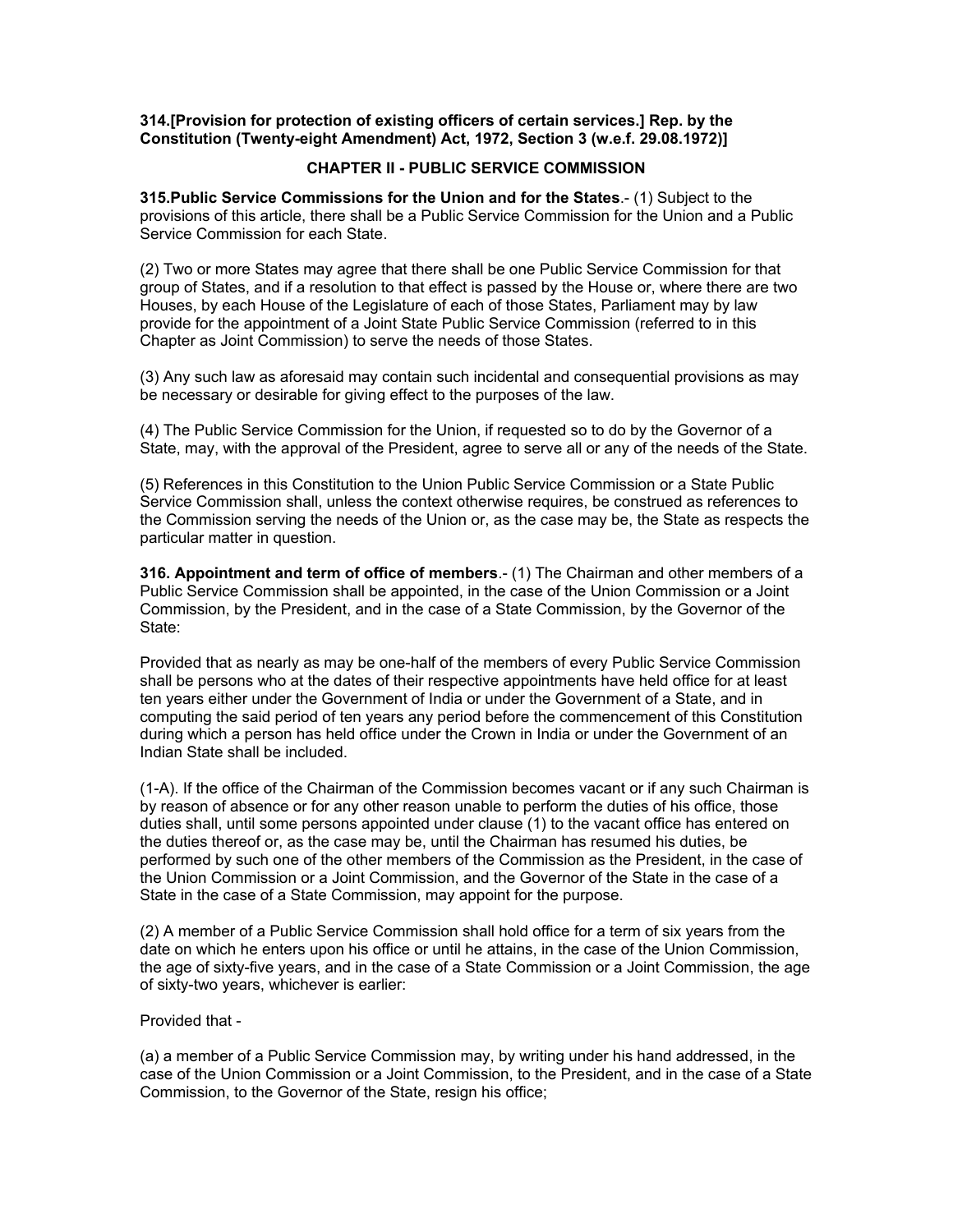**314.[Provision for protection of existing officers of certain services.] Rep. by the Constitution (Twenty-eight Amendment) Act, 1972, Section 3 (w.e.f. 29.08.1972)]**

## CHAPTER II - PUBLIC SERVICE COMMISSION

**315.Public Service Commissions for the Union and for the States**.- (1) Subject to the provisions of this article, there shall be a Public Service Commission for the Union and a Public Service Commission for each State.

(2) Two or more States may agree that there shall be one Public Service Commission for that group of States, and if a resolution to that effect is passed by the House or, where there are two Houses, by each House of the Legislature of each of those States, Parliament may by law provide for the appointment of a Joint State Public Service Commission (referred to in this Chapter as Joint Commission) to serve the needs of those States.

(3) Any such law as aforesaid may contain such incidental and consequential provisions as may be necessary or desirable for giving effect to the purposes of the law.

(4) The Public Service Commission for the Union, if requested so to do by the Governor of a State, may, with the approval of the President, agree to serve all or any of the needs of the State.

(5) References in this Constitution to the Union Public Service Commission or a State Public Service Commission shall, unless the context otherwise requires, be construed as references to the Commission serving the needs of the Union or, as the case may be, the State as respects the particular matter in question.

**316. Appointment and term of office of members**.- (1) The Chairman and other members of a Public Service Commission shall be appointed, in the case of the Union Commission or a Joint Commission, by the President, and in the case of a State Commission, by the Governor of the State:

Provided that as nearly as may be one-half of the members of every Public Service Commission shall be persons who at the dates of their respective appointments have held office for at least ten years either under the Government of India or under the Government of a State, and in computing the said period of ten years any period before the commencement of this Constitution during which a person has held office under the Crown in India or under the Government of an Indian State shall be included.

(1-A). If the office of the Chairman of the Commission becomes vacant or if any such Chairman is by reason of absence or for any other reason unable to perform the duties of his office, those duties shall, until some persons appointed under clause (1) to the vacant office has entered on the duties thereof or, as the case may be, until the Chairman has resumed his duties, be performed by such one of the other members of the Commission as the President, in the case of the Union Commission or a Joint Commission, and the Governor of the State in the case of a State in the case of a State Commission, may appoint for the purpose.

(2) A member of a Public Service Commission shall hold office for a term of six years from the date on which he enters upon his office or until he attains, in the case of the Union Commission, the age of sixty-five years, and in the case of a State Commission or a Joint Commission, the age of sixty-two years, whichever is earlier:

Provided that -

(a) a member of a Public Service Commission may, by writing under his hand addressed, in the case of the Union Commission or a Joint Commission, to the President, and in the case of a State Commission, to the Governor of the State, resign his office;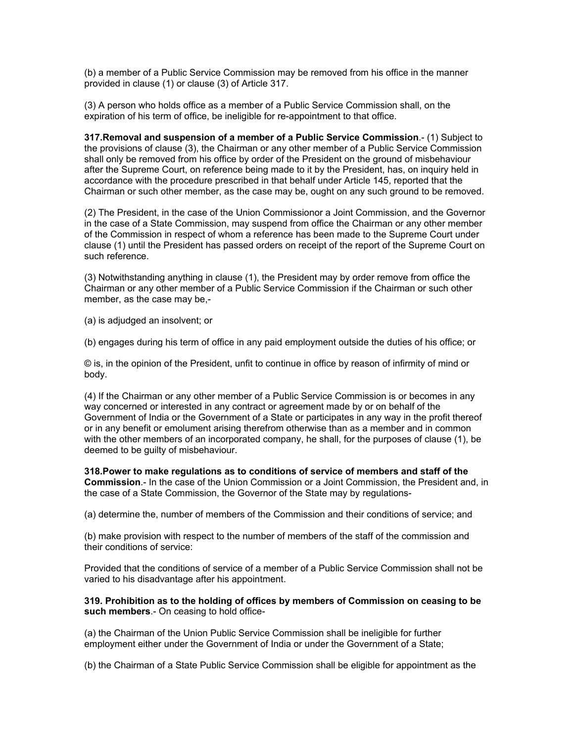(b) a member of a Public Service Commission may be removed from his office in the manner provided in clause (1) or clause (3) of Article 317.

(3) A person who holds office as a member of a Public Service Commission shall, on the expiration of his term of office, be ineligible for re-appointment to that office.

**317.Removal and suspension of a member of a Public Service Commission**.- (1) Subject to the provisions of clause (3), the Chairman or any other member of a Public Service Commission shall only be removed from his office by order of the President on the ground of misbehaviour after the Supreme Court, on reference being made to it by the President, has, on inquiry held in accordance with the procedure prescribed in that behalf under Article 145, reported that the Chairman or such other member, as the case may be, ought on any such ground to be removed.

(2) The President, in the case of the Union Commissionor a Joint Commission, and the Governor in the case of a State Commission, may suspend from office the Chairman or any other member of the Commission in respect of whom a reference has been made to the Supreme Court under clause (1) until the President has passed orders on receipt of the report of the Supreme Court on such reference.

(3) Notwithstanding anything in clause (1), the President may by order remove from office the Chairman or any other member of a Public Service Commission if the Chairman or such other member, as the case may be,-

(a) is adjudged an insolvent; or

(b) engages during his term of office in any paid employment outside the duties of his office; or

© is, in the opinion of the President, unfit to continue in office by reason of infirmity of mind or body.

(4) If the Chairman or any other member of a Public Service Commission is or becomes in any way concerned or interested in any contract or agreement made by or on behalf of the Government of India or the Government of a State or participates in any way in the profit thereof or in any benefit or emolument arising therefrom otherwise than as a member and in common with the other members of an incorporated company, he shall, for the purposes of clause (1), be deemed to be guilty of misbehaviour.

**318.Power to make regulations as to conditions of service of members and staff of the Commission**.- In the case of the Union Commission or a Joint Commission, the President and, in the case of a State Commission, the Governor of the State may by regulations-

(a) determine the, number of members of the Commission and their conditions of service; and

(b) make provision with respect to the number of members of the staff of the commission and their conditions of service:

Provided that the conditions of service of a member of a Public Service Commission shall not be varied to his disadvantage after his appointment.

**319. Prohibition as to the holding of offices by members of Commission on ceasing to be such members**.- On ceasing to hold office-

(a) the Chairman of the Union Public Service Commission shall be ineligible for further employment either under the Government of India or under the Government of a State;

(b) the Chairman of a State Public Service Commission shall be eligible for appointment as the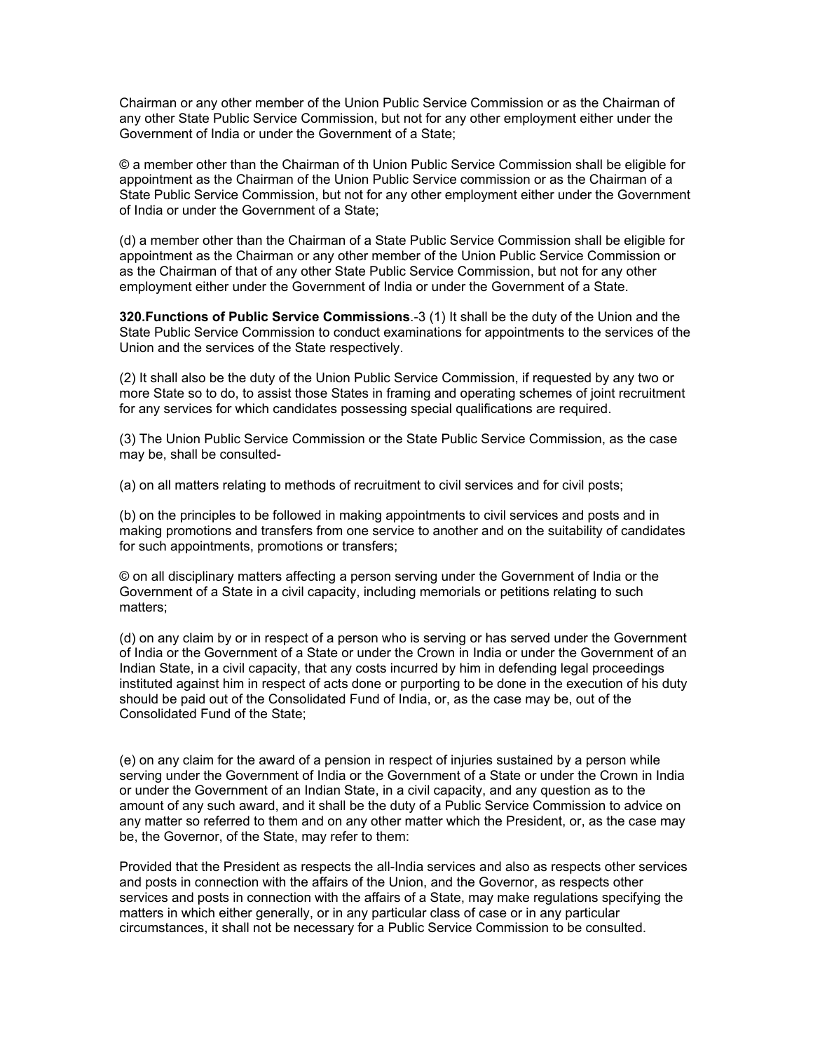Chairman or any other member of the Union Public Service Commission or as the Chairman of any other State Public Service Commission, but not for any other employment either under the Government of India or under the Government of a State;

© a member other than the Chairman of th Union Public Service Commission shall be eligible for appointment as the Chairman of the Union Public Service commission or as the Chairman of a State Public Service Commission, but not for any other employment either under the Government of India or under the Government of a State;

(d) a member other than the Chairman of a State Public Service Commission shall be eligible for appointment as the Chairman or any other member of the Union Public Service Commission or as the Chairman of that of any other State Public Service Commission, but not for any other employment either under the Government of India or under the Government of a State.

**320.Functions of Public Service Commissions**.-3 (1) It shall be the duty of the Union and the State Public Service Commission to conduct examinations for appointments to the services of the Union and the services of the State respectively.

(2) It shall also be the duty of the Union Public Service Commission, if requested by any two or more State so to do, to assist those States in framing and operating schemes of joint recruitment for any services for which candidates possessing special qualifications are required.

(3) The Union Public Service Commission or the State Public Service Commission, as the case may be, shall be consulted-

(a) on all matters relating to methods of recruitment to civil services and for civil posts;

(b) on the principles to be followed in making appointments to civil services and posts and in making promotions and transfers from one service to another and on the suitability of candidates for such appointments, promotions or transfers;

© on all disciplinary matters affecting a person serving under the Government of India or the Government of a State in a civil capacity, including memorials or petitions relating to such matters;

(d) on any claim by or in respect of a person who is serving or has served under the Government of India or the Government of a State or under the Crown in India or under the Government of an Indian State, in a civil capacity, that any costs incurred by him in defending legal proceedings instituted against him in respect of acts done or purporting to be done in the execution of his duty should be paid out of the Consolidated Fund of India, or, as the case may be, out of the Consolidated Fund of the State;

(e) on any claim for the award of a pension in respect of injuries sustained by a person while serving under the Government of India or the Government of a State or under the Crown in India or under the Government of an Indian State, in a civil capacity, and any question as to the amount of any such award, and it shall be the duty of a Public Service Commission to advice on any matter so referred to them and on any other matter which the President, or, as the case may be, the Governor, of the State, may refer to them:

Provided that the President as respects the all-India services and also as respects other services and posts in connection with the affairs of the Union, and the Governor, as respects other services and posts in connection with the affairs of a State, may make regulations specifying the matters in which either generally, or in any particular class of case or in any particular circumstances, it shall not be necessary for a Public Service Commission to be consulted.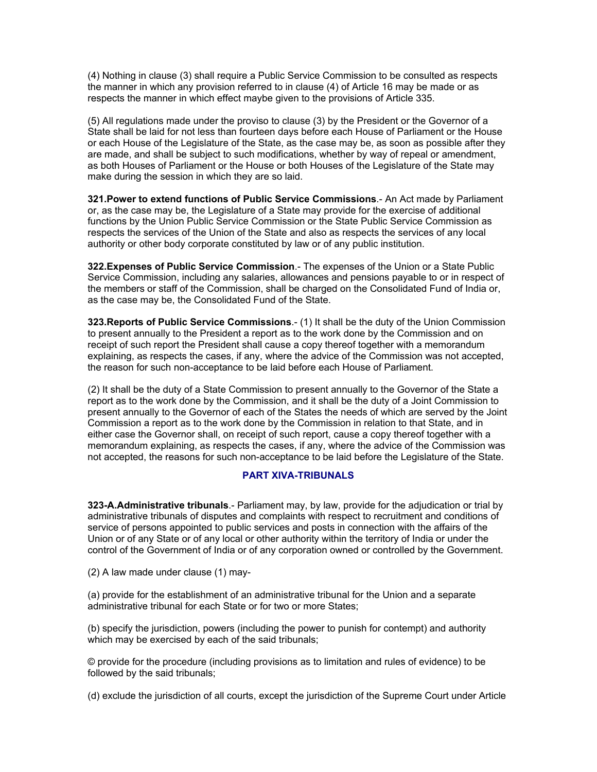(4) Nothing in clause (3) shall require a Public Service Commission to be consulted as respects the manner in which any provision referred to in clause (4) of Article 16 may be made or as respects the manner in which effect maybe given to the provisions of Article 335.

(5) All regulations made under the proviso to clause (3) by the President or the Governor of a State shall be laid for not less than fourteen days before each House of Parliament or the House or each House of the Legislature of the State, as the case may be, as soon as possible after they are made, and shall be subject to such modifications, whether by way of repeal or amendment, as both Houses of Parliament or the House or both Houses of the Legislature of the State may make during the session in which they are so laid.

**321.Power to extend functions of Public Service Commissions**.- An Act made by Parliament or, as the case may be, the Legislature of a State may provide for the exercise of additional functions by the Union Public Service Commission or the State Public Service Commission as respects the services of the Union of the State and also as respects the services of any local authority or other body corporate constituted by law or of any public institution.

**322.Expenses of Public Service Commission**.- The expenses of the Union or a State Public Service Commission, including any salaries, allowances and pensions payable to or in respect of the members or staff of the Commission, shall be charged on the Consolidated Fund of India or, as the case may be, the Consolidated Fund of the State.

**323.Reports of Public Service Commissions**.- (1) It shall be the duty of the Union Commission to present annually to the President a report as to the work done by the Commission and on receipt of such report the President shall cause a copy thereof together with a memorandum explaining, as respects the cases, if any, where the advice of the Commission was not accepted, the reason for such non-acceptance to be laid before each House of Parliament.

(2) It shall be the duty of a State Commission to present annually to the Governor of the State a report as to the work done by the Commission, and it shall be the duty of a Joint Commission to present annually to the Governor of each of the States the needs of which are served by the Joint Commission a report as to the work done by the Commission in relation to that State, and in either case the Governor shall, on receipt of such report, cause a copy thereof together with a memorandum explaining, as respects the cases, if any, where the advice of the Commission was not accepted, the reasons for such non-acceptance to be laid before the Legislature of the State.

## PART XIVA-TRIBUNALS

**323-A.Administrative tribunals**.- Parliament may, by law, provide for the adjudication or trial by administrative tribunals of disputes and complaints with respect to recruitment and conditions of service of persons appointed to public services and posts in connection with the affairs of the Union or of any State or of any local or other authority within the territory of India or under the control of the Government of India or of any corporation owned or controlled by the Government.

(2) A law made under clause (1) may-

(a) provide for the establishment of an administrative tribunal for the Union and a separate administrative tribunal for each State or for two or more States;

(b) specify the jurisdiction, powers (including the power to punish for contempt) and authority which may be exercised by each of the said tribunals;

© provide for the procedure (including provisions as to limitation and rules of evidence) to be followed by the said tribunals;

(d) exclude the jurisdiction of all courts, except the jurisdiction of the Supreme Court under Article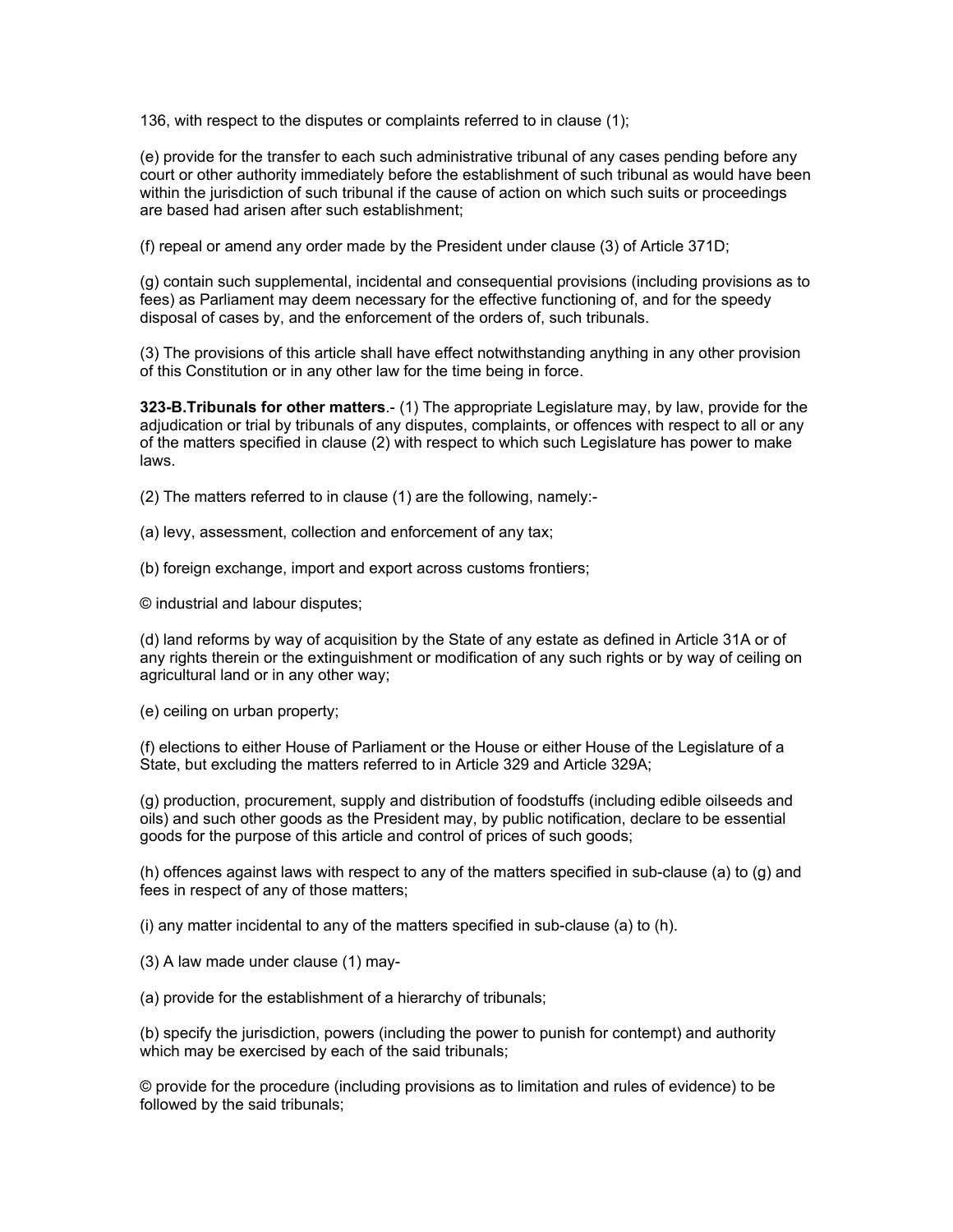136, with respect to the disputes or complaints referred to in clause (1);

(e) provide for the transfer to each such administrative tribunal of any cases pending before any court or other authority immediately before the establishment of such tribunal as would have been within the jurisdiction of such tribunal if the cause of action on which such suits or proceedings are based had arisen after such establishment;

(f) repeal or amend any order made by the President under clause (3) of Article 371D;

(g) contain such supplemental, incidental and consequential provisions (including provisions as to fees) as Parliament may deem necessary for the effective functioning of, and for the speedy disposal of cases by, and the enforcement of the orders of, such tribunals.

(3) The provisions of this article shall have effect notwithstanding anything in any other provision of this Constitution or in any other law for the time being in force.

**323-B.Tribunals for other matters**.- (1) The appropriate Legislature may, by law, provide for the adjudication or trial by tribunals of any disputes, complaints, or offences with respect to all or any of the matters specified in clause (2) with respect to which such Legislature has power to make laws.

(2) The matters referred to in clause (1) are the following, namely:-

(a) levy, assessment, collection and enforcement of any tax;

(b) foreign exchange, import and export across customs frontiers;

© industrial and labour disputes;

(d) land reforms by way of acquisition by the State of any estate as defined in Article 31A or of any rights therein or the extinguishment or modification of any such rights or by way of ceiling on agricultural land or in any other way;

(e) ceiling on urban property;

(f) elections to either House of Parliament or the House or either House of the Legislature of a State, but excluding the matters referred to in Article 329 and Article 329A;

(g) production, procurement, supply and distribution of foodstuffs (including edible oilseeds and oils) and such other goods as the President may, by public notification, declare to be essential goods for the purpose of this article and control of prices of such goods;

(h) offences against laws with respect to any of the matters specified in sub-clause (a) to (g) and fees in respect of any of those matters;

(i) any matter incidental to any of the matters specified in sub-clause (a) to (h).

(3) A law made under clause (1) may-

(a) provide for the establishment of a hierarchy of tribunals;

(b) specify the jurisdiction, powers (including the power to punish for contempt) and authority which may be exercised by each of the said tribunals;

© provide for the procedure (including provisions as to limitation and rules of evidence) to be followed by the said tribunals;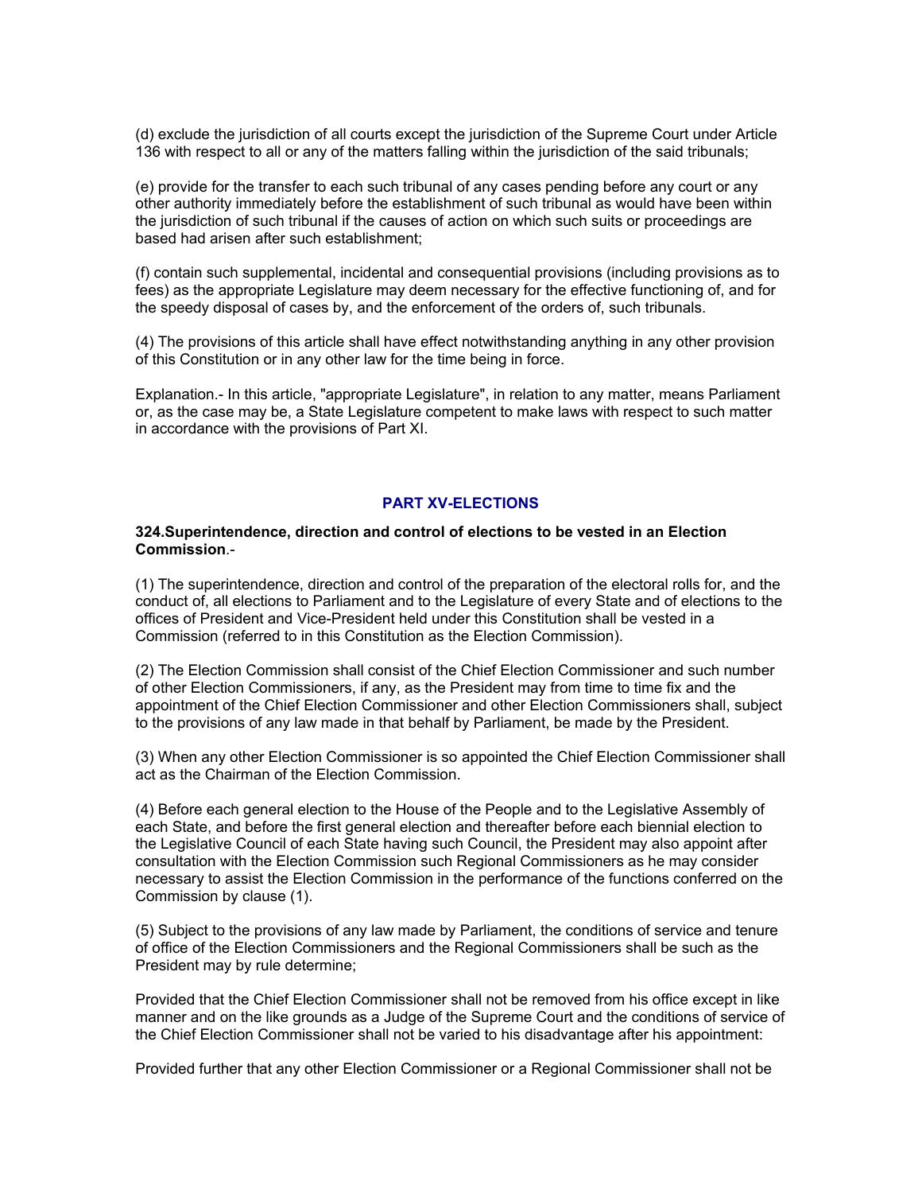(d) exclude the jurisdiction of all courts except the jurisdiction of the Supreme Court under Article 136 with respect to all or any of the matters falling within the jurisdiction of the said tribunals;

(e) provide for the transfer to each such tribunal of any cases pending before any court or any other authority immediately before the establishment of such tribunal as would have been within the jurisdiction of such tribunal if the causes of action on which such suits or proceedings are based had arisen after such establishment;

(f) contain such supplemental, incidental and consequential provisions (including provisions as to fees) as the appropriate Legislature may deem necessary for the effective functioning of, and for the speedy disposal of cases by, and the enforcement of the orders of, such tribunals.

(4) The provisions of this article shall have effect notwithstanding anything in any other provision of this Constitution or in any other law for the time being in force.

Explanation.- In this article, "appropriate Legislature", in relation to any matter, means Parliament or, as the case may be, a State Legislature competent to make laws with respect to such matter in accordance with the provisions of Part XI.

## PART XV-ELECTIONS

**324.Superintendence, direction and control of elections to be vested in an Election Commission**.-

(1) The superintendence, direction and control of the preparation of the electoral rolls for, and the conduct of, all elections to Parliament and to the Legislature of every State and of elections to the offices of President and Vice-President held under this Constitution shall be vested in a Commission (referred to in this Constitution as the Election Commission).

(2) The Election Commission shall consist of the Chief Election Commissioner and such number of other Election Commissioners, if any, as the President may from time to time fix and the appointment of the Chief Election Commissioner and other Election Commissioners shall, subject to the provisions of any law made in that behalf by Parliament, be made by the President.

(3) When any other Election Commissioner is so appointed the Chief Election Commissioner shall act as the Chairman of the Election Commission.

(4) Before each general election to the House of the People and to the Legislative Assembly of each State, and before the first general election and thereafter before each biennial election to the Legislative Council of each State having such Council, the President may also appoint after consultation with the Election Commission such Regional Commissioners as he may consider necessary to assist the Election Commission in the performance of the functions conferred on the Commission by clause (1).

(5) Subject to the provisions of any law made by Parliament, the conditions of service and tenure of office of the Election Commissioners and the Regional Commissioners shall be such as the President may by rule determine;

Provided that the Chief Election Commissioner shall not be removed from his office except in like manner and on the like grounds as a Judge of the Supreme Court and the conditions of service of the Chief Election Commissioner shall not be varied to his disadvantage after his appointment:

Provided further that any other Election Commissioner or a Regional Commissioner shall not be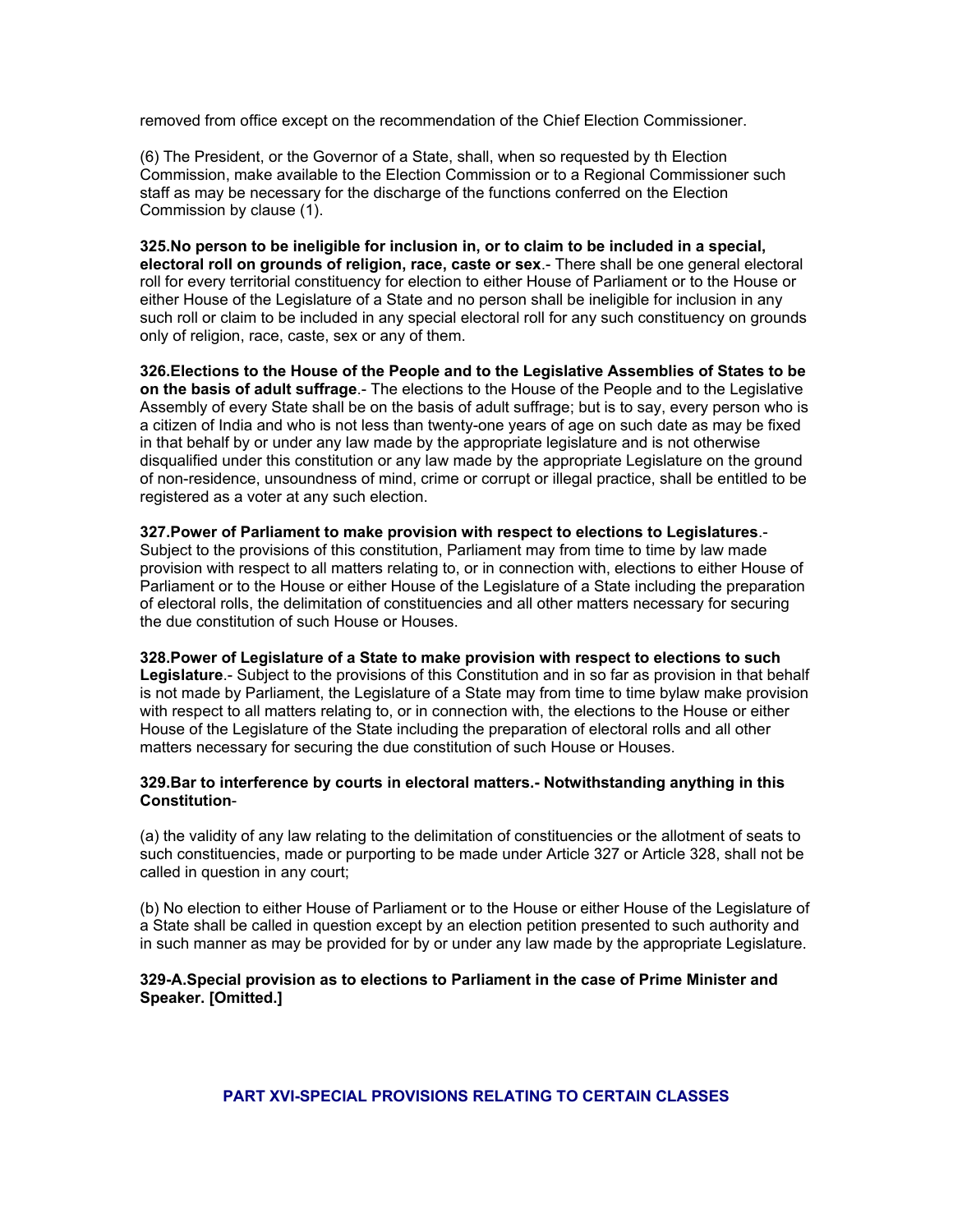removed from office except on the recommendation of the Chief Election Commissioner.

(6) The President, or the Governor of a State, shall, when so requested by th Election Commission, make available to the Election Commission or to a Regional Commissioner such staff as may be necessary for the discharge of the functions conferred on the Election Commission by clause (1).

**325.No person to be ineligible for inclusion in, or to claim to be included in a special, electoral roll on grounds of religion, race, caste or sex**.- There shall be one general electoral roll for every territorial constituency for election to either House of Parliament or to the House or either House of the Legislature of a State and no person shall be ineligible for inclusion in any such roll or claim to be included in any special electoral roll for any such constituency on grounds only of religion, race, caste, sex or any of them.

**326.Elections to the House of the People and to the Legislative Assemblies of States to be on the basis of adult suffrage**.- The elections to the House of the People and to the Legislative Assembly of every State shall be on the basis of adult suffrage; but is to say, every person who is a citizen of India and who is not less than twenty-one years of age on such date as may be fixed in that behalf by or under any law made by the appropriate legislature and is not otherwise disqualified under this constitution or any law made by the appropriate Legislature on the ground of non-residence, unsoundness of mind, crime or corrupt or illegal practice, shall be entitled to be registered as a voter at any such election.

**327.Power of Parliament to make provision with respect to elections to Legislatures**.- Subject to the provisions of this constitution, Parliament may from time to time by law made provision with respect to all matters relating to, or in connection with, elections to either House of Parliament or to the House or either House of the Legislature of a State including the preparation of electoral rolls, the delimitation of constituencies and all other matters necessary for securing the due constitution of such House or Houses.

**328.Power of Legislature of a State to make provision with respect to elections to such Legislature**.- Subject to the provisions of this Constitution and in so far as provision in that behalf is not made by Parliament, the Legislature of a State may from time to time bylaw make provision with respect to all matters relating to, or in connection with, the elections to the House or either House of the Legislature of the State including the preparation of electoral rolls and all other matters necessary for securing the due constitution of such House or Houses.

**329.Bar to interference by courts in electoral matters.- Notwithstanding anything in this Constitution**-

(a) the validity of any law relating to the delimitation of constituencies or the allotment of seats to such constituencies, made or purporting to be made under Article 327 or Article 328, shall not be called in question in any court;

(b) No election to either House of Parliament or to the House or either House of the Legislature of a State shall be called in question except by an election petition presented to such authority and in such manner as may be provided for by or under any law made by the appropriate Legislature.

**329-A.Special provision as to elections to Parliament in the case of Prime Minister and Speaker. [Omitted.]**

## PART XVI-SPECIAL PROVISIONS RELATING TO CERTAIN CLASSES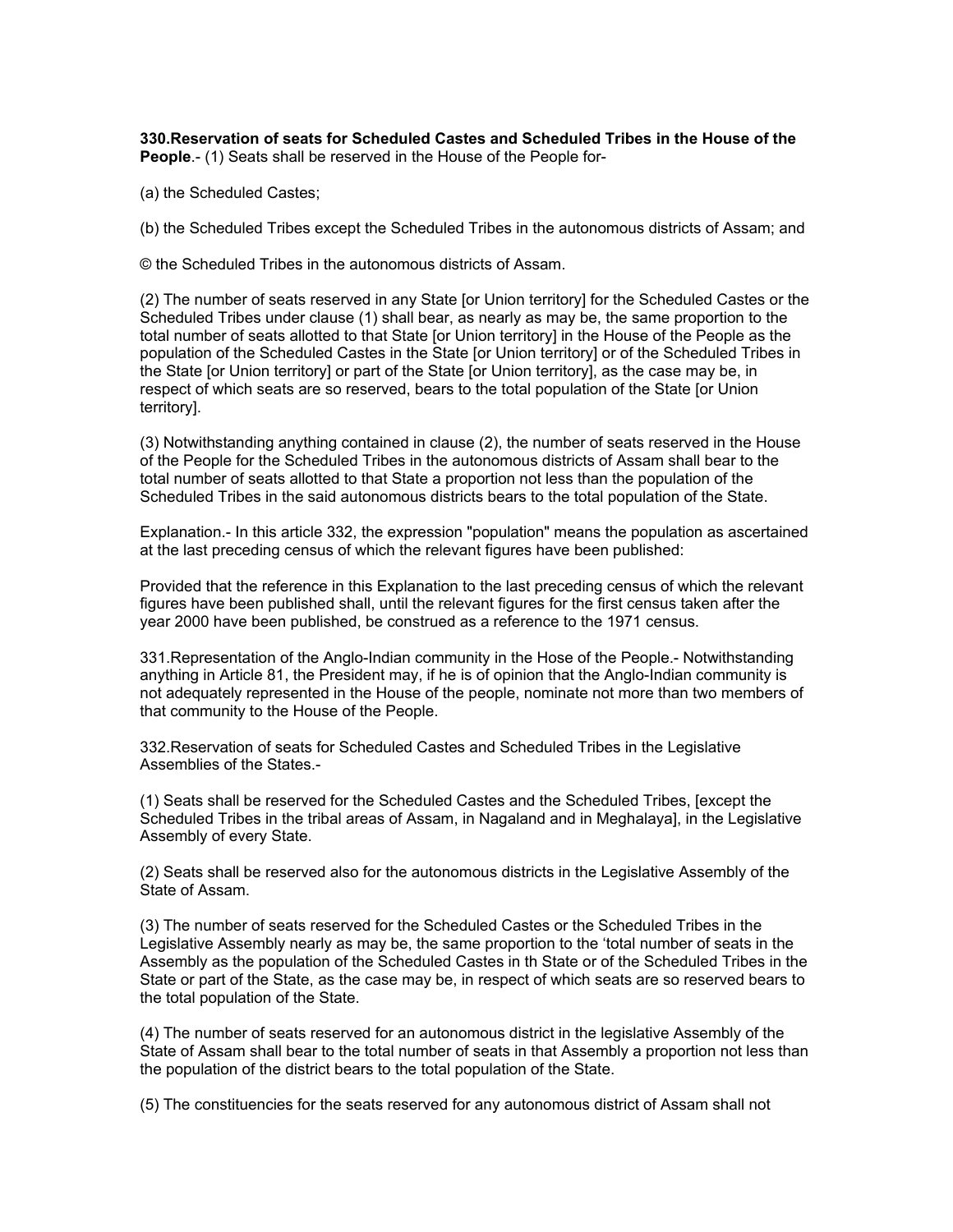**330.Reservation of seats for Scheduled Castes and Scheduled Tribes in the House of the People**.- (1) Seats shall be reserved in the House of the People for-

(a) the Scheduled Castes;

(b) the Scheduled Tribes except the Scheduled Tribes in the autonomous districts of Assam; and

© the Scheduled Tribes in the autonomous districts of Assam.

(2) The number of seats reserved in any State [or Union territory] for the Scheduled Castes or the Scheduled Tribes under clause (1) shall bear, as nearly as may be, the same proportion to the total number of seats allotted to that State [or Union territory] in the House of the People as the population of the Scheduled Castes in the State [or Union territory] or of the Scheduled Tribes in the State [or Union territory] or part of the State [or Union territory], as the case may be, in respect of which seats are so reserved, bears to the total population of the State [or Union territory].

(3) Notwithstanding anything contained in clause (2), the number of seats reserved in the House of the People for the Scheduled Tribes in the autonomous districts of Assam shall bear to the total number of seats allotted to that State a proportion not less than the population of the Scheduled Tribes in the said autonomous districts bears to the total population of the State.

Explanation.- In this article 332, the expression "population" means the population as ascertained at the last preceding census of which the relevant figures have been published:

Provided that the reference in this Explanation to the last preceding census of which the relevant figures have been published shall, until the relevant figures for the first census taken after the year 2000 have been published, be construed as a reference to the 1971 census.

331.Representation of the Anglo-Indian community in the Hose of the People.- Notwithstanding anything in Article 81, the President may, if he is of opinion that the Anglo-Indian community is not adequately represented in the House of the people, nominate not more than two members of that community to the House of the People.

332.Reservation of seats for Scheduled Castes and Scheduled Tribes in the Legislative Assemblies of the States.-

(1) Seats shall be reserved for the Scheduled Castes and the Scheduled Tribes, [except the Scheduled Tribes in the tribal areas of Assam, in Nagaland and in Meghalaya], in the Legislative Assembly of every State.

(2) Seats shall be reserved also for the autonomous districts in the Legislative Assembly of the State of Assam.

(3) The number of seats reserved for the Scheduled Castes or the Scheduled Tribes in the Legislative Assembly nearly as may be, the same proportion to the 'total number of seats in the Assembly as the population of the Scheduled Castes in th State or of the Scheduled Tribes in the State or part of the State, as the case may be, in respect of which seats are so reserved bears to the total population of the State.

(4) The number of seats reserved for an autonomous district in the legislative Assembly of the State of Assam shall bear to the total number of seats in that Assembly a proportion not less than the population of the district bears to the total population of the State.

(5) The constituencies for the seats reserved for any autonomous district of Assam shall not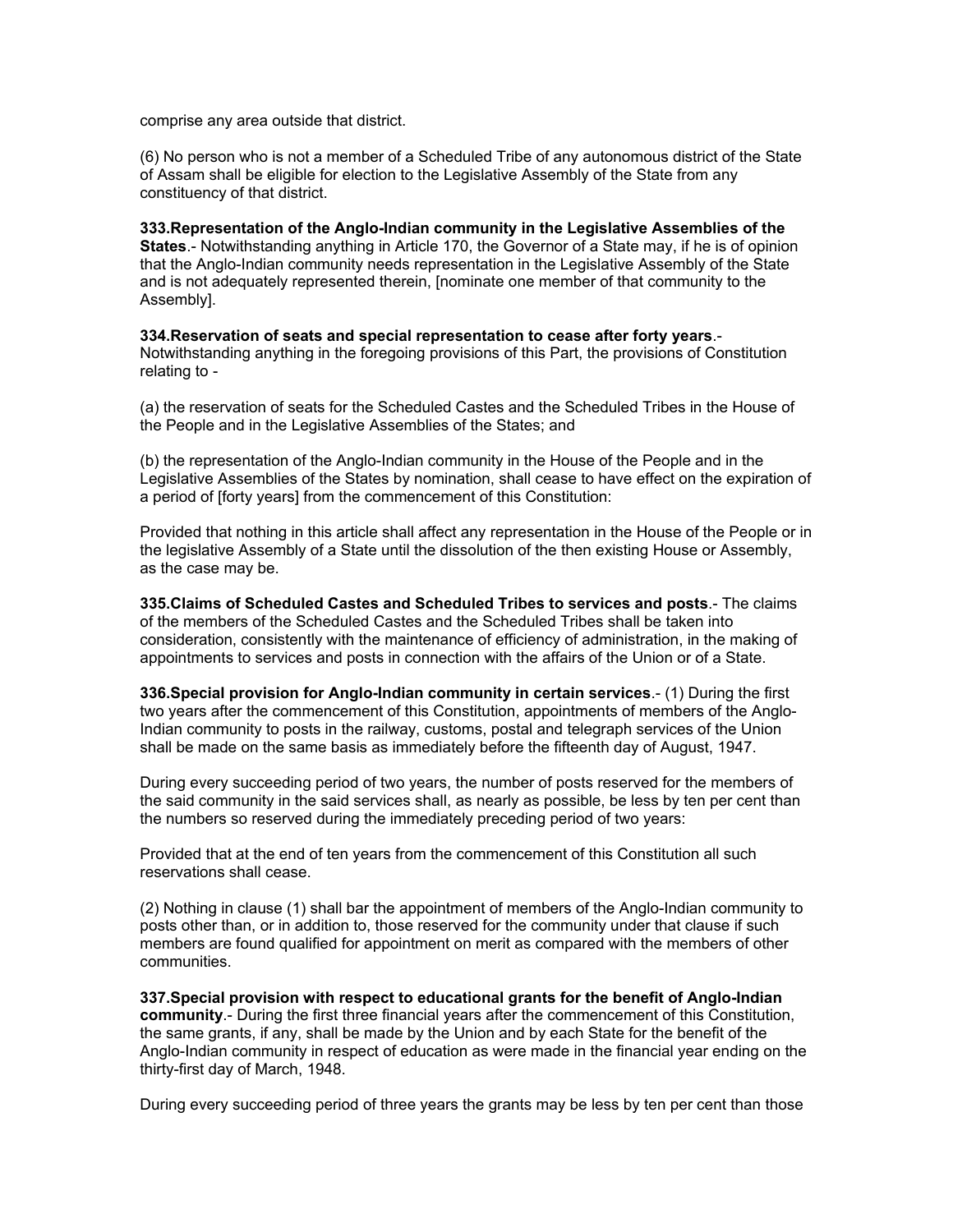comprise any area outside that district.

(6) No person who is not a member of a Scheduled Tribe of any autonomous district of the State of Assam shall be eligible for election to the Legislative Assembly of the State from any constituency of that district.

**333.Representation of the Anglo-Indian community in the Legislative Assemblies of the States**.- Notwithstanding anything in Article 170, the Governor of a State may, if he is of opinion that the Anglo-Indian community needs representation in the Legislative Assembly of the State and is not adequately represented therein, [nominate one member of that community to the Assembly].

**334.Reservation of seats and special representation to cease after forty years**.- Notwithstanding anything in the foregoing provisions of this Part, the provisions of Constitution relating to -

(a) the reservation of seats for the Scheduled Castes and the Scheduled Tribes in the House of the People and in the Legislative Assemblies of the States; and

(b) the representation of the Anglo-Indian community in the House of the People and in the Legislative Assemblies of the States by nomination, shall cease to have effect on the expiration of a period of [forty years] from the commencement of this Constitution:

Provided that nothing in this article shall affect any representation in the House of the People or in the legislative Assembly of a State until the dissolution of the then existing House or Assembly, as the case may be.

**335.Claims of Scheduled Castes and Scheduled Tribes to services and posts**.- The claims of the members of the Scheduled Castes and the Scheduled Tribes shall be taken into consideration, consistently with the maintenance of efficiency of administration, in the making of appointments to services and posts in connection with the affairs of the Union or of a State.

**336.Special provision for Anglo-Indian community in certain services**.- (1) During the first two years after the commencement of this Constitution, appointments of members of the Anglo-Indian community to posts in the railway, customs, postal and telegraph services of the Union shall be made on the same basis as immediately before the fifteenth day of August, 1947.

During every succeeding period of two years, the number of posts reserved for the members of the said community in the said services shall, as nearly as possible, be less by ten per cent than the numbers so reserved during the immediately preceding period of two years:

Provided that at the end of ten years from the commencement of this Constitution all such reservations shall cease.

(2) Nothing in clause (1) shall bar the appointment of members of the Anglo-Indian community to posts other than, or in addition to, those reserved for the community under that clause if such members are found qualified for appointment on merit as compared with the members of other communities.

**337.Special provision with respect to educational grants for the benefit of Anglo-Indian community**.- During the first three financial years after the commencement of this Constitution, the same grants, if any, shall be made by the Union and by each State for the benefit of the Anglo-Indian community in respect of education as were made in the financial year ending on the thirty-first day of March, 1948.

During every succeeding period of three years the grants may be less by ten per cent than those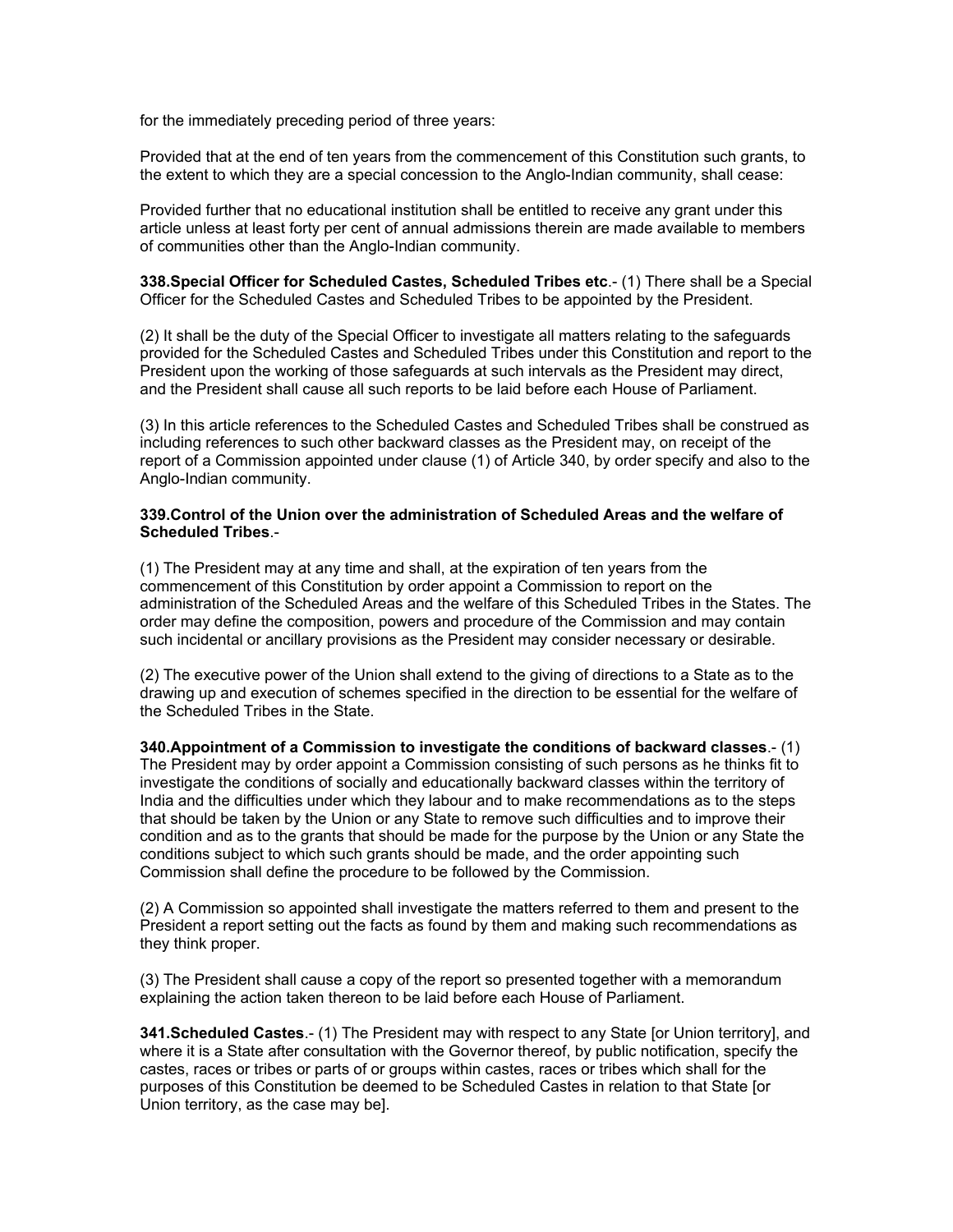for the immediately preceding period of three years:

Provided that at the end of ten years from the commencement of this Constitution such grants, to the extent to which they are a special concession to the Anglo-Indian community, shall cease:

Provided further that no educational institution shall be entitled to receive any grant under this article unless at least forty per cent of annual admissions therein are made available to members of communities other than the Anglo-Indian community.

**338.Special Officer for Scheduled Castes, Scheduled Tribes etc**.- (1) There shall be a Special Officer for the Scheduled Castes and Scheduled Tribes to be appointed by the President.

(2) It shall be the duty of the Special Officer to investigate all matters relating to the safeguards provided for the Scheduled Castes and Scheduled Tribes under this Constitution and report to the President upon the working of those safeguards at such intervals as the President may direct, and the President shall cause all such reports to be laid before each House of Parliament.

(3) In this article references to the Scheduled Castes and Scheduled Tribes shall be construed as including references to such other backward classes as the President may, on receipt of the report of a Commission appointed under clause (1) of Article 340, by order specify and also to the Anglo-Indian community.

**339.Control of the Union over the administration of Scheduled Areas and the welfare of Scheduled Tribes**.-

(1) The President may at any time and shall, at the expiration of ten years from the commencement of this Constitution by order appoint a Commission to report on the administration of the Scheduled Areas and the welfare of this Scheduled Tribes in the States. The order may define the composition, powers and procedure of the Commission and may contain such incidental or ancillary provisions as the President may consider necessary or desirable.

(2) The executive power of the Union shall extend to the giving of directions to a State as to the drawing up and execution of schemes specified in the direction to be essential for the welfare of the Scheduled Tribes in the State.

**340.Appointment of a Commission to investigate the conditions of backward classes**.- (1) The President may by order appoint a Commission consisting of such persons as he thinks fit to investigate the conditions of socially and educationally backward classes within the territory of India and the difficulties under which they labour and to make recommendations as to the steps that should be taken by the Union or any State to remove such difficulties and to improve their condition and as to the grants that should be made for the purpose by the Union or any State the conditions subject to which such grants should be made, and the order appointing such Commission shall define the procedure to be followed by the Commission.

(2) A Commission so appointed shall investigate the matters referred to them and present to the President a report setting out the facts as found by them and making such recommendations as they think proper.

(3) The President shall cause a copy of the report so presented together with a memorandum explaining the action taken thereon to be laid before each House of Parliament.

**341.Scheduled Castes**.- (1) The President may with respect to any State [or Union territory], and where it is a State after consultation with the Governor thereof, by public notification, specify the castes, races or tribes or parts of or groups within castes, races or tribes which shall for the purposes of this Constitution be deemed to be Scheduled Castes in relation to that State [or Union territory, as the case may be].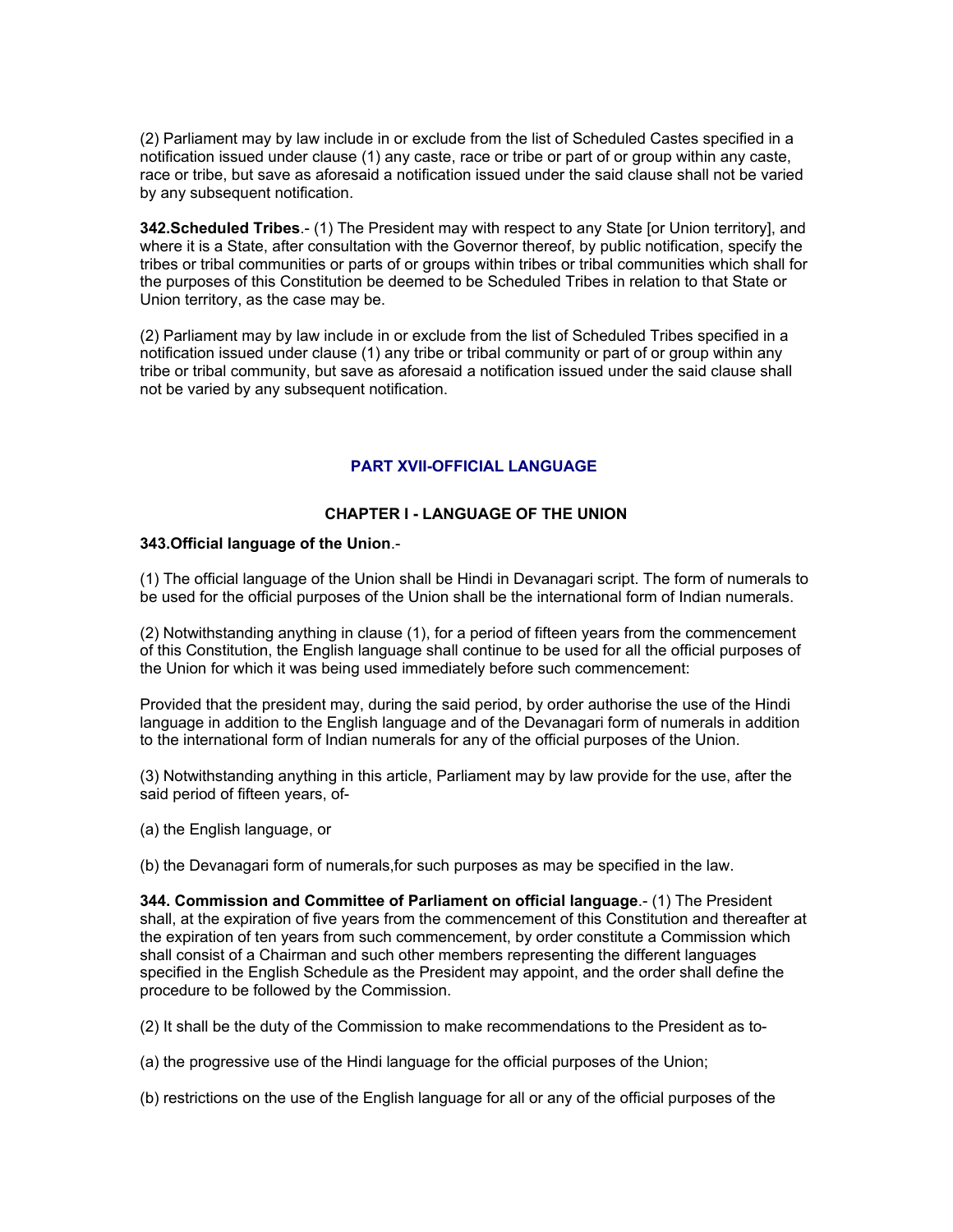(2) Parliament may by law include in or exclude from the list of Scheduled Castes specified in a notification issued under clause (1) any caste, race or tribe or part of or group within any caste, race or tribe, but save as aforesaid a notification issued under the said clause shall not be varied by any subsequent notification.

**342.Scheduled Tribes**.- (1) The President may with respect to any State [or Union territory], and where it is a State, after consultation with the Governor thereof, by public notification, specify the tribes or tribal communities or parts of or groups within tribes or tribal communities which shall for the purposes of this Constitution be deemed to be Scheduled Tribes in relation to that State or Union territory, as the case may be.

(2) Parliament may by law include in or exclude from the list of Scheduled Tribes specified in a notification issued under clause (1) any tribe or tribal community or part of or group within any tribe or tribal community, but save as aforesaid a notification issued under the said clause shall not be varied by any subsequent notification.

## PART XVII-OFFICIAL LANGUAGE

### CHAPTER I - LANGUAGE OF THE UNION

**343.Official language of the Union**.-

(1) The official language of the Union shall be Hindi in Devanagari script. The form of numerals to be used for the official purposes of the Union shall be the international form of Indian numerals.

(2) Notwithstanding anything in clause (1), for a period of fifteen years from the commencement of this Constitution, the English language shall continue to be used for all the official purposes of the Union for which it was being used immediately before such commencement:

Provided that the president may, during the said period, by order authorise the use of the Hindi language in addition to the English language and of the Devanagari form of numerals in addition to the international form of Indian numerals for any of the official purposes of the Union.

(3) Notwithstanding anything in this article, Parliament may by law provide for the use, after the said period of fifteen years, of-

(a) the English language, or

(b) the Devanagari form of numerals,for such purposes as may be specified in the law.

**344. Commission and Committee of Parliament on official language**.- (1) The President shall, at the expiration of five years from the commencement of this Constitution and thereafter at the expiration of ten years from such commencement, by order constitute a Commission which shall consist of a Chairman and such other members representing the different languages specified in the English Schedule as the President may appoint, and the order shall define the procedure to be followed by the Commission.

(2) It shall be the duty of the Commission to make recommendations to the President as to-

(a) the progressive use of the Hindi language for the official purposes of the Union;

(b) restrictions on the use of the English language for all or any of the official purposes of the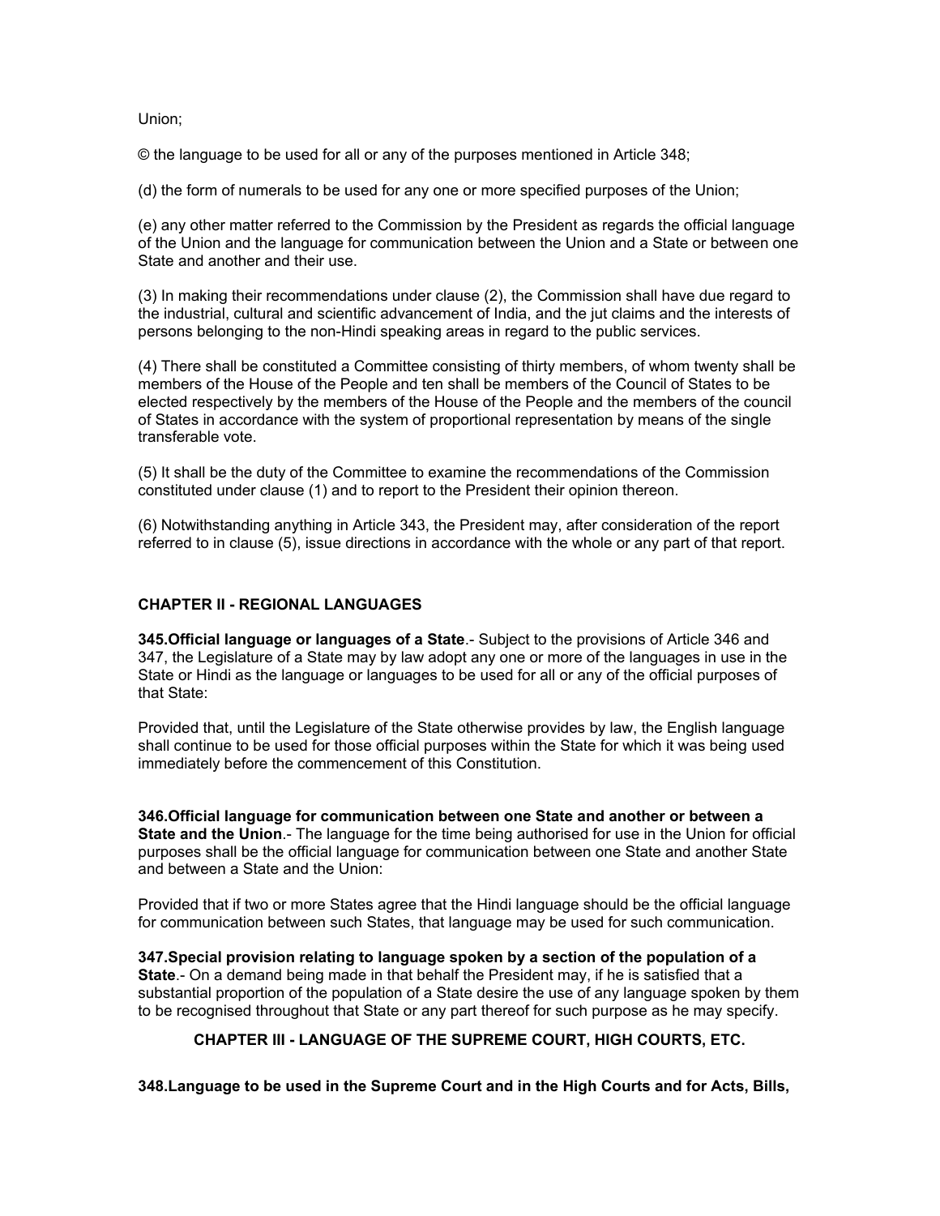Union;

© the language to be used for all or any of the purposes mentioned in Article 348;

(d) the form of numerals to be used for any one or more specified purposes of the Union;

(e) any other matter referred to the Commission by the President as regards the official language of the Union and the language for communication between the Union and a State or between one State and another and their use.

(3) In making their recommendations under clause (2), the Commission shall have due regard to the industrial, cultural and scientific advancement of India, and the jut claims and the interests of persons belonging to the non-Hindi speaking areas in regard to the public services.

(4) There shall be constituted a Committee consisting of thirty members, of whom twenty shall be members of the House of the People and ten shall be members of the Council of States to be elected respectively by the members of the House of the People and the members of the council of States in accordance with the system of proportional representation by means of the single transferable vote.

(5) It shall be the duty of the Committee to examine the recommendations of the Commission constituted under clause (1) and to report to the President their opinion thereon.

(6) Notwithstanding anything in Article 343, the President may, after consideration of the report referred to in clause (5), issue directions in accordance with the whole or any part of that report.

## CHAPTER II - REGIONAL LANGUAGES

**345.Official language or languages of a State**.- Subject to the provisions of Article 346 and 347, the Legislature of a State may by law adopt any one or more of the languages in use in the State or Hindi as the language or languages to be used for all or any of the official purposes of that State:

Provided that, until the Legislature of the State otherwise provides by law, the English language shall continue to be used for those official purposes within the State for which it was being used immediately before the commencement of this Constitution.

**346.Official language for communication between one State and another or between a State and the Union**.- The language for the time being authorised for use in the Union for official purposes shall be the official language for communication between one State and another State and between a State and the Union:

Provided that if two or more States agree that the Hindi language should be the official language for communication between such States, that language may be used for such communication.

**347.Special provision relating to language spoken by a section of the population of a State**.- On a demand being made in that behalf the President may, if he is satisfied that a substantial proportion of the population of a State desire the use of any language spoken by them to be recognised throughout that State or any part thereof for such purpose as he may specify.

## CHAPTER III - LANGUAGE OF THE SUPREME COURT, HIGH COURTS, ETC.

**348.Language to be used in the Supreme Court and in the High Courts and for Acts, Bills,**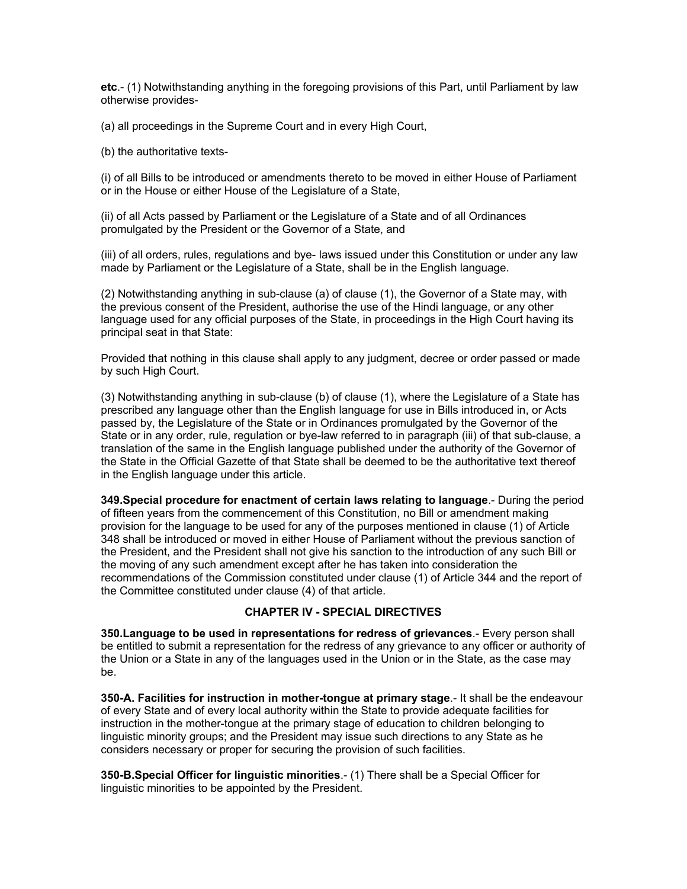**etc**.- (1) Notwithstanding anything in the foregoing provisions of this Part, until Parliament by law otherwise provides-

(a) all proceedings in the Supreme Court and in every High Court,

(b) the authoritative texts-

(i) of all Bills to be introduced or amendments thereto to be moved in either House of Parliament or in the House or either House of the Legislature of a State,

(ii) of all Acts passed by Parliament or the Legislature of a State and of all Ordinances promulgated by the President or the Governor of a State, and

(iii) of all orders, rules, regulations and bye- laws issued under this Constitution or under any law made by Parliament or the Legislature of a State, shall be in the English language.

(2) Notwithstanding anything in sub-clause (a) of clause (1), the Governor of a State may, with the previous consent of the President, authorise the use of the Hindi language, or any other language used for any official purposes of the State, in proceedings in the High Court having its principal seat in that State:

Provided that nothing in this clause shall apply to any judgment, decree or order passed or made by such High Court.

(3) Notwithstanding anything in sub-clause (b) of clause (1), where the Legislature of a State has prescribed any language other than the English language for use in Bills introduced in, or Acts passed by, the Legislature of the State or in Ordinances promulgated by the Governor of the State or in any order, rule, regulation or bye-law referred to in paragraph (iii) of that sub-clause, a translation of the same in the English language published under the authority of the Governor of the State in the Official Gazette of that State shall be deemed to be the authoritative text thereof in the English language under this article.

**349.Special procedure for enactment of certain laws relating to language**.- During the period of fifteen years from the commencement of this Constitution, no Bill or amendment making provision for the language to be used for any of the purposes mentioned in clause (1) of Article 348 shall be introduced or moved in either House of Parliament without the previous sanction of the President, and the President shall not give his sanction to the introduction of any such Bill or the moving of any such amendment except after he has taken into consideration the recommendations of the Commission constituted under clause (1) of Article 344 and the report of the Committee constituted under clause (4) of that article.

## CHAPTER IV - SPECIAL DIRECTIVES

**350.Language to be used in representations for redress of grievances**.- Every person shall be entitled to submit a representation for the redress of any grievance to any officer or authority of the Union or a State in any of the languages used in the Union or in the State, as the case may be.

**350-A. Facilities for instruction in mother-tongue at primary stage**.- It shall be the endeavour of every State and of every local authority within the State to provide adequate facilities for instruction in the mother-tongue at the primary stage of education to children belonging to linguistic minority groups; and the President may issue such directions to any State as he considers necessary or proper for securing the provision of such facilities.

**350-B.Special Officer for linguistic minorities**.- (1) There shall be a Special Officer for linguistic minorities to be appointed by the President.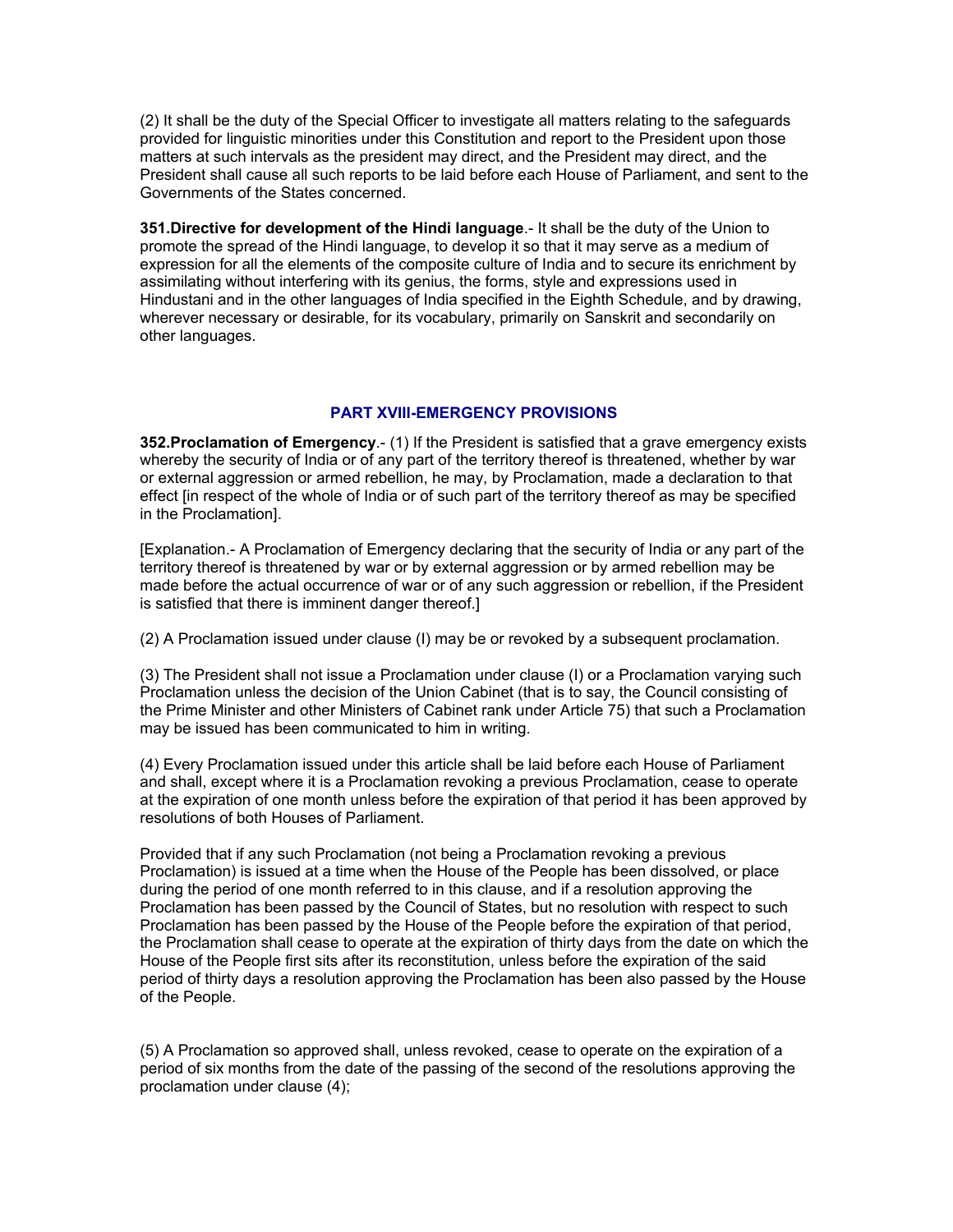(2) It shall be the duty of the Special Officer to investigate all matters relating to the safeguards provided for linguistic minorities under this Constitution and report to the President upon those matters at such intervals as the president may direct, and the President may direct, and the President shall cause all such reports to be laid before each House of Parliament, and sent to the Governments of the States concerned.

**351.Directive for development of the Hindi language**.- It shall be the duty of the Union to promote the spread of the Hindi language, to develop it so that it may serve as a medium of expression for all the elements of the composite culture of India and to secure its enrichment by assimilating without interfering with its genius, the forms, style and expressions used in Hindustani and in the other languages of India specified in the Eighth Schedule, and by drawing, wherever necessary or desirable, for its vocabulary, primarily on Sanskrit and secondarily on other languages.

## PART XVIII-EMERGENCY PROVISIONS

**352.Proclamation of Emergency**.- (1) If the President is satisfied that a grave emergency exists whereby the security of India or of any part of the territory thereof is threatened, whether by war or external aggression or armed rebellion, he may, by Proclamation, made a declaration to that effect [in respect of the whole of India or of such part of the territory thereof as may be specified in the Proclamation].

[Explanation.- A Proclamation of Emergency declaring that the security of India or any part of the territory thereof is threatened by war or by external aggression or by armed rebellion may be made before the actual occurrence of war or of any such aggression or rebellion, if the President is satisfied that there is imminent danger thereof.]

(2) A Proclamation issued under clause (I) may be or revoked by a subsequent proclamation.

(3) The President shall not issue a Proclamation under clause (I) or a Proclamation varying such Proclamation unless the decision of the Union Cabinet (that is to say, the Council consisting of the Prime Minister and other Ministers of Cabinet rank under Article 75) that such a Proclamation may be issued has been communicated to him in writing.

(4) Every Proclamation issued under this article shall be laid before each House of Parliament and shall, except where it is a Proclamation revoking a previous Proclamation, cease to operate at the expiration of one month unless before the expiration of that period it has been approved by resolutions of both Houses of Parliament.

Provided that if any such Proclamation (not being a Proclamation revoking a previous Proclamation) is issued at a time when the House of the People has been dissolved, or place during the period of one month referred to in this clause, and if a resolution approving the Proclamation has been passed by the Council of States, but no resolution with respect to such Proclamation has been passed by the House of the People before the expiration of that period, the Proclamation shall cease to operate at the expiration of thirty days from the date on which the House of the People first sits after its reconstitution, unless before the expiration of the said period of thirty days a resolution approving the Proclamation has been also passed by the House of the People.

(5) A Proclamation so approved shall, unless revoked, cease to operate on the expiration of a period of six months from the date of the passing of the second of the resolutions approving the proclamation under clause (4);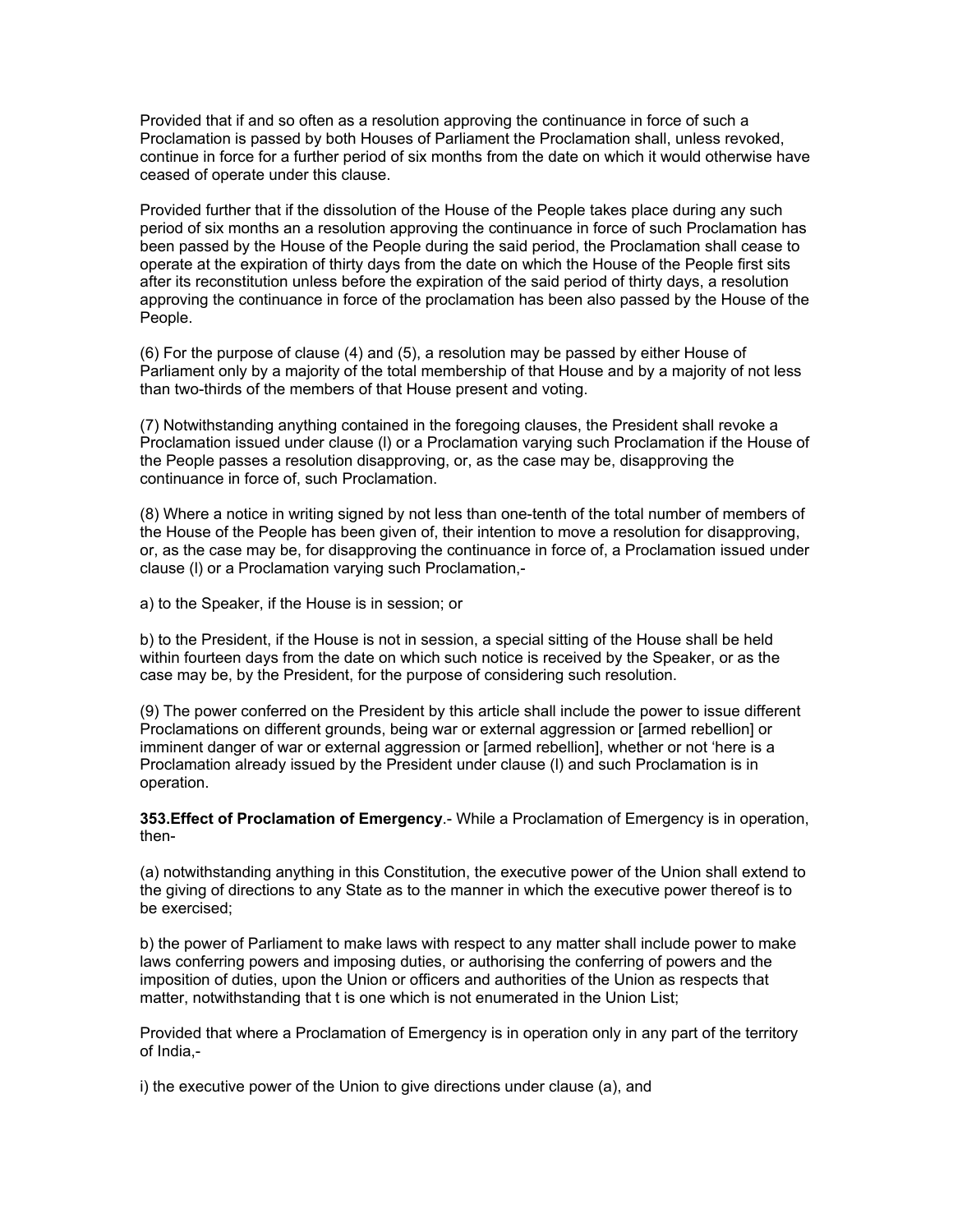Provided that if and so often as a resolution approving the continuance in force of such a Proclamation is passed by both Houses of Parliament the Proclamation shall, unless revoked, continue in force for a further period of six months from the date on which it would otherwise have ceased of operate under this clause.

Provided further that if the dissolution of the House of the People takes place during any such period of six months an a resolution approving the continuance in force of such Proclamation has been passed by the House of the People during the said period, the Proclamation shall cease to operate at the expiration of thirty days from the date on which the House of the People first sits after its reconstitution unless before the expiration of the said period of thirty days, a resolution approving the continuance in force of the proclamation has been also passed by the House of the People.

(6) For the purpose of clause (4) and (5), a resolution may be passed by either House of Parliament only by a majority of the total membership of that House and by a majority of not less than two-thirds of the members of that House present and voting.

(7) Notwithstanding anything contained in the foregoing clauses, the President shall revoke a Proclamation issued under clause (l) or a Proclamation varying such Proclamation if the House of the People passes a resolution disapproving, or, as the case may be, disapproving the continuance in force of, such Proclamation.

(8) Where a notice in writing signed by not less than one-tenth of the total number of members of the House of the People has been given of, their intention to move a resolution for disapproving, or, as the case may be, for disapproving the continuance in force of, a Proclamation issued under clause (l) or a Proclamation varying such Proclamation,-

a) to the Speaker, if the House is in session; or

b) to the President, if the House is not in session, a special sitting of the House shall be held within fourteen days from the date on which such notice is received by the Speaker, or as the case may be, by the President, for the purpose of considering such resolution.

(9) The power conferred on the President by this article shall include the power to issue different Proclamations on different grounds, being war or external aggression or [armed rebellion] or imminent danger of war or external aggression or [armed rebellion], whether or not 'here is a Proclamation already issued by the President under clause (l) and such Proclamation is in operation.

**353.Effect of Proclamation of Emergency**.- While a Proclamation of Emergency is in operation, then-

(a) notwithstanding anything in this Constitution, the executive power of the Union shall extend to the giving of directions to any State as to the manner in which the executive power thereof is to be exercised;

b) the power of Parliament to make laws with respect to any matter shall include power to make laws conferring powers and imposing duties, or authorising the conferring of powers and the imposition of duties, upon the Union or officers and authorities of the Union as respects that matter, notwithstanding that t is one which is not enumerated in the Union List;

Provided that where a Proclamation of Emergency is in operation only in any part of the territory of India,-

i) the executive power of the Union to give directions under clause (a), and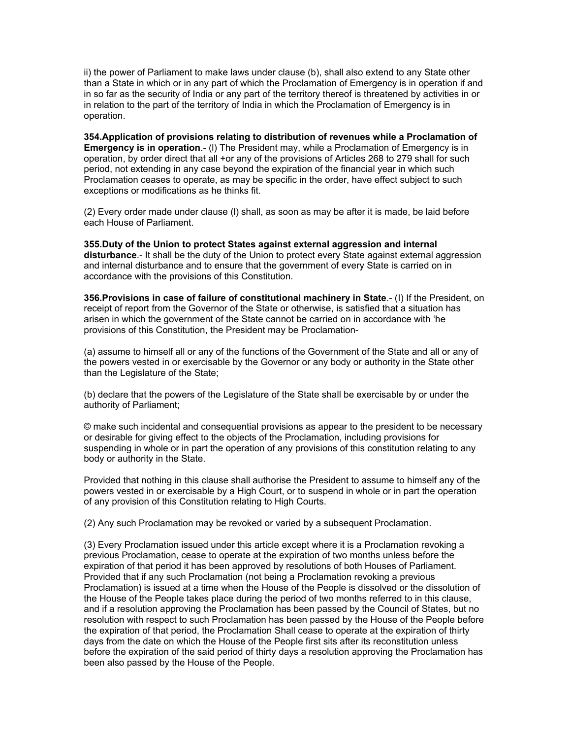ii) the power of Parliament to make laws under clause (b), shall also extend to any State other than a State in which or in any part of which the Proclamation of Emergency is in operation if and in so far as the security of India or any part of the territory thereof is threatened by activities in or in relation to the part of the territory of India in which the Proclamation of Emergency is in operation.

**354.Application of provisions relating to distribution of revenues while a Proclamation of Emergency is in operation**.- (l) The President may, while a Proclamation of Emergency is in operation, by order direct that all +or any of the provisions of Articles 268 to 279 shall for such period, not extending in any case beyond the expiration of the financial year in which such Proclamation ceases to operate, as may be specific in the order, have effect subject to such exceptions or modifications as he thinks fit.

(2) Every order made under clause (l) shall, as soon as may be after it is made, be laid before each House of Parliament.

**355.Duty of the Union to protect States against external aggression and internal disturbance**.- It shall be the duty of the Union to protect every State against external aggression and internal disturbance and to ensure that the government of every State is carried on in accordance with the provisions of this Constitution.

**356.Provisions in case of failure of constitutional machinery in State**.- (I) If the President, on receipt of report from the Governor of the State or otherwise, is satisfied that a situation has arisen in which the government of the State cannot be carried on in accordance with ‘he provisions of this Constitution, the President may be Proclamation-

(a) assume to himself all or any of the functions of the Government of the State and all or any of the powers vested in or exercisable by the Governor or any body or authority in the State other than the Legislature of the State;

(b) declare that the powers of the Legislature of the State shall be exercisable by or under the authority of Parliament;

© make such incidental and consequential provisions as appear to the president to be necessary or desirable for giving effect to the objects of the Proclamation, including provisions for suspending in whole or in part the operation of any provisions of this constitution relating to any body or authority in the State.

Provided that nothing in this clause shall authorise the President to assume to himself any of the powers vested in or exercisable by a High Court, or to suspend in whole or in part the operation of any provision of this Constitution relating to High Courts.

(2) Any such Proclamation may be revoked or varied by a subsequent Proclamation.

(3) Every Proclamation issued under this article except where it is a Proclamation revoking a previous Proclamation, cease to operate at the expiration of two months unless before the expiration of that period it has been approved by resolutions of both Houses of Parliament. Provided that if any such Proclamation (not being a Proclamation revoking a previous Proclamation) is issued at a time when the House of the People is dissolved or the dissolution of the House of the People takes place during the period of two months referred to in this clause, and if a resolution approving the Proclamation has been passed by the Council of States, but no resolution with respect to such Proclamation has been passed by the House of the People before the expiration of that period, the Proclamation Shall cease to operate at the expiration of thirty days from the date on which the House of the People first sits after its reconstitution unless before the expiration of the said period of thirty days a resolution approving the Proclamation has been also passed by the House of the People.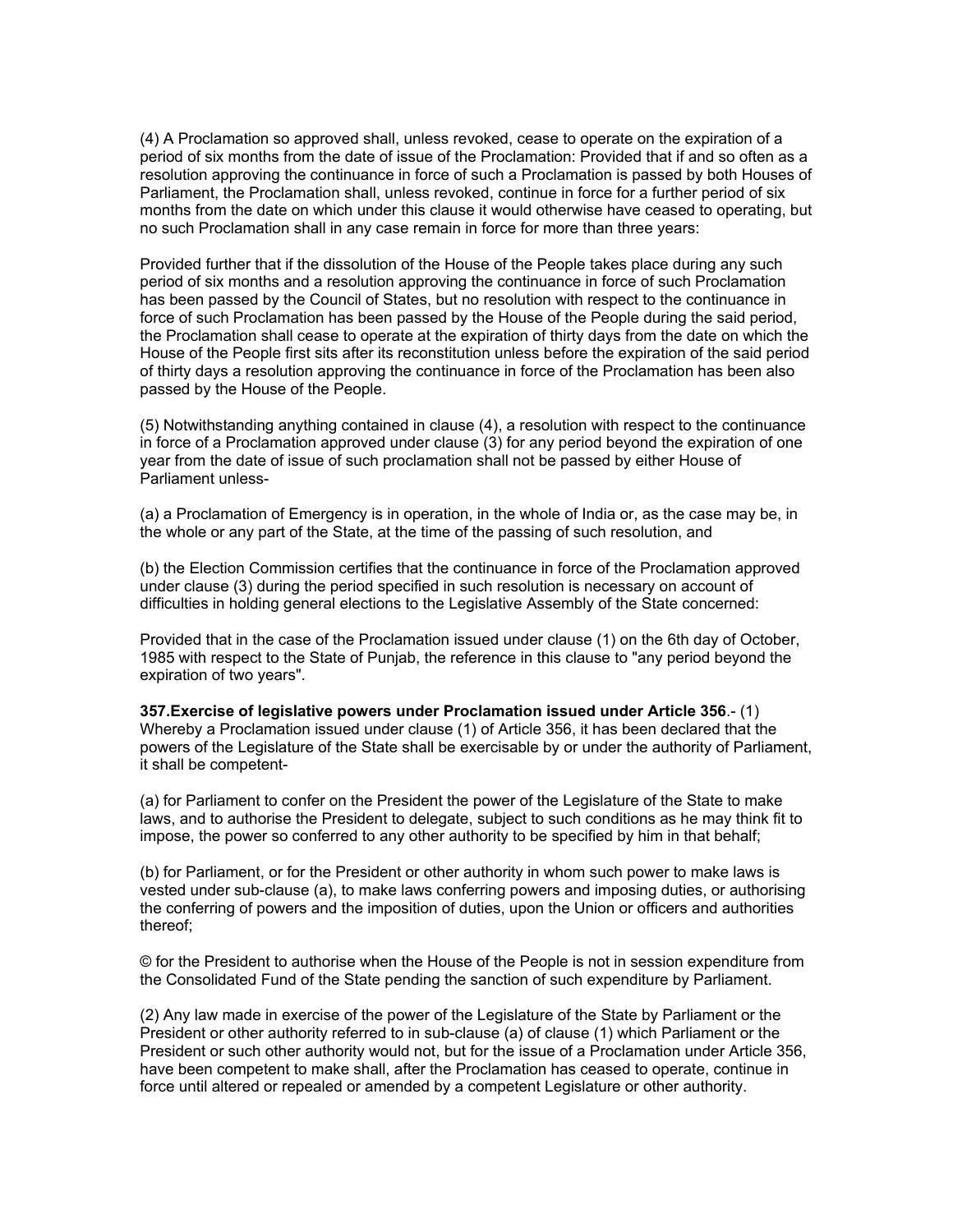(4) A Proclamation so approved shall, unless revoked, cease to operate on the expiration of a period of six months from the date of issue of the Proclamation: Provided that if and so often as a resolution approving the continuance in force of such a Proclamation is passed by both Houses of Parliament, the Proclamation shall, unless revoked, continue in force for a further period of six months from the date on which under this clause it would otherwise have ceased to operating, but no such Proclamation shall in any case remain in force for more than three years:

Provided further that if the dissolution of the House of the People takes place during any such period of six months and a resolution approving the continuance in force of such Proclamation has been passed by the Council of States, but no resolution with respect to the continuance in force of such Proclamation has been passed by the House of the People during the said period, the Proclamation shall cease to operate at the expiration of thirty days from the date on which the House of the People first sits after its reconstitution unless before the expiration of the said period of thirty days a resolution approving the continuance in force of the Proclamation has been also passed by the House of the People.

(5) Notwithstanding anything contained in clause (4), a resolution with respect to the continuance in force of a Proclamation approved under clause (3) for any period beyond the expiration of one year from the date of issue of such proclamation shall not be passed by either House of Parliament unless-

(a) a Proclamation of Emergency is in operation, in the whole of India or, as the case may be, in the whole or any part of the State, at the time of the passing of such resolution, and

(b) the Election Commission certifies that the continuance in force of the Proclamation approved under clause (3) during the period specified in such resolution is necessary on account of difficulties in holding general elections to the Legislative Assembly of the State concerned:

Provided that in the case of the Proclamation issued under clause (1) on the 6th day of October, 1985 with respect to the State of Punjab, the reference in this clause to "any period beyond the expiration of two years".

**357.Exercise of legislative powers under Proclamation issued under Article 356**.- (1) Whereby a Proclamation issued under clause (1) of Article 356, it has been declared that the powers of the Legislature of the State shall be exercisable by or under the authority of Parliament, it shall be competent-

(a) for Parliament to confer on the President the power of the Legislature of the State to make laws, and to authorise the President to delegate, subject to such conditions as he may think fit to impose, the power so conferred to any other authority to be specified by him in that behalf;

(b) for Parliament, or for the President or other authority in whom such power to make laws is vested under sub-clause (a), to make laws conferring powers and imposing duties, or authorising the conferring of powers and the imposition of duties, upon the Union or officers and authorities thereof;

© for the President to authorise when the House of the People is not in session expenditure from the Consolidated Fund of the State pending the sanction of such expenditure by Parliament.

(2) Any law made in exercise of the power of the Legislature of the State by Parliament or the President or other authority referred to in sub-clause (a) of clause (1) which Parliament or the President or such other authority would not, but for the issue of a Proclamation under Article 356, have been competent to make shall, after the Proclamation has ceased to operate, continue in force until altered or repealed or amended by a competent Legislature or other authority.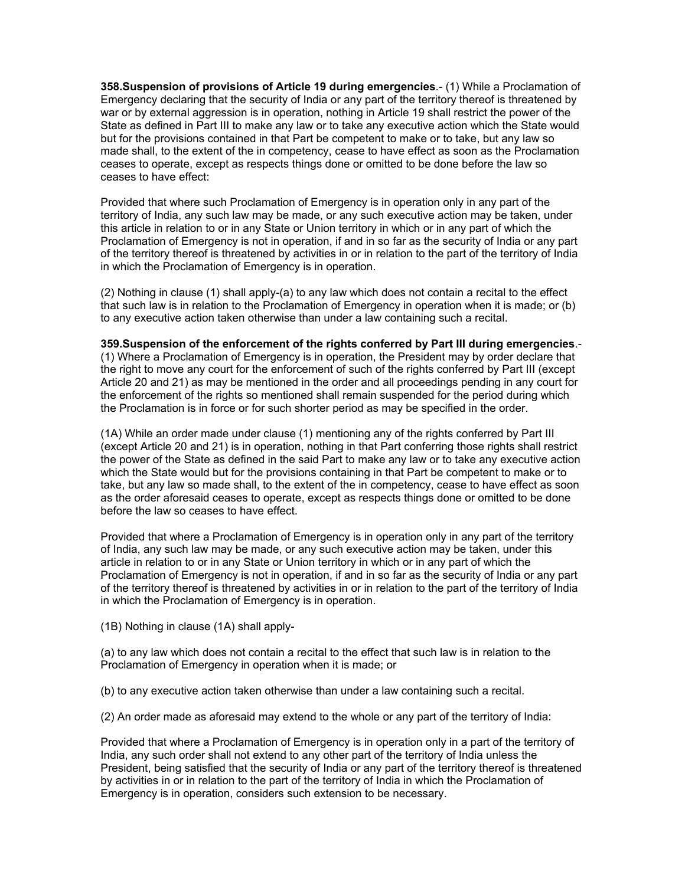**358.Suspension of provisions of Article 19 during emergencies**.- (1) While a Proclamation of Emergency declaring that the security of India or any part of the territory thereof is threatened by war or by external aggression is in operation, nothing in Article 19 shall restrict the power of the State as defined in Part III to make any law or to take any executive action which the State would but for the provisions contained in that Part be competent to make or to take, but any law so made shall, to the extent of the in competency, cease to have effect as soon as the Proclamation ceases to operate, except as respects things done or omitted to be done before the law so ceases to have effect:

Provided that where such Proclamation of Emergency is in operation only in any part of the territory of India, any such law may be made, or any such executive action may be taken, under this article in relation to or in any State or Union territory in which or in any part of which the Proclamation of Emergency is not in operation, if and in so far as the security of India or any part of the territory thereof is threatened by activities in or in relation to the part of the territory of India in which the Proclamation of Emergency is in operation.

(2) Nothing in clause (1) shall apply-(a) to any law which does not contain a recital to the effect that such law is in relation to the Proclamation of Emergency in operation when it is made; or (b) to any executive action taken otherwise than under a law containing such a recital.

**359.Suspension of the enforcement of the rights conferred by Part III during emergencies**.- (1) Where a Proclamation of Emergency is in operation, the President may by order declare that the right to move any court for the enforcement of such of the rights conferred by Part III (except Article 20 and 21) as may be mentioned in the order and all proceedings pending in any court for the enforcement of the rights so mentioned shall remain suspended for the period during which the Proclamation is in force or for such shorter period as may be specified in the order.

(1A) While an order made under clause (1) mentioning any of the rights conferred by Part III (except Article 20 and 21) is in operation, nothing in that Part conferring those rights shall restrict the power of the State as defined in the said Part to make any law or to take any executive action which the State would but for the provisions containing in that Part be competent to make or to take, but any law so made shall, to the extent of the in competency, cease to have effect as soon as the order aforesaid ceases to operate, except as respects things done or omitted to be done before the law so ceases to have effect.

Provided that where a Proclamation of Emergency is in operation only in any part of the territory of India, any such law may be made, or any such executive action may be taken, under this article in relation to or in any State or Union territory in which or in any part of which the Proclamation of Emergency is not in operation, if and in so far as the security of India or any part of the territory thereof is threatened by activities in or in relation to the part of the territory of India in which the Proclamation of Emergency is in operation.

(1B) Nothing in clause (1A) shall apply-

(a) to any law which does not contain a recital to the effect that such law is in relation to the Proclamation of Emergency in operation when it is made; or

(b) to any executive action taken otherwise than under a law containing such a recital.

(2) An order made as aforesaid may extend to the whole or any part of the territory of India:

Provided that where a Proclamation of Emergency is in operation only in a part of the territory of India, any such order shall not extend to any other part of the territory of India unless the President, being satisfied that the security of India or any part of the territory thereof is threatened by activities in or in relation to the part of the territory of India in which the Proclamation of Emergency is in operation, considers such extension to be necessary.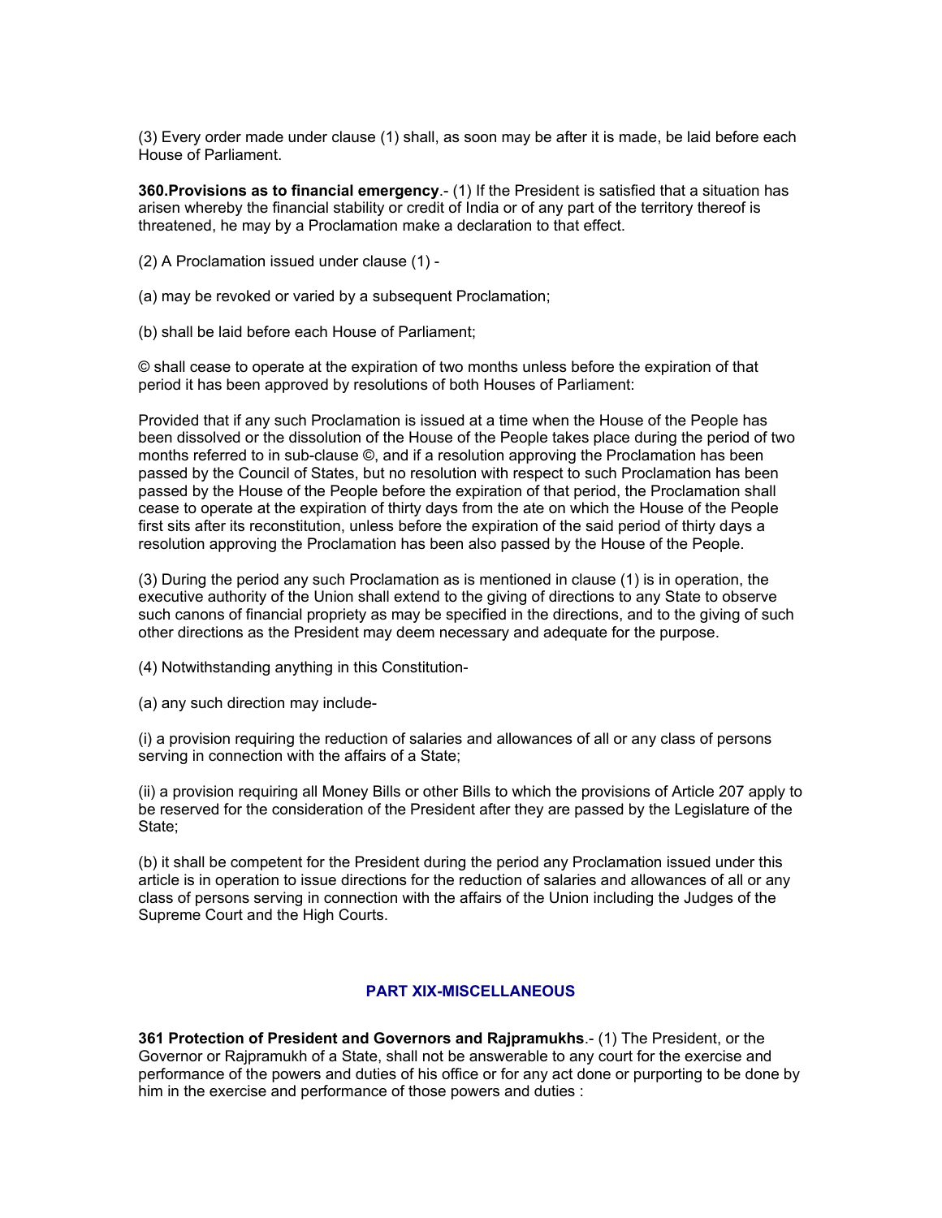(3) Every order made under clause (1) shall, as soon may be after it is made, be laid before each House of Parliament.

**360.Provisions as to financial emergency**.- (1) If the President is satisfied that a situation has arisen whereby the financial stability or credit of India or of any part of the territory thereof is threatened, he may by a Proclamation make a declaration to that effect.

(2) A Proclamation issued under clause (1) -

(a) may be revoked or varied by a subsequent Proclamation;

(b) shall be laid before each House of Parliament;

© shall cease to operate at the expiration of two months unless before the expiration of that period it has been approved by resolutions of both Houses of Parliament:

Provided that if any such Proclamation is issued at a time when the House of the People has been dissolved or the dissolution of the House of the People takes place during the period of two months referred to in sub-clause ©, and if a resolution approving the Proclamation has been passed by the Council of States, but no resolution with respect to such Proclamation has been passed by the House of the People before the expiration of that period, the Proclamation shall cease to operate at the expiration of thirty days from the ate on which the House of the People first sits after its reconstitution, unless before the expiration of the said period of thirty days a resolution approving the Proclamation has been also passed by the House of the People.

(3) During the period any such Proclamation as is mentioned in clause (1) is in operation, the executive authority of the Union shall extend to the giving of directions to any State to observe such canons of financial propriety as may be specified in the directions, and to the giving of such other directions as the President may deem necessary and adequate for the purpose.

(4) Notwithstanding anything in this Constitution-

(a) any such direction may include-

(i) a provision requiring the reduction of salaries and allowances of all or any class of persons serving in connection with the affairs of a State;

(ii) a provision requiring all Money Bills or other Bills to which the provisions of Article 207 apply to be reserved for the consideration of the President after they are passed by the Legislature of the State;

(b) it shall be competent for the President during the period any Proclamation issued under this article is in operation to issue directions for the reduction of salaries and allowances of all or any class of persons serving in connection with the affairs of the Union including the Judges of the Supreme Court and the High Courts.

## PART XIX-MISCELLANEOUS

**361 Protection of President and Governors and Rajpramukhs**.- (1) The President, or the Governor or Rajpramukh of a State, shall not be answerable to any court for the exercise and performance of the powers and duties of his office or for any act done or purporting to be done by him in the exercise and performance of those powers and duties :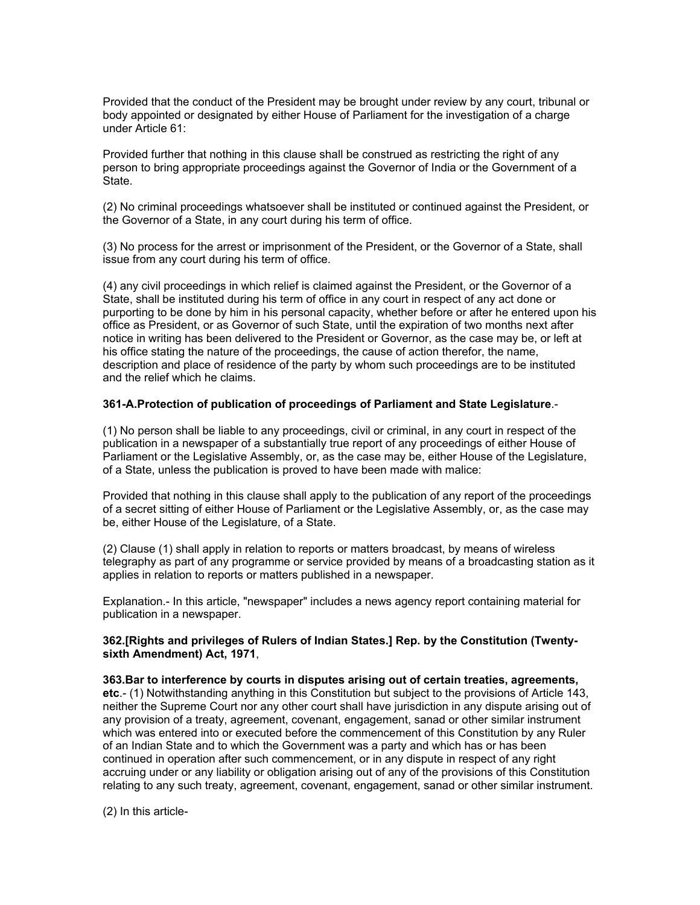Provided that the conduct of the President may be brought under review by any court, tribunal or body appointed or designated by either House of Parliament for the investigation of a charge under Article 61:

Provided further that nothing in this clause shall be construed as restricting the right of any person to bring appropriate proceedings against the Governor of India or the Government of a State.

(2) No criminal proceedings whatsoever shall be instituted or continued against the President, or the Governor of a State, in any court during his term of office.

(3) No process for the arrest or imprisonment of the President, or the Governor of a State, shall issue from any court during his term of office.

(4) any civil proceedings in which relief is claimed against the President, or the Governor of a State, shall be instituted during his term of office in any court in respect of any act done or purporting to be done by him in his personal capacity, whether before or after he entered upon his office as President, or as Governor of such State, until the expiration of two months next after notice in writing has been delivered to the President or Governor, as the case may be, or left at his office stating the nature of the proceedings, the cause of action therefor, the name, description and place of residence of the party by whom such proceedings are to be instituted and the relief which he claims.

**361-A.Protection of publication of proceedings of Parliament and State Legislature**.-

(1) No person shall be liable to any proceedings, civil or criminal, in any court in respect of the publication in a newspaper of a substantially true report of any proceedings of either House of Parliament or the Legislative Assembly, or, as the case may be, either House of the Legislature, of a State, unless the publication is proved to have been made with malice:

Provided that nothing in this clause shall apply to the publication of any report of the proceedings of a secret sitting of either House of Parliament or the Legislative Assembly, or, as the case may be, either House of the Legislature, of a State.

(2) Clause (1) shall apply in relation to reports or matters broadcast, by means of wireless telegraphy as part of any programme or service provided by means of a broadcasting station as it applies in relation to reports or matters published in a newspaper.

Explanation.- In this article, "newspaper" includes a news agency report containing material for publication in a newspaper.

**362.[Rights and privileges of Rulers of Indian States.] Rep. by the Constitution (Twenty-sixth Amendment) Act, 1971**,

**363.Bar to interference by courts in disputes arising out of certain treaties, agreements, etc**.- (1) Notwithstanding anything in this Constitution but subject to the provisions of Article 143, neither the Supreme Court nor any other court shall have jurisdiction in any dispute arising out of any provision of a treaty, agreement, covenant, engagement, sanad or other similar instrument which was entered into or executed before the commencement of this Constitution by any Ruler of an Indian State and to which the Government was a party and which has or has been continued in operation after such commencement, or in any dispute in respect of any right accruing under or any liability or obligation arising out of any of the provisions of this Constitution relating to any such treaty, agreement, covenant, engagement, sanad or other similar instrument.

(2) In this article-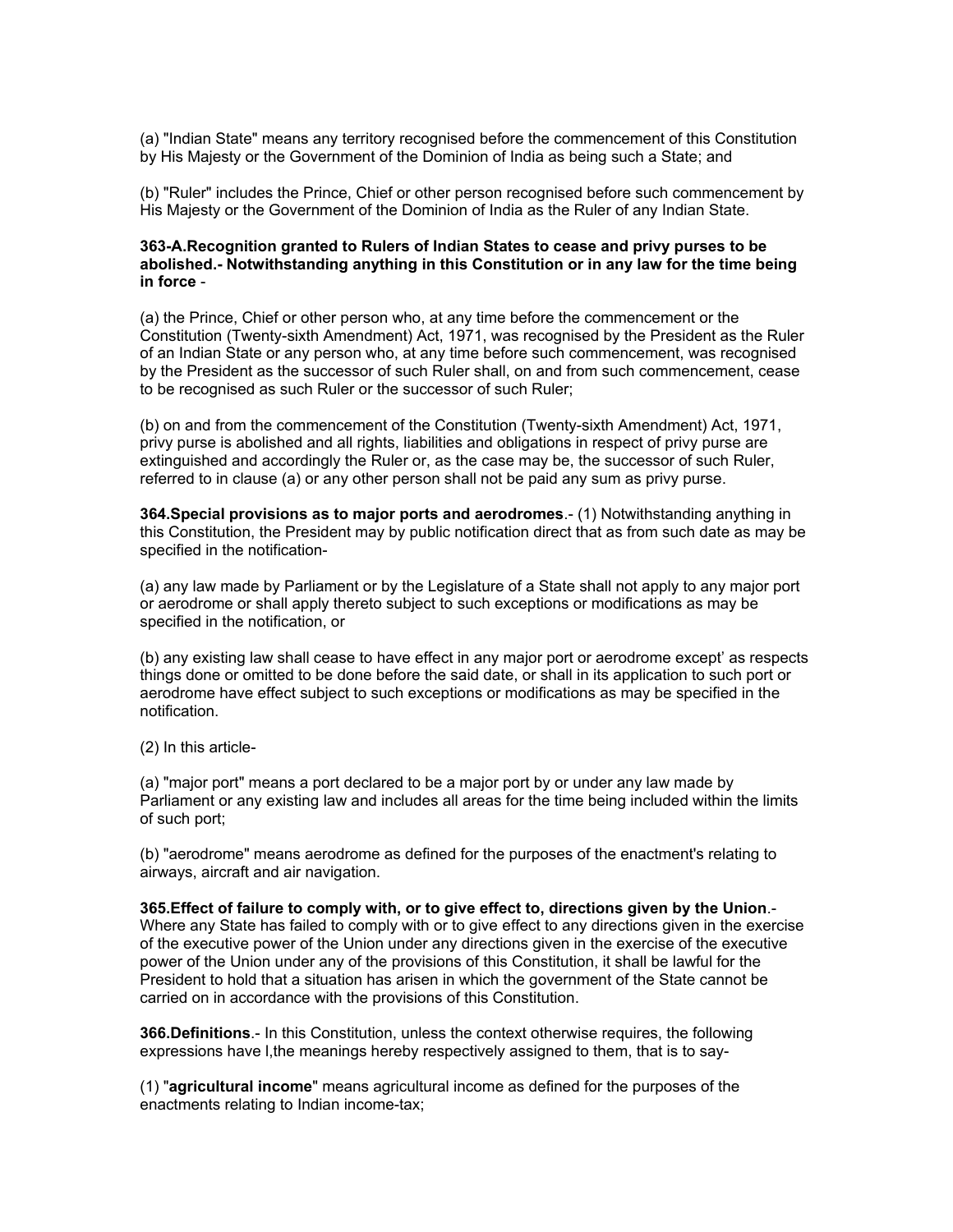(a) "Indian State" means any territory recognised before the commencement of this Constitution by His Majesty or the Government of the Dominion of India as being such a State; and

(b) "Ruler" includes the Prince, Chief or other person recognised before such commencement by His Majesty or the Government of the Dominion of India as the Ruler of any Indian State.

**363-A.Recognition granted to Rulers of Indian States to cease and privy purses to be abolished.- Notwithstanding anything in this Constitution or in any law for the time being in force** -

(a) the Prince, Chief or other person who, at any time before the commencement or the Constitution (Twenty-sixth Amendment) Act, 1971, was recognised by the President as the Ruler of an Indian State or any person who, at any time before such commencement, was recognised by the President as the successor of such Ruler shall, on and from such commencement, cease to be recognised as such Ruler or the successor of such Ruler;

(b) on and from the commencement of the Constitution (Twenty-sixth Amendment) Act, 1971, privy purse is abolished and all rights, liabilities and obligations in respect of privy purse are extinguished and accordingly the Ruler or, as the case may be, the successor of such Ruler, referred to in clause (a) or any other person shall not be paid any sum as privy purse.

**364.Special provisions as to major ports and aerodromes**.- (1) Notwithstanding anything in this Constitution, the President may by public notification direct that as from such date as may be specified in the notification-

(a) any law made by Parliament or by the Legislature of a State shall not apply to any major port or aerodrome or shall apply thereto subject to such exceptions or modifications as may be specified in the notification, or

(b) any existing law shall cease to have effect in any major port or aerodrome except' as respects things done or omitted to be done before the said date, or shall in its application to such port or aerodrome have effect subject to such exceptions or modifications as may be specified in the notification.

(2) In this article-

(a) "major port" means a port declared to be a major port by or under any law made by Parliament or any existing law and includes all areas for the time being included within the limits of such port;

(b) "aerodrome" means aerodrome as defined for the purposes of the enactment's relating to airways, aircraft and air navigation.

**365.Effect of failure to comply with, or to give effect to, directions given by the Union**.- Where any State has failed to comply with or to give effect to any directions given in the exercise of the executive power of the Union under any directions given in the exercise of the executive power of the Union under any of the provisions of this Constitution, it shall be lawful for the President to hold that a situation has arisen in which the government of the State cannot be carried on in accordance with the provisions of this Constitution.

**366.Definitions**.- In this Constitution, unless the context otherwise requires, the following expressions have l,the meanings hereby respectively assigned to them, that is to say-

(1) "**agricultural income**" means agricultural income as defined for the purposes of the enactments relating to Indian income-tax;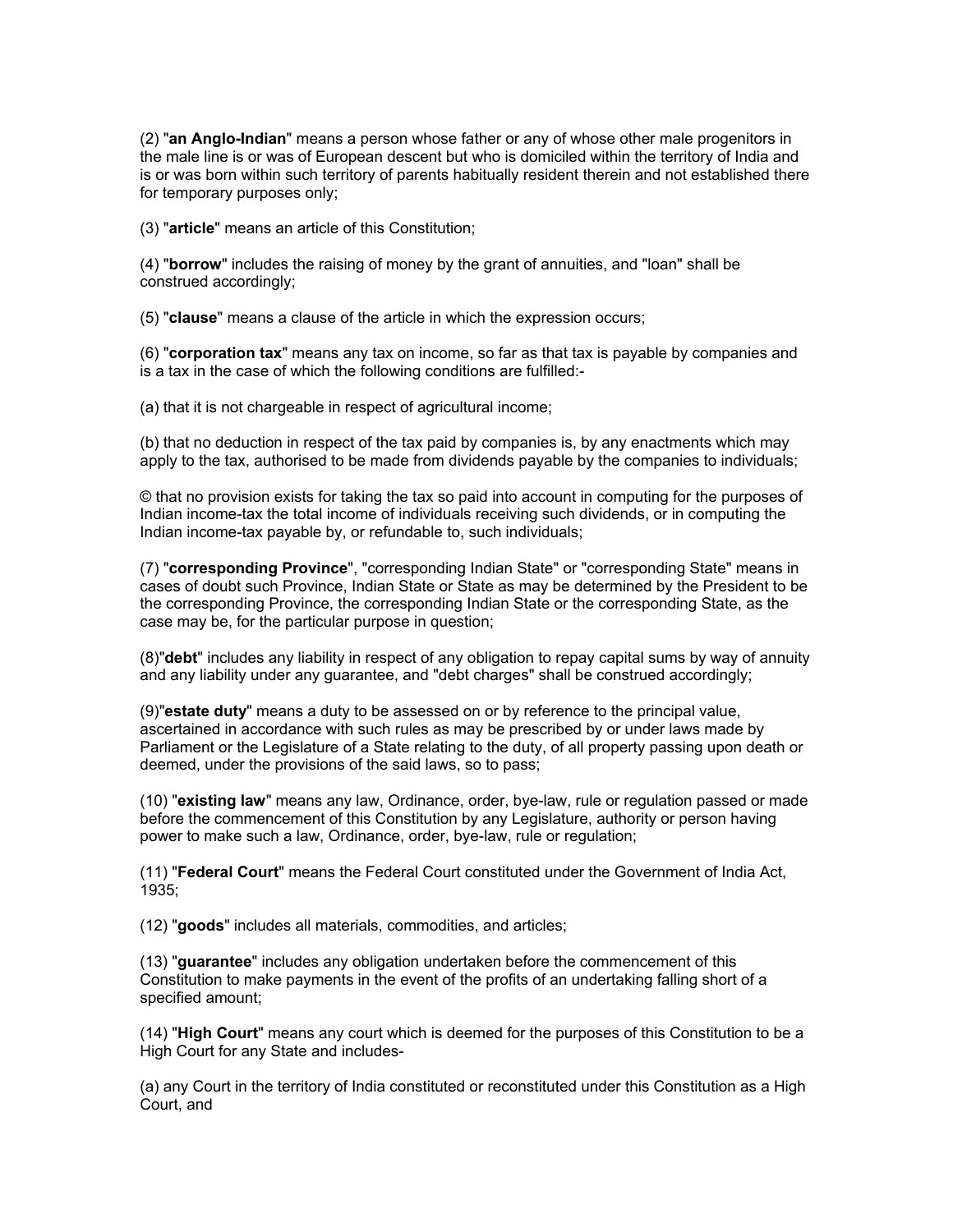(2) "**an Anglo-Indian**" means a person whose father or any of whose other male progenitors in the male line is or was of European descent but who is domiciled within the territory of India and is or was born within such territory of parents habitually resident therein and not established there for temporary purposes only;

(3) "**article**" means an article of this Constitution;

(4) "**borrow**" includes the raising of money by the grant of annuities, and "loan" shall be construed accordingly;

(5) "**clause**" means a clause of the article in which the expression occurs;

(6) "**corporation tax**" means any tax on income, so far as that tax is payable by companies and is a tax in the case of which the following conditions are fulfilled:-

(a) that it is not chargeable in respect of agricultural income;

(b) that no deduction in respect of the tax paid by companies is, by any enactments which may apply to the tax, authorised to be made from dividends payable by the companies to individuals;

© that no provision exists for taking the tax so paid into account in computing for the purposes of Indian income-tax the total income of individuals receiving such dividends, or in computing the Indian income-tax payable by, or refundable to, such individuals;

(7) "**corresponding Province**", "corresponding Indian State" or "corresponding State" means in cases of doubt such Province, Indian State or State as may be determined by the President to be the corresponding Province, the corresponding Indian State or the corresponding State, as the case may be, for the particular purpose in question;

(8)"**debt**" includes any liability in respect of any obligation to repay capital sums by way of annuity and any liability under any guarantee, and "debt charges" shall be construed accordingly;

(9)"**estate duty**" means a duty to be assessed on or by reference to the principal value, ascertained in accordance with such rules as may be prescribed by or under laws made by Parliament or the Legislature of a State relating to the duty, of all property passing upon death or deemed, under the provisions of the said laws, so to pass;

(10) "**existing law**" means any law, Ordinance, order, bye-law, rule or regulation passed or made before the commencement of this Constitution by any Legislature, authority or person having power to make such a law, Ordinance, order, bye-law, rule or regulation;

(11) "**Federal Court**" means the Federal Court constituted under the Government of India Act, 1935;

(12) "**goods**" includes all materials, commodities, and articles;

(13) "**guarantee**" includes any obligation undertaken before the commencement of this Constitution to make payments in the event of the profits of an undertaking falling short of a specified amount;

(14) "**High Court**" means any court which is deemed for the purposes of this Constitution to be a High Court for any State and includes-

(a) any Court in the territory of India constituted or reconstituted under this Constitution as a High Court, and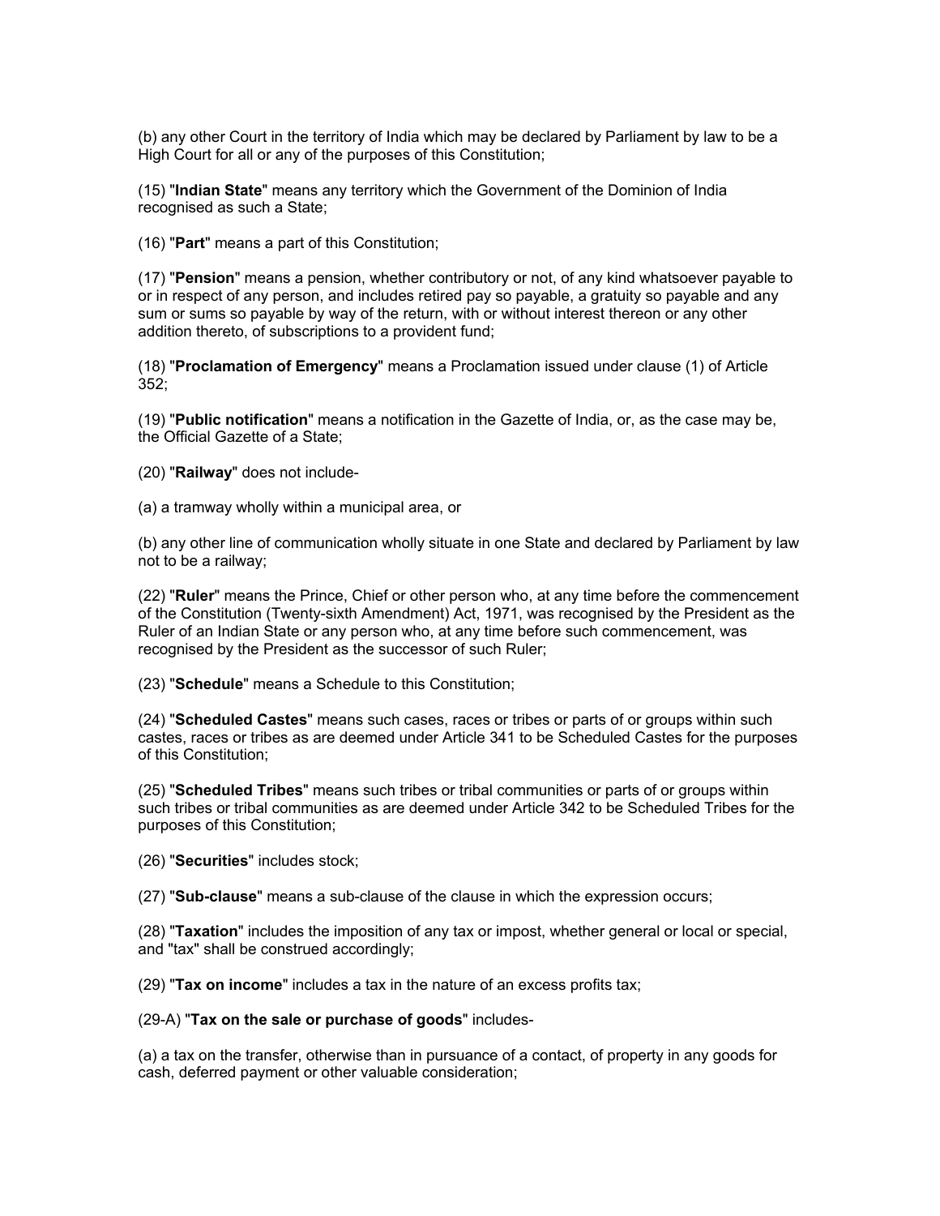(b) any other Court in the territory of India which may be declared by Parliament by law to be a High Court for all or any of the purposes of this Constitution;

(15) "**Indian State**" means any territory which the Government of the Dominion of India recognised as such a State;

(16) "**Part**" means a part of this Constitution;

(17) "**Pension**" means a pension, whether contributory or not, of any kind whatsoever payable to or in respect of any person, and includes retired pay so payable, a gratuity so payable and any sum or sums so payable by way of the return, with or without interest thereon or any other addition thereto, of subscriptions to a provident fund;

(18) "**Proclamation of Emergency**" means a Proclamation issued under clause (1) of Article 352;

(19) "**Public notification**" means a notification in the Gazette of India, or, as the case may be, the Official Gazette of a State;

(20) "**Railway**" does not include-

(a) a tramway wholly within a municipal area, or

(b) any other line of communication wholly situate in one State and declared by Parliament by law not to be a railway;

(22) "**Ruler**" means the Prince, Chief or other person who, at any time before the commencement of the Constitution (Twenty-sixth Amendment) Act, 1971, was recognised by the President as the Ruler of an Indian State or any person who, at any time before such commencement, was recognised by the President as the successor of such Ruler;

(23) "**Schedule**" means a Schedule to this Constitution;

(24) "**Scheduled Castes**" means such cases, races or tribes or parts of or groups within such castes, races or tribes as are deemed under Article 341 to be Scheduled Castes for the purposes of this Constitution;

(25) "**Scheduled Tribes**" means such tribes or tribal communities or parts of or groups within such tribes or tribal communities as are deemed under Article 342 to be Scheduled Tribes for the purposes of this Constitution;

(26) "**Securities**" includes stock;

(27) "**Sub-clause**" means a sub-clause of the clause in which the expression occurs;

(28) "**Taxation**" includes the imposition of any tax or impost, whether general or local or special, and "tax" shall be construed accordingly;

(29) "**Tax on income**" includes a tax in the nature of an excess profits tax;

(29-A) "**Tax on the sale or purchase of goods**" includes-

(a) a tax on the transfer, otherwise than in pursuance of a contact, of property in any goods for cash, deferred payment or other valuable consideration;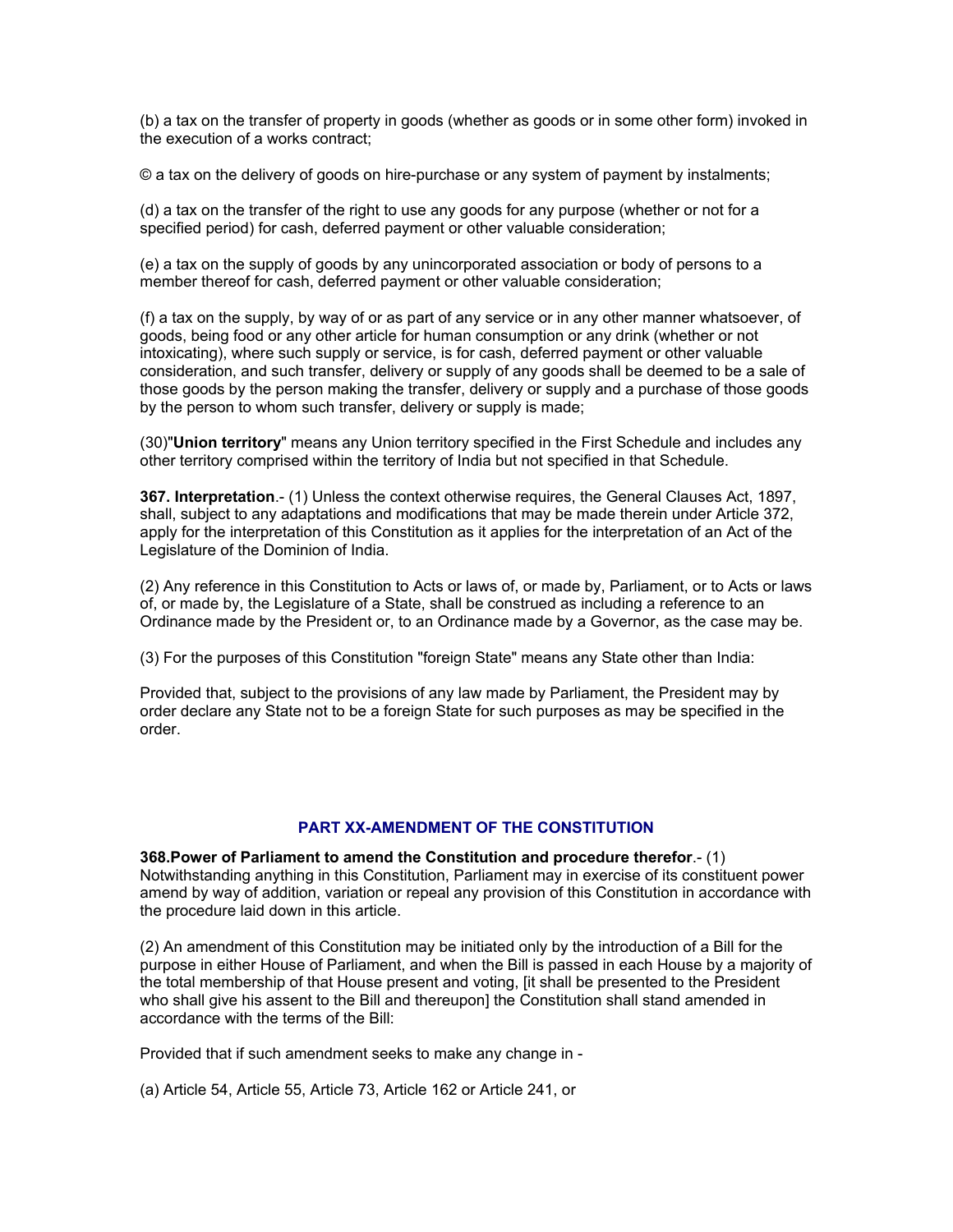(b) a tax on the transfer of property in goods (whether as goods or in some other form) invoked in the execution of a works contract;

© a tax on the delivery of goods on hire-purchase or any system of payment by instalments;

(d) a tax on the transfer of the right to use any goods for any purpose (whether or not for a specified period) for cash, deferred payment or other valuable consideration;

(e) a tax on the supply of goods by any unincorporated association or body of persons to a member thereof for cash, deferred payment or other valuable consideration;

(f) a tax on the supply, by way of or as part of any service or in any other manner whatsoever, of goods, being food or any other article for human consumption or any drink (whether or not intoxicating), where such supply or service, is for cash, deferred payment or other valuable consideration, and such transfer, delivery or supply of any goods shall be deemed to be a sale of those goods by the person making the transfer, delivery or supply and a purchase of those goods by the person to whom such transfer, delivery or supply is made;

(30)"**Union territory**" means any Union territory specified in the First Schedule and includes any other territory comprised within the territory of India but not specified in that Schedule.

**367. Interpretation**.- (1) Unless the context otherwise requires, the General Clauses Act, 1897, shall, subject to any adaptations and modifications that may be made therein under Article 372, apply for the interpretation of this Constitution as it applies for the interpretation of an Act of the Legislature of the Dominion of India.

(2) Any reference in this Constitution to Acts or laws of, or made by, Parliament, or to Acts or laws of, or made by, the Legislature of a State, shall be construed as including a reference to an Ordinance made by the President or, to an Ordinance made by a Governor, as the case may be.

(3) For the purposes of this Constitution "foreign State" means any State other than India:

Provided that, subject to the provisions of any law made by Parliament, the President may by order declare any State not to be a foreign State for such purposes as may be specified in the order.

## PART XX-AMENDMENT OF THE CONSTITUTION

**368.Power of Parliament to amend the Constitution and procedure therefor**.- (1) Notwithstanding anything in this Constitution, Parliament may in exercise of its constituent power amend by way of addition, variation or repeal any provision of this Constitution in accordance with the procedure laid down in this article.

(2) An amendment of this Constitution may be initiated only by the introduction of a Bill for the purpose in either House of Parliament, and when the Bill is passed in each House by a majority of the total membership of that House present and voting, [it shall be presented to the President who shall give his assent to the Bill and thereupon] the Constitution shall stand amended in accordance with the terms of the Bill:

Provided that if such amendment seeks to make any change in -

(a) Article 54, Article 55, Article 73, Article 162 or Article 241, or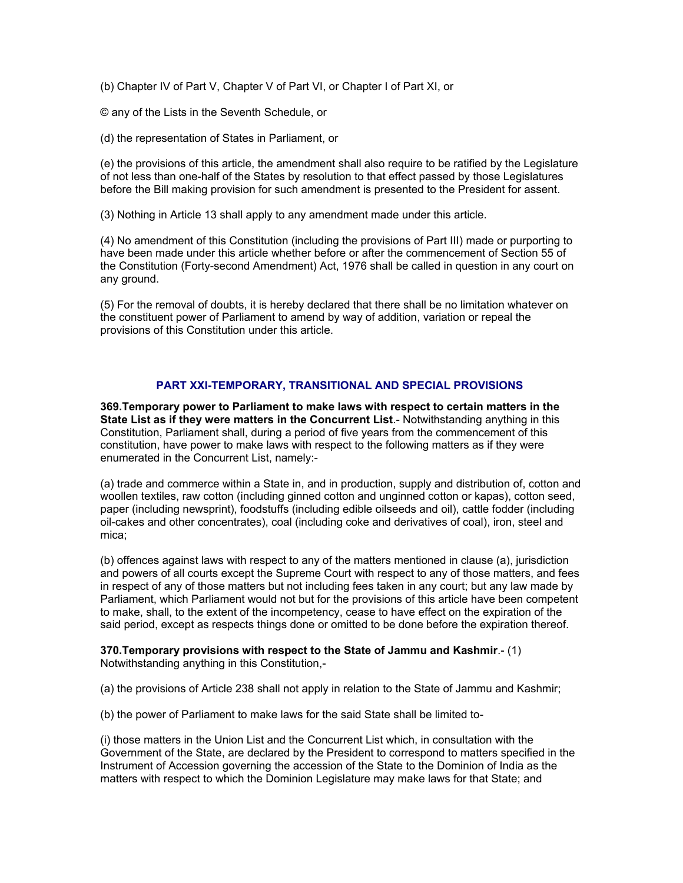(b) Chapter IV of Part V, Chapter V of Part VI, or Chapter I of Part XI, or

© any of the Lists in the Seventh Schedule, or

(d) the representation of States in Parliament, or

(e) the provisions of this article, the amendment shall also require to be ratified by the Legislature of not less than one-half of the States by resolution to that effect passed by those Legislatures before the Bill making provision for such amendment is presented to the President for assent.

(3) Nothing in Article 13 shall apply to any amendment made under this article.

(4) No amendment of this Constitution (including the provisions of Part III) made or purporting to have been made under this article whether before or after the commencement of Section 55 of the Constitution (Forty-second Amendment) Act, 1976 shall be called in question in any court on any ground.

(5) For the removal of doubts, it is hereby declared that there shall be no limitation whatever on the constituent power of Parliament to amend by way of addition, variation or repeal the provisions of this Constitution under this article.

## PART XXI-TEMPORARY, TRANSITIONAL AND SPECIAL PROVISIONS

**369.Temporary power to Parliament to make laws with respect to certain matters in the State List as if they were matters in the Concurrent List**.- Notwithstanding anything in this Constitution, Parliament shall, during a period of five years from the commencement of this constitution, have power to make laws with respect to the following matters as if they were enumerated in the Concurrent List, namely:-

(a) trade and commerce within a State in, and in production, supply and distribution of, cotton and woollen textiles, raw cotton (including ginned cotton and unginned cotton or kapas), cotton seed, paper (including newsprint), foodstuffs (including edible oilseeds and oil), cattle fodder (including oil-cakes and other concentrates), coal (including coke and derivatives of coal), iron, steel and mica;

(b) offences against laws with respect to any of the matters mentioned in clause (a), jurisdiction and powers of all courts except the Supreme Court with respect to any of those matters, and fees in respect of any of those matters but not including fees taken in any court; but any law made by Parliament, which Parliament would not but for the provisions of this article have been competent to make, shall, to the extent of the incompetency, cease to have effect on the expiration of the said period, except as respects things done or omitted to be done before the expiration thereof.

**370.Temporary provisions with respect to the State of Jammu and Kashmir**.- (1) Notwithstanding anything in this Constitution,-

(a) the provisions of Article 238 shall not apply in relation to the State of Jammu and Kashmir;

(b) the power of Parliament to make laws for the said State shall be limited to-

(i) those matters in the Union List and the Concurrent List which, in consultation with the Government of the State, are declared by the President to correspond to matters specified in the Instrument of Accession governing the accession of the State to the Dominion of India as the matters with respect to which the Dominion Legislature may make laws for that State; and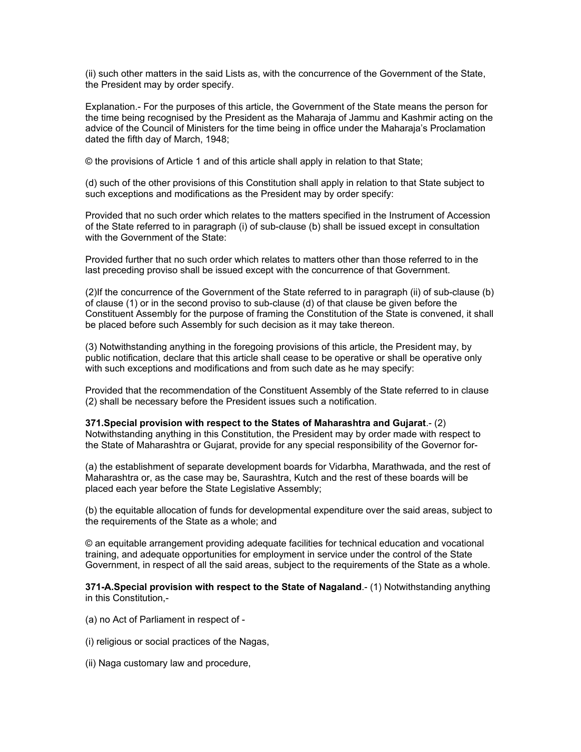(ii) such other matters in the said Lists as, with the concurrence of the Government of the State, the President may by order specify.

Explanation.- For the purposes of this article, the Government of the State means the person for the time being recognised by the President as the Maharaja of Jammu and Kashmir acting on the advice of the Council of Ministers for the time being in office under the Maharaja's Proclamation dated the fifth day of March, 1948;

© the provisions of Article 1 and of this article shall apply in relation to that State;

(d) such of the other provisions of this Constitution shall apply in relation to that State subject to such exceptions and modifications as the President may by order specify:

Provided that no such order which relates to the matters specified in the Instrument of Accession of the State referred to in paragraph (i) of sub-clause (b) shall be issued except in consultation with the Government of the State:

Provided further that no such order which relates to matters other than those referred to in the last preceding proviso shall be issued except with the concurrence of that Government.

(2)If the concurrence of the Government of the State referred to in paragraph (ii) of sub-clause (b) of clause (1) or in the second proviso to sub-clause (d) of that clause be given before the Constituent Assembly for the purpose of framing the Constitution of the State is convened, it shall be placed before such Assembly for such decision as it may take thereon.

(3) Notwithstanding anything in the foregoing provisions of this article, the President may, by public notification, declare that this article shall cease to be operative or shall be operative only with such exceptions and modifications and from such date as he may specify:

Provided that the recommendation of the Constituent Assembly of the State referred to in clause (2) shall be necessary before the President issues such a notification.

**371.Special provision with respect to the States of Maharashtra and Gujarat**.- (2) Notwithstanding anything in this Constitution, the President may by order made with respect to the State of Maharashtra or Gujarat, provide for any special responsibility of the Governor for-

(a) the establishment of separate development boards for Vidarbha, Marathwada, and the rest of Maharashtra or, as the case may be, Saurashtra, Kutch and the rest of these boards will be placed each year before the State Legislative Assembly;

(b) the equitable allocation of funds for developmental expenditure over the said areas, subject to the requirements of the State as a whole; and

© an equitable arrangement providing adequate facilities for technical education and vocational training, and adequate opportunities for employment in service under the control of the State Government, in respect of all the said areas, subject to the requirements of the State as a whole.

**371-A.Special provision with respect to the State of Nagaland**.- (1) Notwithstanding anything in this Constitution,-

(a) no Act of Parliament in respect of -

(i) religious or social practices of the Nagas,

(ii) Naga customary law and procedure,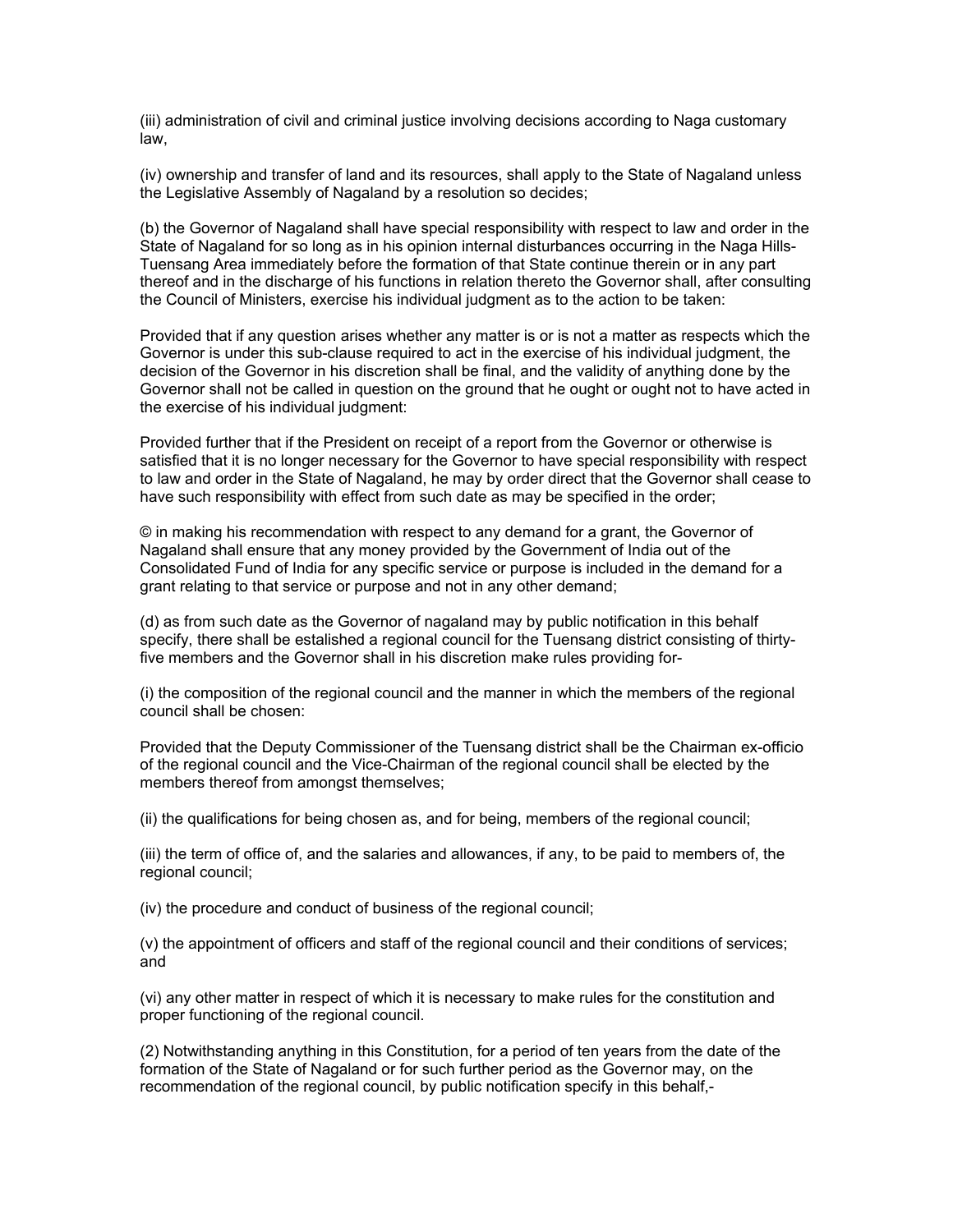(iii) administration of civil and criminal justice involving decisions according to Naga customary law,

(iv) ownership and transfer of land and its resources, shall apply to the State of Nagaland unless the Legislative Assembly of Nagaland by a resolution so decides;

(b) the Governor of Nagaland shall have special responsibility with respect to law and order in the State of Nagaland for so long as in his opinion internal disturbances occurring in the Naga Hills-Tuensang Area immediately before the formation of that State continue therein or in any part thereof and in the discharge of his functions in relation thereto the Governor shall, after consulting the Council of Ministers, exercise his individual judgment as to the action to be taken:

Provided that if any question arises whether any matter is or is not a matter as respects which the Governor is under this sub-clause required to act in the exercise of his individual judgment, the decision of the Governor in his discretion shall be final, and the validity of anything done by the Governor shall not be called in question on the ground that he ought or ought not to have acted in the exercise of his individual judgment:

Provided further that if the President on receipt of a report from the Governor or otherwise is satisfied that it is no longer necessary for the Governor to have special responsibility with respect to law and order in the State of Nagaland, he may by order direct that the Governor shall cease to have such responsibility with effect from such date as may be specified in the order;

© in making his recommendation with respect to any demand for a grant, the Governor of Nagaland shall ensure that any money provided by the Government of India out of the Consolidated Fund of India for any specific service or purpose is included in the demand for a grant relating to that service or purpose and not in any other demand;

(d) as from such date as the Governor of nagaland may by public notification in this behalf specify, there shall be estalished a regional council for the Tuensang district consisting of thirty-five members and the Governor shall in his discretion make rules providing for-

(i) the composition of the regional council and the manner in which the members of the regional council shall be chosen:

Provided that the Deputy Commissioner of the Tuensang district shall be the Chairman ex-officio of the regional council and the Vice-Chairman of the regional council shall be elected by the members thereof from amongst themselves;

(ii) the qualifications for being chosen as, and for being, members of the regional council;

(iii) the term of office of, and the salaries and allowances, if any, to be paid to members of, the regional council;

(iv) the procedure and conduct of business of the regional council;

(v) the appointment of officers and staff of the regional council and their conditions of services; and

(vi) any other matter in respect of which it is necessary to make rules for the constitution and proper functioning of the regional council.

(2) Notwithstanding anything in this Constitution, for a period of ten years from the date of the formation of the State of Nagaland or for such further period as the Governor may, on the recommendation of the regional council, by public notification specify in this behalf,-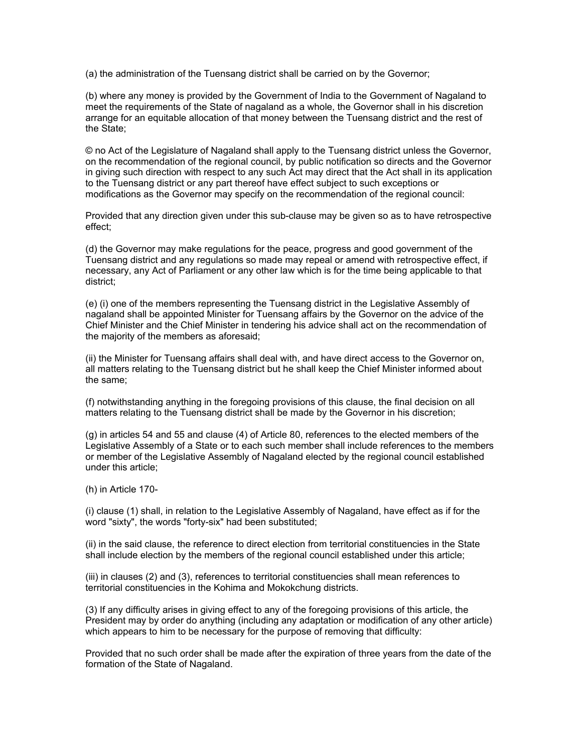(a) the administration of the Tuensang district shall be carried on by the Governor;

(b) where any money is provided by the Government of India to the Government of Nagaland to meet the requirements of the State of nagaland as a whole, the Governor shall in his discretion arrange for an equitable allocation of that money between the Tuensang district and the rest of the State;

© no Act of the Legislature of Nagaland shall apply to the Tuensang district unless the Governor, on the recommendation of the regional council, by public notification so directs and the Governor in giving such direction with respect to any such Act may direct that the Act shall in its application to the Tuensang district or any part thereof have effect subject to such exceptions or modifications as the Governor may specify on the recommendation of the regional council:

Provided that any direction given under this sub-clause may be given so as to have retrospective effect;

(d) the Governor may make regulations for the peace, progress and good government of the Tuensang district and any regulations so made may repeal or amend with retrospective effect, if necessary, any Act of Parliament or any other law which is for the time being applicable to that district;

(e) (i) one of the members representing the Tuensang district in the Legislative Assembly of nagaland shall be appointed Minister for Tuensang affairs by the Governor on the advice of the Chief Minister and the Chief Minister in tendering his advice shall act on the recommendation of the majority of the members as aforesaid;

(ii) the Minister for Tuensang affairs shall deal with, and have direct access to the Governor on, all matters relating to the Tuensang district but he shall keep the Chief Minister informed about the same;

(f) notwithstanding anything in the foregoing provisions of this clause, the final decision on all matters relating to the Tuensang district shall be made by the Governor in his discretion;

(g) in articles 54 and 55 and clause (4) of Article 80, references to the elected members of the Legislative Assembly of a State or to each such member shall include references to the members or member of the Legislative Assembly of Nagaland elected by the regional council established under this article;

(h) in Article 170-

(i) clause (1) shall, in relation to the Legislative Assembly of Nagaland, have effect as if for the word "sixty", the words "forty-six" had been substituted;

(ii) in the said clause, the reference to direct election from territorial constituencies in the State shall include election by the members of the regional council established under this article;

(iii) in clauses (2) and (3), references to territorial constituencies shall mean references to territorial constituencies in the Kohima and Mokokchung districts.

(3) If any difficulty arises in giving effect to any of the foregoing provisions of this article, the President may by order do anything (including any adaptation or modification of any other article) which appears to him to be necessary for the purpose of removing that difficulty:

Provided that no such order shall be made after the expiration of three years from the date of the formation of the State of Nagaland.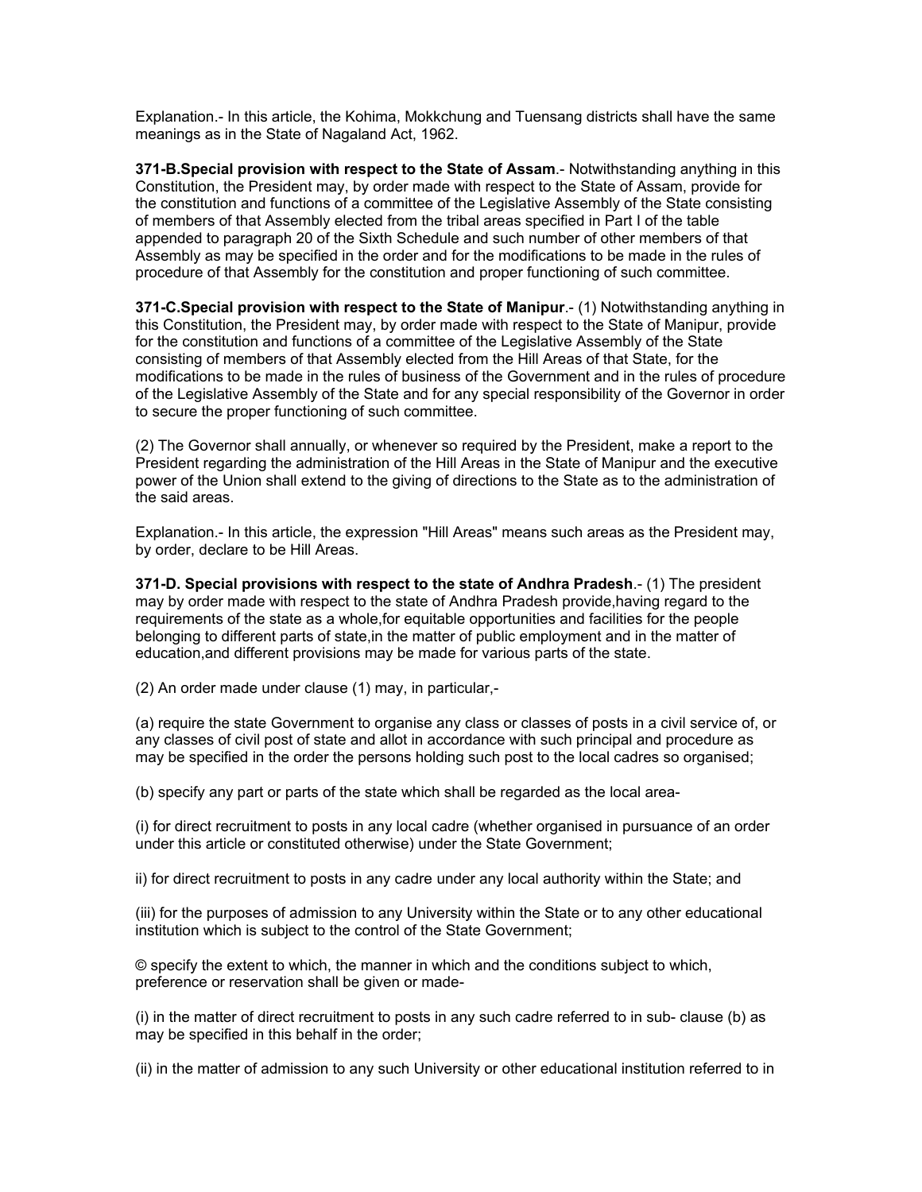Explanation.- In this article, the Kohima, Mokkchung and Tuensang districts shall have the same meanings as in the State of Nagaland Act, 1962.

**371-B.Special provision with respect to the State of Assam**.- Notwithstanding anything in this Constitution, the President may, by order made with respect to the State of Assam, provide for the constitution and functions of a committee of the Legislative Assembly of the State consisting of members of that Assembly elected from the tribal areas specified in Part I of the table appended to paragraph 20 of the Sixth Schedule and such number of other members of that Assembly as may be specified in the order and for the modifications to be made in the rules of procedure of that Assembly for the constitution and proper functioning of such committee.

**371-C.Special provision with respect to the State of Manipur**.- (1) Notwithstanding anything in this Constitution, the President may, by order made with respect to the State of Manipur, provide for the constitution and functions of a committee of the Legislative Assembly of the State consisting of members of that Assembly elected from the Hill Areas of that State, for the modifications to be made in the rules of business of the Government and in the rules of procedure of the Legislative Assembly of the State and for any special responsibility of the Governor in order to secure the proper functioning of such committee.

(2) The Governor shall annually, or whenever so required by the President, make a report to the President regarding the administration of the Hill Areas in the State of Manipur and the executive power of the Union shall extend to the giving of directions to the State as to the administration of the said areas.

Explanation.- In this article, the expression "Hill Areas" means such areas as the President may, by order, declare to be Hill Areas.

**371-D. Special provisions with respect to the state of Andhra Pradesh**.- (1) The president may by order made with respect to the state of Andhra Pradesh provide,having regard to the requirements of the state as a whole,for equitable opportunities and facilities for the people belonging to different parts of state,in the matter of public employment and in the matter of education,and different provisions may be made for various parts of the state.

(2) An order made under clause (1) may, in particular,-

(a) require the state Government to organise any class or classes of posts in a civil service of, or any classes of civil post of state and allot in accordance with such principal and procedure as may be specified in the order the persons holding such post to the local cadres so organised;

(b) specify any part or parts of the state which shall be regarded as the local area-

(i) for direct recruitment to posts in any local cadre (whether organised in pursuance of an order under this article or constituted otherwise) under the State Government;

ii) for direct recruitment to posts in any cadre under any local authority within the State; and

(iii) for the purposes of admission to any University within the State or to any other educational institution which is subject to the control of the State Government;

© specify the extent to which, the manner in which and the conditions subject to which, preference or reservation shall be given or made-

(i) in the matter of direct recruitment to posts in any such cadre referred to in sub- clause (b) as may be specified in this behalf in the order;

(ii) in the matter of admission to any such University or other educational institution referred to in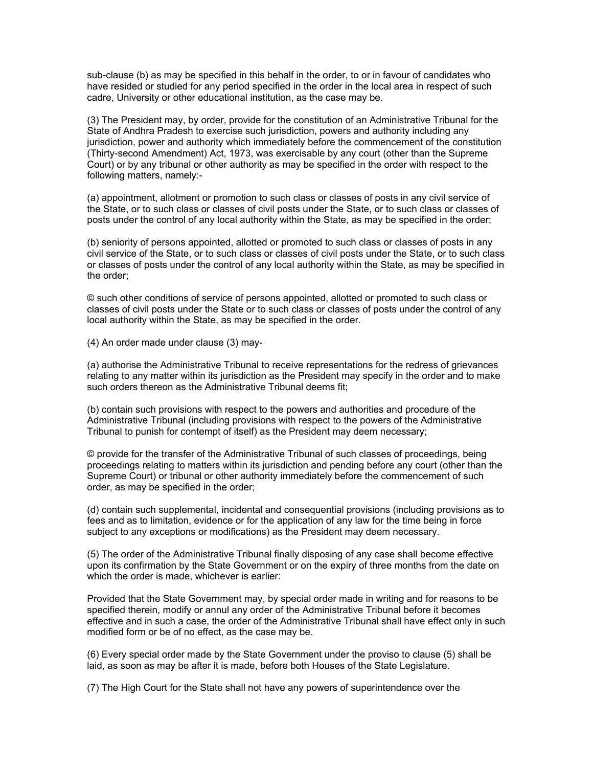sub-clause (b) as may be specified in this behalf in the order, to or in favour of candidates who have resided or studied for any period specified in the order in the local area in respect of such cadre, University or other educational institution, as the case may be.

(3) The President may, by order, provide for the constitution of an Administrative Tribunal for the State of Andhra Pradesh to exercise such jurisdiction, powers and authority including any jurisdiction, power and authority which immediately before the commencement of the constitution (Thirty-second Amendment) Act, 1973, was exercisable by any court (other than the Supreme Court) or by any tribunal or other authority as may be specified in the order with respect to the following matters, namely:-

(a) appointment, allotment or promotion to such class or classes of posts in any civil service of the State, or to such class or classes of civil posts under the State, or to such class or classes of posts under the control of any local authority within the State, as may be specified in the order;

(b) seniority of persons appointed, allotted or promoted to such class or classes of posts in any civil service of the State, or to such class or classes of civil posts under the State, or to such class or classes of posts under the control of any local authority within the State, as may be specified in the order;

© such other conditions of service of persons appointed, allotted or promoted to such class or classes of civil posts under the State or to such class or classes of posts under the control of any local authority within the State, as may be specified in the order.

(4) An order made under clause (3) may-

(a) authorise the Administrative Tribunal to receive representations for the redress of grievances relating to any matter within its jurisdiction as the President may specify in the order and to make such orders thereon as the Administrative Tribunal deems fit;

(b) contain such provisions with respect to the powers and authorities and procedure of the Administrative Tribunal (including provisions with respect to the powers of the Administrative Tribunal to punish for contempt of itself) as the President may deem necessary;

© provide for the transfer of the Administrative Tribunal of such classes of proceedings, being proceedings relating to matters within its jurisdiction and pending before any court (other than the Supreme Court) or tribunal or other authority immediately before the commencement of such order, as may be specified in the order;

(d) contain such supplemental, incidental and consequential provisions (including provisions as to fees and as to limitation, evidence or for the application of any law for the time being in force subject to any exceptions or modifications) as the President may deem necessary.

(5) The order of the Administrative Tribunal finally disposing of any case shall become effective upon its confirmation by the State Government or on the expiry of three months from the date on which the order is made, whichever is earlier:

Provided that the State Government may, by special order made in writing and for reasons to be specified therein, modify or annul any order of the Administrative Tribunal before it becomes effective and in such a case, the order of the Administrative Tribunal shall have effect only in such modified form or be of no effect, as the case may be.

(6) Every special order made by the State Government under the proviso to clause (5) shall be laid, as soon as may be after it is made, before both Houses of the State Legislature.

(7) The High Court for the State shall not have any powers of superintendence over the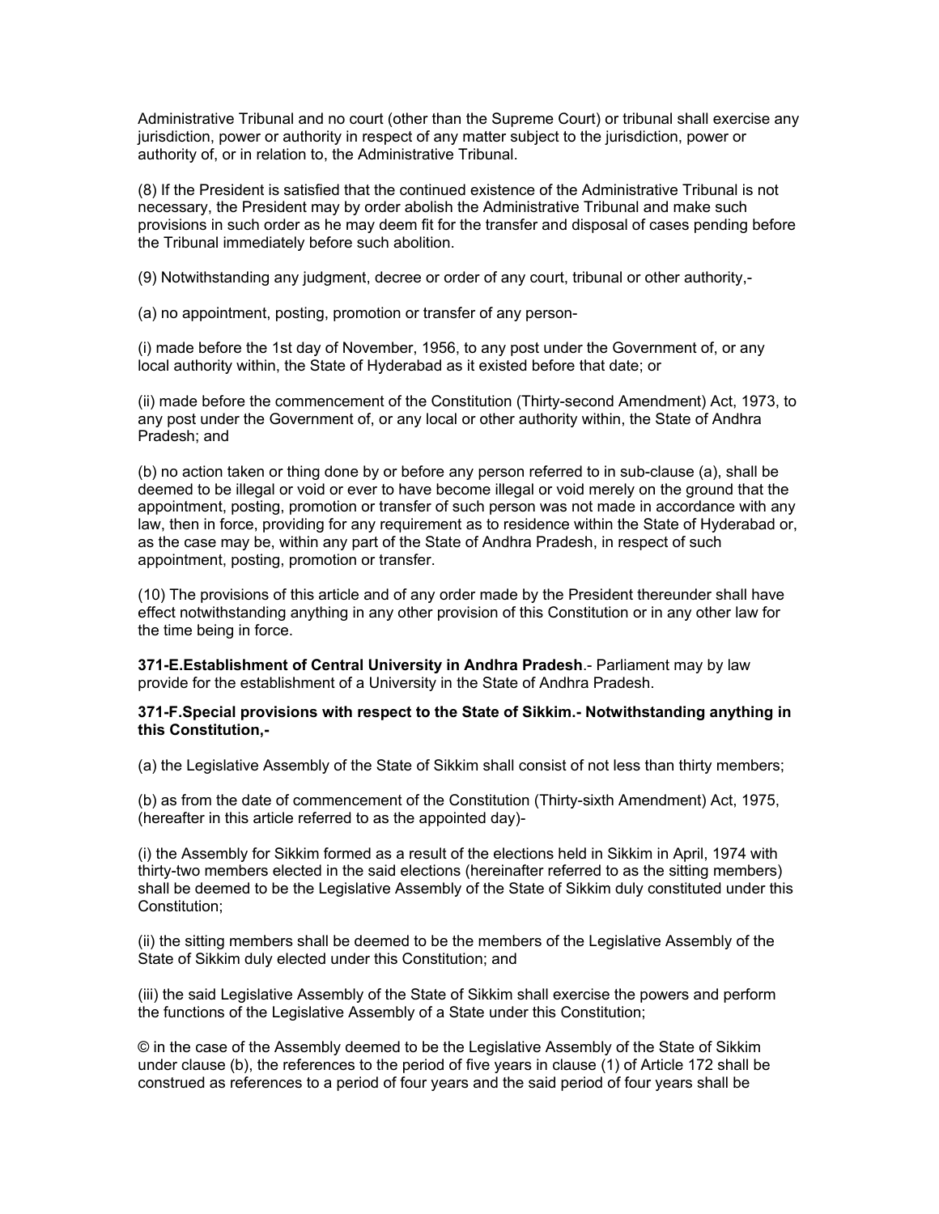Administrative Tribunal and no court (other than the Supreme Court) or tribunal shall exercise any jurisdiction, power or authority in respect of any matter subject to the jurisdiction, power or authority of, or in relation to, the Administrative Tribunal.

(8) If the President is satisfied that the continued existence of the Administrative Tribunal is not necessary, the President may by order abolish the Administrative Tribunal and make such provisions in such order as he may deem fit for the transfer and disposal of cases pending before the Tribunal immediately before such abolition.

(9) Notwithstanding any judgment, decree or order of any court, tribunal or other authority,-

(a) no appointment, posting, promotion or transfer of any person-

(i) made before the 1st day of November, 1956, to any post under the Government of, or any local authority within, the State of Hyderabad as it existed before that date; or

(ii) made before the commencement of the Constitution (Thirty-second Amendment) Act, 1973, to any post under the Government of, or any local or other authority within, the State of Andhra Pradesh; and

(b) no action taken or thing done by or before any person referred to in sub-clause (a), shall be deemed to be illegal or void or ever to have become illegal or void merely on the ground that the appointment, posting, promotion or transfer of such person was not made in accordance with any law, then in force, providing for any requirement as to residence within the State of Hyderabad or, as the case may be, within any part of the State of Andhra Pradesh, in respect of such appointment, posting, promotion or transfer.

(10) The provisions of this article and of any order made by the President thereunder shall have effect notwithstanding anything in any other provision of this Constitution or in any other law for the time being in force.

**371-E.Establishment of Central University in Andhra Pradesh**.- Parliament may by law provide for the establishment of a University in the State of Andhra Pradesh.

**371-F.Special provisions with respect to the State of Sikkim.- Notwithstanding anything in this Constitution,-**

(a) the Legislative Assembly of the State of Sikkim shall consist of not less than thirty members;

(b) as from the date of commencement of the Constitution (Thirty-sixth Amendment) Act, 1975, (hereafter in this article referred to as the appointed day)-

(i) the Assembly for Sikkim formed as a result of the elections held in Sikkim in April, 1974 with thirty-two members elected in the said elections (hereinafter referred to as the sitting members) shall be deemed to be the Legislative Assembly of the State of Sikkim duly constituted under this Constitution;

(ii) the sitting members shall be deemed to be the members of the Legislative Assembly of the State of Sikkim duly elected under this Constitution; and

(iii) the said Legislative Assembly of the State of Sikkim shall exercise the powers and perform the functions of the Legislative Assembly of a State under this Constitution;

© in the case of the Assembly deemed to be the Legislative Assembly of the State of Sikkim under clause (b), the references to the period of five years in clause (1) of Article 172 shall be construed as references to a period of four years and the said period of four years shall be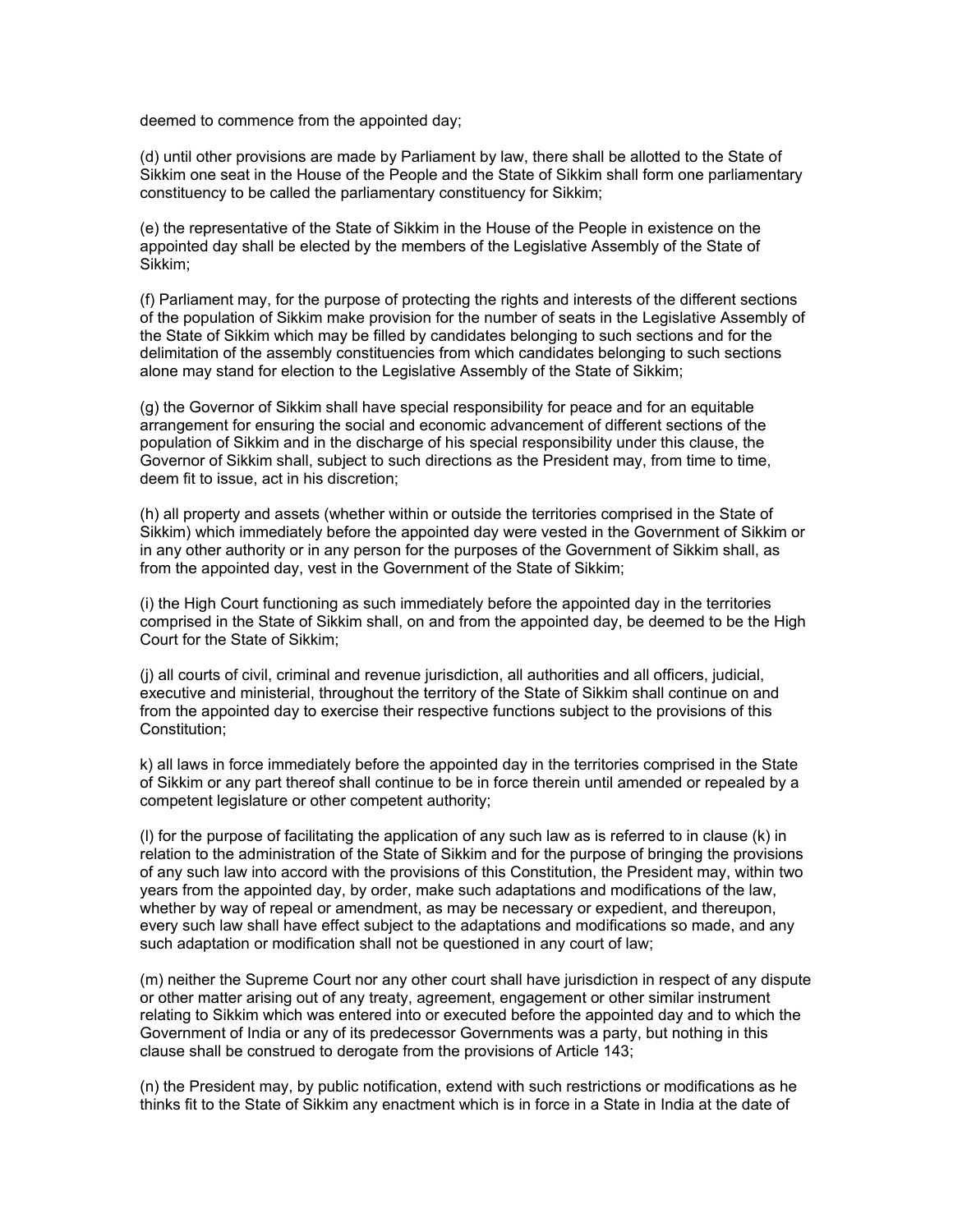deemed to commence from the appointed day;

(d) until other provisions are made by Parliament by law, there shall be allotted to the State of Sikkim one seat in the House of the People and the State of Sikkim shall form one parliamentary constituency to be called the parliamentary constituency for Sikkim;

(e) the representative of the State of Sikkim in the House of the People in existence on the appointed day shall be elected by the members of the Legislative Assembly of the State of Sikkim;

(f) Parliament may, for the purpose of protecting the rights and interests of the different sections of the population of Sikkim make provision for the number of seats in the Legislative Assembly of the State of Sikkim which may be filled by candidates belonging to such sections and for the delimitation of the assembly constituencies from which candidates belonging to such sections alone may stand for election to the Legislative Assembly of the State of Sikkim;

(g) the Governor of Sikkim shall have special responsibility for peace and for an equitable arrangement for ensuring the social and economic advancement of different sections of the population of Sikkim and in the discharge of his special responsibility under this clause, the Governor of Sikkim shall, subject to such directions as the President may, from time to time, deem fit to issue, act in his discretion;

(h) all property and assets (whether within or outside the territories comprised in the State of Sikkim) which immediately before the appointed day were vested in the Government of Sikkim or in any other authority or in any person for the purposes of the Government of Sikkim shall, as from the appointed day, vest in the Government of the State of Sikkim;

(i) the High Court functioning as such immediately before the appointed day in the territories comprised in the State of Sikkim shall, on and from the appointed day, be deemed to be the High Court for the State of Sikkim;

(j) all courts of civil, criminal and revenue jurisdiction, all authorities and all officers, judicial, executive and ministerial, throughout the territory of the State of Sikkim shall continue on and from the appointed day to exercise their respective functions subject to the provisions of this Constitution;

k) all laws in force immediately before the appointed day in the territories comprised in the State of Sikkim or any part thereof shall continue to be in force therein until amended or repealed by a competent legislature or other competent authority;

(l) for the purpose of facilitating the application of any such law as is referred to in clause (k) in relation to the administration of the State of Sikkim and for the purpose of bringing the provisions of any such law into accord with the provisions of this Constitution, the President may, within two years from the appointed day, by order, make such adaptations and modifications of the law, whether by way of repeal or amendment, as may be necessary or expedient, and thereupon, every such law shall have effect subject to the adaptations and modifications so made, and any such adaptation or modification shall not be questioned in any court of law;

(m) neither the Supreme Court nor any other court shall have jurisdiction in respect of any dispute or other matter arising out of any treaty, agreement, engagement or other similar instrument relating to Sikkim which was entered into or executed before the appointed day and to which the Government of India or any of its predecessor Governments was a party, but nothing in this clause shall be construed to derogate from the provisions of Article 143;

(n) the President may, by public notification, extend with such restrictions or modifications as he thinks fit to the State of Sikkim any enactment which is in force in a State in India at the date of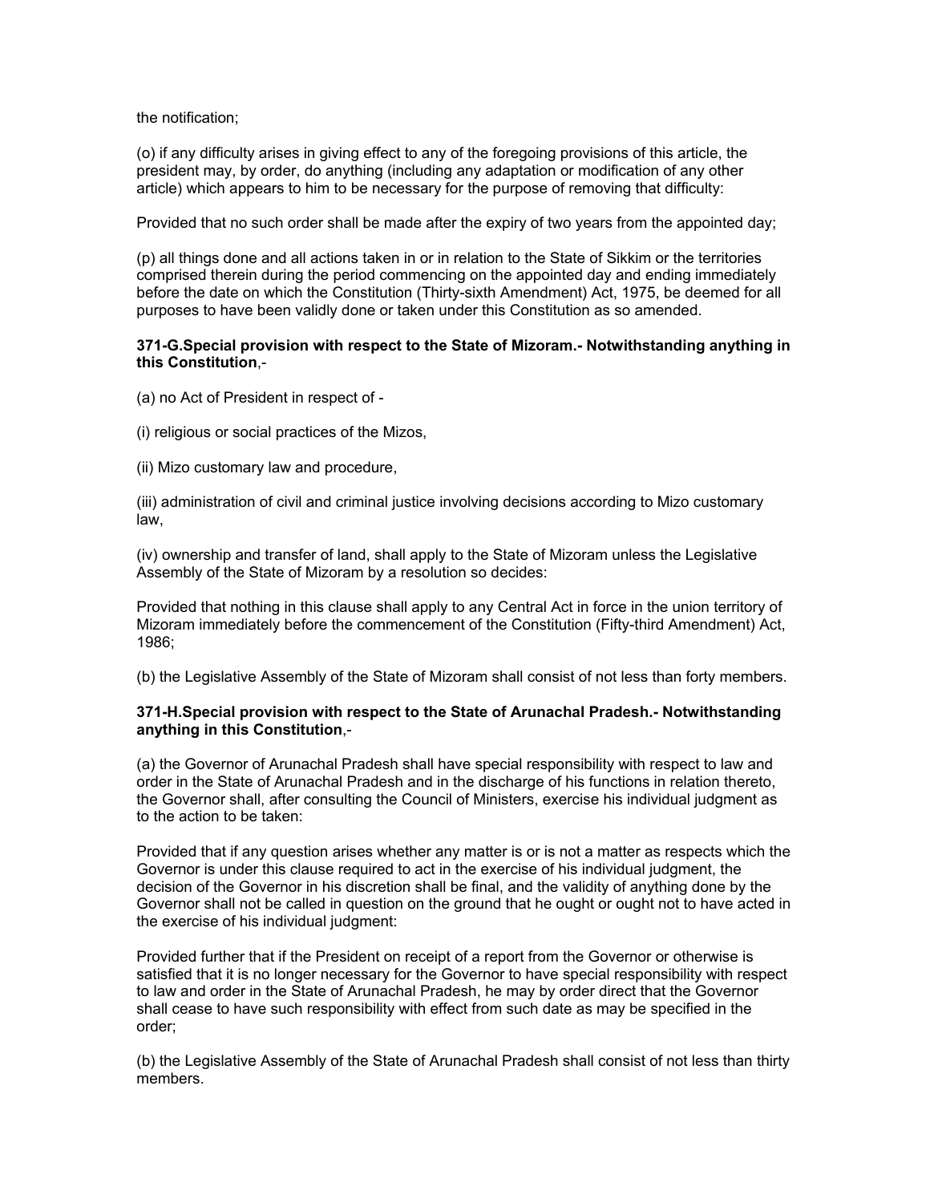the notification;

(o) if any difficulty arises in giving effect to any of the foregoing provisions of this article, the president may, by order, do anything (including any adaptation or modification of any other article) which appears to him to be necessary for the purpose of removing that difficulty:

Provided that no such order shall be made after the expiry of two years from the appointed day;

(p) all things done and all actions taken in or in relation to the State of Sikkim or the territories comprised therein during the period commencing on the appointed day and ending immediately before the date on which the Constitution (Thirty-sixth Amendment) Act, 1975, be deemed for all purposes to have been validly done or taken under this Constitution as so amended.

**371-G.Special provision with respect to the State of Mizoram.- Notwithstanding anything in this Constitution**,-

(a) no Act of President in respect of -

(i) religious or social practices of the Mizos,

(ii) Mizo customary law and procedure,

(iii) administration of civil and criminal justice involving decisions according to Mizo customary law,

(iv) ownership and transfer of land, shall apply to the State of Mizoram unless the Legislative Assembly of the State of Mizoram by a resolution so decides:

Provided that nothing in this clause shall apply to any Central Act in force in the union territory of Mizoram immediately before the commencement of the Constitution (Fifty-third Amendment) Act, 1986;

(b) the Legislative Assembly of the State of Mizoram shall consist of not less than forty members.

**371-H.Special provision with respect to the State of Arunachal Pradesh.- Notwithstanding anything in this Constitution**,-

(a) the Governor of Arunachal Pradesh shall have special responsibility with respect to law and order in the State of Arunachal Pradesh and in the discharge of his functions in relation thereto, the Governor shall, after consulting the Council of Ministers, exercise his individual judgment as to the action to be taken:

Provided that if any question arises whether any matter is or is not a matter as respects which the Governor is under this clause required to act in the exercise of his individual judgment, the decision of the Governor in his discretion shall be final, and the validity of anything done by the Governor shall not be called in question on the ground that he ought or ought not to have acted in the exercise of his individual judgment:

Provided further that if the President on receipt of a report from the Governor or otherwise is satisfied that it is no longer necessary for the Governor to have special responsibility with respect to law and order in the State of Arunachal Pradesh, he may by order direct that the Governor shall cease to have such responsibility with effect from such date as may be specified in the order;

(b) the Legislative Assembly of the State of Arunachal Pradesh shall consist of not less than thirty members.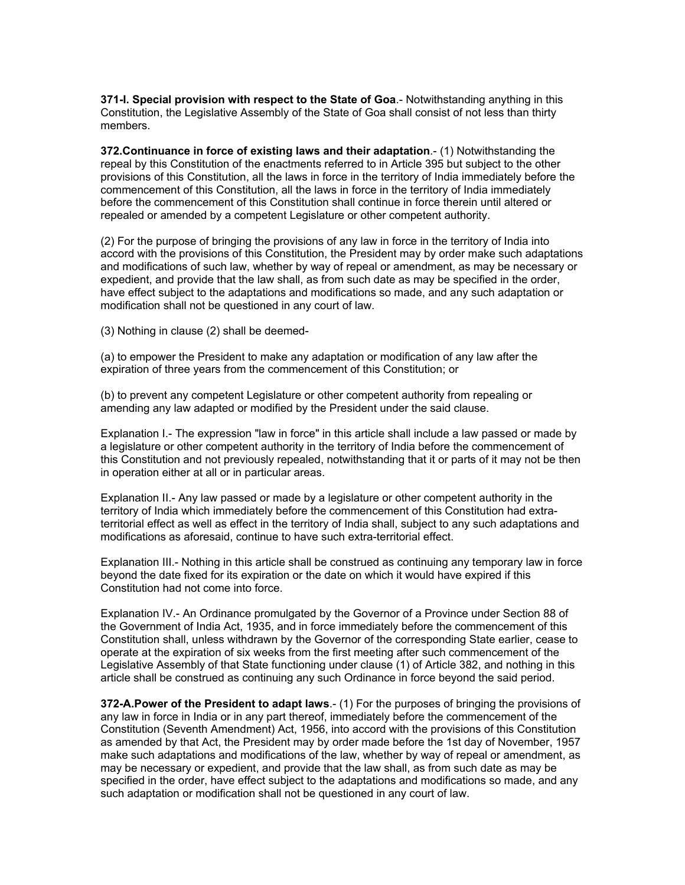**371-I. Special provision with respect to the State of Goa**.- Notwithstanding anything in this Constitution, the Legislative Assembly of the State of Goa shall consist of not less than thirty members.

**372.Continuance in force of existing laws and their adaptation**.- (1) Notwithstanding the repeal by this Constitution of the enactments referred to in Article 395 but subject to the other provisions of this Constitution, all the laws in force in the territory of India immediately before the commencement of this Constitution, all the laws in force in the territory of India immediately before the commencement of this Constitution shall continue in force therein until altered or repealed or amended by a competent Legislature or other competent authority.

(2) For the purpose of bringing the provisions of any law in force in the territory of India into accord with the provisions of this Constitution, the President may by order make such adaptations and modifications of such law, whether by way of repeal or amendment, as may be necessary or expedient, and provide that the law shall, as from such date as may be specified in the order, have effect subject to the adaptations and modifications so made, and any such adaptation or modification shall not be questioned in any court of law.

(3) Nothing in clause (2) shall be deemed-

(a) to empower the President to make any adaptation or modification of any law after the expiration of three years from the commencement of this Constitution; or

(b) to prevent any competent Legislature or other competent authority from repealing or amending any law adapted or modified by the President under the said clause.

Explanation I.- The expression "law in force" in this article shall include a law passed or made by a legislature or other competent authority in the territory of India before the commencement of this Constitution and not previously repealed, notwithstanding that it or parts of it may not be then in operation either at all or in particular areas.

Explanation II.- Any law passed or made by a legislature or other competent authority in the territory of India which immediately before the commencement of this Constitution had extra-territorial effect as well as effect in the territory of India shall, subject to any such adaptations and modifications as aforesaid, continue to have such extra-territorial effect.

Explanation III.- Nothing in this article shall be construed as continuing any temporary law in force beyond the date fixed for its expiration or the date on which it would have expired if this Constitution had not come into force.

Explanation IV.- An Ordinance promulgated by the Governor of a Province under Section 88 of the Government of India Act, 1935, and in force immediately before the commencement of this Constitution shall, unless withdrawn by the Governor of the corresponding State earlier, cease to operate at the expiration of six weeks from the first meeting after such commencement of the Legislative Assembly of that State functioning under clause (1) of Article 382, and nothing in this article shall be construed as continuing any such Ordinance in force beyond the said period.

**372-A.Power of the President to adapt laws**.- (1) For the purposes of bringing the provisions of any law in force in India or in any part thereof, immediately before the commencement of the Constitution (Seventh Amendment) Act, 1956, into accord with the provisions of this Constitution as amended by that Act, the President may by order made before the 1st day of November, 1957 make such adaptations and modifications of the law, whether by way of repeal or amendment, as may be necessary or expedient, and provide that the law shall, as from such date as may be specified in the order, have effect subject to the adaptations and modifications so made, and any such adaptation or modification shall not be questioned in any court of law.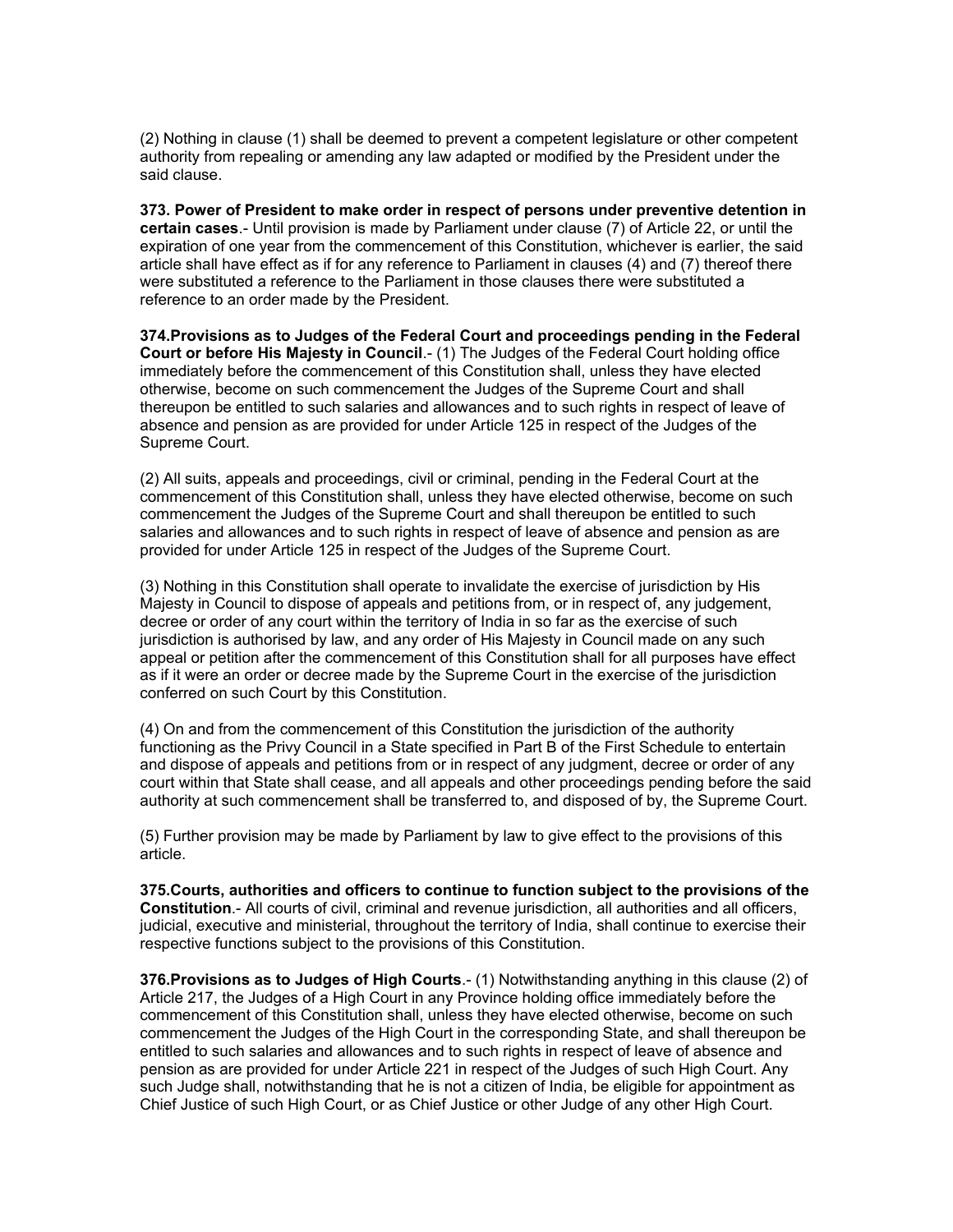(2) Nothing in clause (1) shall be deemed to prevent a competent legislature or other competent authority from repealing or amending any law adapted or modified by the President under the said clause.

**373. Power of President to make order in respect of persons under preventive detention in certain cases**.- Until provision is made by Parliament under clause (7) of Article 22, or until the expiration of one year from the commencement of this Constitution, whichever is earlier, the said article shall have effect as if for any reference to Parliament in clauses (4) and (7) thereof there were substituted a reference to the Parliament in those clauses there were substituted a reference to an order made by the President.

**374.Provisions as to Judges of the Federal Court and proceedings pending in the Federal Court or before His Majesty in Council**.- (1) The Judges of the Federal Court holding office immediately before the commencement of this Constitution shall, unless they have elected otherwise, become on such commencement the Judges of the Supreme Court and shall thereupon be entitled to such salaries and allowances and to such rights in respect of leave of absence and pension as are provided for under Article 125 in respect of the Judges of the Supreme Court.

(2) All suits, appeals and proceedings, civil or criminal, pending in the Federal Court at the commencement of this Constitution shall, unless they have elected otherwise, become on such commencement the Judges of the Supreme Court and shall thereupon be entitled to such salaries and allowances and to such rights in respect of leave of absence and pension as are provided for under Article 125 in respect of the Judges of the Supreme Court.

(3) Nothing in this Constitution shall operate to invalidate the exercise of jurisdiction by His Majesty in Council to dispose of appeals and petitions from, or in respect of, any judgement, decree or order of any court within the territory of India in so far as the exercise of such jurisdiction is authorised by law, and any order of His Majesty in Council made on any such appeal or petition after the commencement of this Constitution shall for all purposes have effect as if it were an order or decree made by the Supreme Court in the exercise of the jurisdiction conferred on such Court by this Constitution.

(4) On and from the commencement of this Constitution the jurisdiction of the authority functioning as the Privy Council in a State specified in Part B of the First Schedule to entertain and dispose of appeals and petitions from or in respect of any judgment, decree or order of any court within that State shall cease, and all appeals and other proceedings pending before the said authority at such commencement shall be transferred to, and disposed of by, the Supreme Court.

(5) Further provision may be made by Parliament by law to give effect to the provisions of this article.

**375.Courts, authorities and officers to continue to function subject to the provisions of the Constitution**.- All courts of civil, criminal and revenue jurisdiction, all authorities and all officers, judicial, executive and ministerial, throughout the territory of India, shall continue to exercise their respective functions subject to the provisions of this Constitution.

**376.Provisions as to Judges of High Courts**.- (1) Notwithstanding anything in this clause (2) of Article 217, the Judges of a High Court in any Province holding office immediately before the commencement of this Constitution shall, unless they have elected otherwise, become on such commencement the Judges of the High Court in the corresponding State, and shall thereupon be entitled to such salaries and allowances and to such rights in respect of leave of absence and pension as are provided for under Article 221 in respect of the Judges of such High Court. Any such Judge shall, notwithstanding that he is not a citizen of India, be eligible for appointment as Chief Justice of such High Court, or as Chief Justice or other Judge of any other High Court.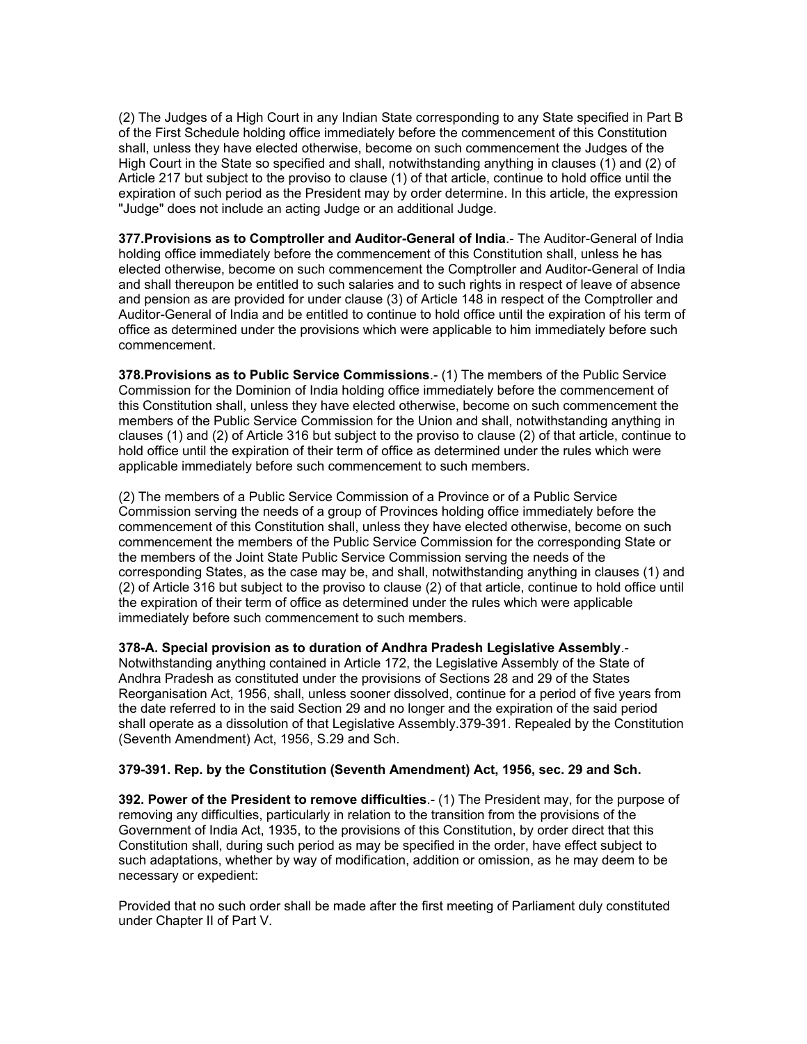(2) The Judges of a High Court in any Indian State corresponding to any State specified in Part B of the First Schedule holding office immediately before the commencement of this Constitution shall, unless they have elected otherwise, become on such commencement the Judges of the High Court in the State so specified and shall, notwithstanding anything in clauses (1) and (2) of Article 217 but subject to the proviso to clause (1) of that article, continue to hold office until the expiration of such period as the President may by order determine. In this article, the expression "Judge" does not include an acting Judge or an additional Judge.

**377.Provisions as to Comptroller and Auditor-General of India**.- The Auditor-General of India holding office immediately before the commencement of this Constitution shall, unless he has elected otherwise, become on such commencement the Comptroller and Auditor-General of India and shall thereupon be entitled to such salaries and to such rights in respect of leave of absence and pension as are provided for under clause (3) of Article 148 in respect of the Comptroller and Auditor-General of India and be entitled to continue to hold office until the expiration of his term of office as determined under the provisions which were applicable to him immediately before such commencement.

**378.Provisions as to Public Service Commissions**.- (1) The members of the Public Service Commission for the Dominion of India holding office immediately before the commencement of this Constitution shall, unless they have elected otherwise, become on such commencement the members of the Public Service Commission for the Union and shall, notwithstanding anything in clauses (1) and (2) of Article 316 but subject to the proviso to clause (2) of that article, continue to hold office until the expiration of their term of office as determined under the rules which were applicable immediately before such commencement to such members.

(2) The members of a Public Service Commission of a Province or of a Public Service Commission serving the needs of a group of Provinces holding office immediately before the commencement of this Constitution shall, unless they have elected otherwise, become on such commencement the members of the Public Service Commission for the corresponding State or the members of the Joint State Public Service Commission serving the needs of the corresponding States, as the case may be, and shall, notwithstanding anything in clauses (1) and (2) of Article 316 but subject to the proviso to clause (2) of that article, continue to hold office until the expiration of their term of office as determined under the rules which were applicable immediately before such commencement to such members.

**378-A. Special provision as to duration of Andhra Pradesh Legislative Assembly**.- Notwithstanding anything contained in Article 172, the Legislative Assembly of the State of Andhra Pradesh as constituted under the provisions of Sections 28 and 29 of the States Reorganisation Act, 1956, shall, unless sooner dissolved, continue for a period of five years from the date referred to in the said Section 29 and no longer and the expiration of the said period shall operate as a dissolution of that Legislative Assembly.379-391. Repealed by the Constitution (Seventh Amendment) Act, 1956, S.29 and Sch.

**379-391. Rep. by the Constitution (Seventh Amendment) Act, 1956, sec. 29 and Sch.**

**392. Power of the President to remove difficulties**.- (1) The President may, for the purpose of removing any difficulties, particularly in relation to the transition from the provisions of the Government of India Act, 1935, to the provisions of this Constitution, by order direct that this Constitution shall, during such period as may be specified in the order, have effect subject to such adaptations, whether by way of modification, addition or omission, as he may deem to be necessary or expedient:

Provided that no such order shall be made after the first meeting of Parliament duly constituted under Chapter II of Part V.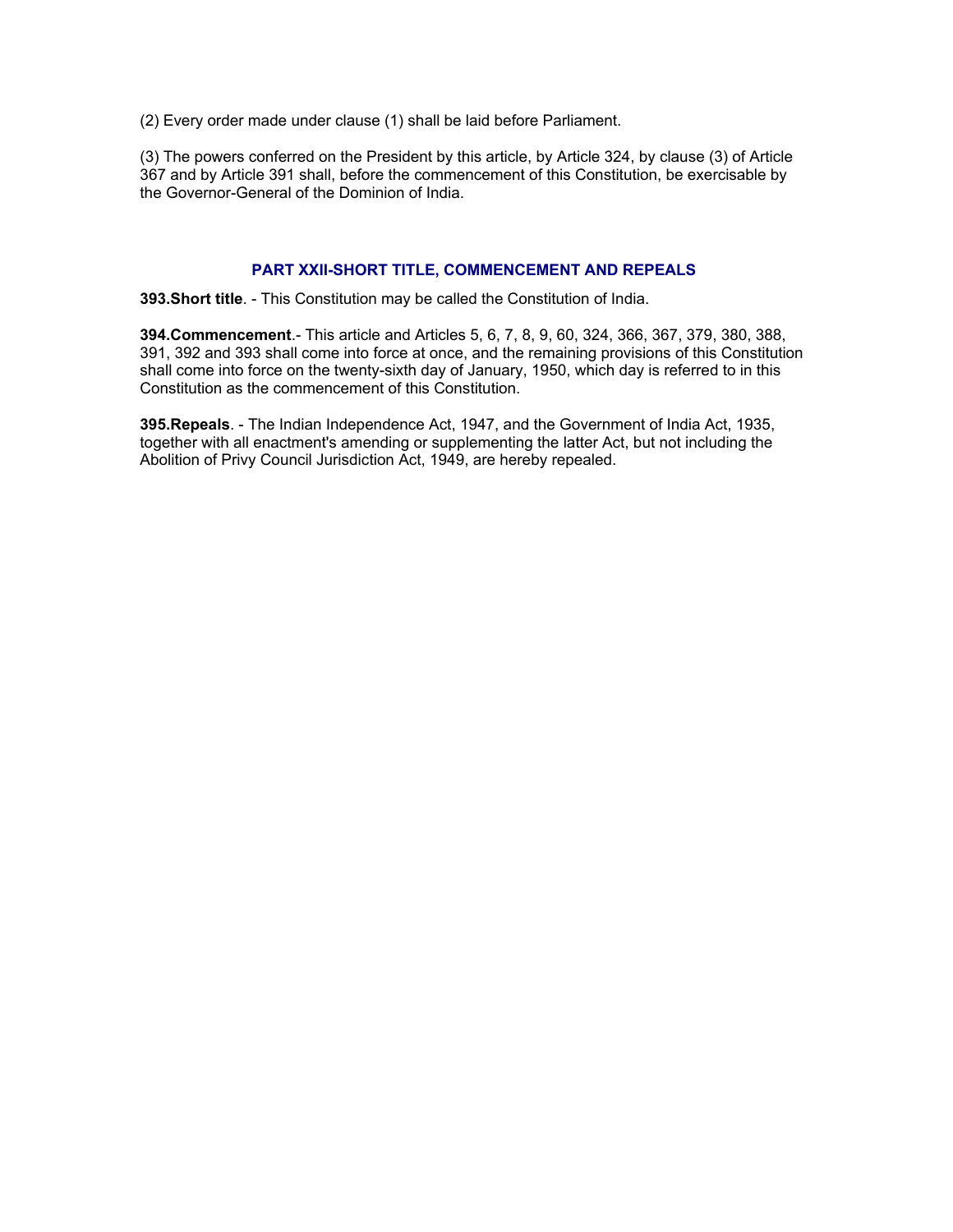(2) Every order made under clause (1) shall be laid before Parliament.

(3) The powers conferred on the President by this article, by Article 324, by clause (3) of Article 367 and by Article 391 shall, before the commencement of this Constitution, be exercisable by the Governor-General of the Dominion of India.

## PART XXII-SHORT TITLE, COMMENCEMENT AND REPEALS

**393.Short title**. - This Constitution may be called the Constitution of India.

**394.Commencement**.- This article and Articles 5, 6, 7, 8, 9, 60, 324, 366, 367, 379, 380, 388, 391, 392 and 393 shall come into force at once, and the remaining provisions of this Constitution shall come into force on the twenty-sixth day of January, 1950, which day is referred to in this Constitution as the commencement of this Constitution.

**395.Repeals**. - The Indian Independence Act, 1947, and the Government of India Act, 1935, together with all enactment's amending or supplementing the latter Act, but not including the Abolition of Privy Council Jurisdiction Act, 1949, are hereby repealed.